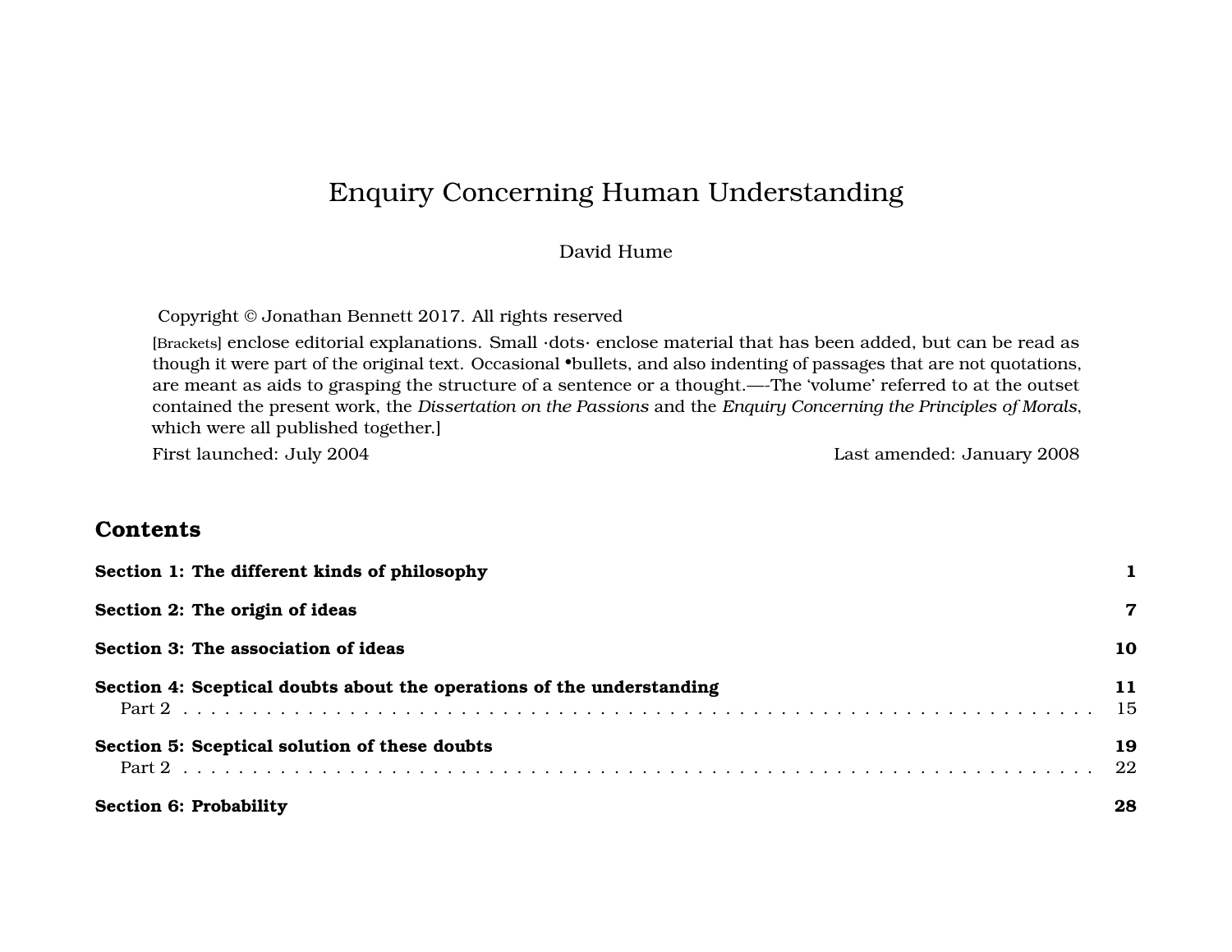# Enquiry Concerning Human Understanding

David Hume

Copyright © Jonathan Bennett 2017. All rights reserved

[Brackets] enclose editorial explanations. Small ·dots· enclose material that has been added, but can be read as though it were part of the original text. Occasional •bullets, and also indenting of passages that are not quotations, are meant as aids to grasping the structure of a sentence or a thought.—-The 'volume' referred to at the outset contained the present work, the *Dissertation on the Passions* and the *Enquiry Concerning the Principles of Morals*, which were all published together.]

First launched: July 2004 Last amended: January 2008

## Contents

**Section 1: The different kinds of philosophy** **1**

**Section 2: The origin of ideas** **7**

**Section 3: The association of ideas** **10**

**Section 4: Sceptical doubts about the operations of the understanding** **11**
Part 2 . . . . . . . . . . . . . . . . . . . . . . . . . . . . . . . . . . . . . . . . . . . . . . . . . 15

**Section 5: Sceptical solution of these doubts** **19**
Part 2 . . . . . . . . . . . . . . . . . . . . . . . . . . . . . . . . . . . . . . . . . . . . . . . . . 22

**Section 6: Probability** **28**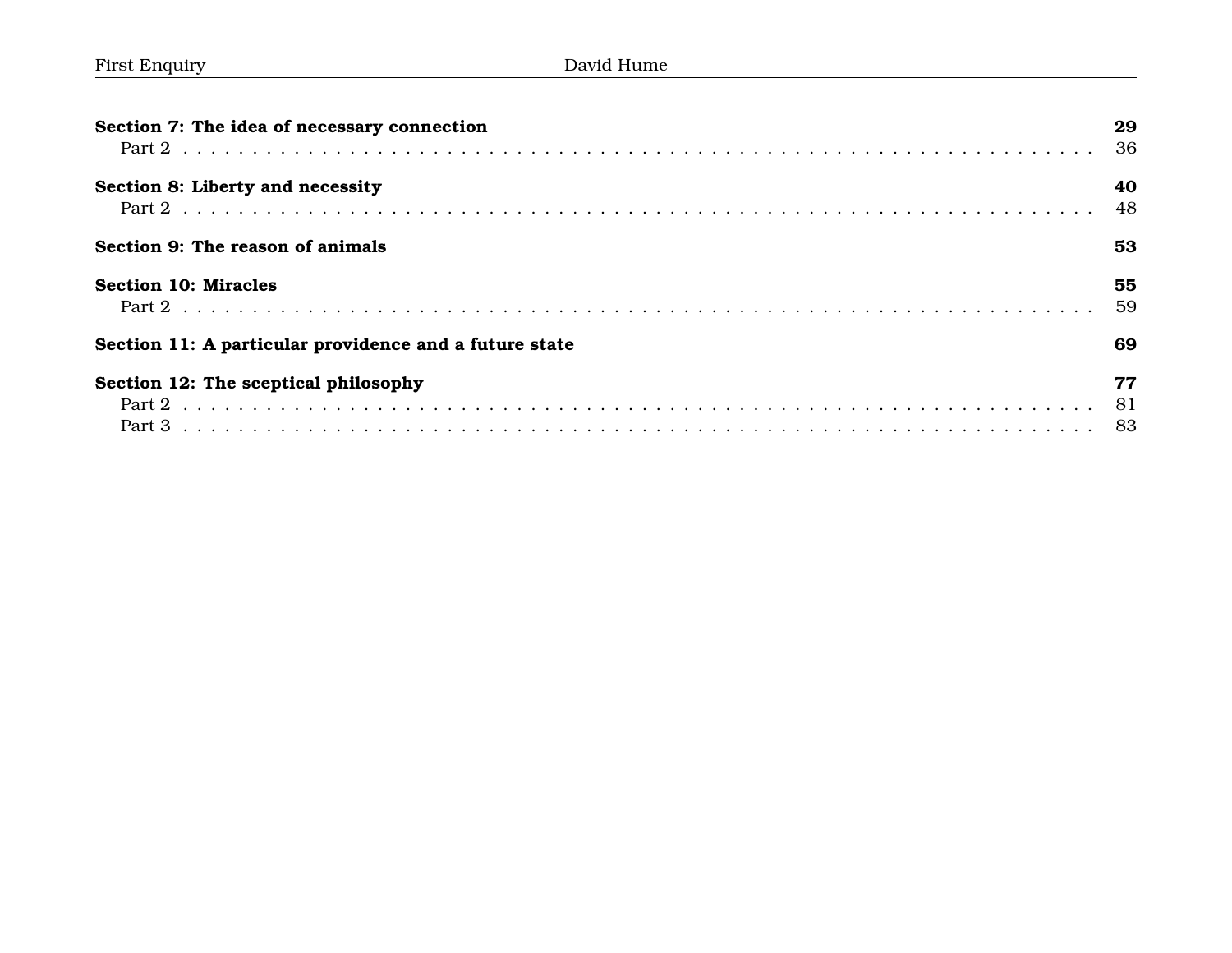**Section 7: The idea of necessary connection** **29**

Part 2 . . . . . . . . . . . . . . . . . . . . . . . . . . . . . . . . . . . . . . . . . . . . . . . . . . . . . . . . . . 36

**Section 8: Liberty and necessity** **40**

Part 2 . . . . . . . . . . . . . . . . . . . . . . . . . . . . . . . . . . . . . . . . . . . . . . . . . . . . . . . . . . 48

**Section 9: The reason of animals** **53**

**Section 10: Miracles** **55**

Part 2 . . . . . . . . . . . . . . . . . . . . . . . . . . . . . . . . . . . . . . . . . . . . . . . . . . . . . . . . . . 59

**Section 11: A particular providence and a future state** **69**

**Section 12: The sceptical philosophy** **77**

Part 2 . . . . . . . . . . . . . . . . . . . . . . . . . . . . . . . . . . . . . . . . . . . . . . . . . . . . . . . . . . 81

Part 3 . . . . . . . . . . . . . . . . . . . . . . . . . . . . . . . . . . . . . . . . . . . . . . . . . . . . . . . . . . 83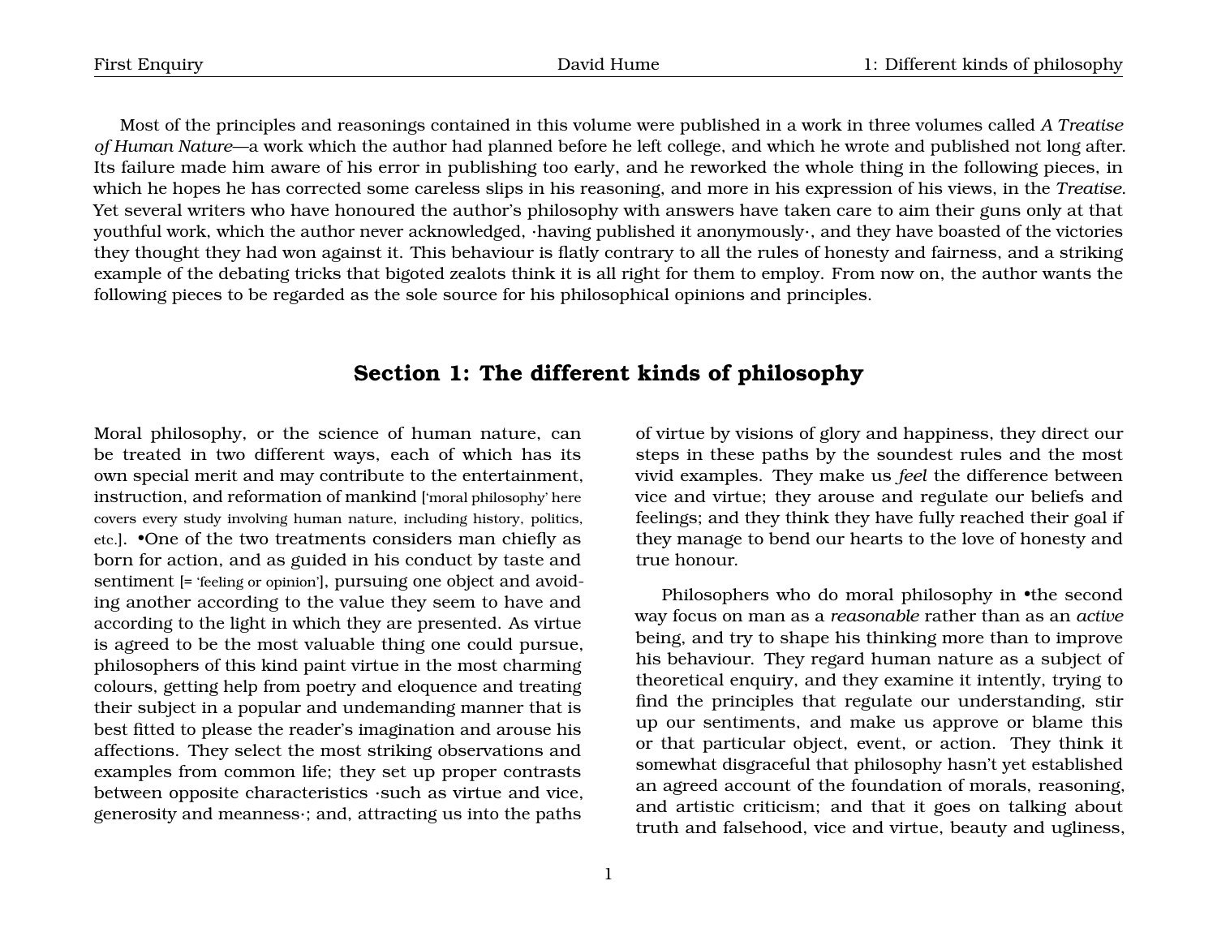Most of the principles and reasonings contained in this volume were published in a work in three volumes called *A Treatise of Human Nature*—a work which the author had planned before he left college, and which he wrote and published not long after. Its failure made him aware of his error in publishing too early, and he reworked the whole thing in the following pieces, in which he hopes he has corrected some careless slips in his reasoning, and more in his expression of his views, in the *Treatise*. Yet several writers who have honoured the author's philosophy with answers have taken care to aim their guns only at that youthful work, which the author never acknowledged, ·having published it anonymously·, and they have boasted of the victories they thought they had won against it. This behaviour is flatly contrary to all the rules of honesty and fairness, and a striking example of the debating tricks that bigoted zealots think it is all right for them to employ. From now on, the author wants the following pieces to be regarded as the sole source for his philosophical opinions and principles.

## Section 1: The different kinds of philosophy

Moral philosophy, or the science of human nature, can be treated in two different ways, each of which has its own special merit and may contribute to the entertainment, instruction, and reformation of mankind ['moral philosophy' here covers every study involving human nature, including history, politics, etc.]. •One of the two treatments considers man chiefly as born for action, and as guided in his conduct by taste and sentiment [= 'feeling or opinion'], pursuing one object and avoiding another according to the value they seem to have and according to the light in which they are presented. As virtue is agreed to be the most valuable thing one could pursue, philosophers of this kind paint virtue in the most charming colours, getting help from poetry and eloquence and treating their subject in a popular and undemanding manner that is best fitted to please the reader's imagination and arouse his affections. They select the most striking observations and examples from common life; they set up proper contrasts between opposite characteristics ·such as virtue and vice, generosity and meanness·; and, attracting us into the paths of virtue by visions of glory and happiness, they direct our steps in these paths by the soundest rules and the most vivid examples. They make us *feel* the difference between vice and virtue; they arouse and regulate our beliefs and feelings; and they think they have fully reached their goal if they manage to bend our hearts to the love of honesty and true honour.

Philosophers who do moral philosophy in •the second way focus on man as a *reasonable* rather than as an *active* being, and try to shape his thinking more than to improve his behaviour. They regard human nature as a subject of theoretical enquiry, and they examine it intently, trying to find the principles that regulate our understanding, stir up our sentiments, and make us approve or blame this or that particular object, event, or action. They think it somewhat disgraceful that philosophy hasn't yet established an agreed account of the foundation of morals, reasoning, and artistic criticism; and that it goes on talking about truth and falsehood, vice and virtue, beauty and ugliness,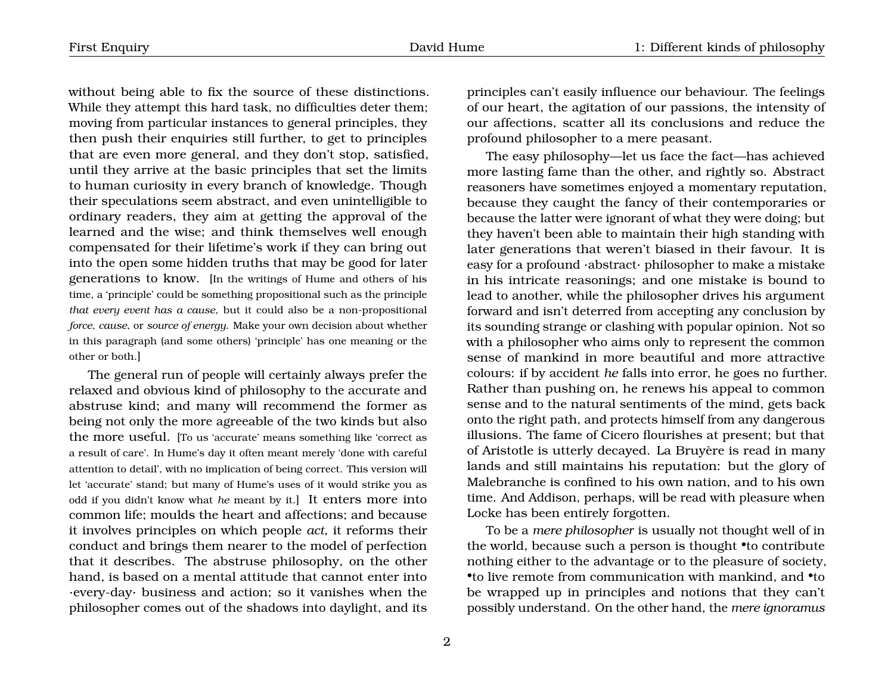without being able to fix the source of these distinctions. While they attempt this hard task, no difficulties deter them; moving from particular instances to general principles, they then push their enquiries still further, to get to principles that are even more general, and they don't stop, satisfied, until they arrive at the basic principles that set the limits to human curiosity in every branch of knowledge. Though their speculations seem abstract, and even unintelligible to ordinary readers, they aim at getting the approval of the learned and the wise; and think themselves well enough compensated for their lifetime's work if they can bring out into the open some hidden truths that may be good for later generations to know. [In the writings of Hume and others of his time, a 'principle' could be something propositional such as the principle *that every event has a cause*, but it could also be a non-propositional *force*, *cause*, or *source of energy*. Make your own decision about whether in this paragraph (and some others) 'principle' has one meaning or the other or both.]

The general run of people will certainly always prefer the relaxed and obvious kind of philosophy to the accurate and abstruse kind; and many will recommend the former as being not only the more agreeable of the two kinds but also the more useful. [To us 'accurate' means something like 'correct as a result of care'. In Hume's day it often meant merely 'done with careful attention to detail', with no implication of being correct. This version will let 'accurate' stand; but many of Hume's uses of it would strike you as odd if you didn't know what *he* meant by it.] It enters more into common life; moulds the heart and affections; and because it involves principles on which people *act*, it reforms their conduct and brings them nearer to the model of perfection that it describes. The abstruse philosophy, on the other hand, is based on a mental attitude that cannot enter into ·every-day· business and action; so it vanishes when the philosopher comes out of the shadows into daylight, and its principles can't easily influence our behaviour. The feelings of our heart, the agitation of our passions, the intensity of our affections, scatter all its conclusions and reduce the profound philosopher to a mere peasant.

The easy philosophy—let us face the fact—has achieved more lasting fame than the other, and rightly so. Abstract reasoners have sometimes enjoyed a momentary reputation, because they caught the fancy of their contemporaries or because the latter were ignorant of what they were doing; but they haven't been able to maintain their high standing with later generations that weren't biased in their favour. It is easy for a profound ·abstract· philosopher to make a mistake in his intricate reasonings; and one mistake is bound to lead to another, while the philosopher drives his argument forward and isn't deterred from accepting any conclusion by its sounding strange or clashing with popular opinion. Not so with a philosopher who aims only to represent the common sense of mankind in more beautiful and more attractive colours: if by accident *he* falls into error, he goes no further. Rather than pushing on, he renews his appeal to common sense and to the natural sentiments of the mind, gets back onto the right path, and protects himself from any dangerous illusions. The fame of Cicero flourishes at present; but that of Aristotle is utterly decayed. La Bruyère is read in many lands and still maintains his reputation: but the glory of Malebranche is confined to his own nation, and to his own time. And Addison, perhaps, will be read with pleasure when Locke has been entirely forgotten.

To be a *mere philosopher* is usually not thought well of in the world, because such a person is thought •to contribute nothing either to the advantage or to the pleasure of society, •to live remote from communication with mankind, and •to be wrapped up in principles and notions that they can't possibly understand. On the other hand, the *mere ignoramus*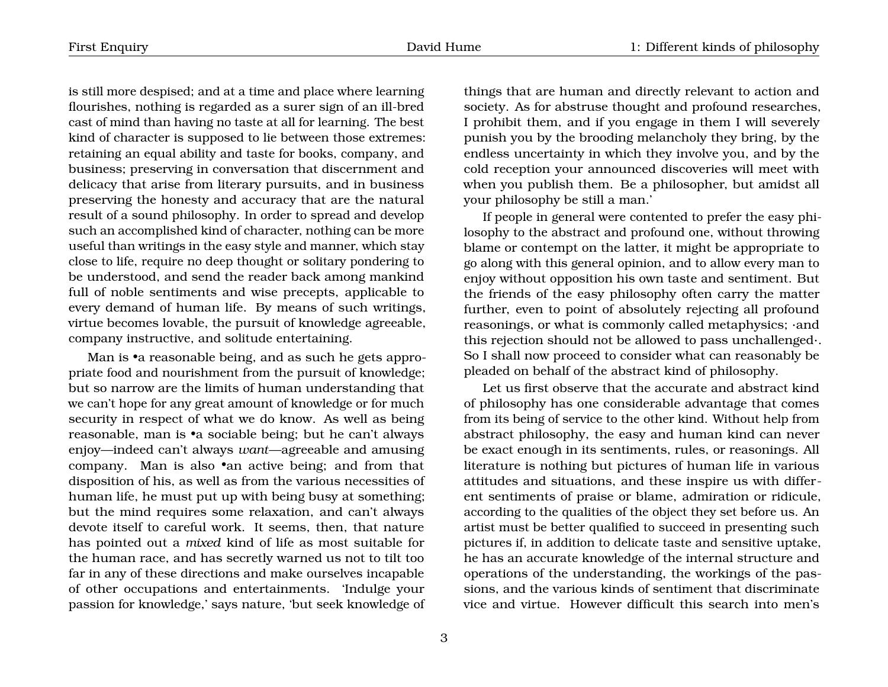is still more despised; and at a time and place where learning flourishes, nothing is regarded as a surer sign of an ill-bred cast of mind than having no taste at all for learning. The best kind of character is supposed to lie between those extremes: retaining an equal ability and taste for books, company, and business; preserving in conversation that discernment and delicacy that arise from literary pursuits, and in business preserving the honesty and accuracy that are the natural result of a sound philosophy. In order to spread and develop such an accomplished kind of character, nothing can be more useful than writings in the easy style and manner, which stay close to life, require no deep thought or solitary pondering to be understood, and send the reader back among mankind full of noble sentiments and wise precepts, applicable to every demand of human life. By means of such writings, virtue becomes lovable, the pursuit of knowledge agreeable, company instructive, and solitude entertaining.

Man is •a reasonable being, and as such he gets appropriate food and nourishment from the pursuit of knowledge; but so narrow are the limits of human understanding that we can't hope for any great amount of knowledge or for much security in respect of what we do know. As well as being reasonable, man is •a sociable being; but he can't always enjoy—indeed can't always *want*—agreeable and amusing company. Man is also •an active being; and from that disposition of his, as well as from the various necessities of human life, he must put up with being busy at something; but the mind requires some relaxation, and can't always devote itself to careful work. It seems, then, that nature has pointed out a *mixed* kind of life as most suitable for the human race, and has secretly warned us not to tilt too far in any of these directions and make ourselves incapable of other occupations and entertainments. 'Indulge your passion for knowledge,' says nature, 'but seek knowledge of things that are human and directly relevant to action and society. As for abstruse thought and profound researches, I prohibit them, and if you engage in them I will severely punish you by the brooding melancholy they bring, by the endless uncertainty in which they involve you, and by the cold reception your announced discoveries will meet with when you publish them. Be a philosopher, but amidst all your philosophy be still a man.'

If people in general were contented to prefer the easy philosophy to the abstract and profound one, without throwing blame or contempt on the latter, it might be appropriate to go along with this general opinion, and to allow every man to enjoy without opposition his own taste and sentiment. But the friends of the easy philosophy often carry the matter further, even to point of absolutely rejecting all profound reasonings, or what is commonly called metaphysics; ·and this rejection should not be allowed to pass unchallenged·. So I shall now proceed to consider what can reasonably be pleaded on behalf of the abstract kind of philosophy.

Let us first observe that the accurate and abstract kind of philosophy has one considerable advantage that comes from its being of service to the other kind. Without help from abstract philosophy, the easy and human kind can never be exact enough in its sentiments, rules, or reasonings. All literature is nothing but pictures of human life in various attitudes and situations, and these inspire us with different sentiments of praise or blame, admiration or ridicule, according to the qualities of the object they set before us. An artist must be better qualified to succeed in presenting such pictures if, in addition to delicate taste and sensitive uptake, he has an accurate knowledge of the internal structure and operations of the understanding, the workings of the passions, and the various kinds of sentiment that discriminate vice and virtue. However difficult this search into men's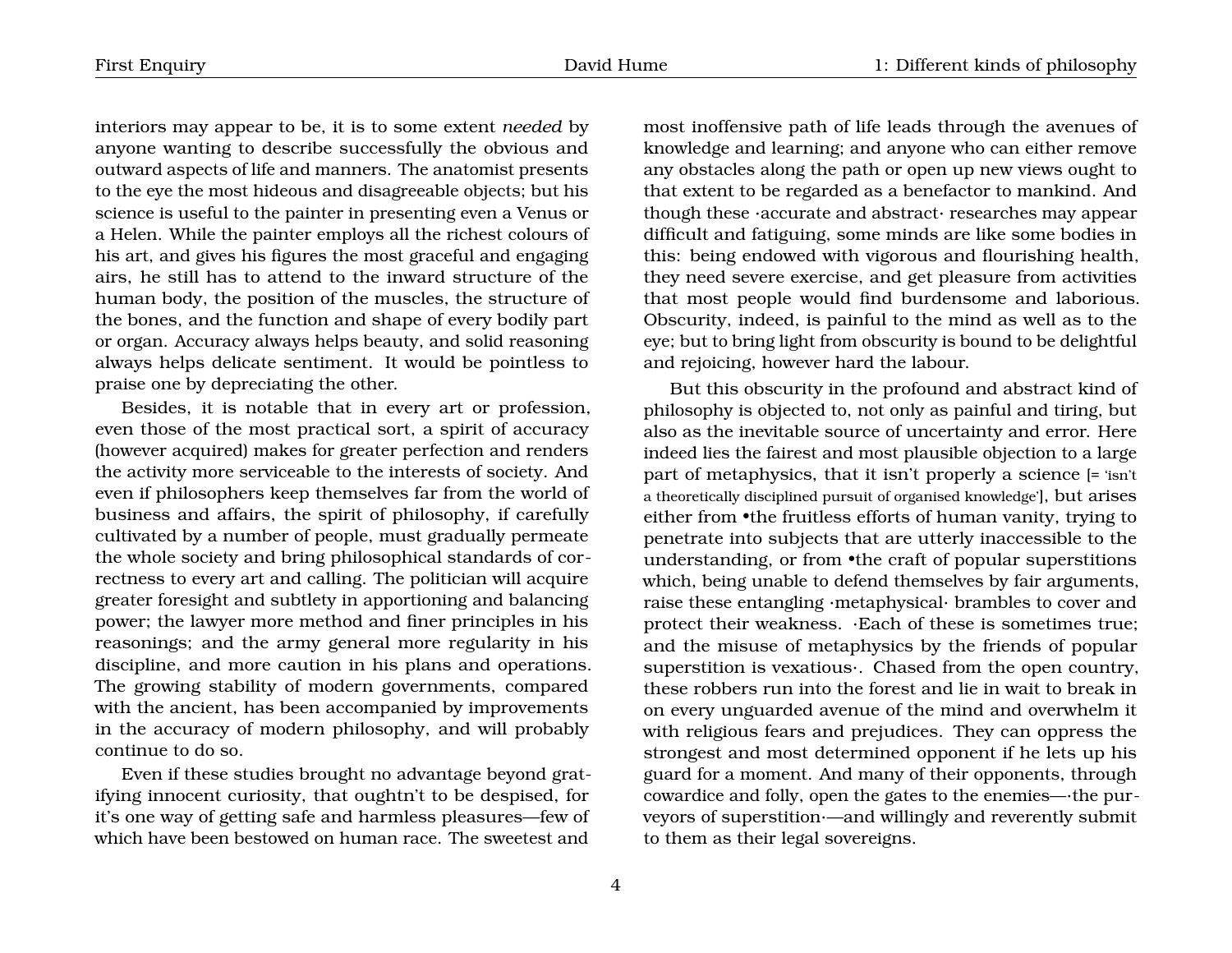interiors may appear to be, it is to some extent *needed* by anyone wanting to describe successfully the obvious and outward aspects of life and manners. The anatomist presents to the eye the most hideous and disagreeable objects; but his science is useful to the painter in presenting even a Venus or a Helen. While the painter employs all the richest colours of his art, and gives his figures the most graceful and engaging airs, he still has to attend to the inward structure of the human body, the position of the muscles, the structure of the bones, and the function and shape of every bodily part or organ. Accuracy always helps beauty, and solid reasoning always helps delicate sentiment. It would be pointless to praise one by depreciating the other.

Besides, it is notable that in every art or profession, even those of the most practical sort, a spirit of accuracy (however acquired) makes for greater perfection and renders the activity more serviceable to the interests of society. And even if philosophers keep themselves far from the world of business and affairs, the spirit of philosophy, if carefully cultivated by a number of people, must gradually permeate the whole society and bring philosophical standards of correctness to every art and calling. The politician will acquire greater foresight and subtlety in apportioning and balancing power; the lawyer more method and finer principles in his reasonings; and the army general more regularity in his discipline, and more caution in his plans and operations. The growing stability of modern governments, compared with the ancient, has been accompanied by improvements in the accuracy of modern philosophy, and will probably continue to do so.

Even if these studies brought no advantage beyond gratifying innocent curiosity, that oughtn't to be despised, for it's one way of getting safe and harmless pleasures—few of which have been bestowed on human race. The sweetest and most inoffensive path of life leads through the avenues of knowledge and learning; and anyone who can either remove any obstacles along the path or open up new views ought to that extent to be regarded as a benefactor to mankind. And though these ·accurate and abstract· researches may appear difficult and fatiguing, some minds are like some bodies in this: being endowed with vigorous and flourishing health, they need severe exercise, and get pleasure from activities that most people would find burdensome and laborious. Obscurity, indeed, is painful to the mind as well as to the eye; but to bring light from obscurity is bound to be delightful and rejoicing, however hard the labour.

But this obscurity in the profound and abstract kind of philosophy is objected to, not only as painful and tiring, but also as the inevitable source of uncertainty and error. Here indeed lies the fairest and most plausible objection to a large part of metaphysics, that it isn't properly a science [= 'isn't a theoretically disciplined pursuit of organised knowledge'], but arises either from •the fruitless efforts of human vanity, trying to penetrate into subjects that are utterly inaccessible to the understanding, or from •the craft of popular superstitions which, being unable to defend themselves by fair arguments, raise these entangling ·metaphysical· brambles to cover and protect their weakness. ·Each of these is sometimes true; and the misuse of metaphysics by the friends of popular superstition is vexatious·. Chased from the open country, these robbers run into the forest and lie in wait to break in on every unguarded avenue of the mind and overwhelm it with religious fears and prejudices. They can oppress the strongest and most determined opponent if he lets up his guard for a moment. And many of their opponents, through cowardice and folly, open the gates to the enemies—·the purveyors of superstition·—and willingly and reverently submit to them as their legal sovereigns.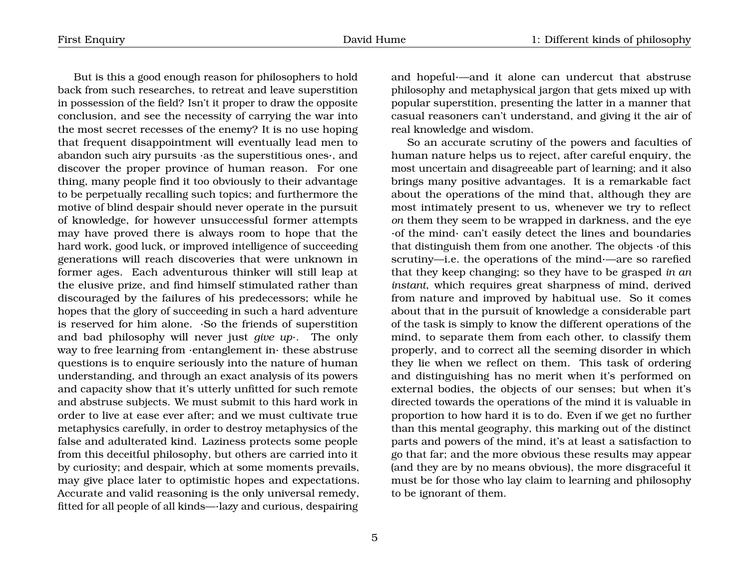But is this a good enough reason for philosophers to hold back from such researches, to retreat and leave superstition in possession of the field? Isn't it proper to draw the opposite conclusion, and see the necessity of carrying the war into the most secret recesses of the enemy? It is no use hoping that frequent disappointment will eventually lead men to abandon such airy pursuits ·as the superstitious ones·, and discover the proper province of human reason. For one thing, many people find it too obviously to their advantage to be perpetually recalling such topics; and furthermore the motive of blind despair should never operate in the pursuit of knowledge, for however unsuccessful former attempts may have proved there is always room to hope that the hard work, good luck, or improved intelligence of succeeding generations will reach discoveries that were unknown in former ages. Each adventurous thinker will still leap at the elusive prize, and find himself stimulated rather than discouraged by the failures of his predecessors; while he hopes that the glory of succeeding in such a hard adventure is reserved for him alone. ·So the friends of superstition and bad philosophy will never just *give up*·. The only way to free learning from ·entanglement in· these abstruse questions is to enquire seriously into the nature of human understanding, and through an exact analysis of its powers and capacity show that it's utterly unfitted for such remote and abstruse subjects. We must submit to this hard work in order to live at ease ever after; and we must cultivate true metaphysics carefully, in order to destroy metaphysics of the false and adulterated kind. Laziness protects some people from this deceitful philosophy, but others are carried into it by curiosity; and despair, which at some moments prevails, may give place later to optimistic hopes and expectations. Accurate and valid reasoning is the only universal remedy, fitted for all people of all kinds—·lazy and curious, despairing and hopeful·—and it alone can undercut that abstruse philosophy and metaphysical jargon that gets mixed up with popular superstition, presenting the latter in a manner that casual reasoners can't understand, and giving it the air of real knowledge and wisdom.

So an accurate scrutiny of the powers and faculties of human nature helps us to reject, after careful enquiry, the most uncertain and disagreeable part of learning; and it also brings many positive advantages. It is a remarkable fact about the operations of the mind that, although they are most intimately present to us, whenever we try to reflect *on* them they seem to be wrapped in darkness, and the eye ·of the mind· can't easily detect the lines and boundaries that distinguish them from one another. The objects ·of this scrutiny—i.e. the operations of the mind·—are so rarefied that they keep changing; so they have to be grasped *in an instant*, which requires great sharpness of mind, derived from nature and improved by habitual use. So it comes about that in the pursuit of knowledge a considerable part of the task is simply to know the different operations of the mind, to separate them from each other, to classify them properly, and to correct all the seeming disorder in which they lie when we reflect on them. This task of ordering and distinguishing has no merit when it's performed on external bodies, the objects of our senses; but when it's directed towards the operations of the mind it is valuable in proportion to how hard it is to do. Even if we get no further than this mental geography, this marking out of the distinct parts and powers of the mind, it's at least a satisfaction to go that far; and the more obvious these results may appear (and they are by no means obvious), the more disgraceful it must be for those who lay claim to learning and philosophy to be ignorant of them.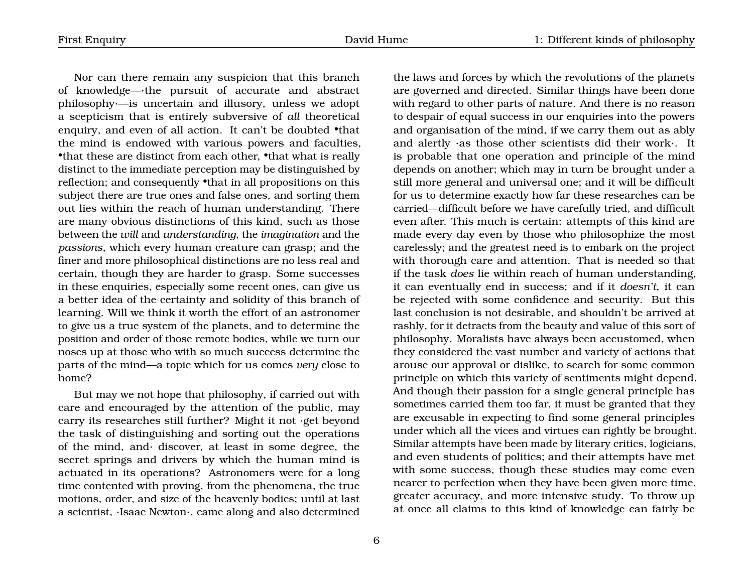Nor can there remain any suspicion that this branch of knowledge—·the pursuit of accurate and abstract philosophy·—is uncertain and illusory, unless we adopt a scepticism that is entirely subversive of *all* theoretical enquiry, and even of all action. It can't be doubted •that the mind is endowed with various powers and faculties, •that these are distinct from each other, •that what is really distinct to the immediate perception may be distinguished by reflection; and consequently •that in all propositions on this subject there are true ones and false ones, and sorting them out lies within the reach of human understanding. There are many obvious distinctions of this kind, such as those between the *will* and *understanding*, the *imagination* and the *passions*, which every human creature can grasp; and the finer and more philosophical distinctions are no less real and certain, though they are harder to grasp. Some successes in these enquiries, especially some recent ones, can give us a better idea of the certainty and solidity of this branch of learning. Will we think it worth the effort of an astronomer to give us a true system of the planets, and to determine the position and order of those remote bodies, while we turn our noses up at those who with so much success determine the parts of the mind—a topic which for us comes *very* close to home?

But may we not hope that philosophy, if carried out with care and encouraged by the attention of the public, may carry its researches still further? Might it not ·get beyond the task of distinguishing and sorting out the operations of the mind, and· discover, at least in some degree, the secret springs and drivers by which the human mind is actuated in its operations? Astronomers were for a long time contented with proving, from the phenomena, the true motions, order, and size of the heavenly bodies; until at last a scientist, ·Isaac Newton·, came along and also determined the laws and forces by which the revolutions of the planets are governed and directed. Similar things have been done with regard to other parts of nature. And there is no reason to despair of equal success in our enquiries into the powers and organisation of the mind, if we carry them out as ably and alertly ·as those other scientists did their work·. It is probable that one operation and principle of the mind depends on another; which may in turn be brought under a still more general and universal one; and it will be difficult for us to determine exactly how far these researches can be carried—difficult before we have carefully tried, and difficult even after. This much is certain: attempts of this kind are made every day even by those who philosophize the most carelessly; and the greatest need is to embark on the project with thorough care and attention. That is needed so that if the task *does* lie within reach of human understanding, it can eventually end in success; and if it *doesn't*, it can be rejected with some confidence and security. But this last conclusion is not desirable, and shouldn't be arrived at rashly, for it detracts from the beauty and value of this sort of philosophy. Moralists have always been accustomed, when they considered the vast number and variety of actions that arouse our approval or dislike, to search for some common principle on which this variety of sentiments might depend. And though their passion for a single general principle has sometimes carried them too far, it must be granted that they are excusable in expecting to find some general principles under which all the vices and virtues can rightly be brought. Similar attempts have been made by literary critics, logicians, and even students of politics; and their attempts have met with some success, though these studies may come even nearer to perfection when they have been given more time, greater accuracy, and more intensive study. To throw up at once all claims to this kind of knowledge can fairly be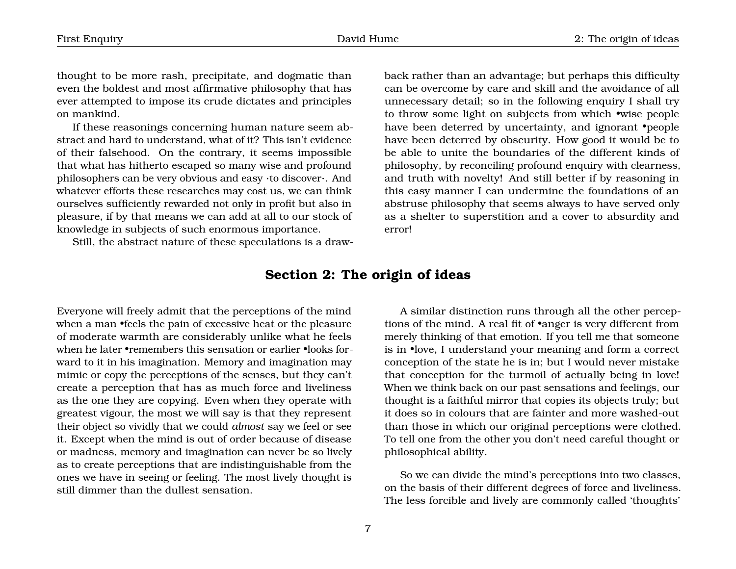thought to be more rash, precipitate, and dogmatic than even the boldest and most affirmative philosophy that has ever attempted to impose its crude dictates and principles on mankind.

If these reasonings concerning human nature seem abstract and hard to understand, what of it? This isn't evidence of their falsehood. On the contrary, it seems impossible that what has hitherto escaped so many wise and profound philosophers can be very obvious and easy ·to discover·. And whatever efforts these researches may cost us, we can think ourselves sufficiently rewarded not only in profit but also in pleasure, if by that means we can add at all to our stock of knowledge in subjects of such enormous importance.

Still, the abstract nature of these speculations is a drawback rather than an advantage; but perhaps this difficulty can be overcome by care and skill and the avoidance of all unnecessary detail; so in the following enquiry I shall try to throw some light on subjects from which •wise people have been deterred by uncertainty, and ignorant •people have been deterred by obscurity. How good it would be to be able to unite the boundaries of the different kinds of philosophy, by reconciling profound enquiry with clearness, and truth with novelty! And still better if by reasoning in this easy manner I can undermine the foundations of an abstruse philosophy that seems always to have served only as a shelter to superstition and a cover to absurdity and error!

## Section 2: The origin of ideas

Everyone will freely admit that the perceptions of the mind when a man •feels the pain of excessive heat or the pleasure of moderate warmth are considerably unlike what he feels when he later •remembers this sensation or earlier •looks forward to it in his imagination. Memory and imagination may mimic or copy the perceptions of the senses, but they can't create a perception that has as much force and liveliness as the one they are copying. Even when they operate with greatest vigour, the most we will say is that they represent their object so vividly that we could *almost* say we feel or see it. Except when the mind is out of order because of disease or madness, memory and imagination can never be so lively as to create perceptions that are indistinguishable from the ones we have in seeing or feeling. The most lively thought is still dimmer than the dullest sensation.

A similar distinction runs through all the other perceptions of the mind. A real fit of •anger is very different from merely thinking of that emotion. If you tell me that someone is in •love, I understand your meaning and form a correct conception of the state he is in; but I would never mistake that conception for the turmoil of actually being in love! When we think back on our past sensations and feelings, our thought is a faithful mirror that copies its objects truly; but it does so in colours that are fainter and more washed-out than those in which our original perceptions were clothed. To tell one from the other you don't need careful thought or philosophical ability.

So we can divide the mind's perceptions into two classes, on the basis of their different degrees of force and liveliness. The less forcible and lively are commonly called 'thoughts'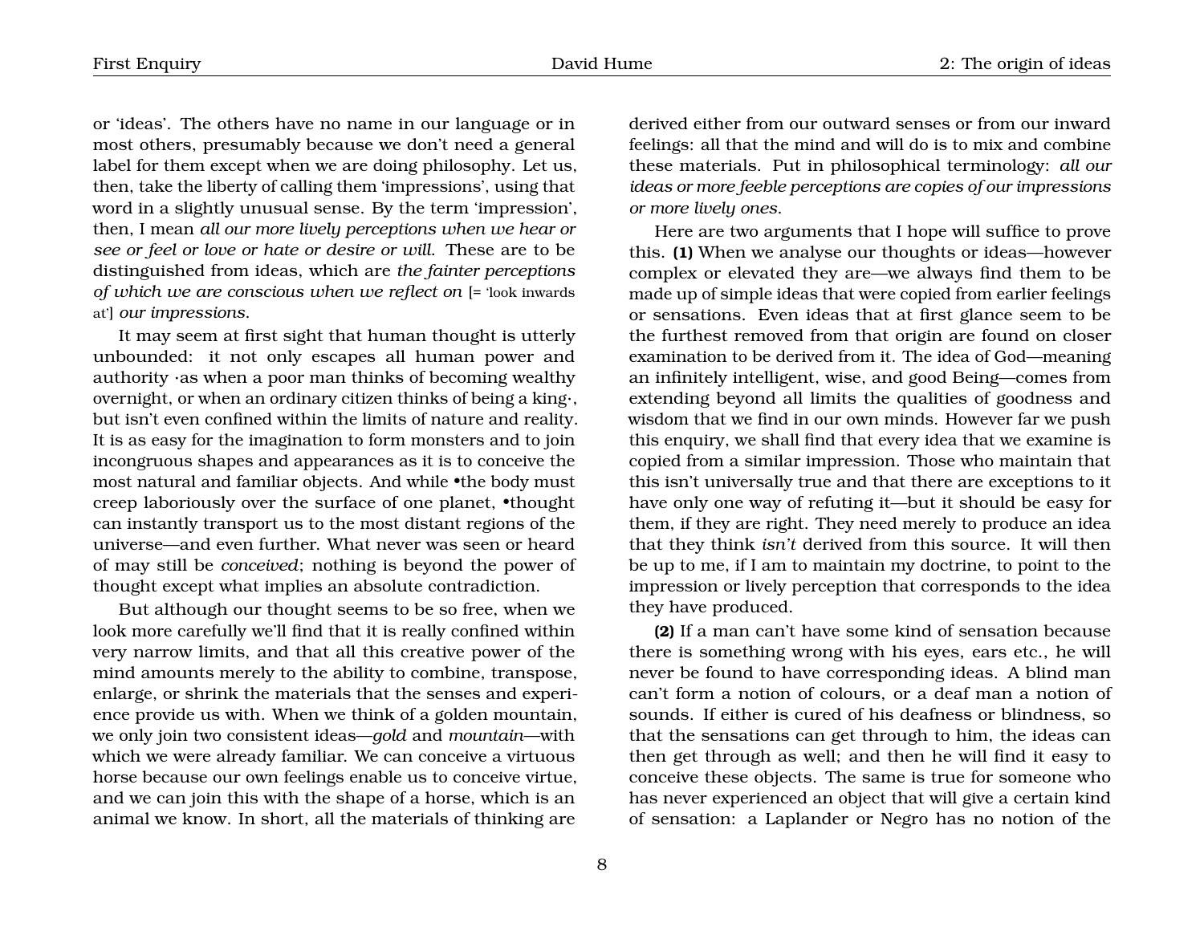or 'ideas'. The others have no name in our language or in most others, presumably because we don't need a general label for them except when we are doing philosophy. Let us, then, take the liberty of calling them 'impressions', using that word in a slightly unusual sense. By the term 'impression', then, I mean *all our more lively perceptions when we hear or see or feel or love or hate or desire or will*. These are to be distinguished from ideas, which are *the fainter perceptions of which we are conscious when we reflect on* [= 'look inwards at'] *our impressions*.

It may seem at first sight that human thought is utterly unbounded: it not only escapes all human power and authority ·as when a poor man thinks of becoming wealthy overnight, or when an ordinary citizen thinks of being a king·, but isn't even confined within the limits of nature and reality. It is as easy for the imagination to form monsters and to join incongruous shapes and appearances as it is to conceive the most natural and familiar objects. And while •the body must creep laboriously over the surface of one planet, •thought can instantly transport us to the most distant regions of the universe—and even further. What never was seen or heard of may still be *conceived*; nothing is beyond the power of thought except what implies an absolute contradiction.

But although our thought seems to be so free, when we look more carefully we'll find that it is really confined within very narrow limits, and that all this creative power of the mind amounts merely to the ability to combine, transpose, enlarge, or shrink the materials that the senses and experience provide us with. When we think of a golden mountain, we only join two consistent ideas—*gold* and *mountain*—with which we were already familiar. We can conceive a virtuous horse because our own feelings enable us to conceive virtue, and we can join this with the shape of a horse, which is an animal we know. In short, all the materials of thinking are derived either from our outward senses or from our inward feelings: all that the mind and will do is to mix and combine these materials. Put in philosophical terminology: *all our ideas or more feeble perceptions are copies of our impressions or more lively ones*.

Here are two arguments that I hope will suffice to prove this. **(1)** When we analyse our thoughts or ideas—however complex or elevated they are—we always find them to be made up of simple ideas that were copied from earlier feelings or sensations. Even ideas that at first glance seem to be the furthest removed from that origin are found on closer examination to be derived from it. The idea of God—meaning an infinitely intelligent, wise, and good Being—comes from extending beyond all limits the qualities of goodness and wisdom that we find in our own minds. However far we push this enquiry, we shall find that every idea that we examine is copied from a similar impression. Those who maintain that this isn't universally true and that there are exceptions to it have only one way of refuting it—but it should be easy for them, if they are right. They need merely to produce an idea that they think *isn't* derived from this source. It will then be up to me, if I am to maintain my doctrine, to point to the impression or lively perception that corresponds to the idea they have produced.

**(2)** If a man can't have some kind of sensation because there is something wrong with his eyes, ears etc., he will never be found to have corresponding ideas. A blind man can't form a notion of colours, or a deaf man a notion of sounds. If either is cured of his deafness or blindness, so that the sensations can get through to him, the ideas can then get through as well; and then he will find it easy to conceive these objects. The same is true for someone who has never experienced an object that will give a certain kind of sensation: a Laplander or Negro has no notion of the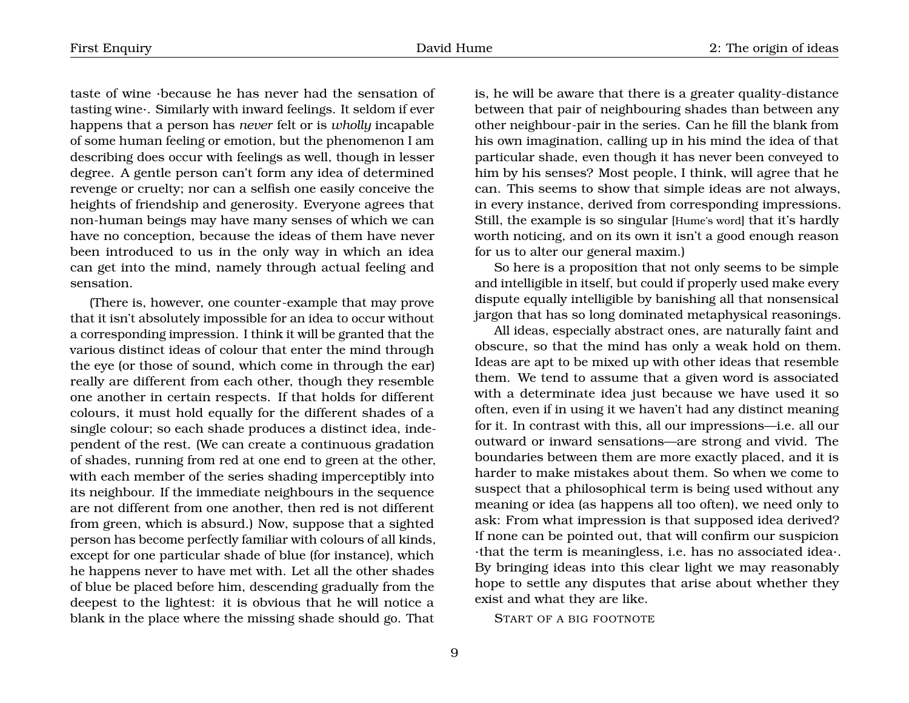taste of wine ·because he has never had the sensation of tasting wine·. Similarly with inward feelings. It seldom if ever happens that a person has *never* felt or is *wholly* incapable of some human feeling or emotion, but the phenomenon I am describing does occur with feelings as well, though in lesser degree. A gentle person can't form any idea of determined revenge or cruelty; nor can a selfish one easily conceive the heights of friendship and generosity. Everyone agrees that non-human beings may have many senses of which we can have no conception, because the ideas of them have never been introduced to us in the only way in which an idea can get into the mind, namely through actual feeling and sensation.

(There is, however, one counter-example that may prove that it isn't absolutely impossible for an idea to occur without a corresponding impression. I think it will be granted that the various distinct ideas of colour that enter the mind through the eye (or those of sound, which come in through the ear) really are different from each other, though they resemble one another in certain respects. If that holds for different colours, it must hold equally for the different shades of a single colour; so each shade produces a distinct idea, independent of the rest. (We can create a continuous gradation of shades, running from red at one end to green at the other, with each member of the series shading imperceptibly into its neighbour. If the immediate neighbours in the sequence are not different from one another, then red is not different from green, which is absurd.) Now, suppose that a sighted person has become perfectly familiar with colours of all kinds, except for one particular shade of blue (for instance), which he happens never to have met with. Let all the other shades of blue be placed before him, descending gradually from the deepest to the lightest: it is obvious that he will notice a blank in the place where the missing shade should go. That is, he will be aware that there is a greater quality-distance between that pair of neighbouring shades than between any other neighbour-pair in the series. Can he fill the blank from his own imagination, calling up in his mind the idea of that particular shade, even though it has never been conveyed to him by his senses? Most people, I think, will agree that he can. This seems to show that simple ideas are not always, in every instance, derived from corresponding impressions. Still, the example is so singular [Hume's word] that it's hardly worth noticing, and on its own it isn't a good enough reason for us to alter our general maxim.)

So here is a proposition that not only seems to be simple and intelligible in itself, but could if properly used make every dispute equally intelligible by banishing all that nonsensical jargon that has so long dominated metaphysical reasonings.

All ideas, especially abstract ones, are naturally faint and obscure, so that the mind has only a weak hold on them. Ideas are apt to be mixed up with other ideas that resemble them. We tend to assume that a given word is associated with a determinate idea just because we have used it so often, even if in using it we haven't had any distinct meaning for it. In contrast with this, all our impressions—i.e. all our outward or inward sensations—are strong and vivid. The boundaries between them are more exactly placed, and it is harder to make mistakes about them. So when we come to suspect that a philosophical term is being used without any meaning or idea (as happens all too often), we need only to ask: From what impression is that supposed idea derived? If none can be pointed out, that will confirm our suspicion ·that the term is meaningless, i.e. has no associated idea·. By bringing ideas into this clear light we may reasonably hope to settle any disputes that arise about whether they exist and what they are like.

START OF A BIG FOOTNOTE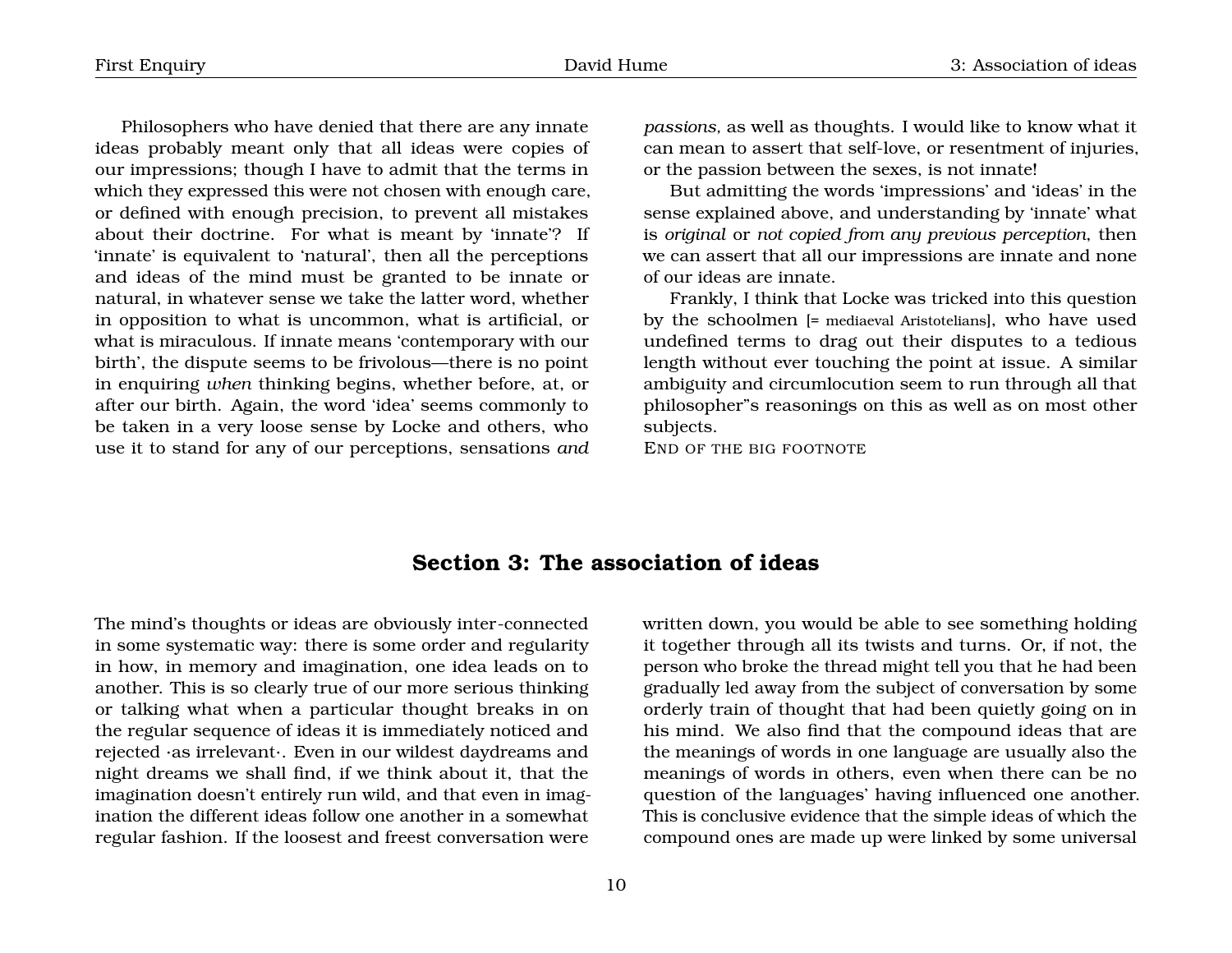Philosophers who have denied that there are any innate ideas probably meant only that all ideas were copies of our impressions; though I have to admit that the terms in which they expressed this were not chosen with enough care, or defined with enough precision, to prevent all mistakes about their doctrine. For what is meant by 'innate'? If 'innate' is equivalent to 'natural', then all the perceptions and ideas of the mind must be granted to be innate or natural, in whatever sense we take the latter word, whether in opposition to what is uncommon, what is artificial, or what is miraculous. If innate means 'contemporary with our birth', the dispute seems to be frivolous—there is no point in enquiring *when* thinking begins, whether before, at, or after our birth. Again, the word 'idea' seems commonly to be taken in a very loose sense by Locke and others, who use it to stand for any of our perceptions, sensations *and passions*, as well as thoughts. I would like to know what it can mean to assert that self-love, or resentment of injuries, or the passion between the sexes, is not innate!

But admitting the words 'impressions' and 'ideas' in the sense explained above, and understanding by 'innate' what is *original* or *not copied from any previous perception*, then we can assert that all our impressions are innate and none of our ideas are innate.

Frankly, I think that Locke was tricked into this question by the schoolmen [= mediaeval Aristotelians], who have used undefined terms to drag out their disputes to a tedious length without ever touching the point at issue. A similar ambiguity and circumlocution seem to run through all that philosopher"s reasonings on this as well as on most other subjects.

END OF THE BIG FOOTNOTE

## Section 3: The association of ideas

The mind's thoughts or ideas are obviously inter-connected in some systematic way: there is some order and regularity in how, in memory and imagination, one idea leads on to another. This is so clearly true of our more serious thinking or talking what when a particular thought breaks in on the regular sequence of ideas it is immediately noticed and rejected ·as irrelevant·. Even in our wildest daydreams and night dreams we shall find, if we think about it, that the imagination doesn't entirely run wild, and that even in imagination the different ideas follow one another in a somewhat regular fashion. If the loosest and freest conversation were written down, you would be able to see something holding it together through all its twists and turns. Or, if not, the person who broke the thread might tell you that he had been gradually led away from the subject of conversation by some orderly train of thought that had been quietly going on in his mind. We also find that the compound ideas that are the meanings of words in one language are usually also the meanings of words in others, even when there can be no question of the languages' having influenced one another. This is conclusive evidence that the simple ideas of which the compound ones are made up were linked by some universal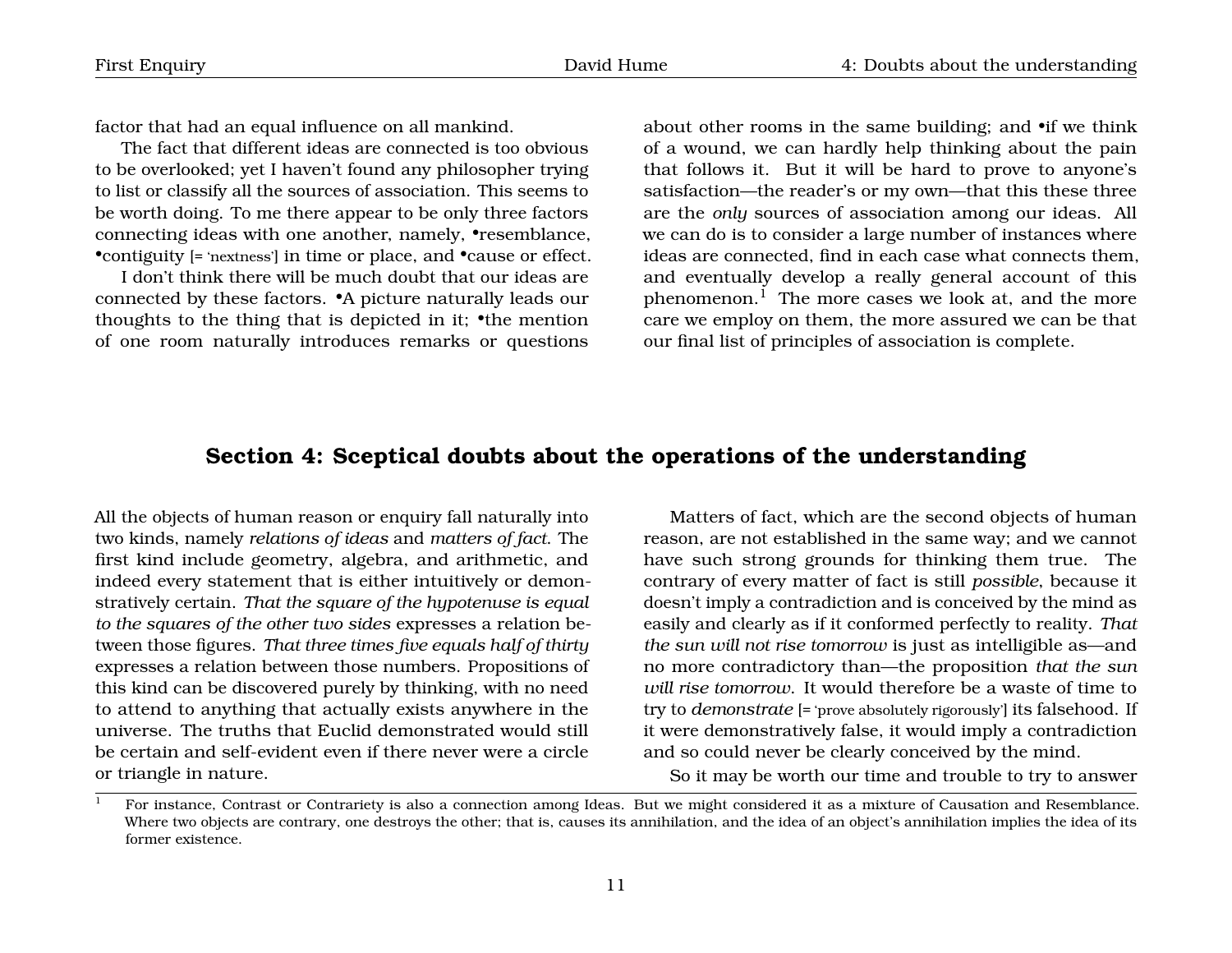factor that had an equal influence on all mankind.

The fact that different ideas are connected is too obvious to be overlooked; yet I haven't found any philosopher trying to list or classify all the sources of association. This seems to be worth doing. To me there appear to be only three factors connecting ideas with one another, namely, •resemblance, •contiguity [= 'nextness'] in time or place, and •cause or effect.

I don't think there will be much doubt that our ideas are connected by these factors. •A picture naturally leads our thoughts to the thing that is depicted in it; •the mention of one room naturally introduces remarks or questions about other rooms in the same building; and •if we think of a wound, we can hardly help thinking about the pain that follows it. But it will be hard to prove to anyone's satisfaction—the reader's or my own—that this these three are the *only* sources of association among our ideas. All we can do is to consider a large number of instances where ideas are connected, find in each case what connects them, and eventually develop a really general account of this phenomenon.[1] The more cases we look at, and the more care we employ on them, the more assured we can be that our final list of principles of association is complete.

## Section 4: Sceptical doubts about the operations of the understanding

All the objects of human reason or enquiry fall naturally into two kinds, namely *relations of ideas* and *matters of fact.* The first kind include geometry, algebra, and arithmetic, and indeed every statement that is either intuitively or demonstratively certain. *That the square of the hypotenuse is equal to the squares of the other two sides* expresses a relation between those figures. *That three times five equals half of thirty* expresses a relation between those numbers. Propositions of this kind can be discovered purely by thinking, with no need to attend to anything that actually exists anywhere in the universe. The truths that Euclid demonstrated would still be certain and self-evident even if there never were a circle or triangle in nature.

Matters of fact, which are the second objects of human reason, are not established in the same way; and we cannot have such strong grounds for thinking them true. The contrary of every matter of fact is still *possible*, because it doesn't imply a contradiction and is conceived by the mind as easily and clearly as if it conformed perfectly to reality. *That the sun will not rise tomorrow* is just as intelligible as—and no more contradictory than—the proposition *that the sun will rise tomorrow.* It would therefore be a waste of time to try to *demonstrate* [= 'prove absolutely rigorously'] its falsehood. If it were demonstratively false, it would imply a contradiction and so could never be clearly conceived by the mind.

So it may be worth our time and trouble to try to answer

[1] For instance, Contrast or Contrariety is also a connection among Ideas. But we might considered it as a mixture of Causation and Resemblance. Where two objects are contrary, one destroys the other; that is, causes its annihilation, and the idea of an object's annihilation implies the idea of its former existence.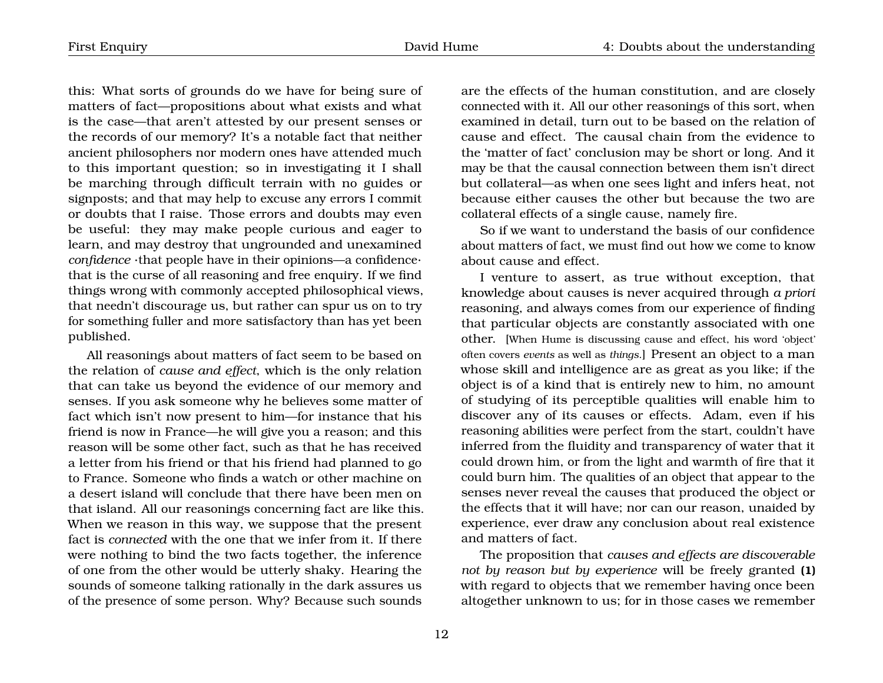this: What sorts of grounds do we have for being sure of matters of fact—propositions about what exists and what is the case—that aren't attested by our present senses or the records of our memory? It's a notable fact that neither ancient philosophers nor modern ones have attended much to this important question; so in investigating it I shall be marching through difficult terrain with no guides or signposts; and that may help to excuse any errors I commit or doubts that I raise. Those errors and doubts may even be useful: they may make people curious and eager to learn, and may destroy that ungrounded and unexamined *confidence* ·that people have in their opinions—a confidence· that is the curse of all reasoning and free enquiry. If we find things wrong with commonly accepted philosophical views, that needn't discourage us, but rather can spur us on to try for something fuller and more satisfactory than has yet been published.

All reasonings about matters of fact seem to be based on the relation of *cause and effect*, which is the only relation that can take us beyond the evidence of our memory and senses. If you ask someone why he believes some matter of fact which isn't now present to him—for instance that his friend is now in France—he will give you a reason; and this reason will be some other fact, such as that he has received a letter from his friend or that his friend had planned to go to France. Someone who finds a watch or other machine on a desert island will conclude that there have been men on that island. All our reasonings concerning fact are like this. When we reason in this way, we suppose that the present fact is *connected* with the one that we infer from it. If there were nothing to bind the two facts together, the inference of one from the other would be utterly shaky. Hearing the sounds of someone talking rationally in the dark assures us of the presence of some person. Why? Because such sounds are the effects of the human constitution, and are closely connected with it. All our other reasonings of this sort, when examined in detail, turn out to be based on the relation of cause and effect. The causal chain from the evidence to the 'matter of fact' conclusion may be short or long. And it may be that the causal connection between them isn't direct but collateral—as when one sees light and infers heat, not because either causes the other but because the two are collateral effects of a single cause, namely fire.

So if we want to understand the basis of our confidence about matters of fact, we must find out how we come to know about cause and effect.

I venture to assert, as true without exception, that knowledge about causes is never acquired through *a priori* reasoning, and always comes from our experience of finding that particular objects are constantly associated with one other. [When Hume is discussing cause and effect, his word 'object' often covers *events* as well as *things*.] Present an object to a man whose skill and intelligence are as great as you like; if the object is of a kind that is entirely new to him, no amount of studying of its perceptible qualities will enable him to discover any of its causes or effects. Adam, even if his reasoning abilities were perfect from the start, couldn't have inferred from the fluidity and transparency of water that it could drown him, or from the light and warmth of fire that it could burn him. The qualities of an object that appear to the senses never reveal the causes that produced the object or the effects that it will have; nor can our reason, unaided by experience, ever draw any conclusion about real existence and matters of fact.

The proposition that *causes and effects are discoverable not by reason but by experience* will be freely granted **(1)** with regard to objects that we remember having once been altogether unknown to us; for in those cases we remember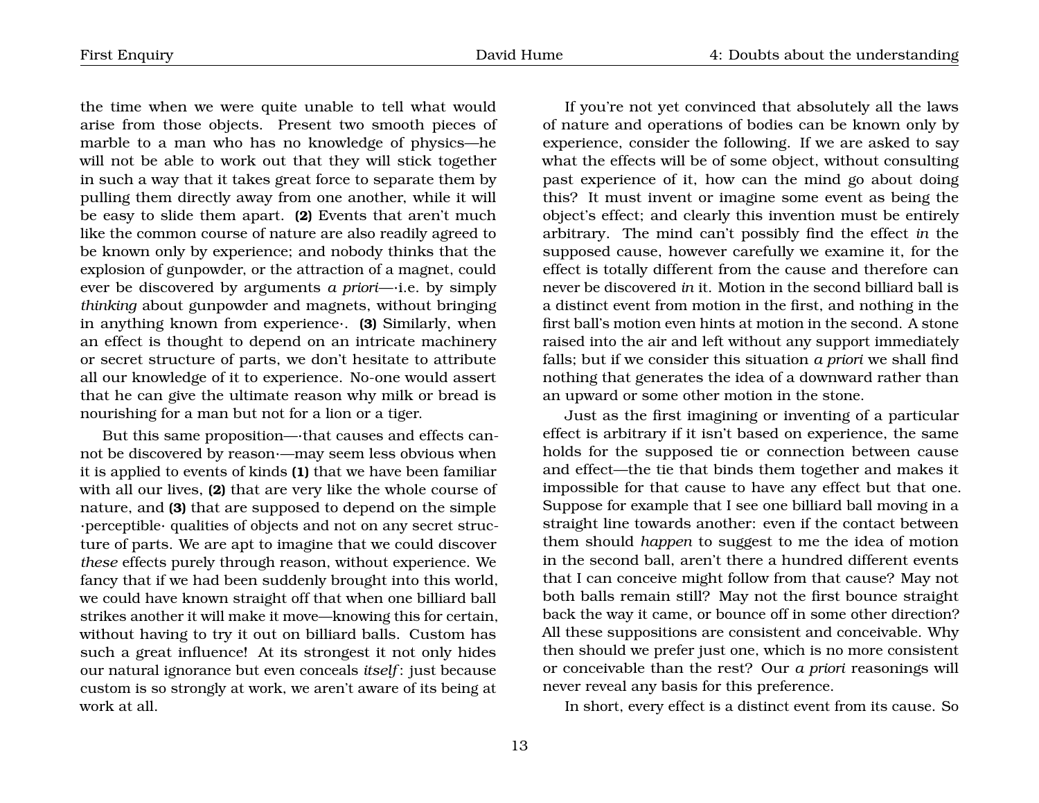the time when we were quite unable to tell what would arise from those objects. Present two smooth pieces of marble to a man who has no knowledge of physics—he will not be able to work out that they will stick together in such a way that it takes great force to separate them by pulling them directly away from one another, while it will be easy to slide them apart. **(2)** Events that aren't much like the common course of nature are also readily agreed to be known only by experience; and nobody thinks that the explosion of gunpowder, or the attraction of a magnet, could ever be discovered by arguments *a priori*—·i.e. by simply *thinking* about gunpowder and magnets, without bringing in anything known from experience·. **(3)** Similarly, when an effect is thought to depend on an intricate machinery or secret structure of parts, we don't hesitate to attribute all our knowledge of it to experience. No-one would assert that he can give the ultimate reason why milk or bread is nourishing for a man but not for a lion or a tiger.

But this same proposition—·that causes and effects cannot be discovered by reason·—may seem less obvious when it is applied to events of kinds **(1)** that we have been familiar with all our lives, **(2)** that are very like the whole course of nature, and **(3)** that are supposed to depend on the simple ·perceptible· qualities of objects and not on any secret structure of parts. We are apt to imagine that we could discover *these* effects purely through reason, without experience. We fancy that if we had been suddenly brought into this world, we could have known straight off that when one billiard ball strikes another it will make it move—knowing this for certain, without having to try it out on billiard balls. Custom has such a great influence! At its strongest it not only hides our natural ignorance but even conceals *itself*: just because custom is so strongly at work, we aren't aware of its being at work at all.

If you're not yet convinced that absolutely all the laws of nature and operations of bodies can be known only by experience, consider the following. If we are asked to say what the effects will be of some object, without consulting past experience of it, how can the mind go about doing this? It must invent or imagine some event as being the object's effect; and clearly this invention must be entirely arbitrary. The mind can't possibly find the effect *in* the supposed cause, however carefully we examine it, for the effect is totally different from the cause and therefore can never be discovered *in* it. Motion in the second billiard ball is a distinct event from motion in the first, and nothing in the first ball's motion even hints at motion in the second. A stone raised into the air and left without any support immediately falls; but if we consider this situation *a priori* we shall find nothing that generates the idea of a downward rather than an upward or some other motion in the stone.

Just as the first imagining or inventing of a particular effect is arbitrary if it isn't based on experience, the same holds for the supposed tie or connection between cause and effect—the tie that binds them together and makes it impossible for that cause to have any effect but that one. Suppose for example that I see one billiard ball moving in a straight line towards another: even if the contact between them should *happen* to suggest to me the idea of motion in the second ball, aren't there a hundred different events that I can conceive might follow from that cause? May not both balls remain still? May not the first bounce straight back the way it came, or bounce off in some other direction? All these suppositions are consistent and conceivable. Why then should we prefer just one, which is no more consistent or conceivable than the rest? Our *a priori* reasonings will never reveal any basis for this preference.

In short, every effect is a distinct event from its cause. So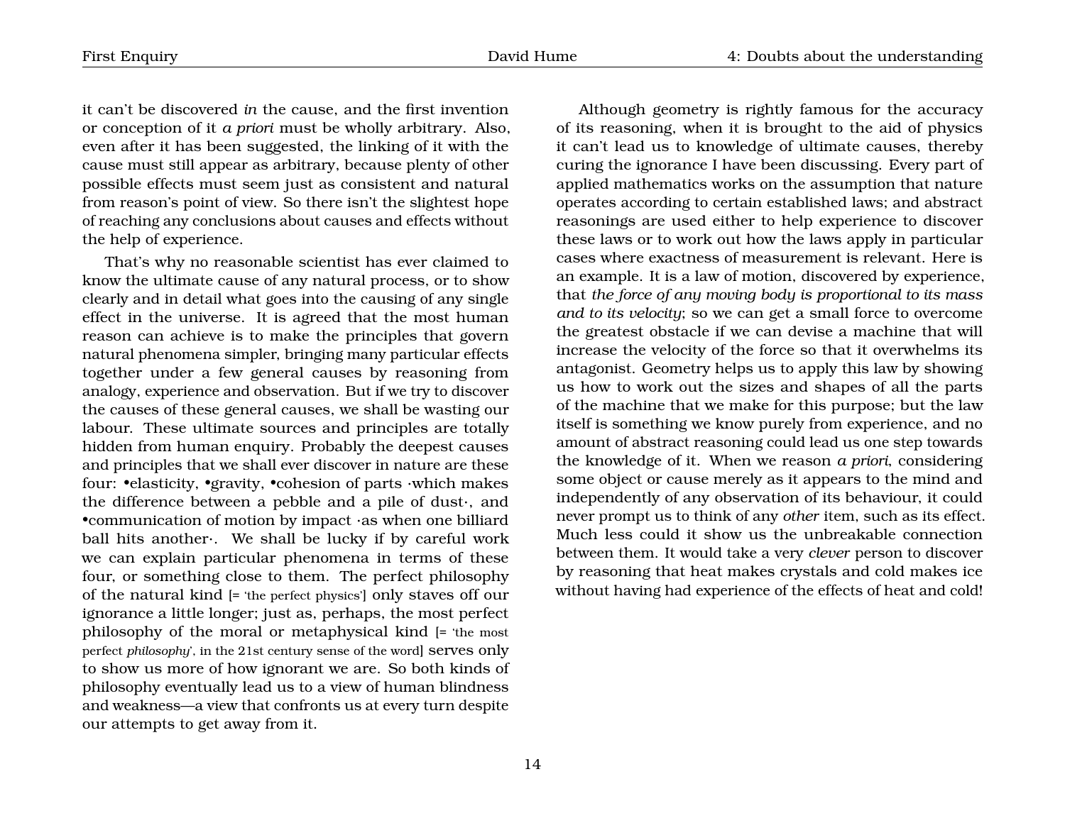it can't be discovered *in* the cause, and the first invention or conception of it *a priori* must be wholly arbitrary. Also, even after it has been suggested, the linking of it with the cause must still appear as arbitrary, because plenty of other possible effects must seem just as consistent and natural from reason's point of view. So there isn't the slightest hope of reaching any conclusions about causes and effects without the help of experience.

That's why no reasonable scientist has ever claimed to know the ultimate cause of any natural process, or to show clearly and in detail what goes into the causing of any single effect in the universe. It is agreed that the most human reason can achieve is to make the principles that govern natural phenomena simpler, bringing many particular effects together under a few general causes by reasoning from analogy, experience and observation. But if we try to discover the causes of these general causes, we shall be wasting our labour. These ultimate sources and principles are totally hidden from human enquiry. Probably the deepest causes and principles that we shall ever discover in nature are these four: •elasticity, •gravity, •cohesion of parts ·which makes the difference between a pebble and a pile of dust·, and •communication of motion by impact ·as when one billiard ball hits another·. We shall be lucky if by careful work we can explain particular phenomena in terms of these four, or something close to them. The perfect philosophy of the natural kind [= 'the perfect physics'] only staves off our ignorance a little longer; just as, perhaps, the most perfect philosophy of the moral or metaphysical kind [= 'the most perfect *philosophy*', in the 21st century sense of the word] serves only to show us more of how ignorant we are. So both kinds of philosophy eventually lead us to a view of human blindness and weakness—a view that confronts us at every turn despite our attempts to get away from it.

Although geometry is rightly famous for the accuracy of its reasoning, when it is brought to the aid of physics it can't lead us to knowledge of ultimate causes, thereby curing the ignorance I have been discussing. Every part of applied mathematics works on the assumption that nature operates according to certain established laws; and abstract reasonings are used either to help experience to discover these laws or to work out how the laws apply in particular cases where exactness of measurement is relevant. Here is an example. It is a law of motion, discovered by experience, that *the force of any moving body is proportional to its mass and to its velocity*; so we can get a small force to overcome the greatest obstacle if we can devise a machine that will increase the velocity of the force so that it overwhelms its antagonist. Geometry helps us to apply this law by showing us how to work out the sizes and shapes of all the parts of the machine that we make for this purpose; but the law itself is something we know purely from experience, and no amount of abstract reasoning could lead us one step towards the knowledge of it. When we reason *a priori*, considering some object or cause merely as it appears to the mind and independently of any observation of its behaviour, it could never prompt us to think of any *other* item, such as its effect. Much less could it show us the unbreakable connection between them. It would take a very *clever* person to discover by reasoning that heat makes crystals and cold makes ice without having had experience of the effects of heat and cold!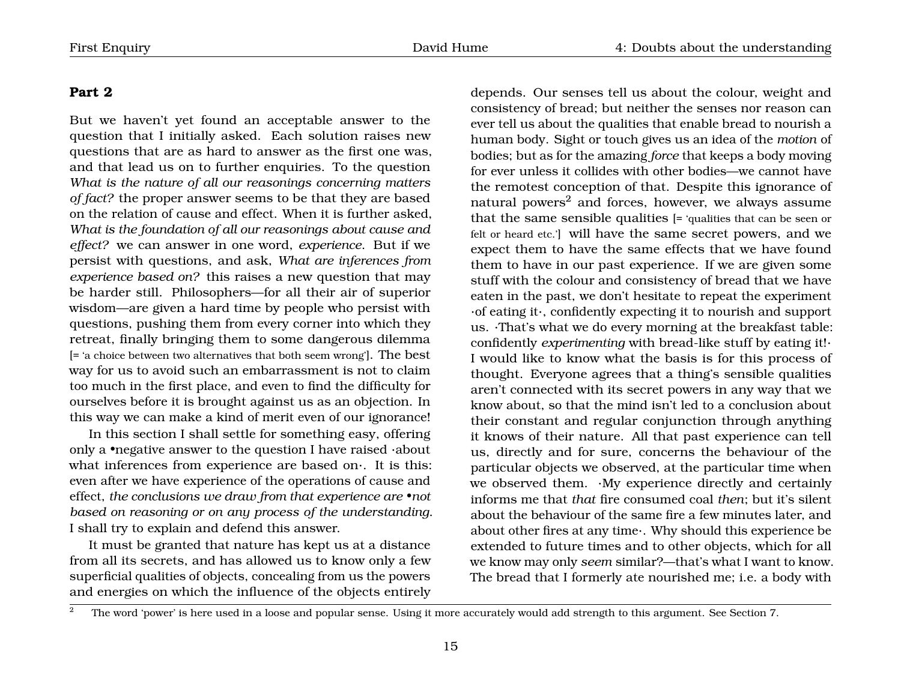## Part 2

But we haven't yet found an acceptable answer to the question that I initially asked. Each solution raises new questions that are as hard to answer as the first one was, and that lead us on to further enquiries. To the question *What is the nature of all our reasonings concerning matters of fact?* the proper answer seems to be that they are based on the relation of cause and effect. When it is further asked, *What is the foundation of all our reasonings about cause and effect?* we can answer in one word, *experience*. But if we persist with questions, and ask, *What are inferences from experience based on?* this raises a new question that may be harder still. Philosophers—for all their air of superior wisdom—are given a hard time by people who persist with questions, pushing them from every corner into which they retreat, finally bringing them to some dangerous dilemma [= 'a choice between two alternatives that both seem wrong']. The best way for us to avoid such an embarrassment is not to claim too much in the first place, and even to find the difficulty for ourselves before it is brought against us as an objection. In this way we can make a kind of merit even of our ignorance!

In this section I shall settle for something easy, offering only a •negative answer to the question I have raised ·about what inferences from experience are based on·. It is this: even after we have experience of the operations of cause and effect, *the conclusions we draw from that experience are •not based on reasoning or on any process of the understanding*. I shall try to explain and defend this answer.

It must be granted that nature has kept us at a distance from all its secrets, and has allowed us to know only a few superficial qualities of objects, concealing from us the powers and energies on which the influence of the objects entirely depends. Our senses tell us about the colour, weight and consistency of bread; but neither the senses nor reason can ever tell us about the qualities that enable bread to nourish a human body. Sight or touch gives us an idea of the *motion* of bodies; but as for the amazing *force* that keeps a body moving for ever unless it collides with other bodies—we cannot have the remotest conception of that. Despite this ignorance of natural powers[2] and forces, however, we always assume that the same sensible qualities [= 'qualities that can be seen or felt or heard etc.'] will have the same secret powers, and we expect them to have the same effects that we have found them to have in our past experience. If we are given some stuff with the colour and consistency of bread that we have eaten in the past, we don't hesitate to repeat the experiment ·of eating it·, confidently expecting it to nourish and support us. ·That's what we do every morning at the breakfast table: confidently *experimenting* with bread-like stuff by eating it!· I would like to know what the basis is for this process of thought. Everyone agrees that a thing's sensible qualities aren't connected with its secret powers in any way that we know about, so that the mind isn't led to a conclusion about their constant and regular conjunction through anything it knows of their nature. All that past experience can tell us, directly and for sure, concerns the behaviour of the particular objects we observed, at the particular time when we observed them. ·My experience directly and certainly informs me that *that* fire consumed coal *then*; but it's silent about the behaviour of the same fire a few minutes later, and about other fires at any time·. Why should this experience be extended to future times and to other objects, which for all we know may only *seem* similar?—that's what I want to know. The bread that I formerly ate nourished me; i.e. a body with

[2] The word 'power' is here used in a loose and popular sense. Using it more accurately would add strength to this argument. See Section 7.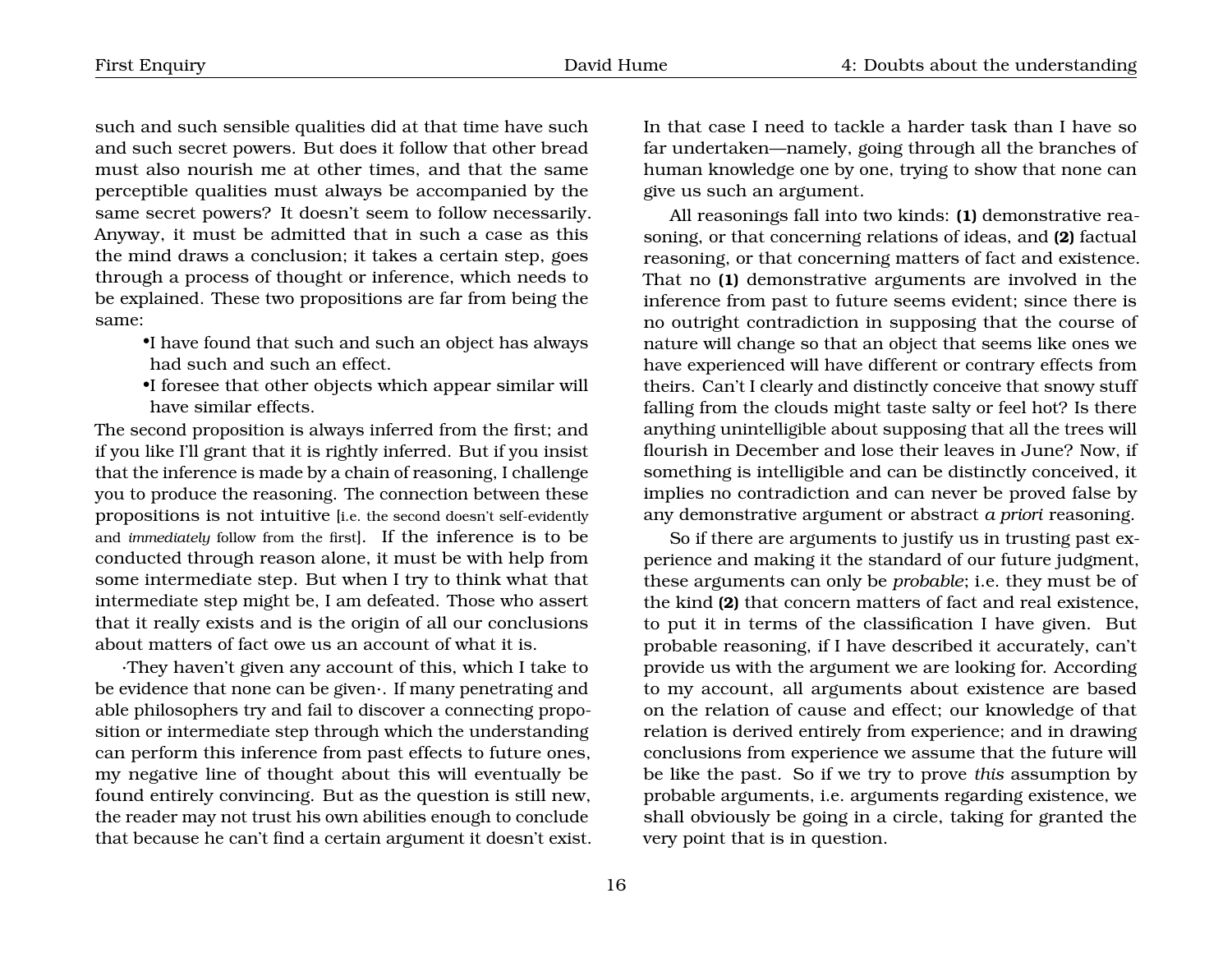such and such sensible qualities did at that time have such and such secret powers. But does it follow that other bread must also nourish me at other times, and that the same perceptible qualities must always be accompanied by the same secret powers? It doesn't seem to follow necessarily. Anyway, it must be admitted that in such a case as this the mind draws a conclusion; it takes a certain step, goes through a process of thought or inference, which needs to be explained. These two propositions are far from being the same:

- I have found that such and such an object has always had such and such an effect.
- I foresee that other objects which appear similar will have similar effects.

The second proposition is always inferred from the first; and if you like I'll grant that it is rightly inferred. But if you insist that the inference is made by a chain of reasoning, I challenge you to produce the reasoning. The connection between these propositions is not intuitive [i.e. the second doesn't self-evidently and *immediately* follow from the first]. If the inference is to be conducted through reason alone, it must be with help from some intermediate step. But when I try to think what that intermediate step might be, I am defeated. Those who assert that it really exists and is the origin of all our conclusions about matters of fact owe us an account of what it is.

·They haven't given any account of this, which I take to be evidence that none can be given·. If many penetrating and able philosophers try and fail to discover a connecting proposition or intermediate step through which the understanding can perform this inference from past effects to future ones, my negative line of thought about this will eventually be found entirely convincing. But as the question is still new, the reader may not trust his own abilities enough to conclude that because he can't find a certain argument it doesn't exist. In that case I need to tackle a harder task than I have so far undertaken—namely, going through all the branches of human knowledge one by one, trying to show that none can give us such an argument.

All reasonings fall into two kinds: **(1)** demonstrative reasoning, or that concerning relations of ideas, and **(2)** factual reasoning, or that concerning matters of fact and existence. That no **(1)** demonstrative arguments are involved in the inference from past to future seems evident; since there is no outright contradiction in supposing that the course of nature will change so that an object that seems like ones we have experienced will have different or contrary effects from theirs. Can't I clearly and distinctly conceive that snowy stuff falling from the clouds might taste salty or feel hot? Is there anything unintelligible about supposing that all the trees will flourish in December and lose their leaves in June? Now, if something is intelligible and can be distinctly conceived, it implies no contradiction and can never be proved false by any demonstrative argument or abstract *a priori* reasoning.

So if there are arguments to justify us in trusting past experience and making it the standard of our future judgment, these arguments can only be *probable*; i.e. they must be of the kind **(2)** that concern matters of fact and real existence, to put it in terms of the classification I have given. But probable reasoning, if I have described it accurately, can't provide us with the argument we are looking for. According to my account, all arguments about existence are based on the relation of cause and effect; our knowledge of that relation is derived entirely from experience; and in drawing conclusions from experience we assume that the future will be like the past. So if we try to prove *this* assumption by probable arguments, i.e. arguments regarding existence, we shall obviously be going in a circle, taking for granted the very point that is in question.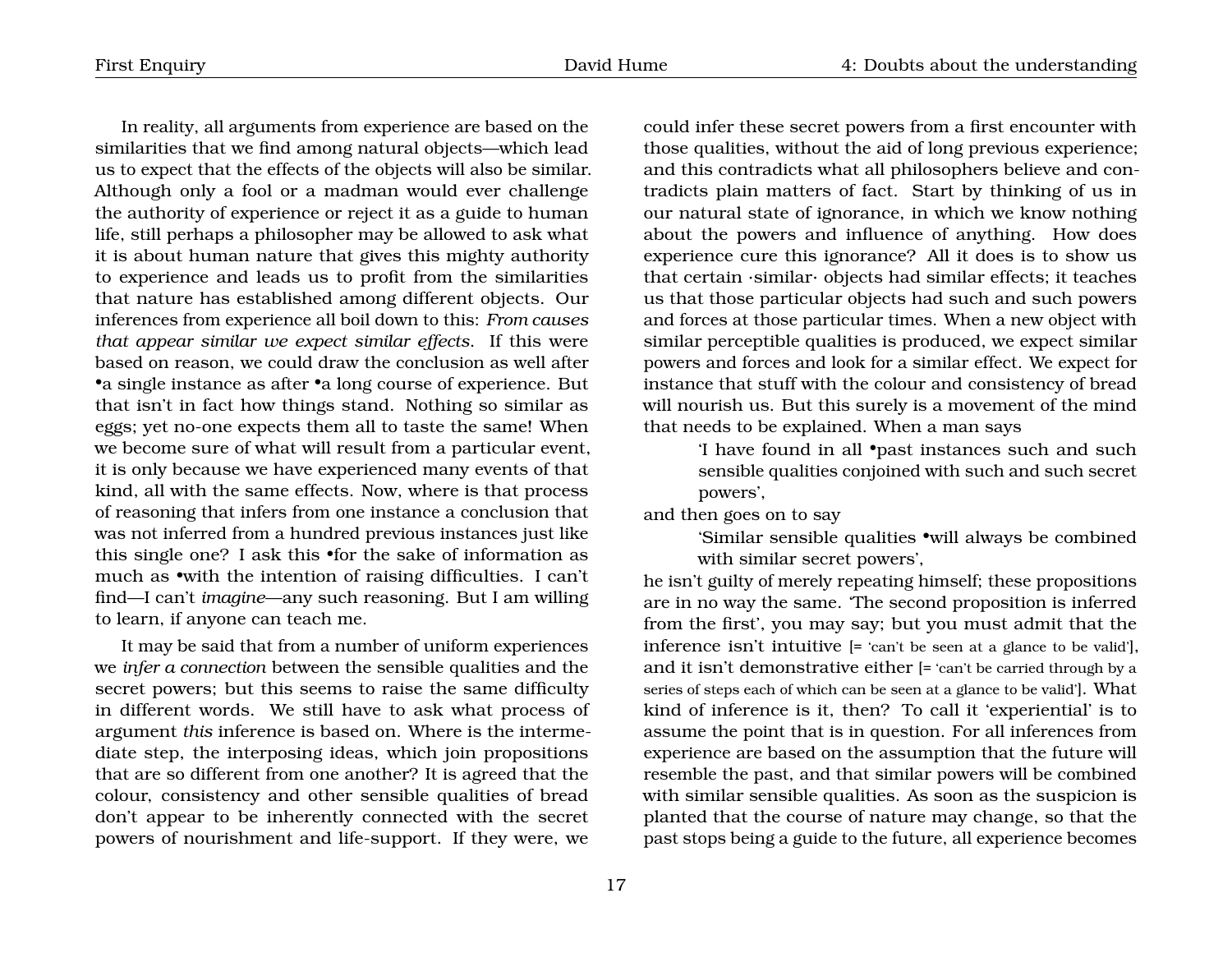In reality, all arguments from experience are based on the similarities that we find among natural objects—which lead us to expect that the effects of the objects will also be similar. Although only a fool or a madman would ever challenge the authority of experience or reject it as a guide to human life, still perhaps a philosopher may be allowed to ask what it is about human nature that gives this mighty authority to experience and leads us to profit from the similarities that nature has established among different objects. Our inferences from experience all boil down to this: *From causes that appear similar we expect similar effects.* If this were based on reason, we could draw the conclusion as well after •a single instance as after •a long course of experience. But that isn't in fact how things stand. Nothing so similar as eggs; yet no-one expects them all to taste the same! When we become sure of what will result from a particular event, it is only because we have experienced many events of that kind, all with the same effects. Now, where is that process of reasoning that infers from one instance a conclusion that was not inferred from a hundred previous instances just like this single one? I ask this •for the sake of information as much as •with the intention of raising difficulties. I can't find—I can't *imagine*—any such reasoning. But I am willing to learn, if anyone can teach me.

It may be said that from a number of uniform experiences we *infer a connection* between the sensible qualities and the secret powers; but this seems to raise the same difficulty in different words. We still have to ask what process of argument *this* inference is based on. Where is the intermediate step, the interposing ideas, which join propositions that are so different from one another? It is agreed that the colour, consistency and other sensible qualities of bread don't appear to be inherently connected with the secret powers of nourishment and life-support. If they were, we could infer these secret powers from a first encounter with those qualities, without the aid of long previous experience; and this contradicts what all philosophers believe and contradicts plain matters of fact. Start by thinking of us in our natural state of ignorance, in which we know nothing about the powers and influence of anything. How does experience cure this ignorance? All it does is to show us that certain ·similar· objects had similar effects; it teaches us that those particular objects had such and such powers and forces at those particular times. When a new object with similar perceptible qualities is produced, we expect similar powers and forces and look for a similar effect. We expect for instance that stuff with the colour and consistency of bread will nourish us. But this surely is a movement of the mind that needs to be explained. When a man says

> 'I have found in all •past instances such and such sensible qualities conjoined with such and such secret powers',

and then goes on to say

> 'Similar sensible qualities •will always be combined with similar secret powers',

he isn't guilty of merely repeating himself; these propositions are in no way the same. 'The second proposition is inferred from the first', you may say; but you must admit that the inference isn't intuitive [= 'can't be seen at a glance to be valid'], and it isn't demonstrative either [= 'can't be carried through by a series of steps each of which can be seen at a glance to be valid']. What kind of inference is it, then? To call it 'experiential' is to assume the point that is in question. For all inferences from experience are based on the assumption that the future will resemble the past, and that similar powers will be combined with similar sensible qualities. As soon as the suspicion is planted that the course of nature may change, so that the past stops being a guide to the future, all experience becomes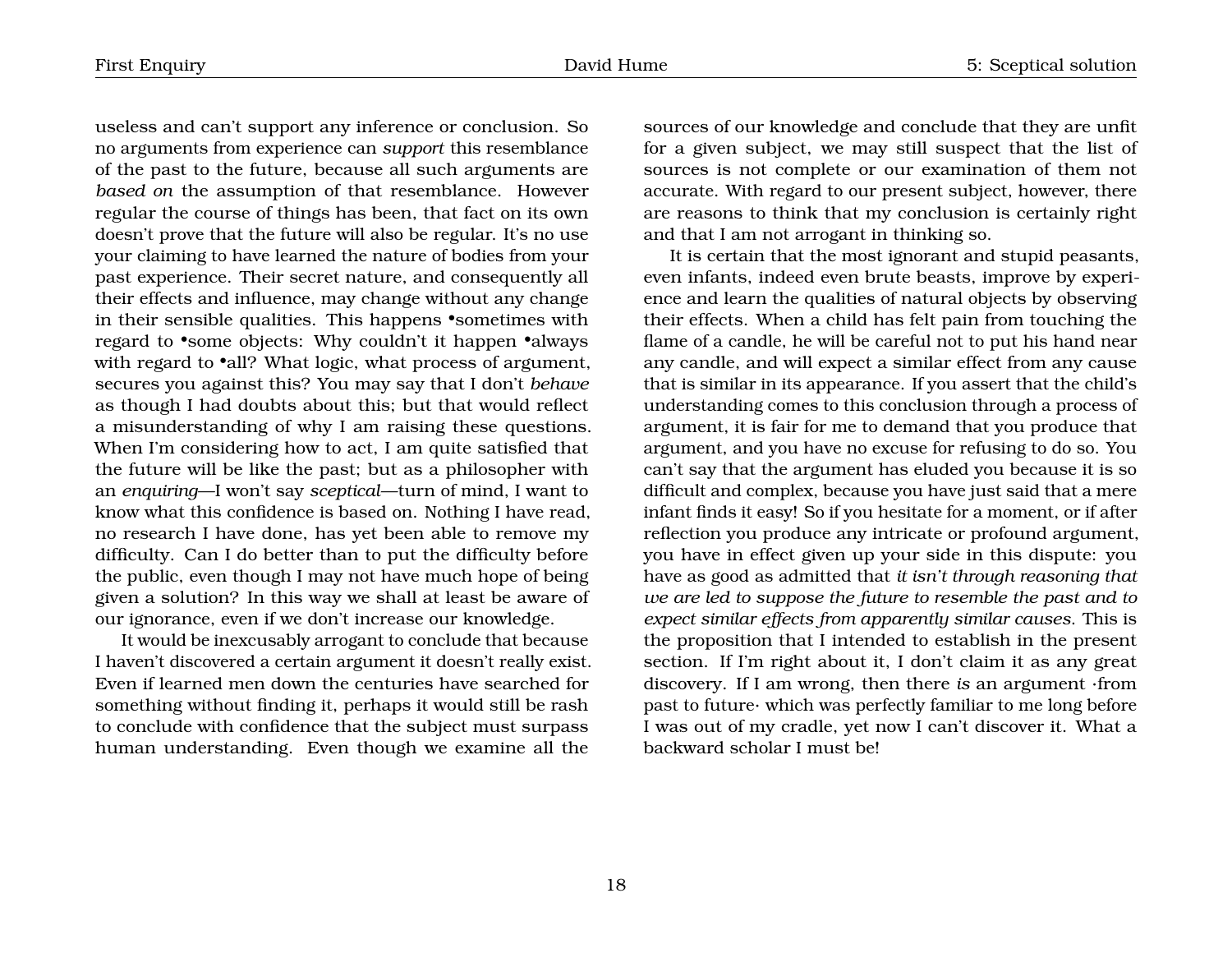useless and can't support any inference or conclusion. So no arguments from experience can *support* this resemblance of the past to the future, because all such arguments are *based on* the assumption of that resemblance. However regular the course of things has been, that fact on its own doesn't prove that the future will also be regular. It's no use your claiming to have learned the nature of bodies from your past experience. Their secret nature, and consequently all their effects and influence, may change without any change in their sensible qualities. This happens •sometimes with regard to •some objects: Why couldn't it happen •always with regard to •all? What logic, what process of argument, secures you against this? You may say that I don't *behave* as though I had doubts about this; but that would reflect a misunderstanding of why I am raising these questions. When I'm considering how to act, I am quite satisfied that the future will be like the past; but as a philosopher with an *enquiring*—I won't say *sceptical*—turn of mind, I want to know what this confidence is based on. Nothing I have read, no research I have done, has yet been able to remove my difficulty. Can I do better than to put the difficulty before the public, even though I may not have much hope of being given a solution? In this way we shall at least be aware of our ignorance, even if we don't increase our knowledge.

It would be inexcusably arrogant to conclude that because I haven't discovered a certain argument it doesn't really exist. Even if learned men down the centuries have searched for something without finding it, perhaps it would still be rash to conclude with confidence that the subject must surpass human understanding. Even though we examine all the sources of our knowledge and conclude that they are unfit for a given subject, we may still suspect that the list of sources is not complete or our examination of them not accurate. With regard to our present subject, however, there are reasons to think that my conclusion is certainly right and that I am not arrogant in thinking so.

It is certain that the most ignorant and stupid peasants, even infants, indeed even brute beasts, improve by experience and learn the qualities of natural objects by observing their effects. When a child has felt pain from touching the flame of a candle, he will be careful not to put his hand near any candle, and will expect a similar effect from any cause that is similar in its appearance. If you assert that the child's understanding comes to this conclusion through a process of argument, it is fair for me to demand that you produce that argument, and you have no excuse for refusing to do so. You can't say that the argument has eluded you because it is so difficult and complex, because you have just said that a mere infant finds it easy! So if you hesitate for a moment, or if after reflection you produce any intricate or profound argument, you have in effect given up your side in this dispute: you have as good as admitted that *it isn't through reasoning that we are led to suppose the future to resemble the past and to expect similar effects from apparently similar causes*. This is the proposition that I intended to establish in the present section. If I'm right about it, I don't claim it as any great discovery. If I am wrong, then there *is* an argument ·from past to future· which was perfectly familiar to me long before I was out of my cradle, yet now I can't discover it. What a backward scholar I must be!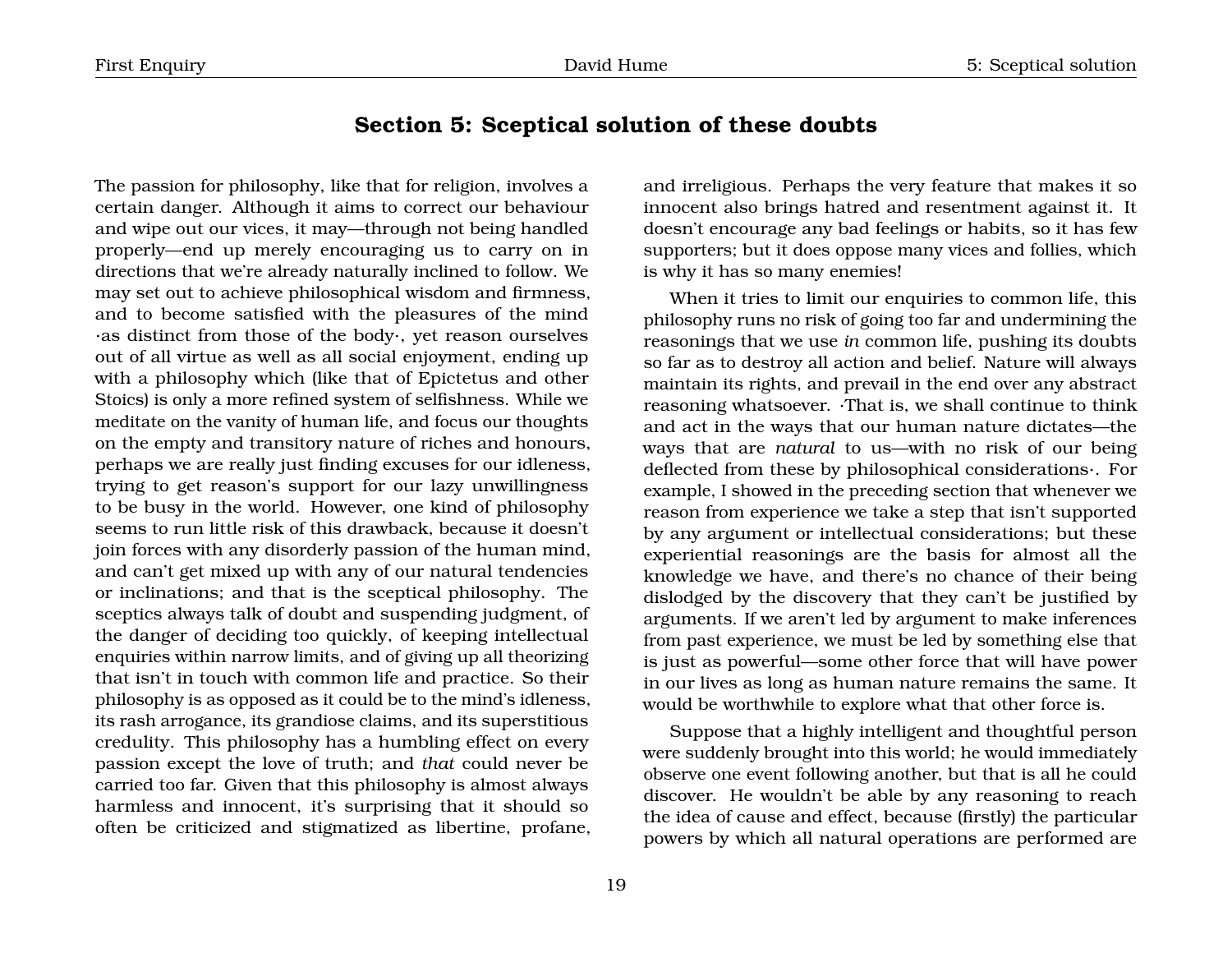## Section 5: Sceptical solution of these doubts

The passion for philosophy, like that for religion, involves a certain danger. Although it aims to correct our behaviour and wipe out our vices, it may—through not being handled properly—end up merely encouraging us to carry on in directions that we're already naturally inclined to follow. We may set out to achieve philosophical wisdom and firmness, and to become satisfied with the pleasures of the mind ·as distinct from those of the body·, yet reason ourselves out of all virtue as well as all social enjoyment, ending up with a philosophy which (like that of Epictetus and other Stoics) is only a more refined system of selfishness. While we meditate on the vanity of human life, and focus our thoughts on the empty and transitory nature of riches and honours, perhaps we are really just finding excuses for our idleness, trying to get reason's support for our lazy unwillingness to be busy in the world. However, one kind of philosophy seems to run little risk of this drawback, because it doesn't join forces with any disorderly passion of the human mind, and can't get mixed up with any of our natural tendencies or inclinations; and that is the sceptical philosophy. The sceptics always talk of doubt and suspending judgment, of the danger of deciding too quickly, of keeping intellectual enquiries within narrow limits, and of giving up all theorizing that isn't in touch with common life and practice. So their philosophy is as opposed as it could be to the mind's idleness, its rash arrogance, its grandiose claims, and its superstitious credulity. This philosophy has a humbling effect on every passion except the love of truth; and *that* could never be carried too far. Given that this philosophy is almost always harmless and innocent, it's surprising that it should so often be criticized and stigmatized as libertine, profane, and irreligious. Perhaps the very feature that makes it so innocent also brings hatred and resentment against it. It doesn't encourage any bad feelings or habits, so it has few supporters; but it does oppose many vices and follies, which is why it has so many enemies!

When it tries to limit our enquiries to common life, this philosophy runs no risk of going too far and undermining the reasonings that we use *in* common life, pushing its doubts so far as to destroy all action and belief. Nature will always maintain its rights, and prevail in the end over any abstract reasoning whatsoever. ·That is, we shall continue to think and act in the ways that our human nature dictates—the ways that are *natural* to us—with no risk of our being deflected from these by philosophical considerations·. For example, I showed in the preceding section that whenever we reason from experience we take a step that isn't supported by any argument or intellectual considerations; but these experiential reasonings are the basis for almost all the knowledge we have, and there's no chance of their being dislodged by the discovery that they can't be justified by arguments. If we aren't led by argument to make inferences from past experience, we must be led by something else that is just as powerful—some other force that will have power in our lives as long as human nature remains the same. It would be worthwhile to explore what that other force is.

Suppose that a highly intelligent and thoughtful person were suddenly brought into this world; he would immediately observe one event following another, but that is all he could discover. He wouldn't be able by any reasoning to reach the idea of cause and effect, because (firstly) the particular powers by which all natural operations are performed are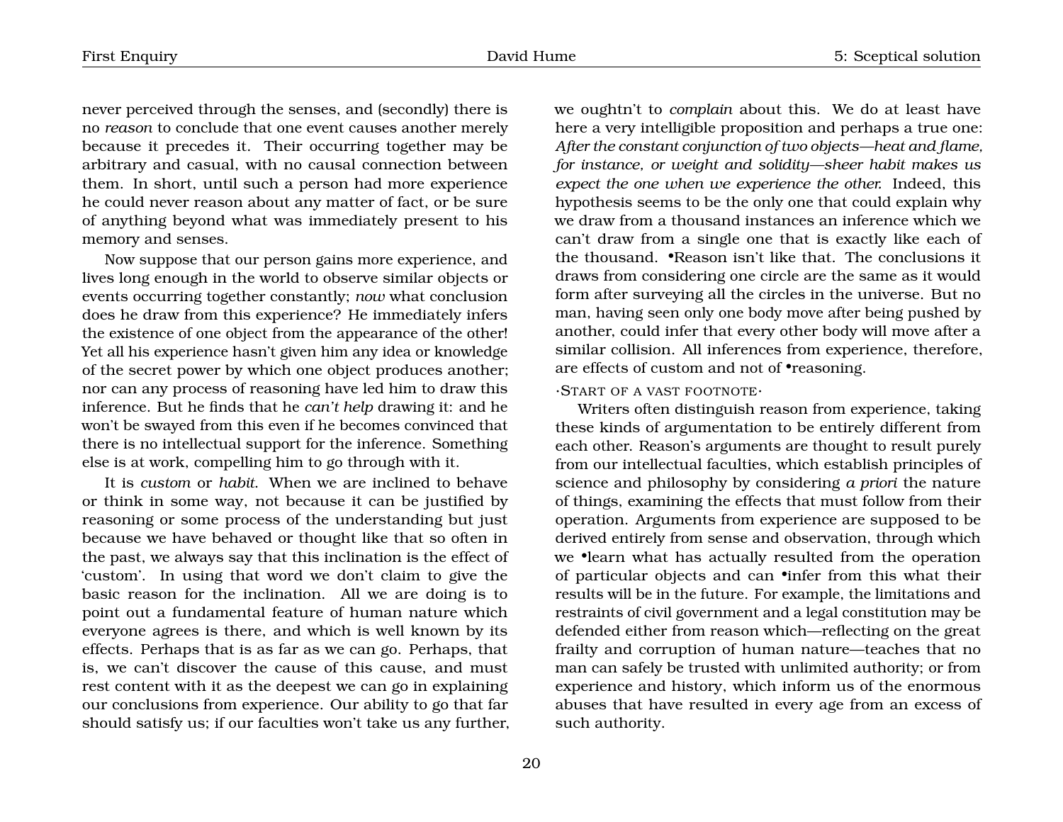never perceived through the senses, and (secondly) there is no *reason* to conclude that one event causes another merely because it precedes it. Their occurring together may be arbitrary and casual, with no causal connection between them. In short, until such a person had more experience he could never reason about any matter of fact, or be sure of anything beyond what was immediately present to his memory and senses.

Now suppose that our person gains more experience, and lives long enough in the world to observe similar objects or events occurring together constantly; *now* what conclusion does he draw from this experience? He immediately infers the existence of one object from the appearance of the other! Yet all his experience hasn't given him any idea or knowledge of the secret power by which one object produces another; nor can any process of reasoning have led him to draw this inference. But he finds that he *can't help* drawing it: and he won't be swayed from this even if he becomes convinced that there is no intellectual support for the inference. Something else is at work, compelling him to go through with it.

It is *custom* or *habit*. When we are inclined to behave or think in some way, not because it can be justified by reasoning or some process of the understanding but just because we have behaved or thought like that so often in the past, we always say that this inclination is the effect of 'custom'. In using that word we don't claim to give the basic reason for the inclination. All we are doing is to point out a fundamental feature of human nature which everyone agrees is there, and which is well known by its effects. Perhaps that is as far as we can go. Perhaps, that is, we can't discover the cause of this cause, and must rest content with it as the deepest we can go in explaining our conclusions from experience. Our ability to go that far should satisfy us; if our faculties won't take us any further, we oughtn't to *complain* about this. We do at least have here a very intelligible proposition and perhaps a true one: *After the constant conjunction of two objects—heat and flame, for instance, or weight and solidity—sheer habit makes us expect the one when we experience the other.* Indeed, this hypothesis seems to be the only one that could explain why we draw from a thousand instances an inference which we can't draw from a single one that is exactly like each of the thousand. •Reason isn't like that. The conclusions it draws from considering one circle are the same as it would form after surveying all the circles in the universe. But no man, having seen only one body move after being pushed by another, could infer that every other body will move after a similar collision. All inferences from experience, therefore, are effects of custom and not of •reasoning.

·START OF A VAST FOOTNOTE·

Writers often distinguish reason from experience, taking these kinds of argumentation to be entirely different from each other. Reason's arguments are thought to result purely from our intellectual faculties, which establish principles of science and philosophy by considering *a priori* the nature of things, examining the effects that must follow from their operation. Arguments from experience are supposed to be derived entirely from sense and observation, through which we •learn what has actually resulted from the operation of particular objects and can •infer from this what their results will be in the future. For example, the limitations and restraints of civil government and a legal constitution may be defended either from reason which—reflecting on the great frailty and corruption of human nature—teaches that no man can safely be trusted with unlimited authority; or from experience and history, which inform us of the enormous abuses that have resulted in every age from an excess of such authority.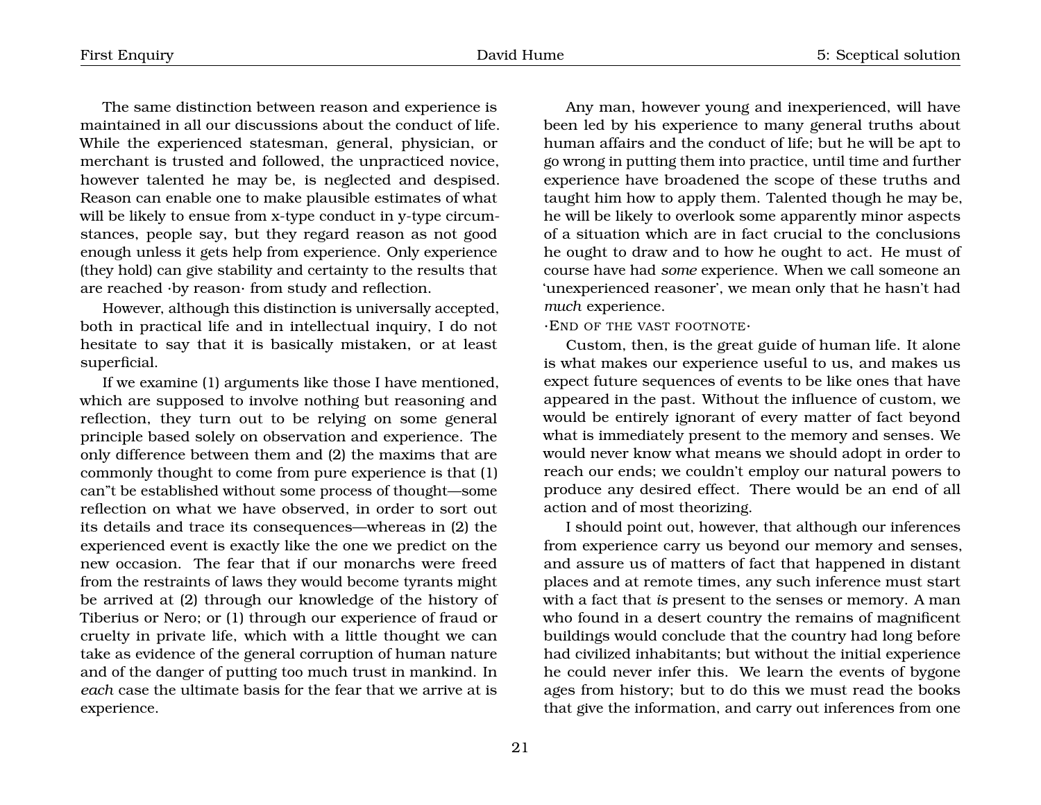The same distinction between reason and experience is maintained in all our discussions about the conduct of life. While the experienced statesman, general, physician, or merchant is trusted and followed, the unpracticed novice, however talented he may be, is neglected and despised. Reason can enable one to make plausible estimates of what will be likely to ensue from x-type conduct in y-type circumstances, people say, but they regard reason as not good enough unless it gets help from experience. Only experience (they hold) can give stability and certainty to the results that are reached ·by reason· from study and reflection.

However, although this distinction is universally accepted, both in practical life and in intellectual inquiry, I do not hesitate to say that it is basically mistaken, or at least superficial.

If we examine (1) arguments like those I have mentioned, which are supposed to involve nothing but reasoning and reflection, they turn out to be relying on some general principle based solely on observation and experience. The only difference between them and (2) the maxims that are commonly thought to come from pure experience is that (1) can"t be established without some process of thought—some reflection on what we have observed, in order to sort out its details and trace its consequences—whereas in (2) the experienced event is exactly like the one we predict on the new occasion. The fear that if our monarchs were freed from the restraints of laws they would become tyrants might be arrived at (2) through our knowledge of the history of Tiberius or Nero; or (1) through our experience of fraud or cruelty in private life, which with a little thought we can take as evidence of the general corruption of human nature and of the danger of putting too much trust in mankind. In *each* case the ultimate basis for the fear that we arrive at is experience.

Any man, however young and inexperienced, will have been led by his experience to many general truths about human affairs and the conduct of life; but he will be apt to go wrong in putting them into practice, until time and further experience have broadened the scope of these truths and taught him how to apply them. Talented though he may be, he will be likely to overlook some apparently minor aspects of a situation which are in fact crucial to the conclusions he ought to draw and to how he ought to act. He must of course have had *some* experience. When we call someone an 'unexperienced reasoner', we mean only that he hasn't had *much* experience.

·END OF THE VAST FOOTNOTE·

Custom, then, is the great guide of human life. It alone is what makes our experience useful to us, and makes us expect future sequences of events to be like ones that have appeared in the past. Without the influence of custom, we would be entirely ignorant of every matter of fact beyond what is immediately present to the memory and senses. We would never know what means we should adopt in order to reach our ends; we couldn't employ our natural powers to produce any desired effect. There would be an end of all action and of most theorizing.

I should point out, however, that although our inferences from experience carry us beyond our memory and senses, and assure us of matters of fact that happened in distant places and at remote times, any such inference must start with a fact that *is* present to the senses or memory. A man who found in a desert country the remains of magnificent buildings would conclude that the country had long before had civilized inhabitants; but without the initial experience he could never infer this. We learn the events of bygone ages from history; but to do this we must read the books that give the information, and carry out inferences from one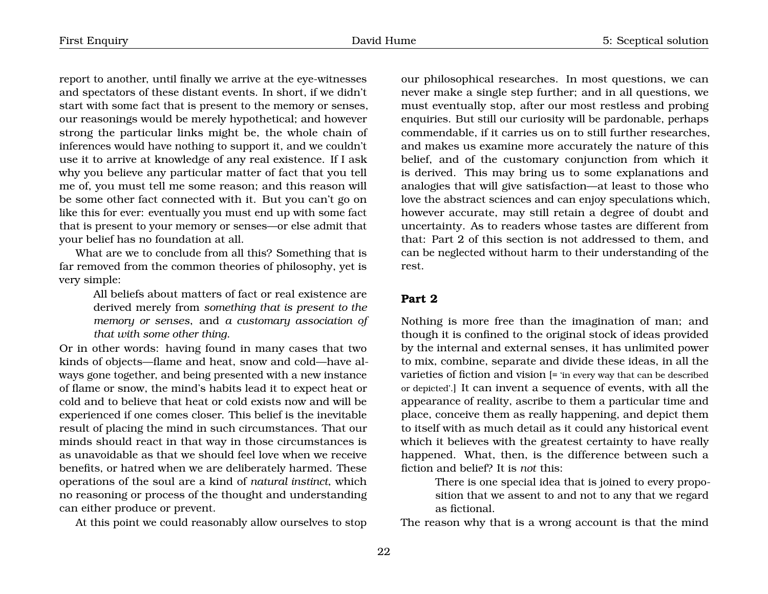report to another, until finally we arrive at the eye-witnesses and spectators of these distant events. In short, if we didn't start with some fact that is present to the memory or senses, our reasonings would be merely hypothetical; and however strong the particular links might be, the whole chain of inferences would have nothing to support it, and we couldn't use it to arrive at knowledge of any real existence. If I ask why you believe any particular matter of fact that you tell me of, you must tell me some reason; and this reason will be some other fact connected with it. But you can't go on like this for ever: eventually you must end up with some fact that is present to your memory or senses—or else admit that your belief has no foundation at all.

What are we to conclude from all this? Something that is far removed from the common theories of philosophy, yet is very simple:

> All beliefs about matters of fact or real existence are derived merely from *something that is present to the memory or senses*, and *a customary association of that with some other thing*.

Or in other words: having found in many cases that two kinds of objects—flame and heat, snow and cold—have always gone together, and being presented with a new instance of flame or snow, the mind's habits lead it to expect heat or cold and to believe that heat or cold exists now and will be experienced if one comes closer. This belief is the inevitable result of placing the mind in such circumstances. That our minds should react in that way in those circumstances is as unavoidable as that we should feel love when we receive benefits, or hatred when we are deliberately harmed. These operations of the soul are a kind of *natural instinct*, which no reasoning or process of the thought and understanding can either produce or prevent.

At this point we could reasonably allow ourselves to stop our philosophical researches. In most questions, we can never make a single step further; and in all questions, we must eventually stop, after our most restless and probing enquiries. But still our curiosity will be pardonable, perhaps commendable, if it carries us on to still further researches, and makes us examine more accurately the nature of this belief, and of the customary conjunction from which it is derived. This may bring us to some explanations and analogies that will give satisfaction—at least to those who love the abstract sciences and can enjoy speculations which, however accurate, may still retain a degree of doubt and uncertainty. As to readers whose tastes are different from that: Part 2 of this section is not addressed to them, and can be neglected without harm to their understanding of the rest.

## Part 2

Nothing is more free than the imagination of man; and though it is confined to the original stock of ideas provided by the internal and external senses, it has unlimited power to mix, combine, separate and divide these ideas, in all the varieties of fiction and vision [= 'in every way that can be described or depicted'.] It can invent a sequence of events, with all the appearance of reality, ascribe to them a particular time and place, conceive them as really happening, and depict them to itself with as much detail as it could any historical event which it believes with the greatest certainty to have really happened. What, then, is the difference between such a fiction and belief? It is *not* this:

> There is one special idea that is joined to every proposition that we assent to and not to any that we regard as fictional.

The reason why that is a wrong account is that the mind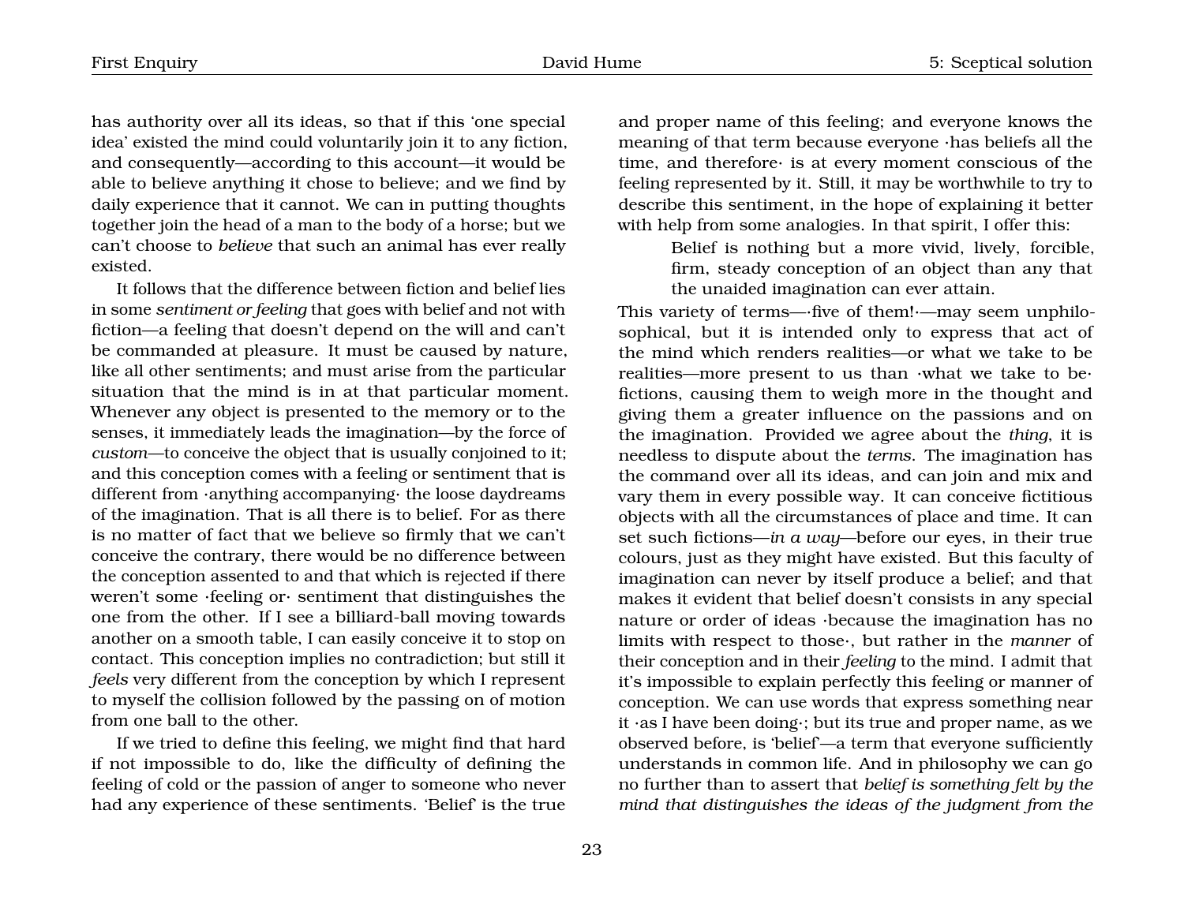has authority over all its ideas, so that if this 'one special idea' existed the mind could voluntarily join it to any fiction, and consequently—according to this account—it would be able to believe anything it chose to believe; and we find by daily experience that it cannot. We can in putting thoughts together join the head of a man to the body of a horse; but we can't choose to *believe* that such an animal has ever really existed.

It follows that the difference between fiction and belief lies in some *sentiment or feeling* that goes with belief and not with fiction—a feeling that doesn't depend on the will and can't be commanded at pleasure. It must be caused by nature, like all other sentiments; and must arise from the particular situation that the mind is in at that particular moment. Whenever any object is presented to the memory or to the senses, it immediately leads the imagination—by the force of *custom*—to conceive the object that is usually conjoined to it; and this conception comes with a feeling or sentiment that is different from ·anything accompanying· the loose daydreams of the imagination. That is all there is to belief. For as there is no matter of fact that we believe so firmly that we can't conceive the contrary, there would be no difference between the conception assented to and that which is rejected if there weren't some ·feeling or· sentiment that distinguishes the one from the other. If I see a billiard-ball moving towards another on a smooth table, I can easily conceive it to stop on contact. This conception implies no contradiction; but still it *feels* very different from the conception by which I represent to myself the collision followed by the passing on of motion from one ball to the other.

If we tried to define this feeling, we might find that hard if not impossible to do, like the difficulty of defining the feeling of cold or the passion of anger to someone who never had any experience of these sentiments. 'Belief' is the true and proper name of this feeling; and everyone knows the meaning of that term because everyone ·has beliefs all the time, and therefore· is at every moment conscious of the feeling represented by it. Still, it may be worthwhile to try to describe this sentiment, in the hope of explaining it better with help from some analogies. In that spirit, I offer this:

> Belief is nothing but a more vivid, lively, forcible, firm, steady conception of an object than any that the unaided imagination can ever attain.

This variety of terms—·five of them!·—may seem unphilosophical, but it is intended only to express that act of the mind which renders realities—or what we take to be realities—more present to us than ·what we take to be· fictions, causing them to weigh more in the thought and giving them a greater influence on the passions and on the imagination. Provided we agree about the *thing*, it is needless to dispute about the *terms*. The imagination has the command over all its ideas, and can join and mix and vary them in every possible way. It can conceive fictitious objects with all the circumstances of place and time. It can set such fictions—*in a way*—before our eyes, in their true colours, just as they might have existed. But this faculty of imagination can never by itself produce a belief; and that makes it evident that belief doesn't consists in any special nature or order of ideas ·because the imagination has no limits with respect to those·, but rather in the *manner* of their conception and in their *feeling* to the mind. I admit that it's impossible to explain perfectly this feeling or manner of conception. We can use words that express something near it ·as I have been doing·; but its true and proper name, as we observed before, is 'belief'—a term that everyone sufficiently understands in common life. And in philosophy we can go no further than to assert that *belief is something felt by the mind that distinguishes the ideas of the judgment from the*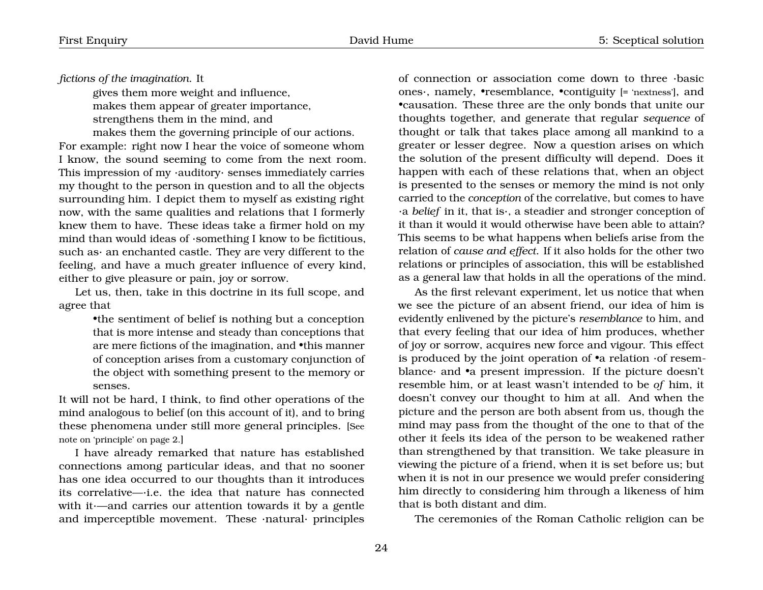*fictions of the imagination*. It

> gives them more weight and influence,
> makes them appear of greater importance,
> strengthens them in the mind, and
> makes them the governing principle of our actions.

For example: right now I hear the voice of someone whom I know, the sound seeming to come from the next room. This impression of my ·auditory· senses immediately carries my thought to the person in question and to all the objects surrounding him. I depict them to myself as existing right now, with the same qualities and relations that I formerly knew them to have. These ideas take a firmer hold on my mind than would ideas of ·something I know to be fictitious, such as· an enchanted castle. They are very different to the feeling, and have a much greater influence of every kind, either to give pleasure or pain, joy or sorrow.

Let us, then, take in this doctrine in its full scope, and agree that

> •the sentiment of belief is nothing but a conception that is more intense and steady than conceptions that are mere fictions of the imagination, and •this manner of conception arises from a customary conjunction of the object with something present to the memory or senses.

It will not be hard, I think, to find other operations of the mind analogous to belief (on this account of it), and to bring these phenomena under still more general principles. [See note on 'principle' on page 2.]

I have already remarked that nature has established connections among particular ideas, and that no sooner has one idea occurred to our thoughts than it introduces its correlative—·i.e. the idea that nature has connected with it·—and carries our attention towards it by a gentle and imperceptible movement. These ·natural· principles of connection or association come down to three ·basic ones·, namely, •resemblance, •contiguity [= 'nextness'], and •causation. These three are the only bonds that unite our thoughts together, and generate that regular *sequence* of thought or talk that takes place among all mankind to a greater or lesser degree. Now a question arises on which the solution of the present difficulty will depend. Does it happen with each of these relations that, when an object is presented to the senses or memory the mind is not only carried to the *conception* of the correlative, but comes to have ·a *belief* in it, that is·, a steadier and stronger conception of it than it would it would otherwise have been able to attain? This seems to be what happens when beliefs arise from the relation of *cause and effect*. If it also holds for the other two relations or principles of association, this will be established as a general law that holds in all the operations of the mind.

As the first relevant experiment, let us notice that when we see the picture of an absent friend, our idea of him is evidently enlivened by the picture's *resemblance* to him, and that every feeling that our idea of him produces, whether of joy or sorrow, acquires new force and vigour. This effect is produced by the joint operation of •a relation ·of resemblance· and •a present impression. If the picture doesn't resemble him, or at least wasn't intended to be *of* him, it doesn't convey our thought to him at all. And when the picture and the person are both absent from us, though the mind may pass from the thought of the one to that of the other it feels its idea of the person to be weakened rather than strengthened by that transition. We take pleasure in viewing the picture of a friend, when it is set before us; but when it is not in our presence we would prefer considering him directly to considering him through a likeness of him that is both distant and dim.

The ceremonies of the Roman Catholic religion can be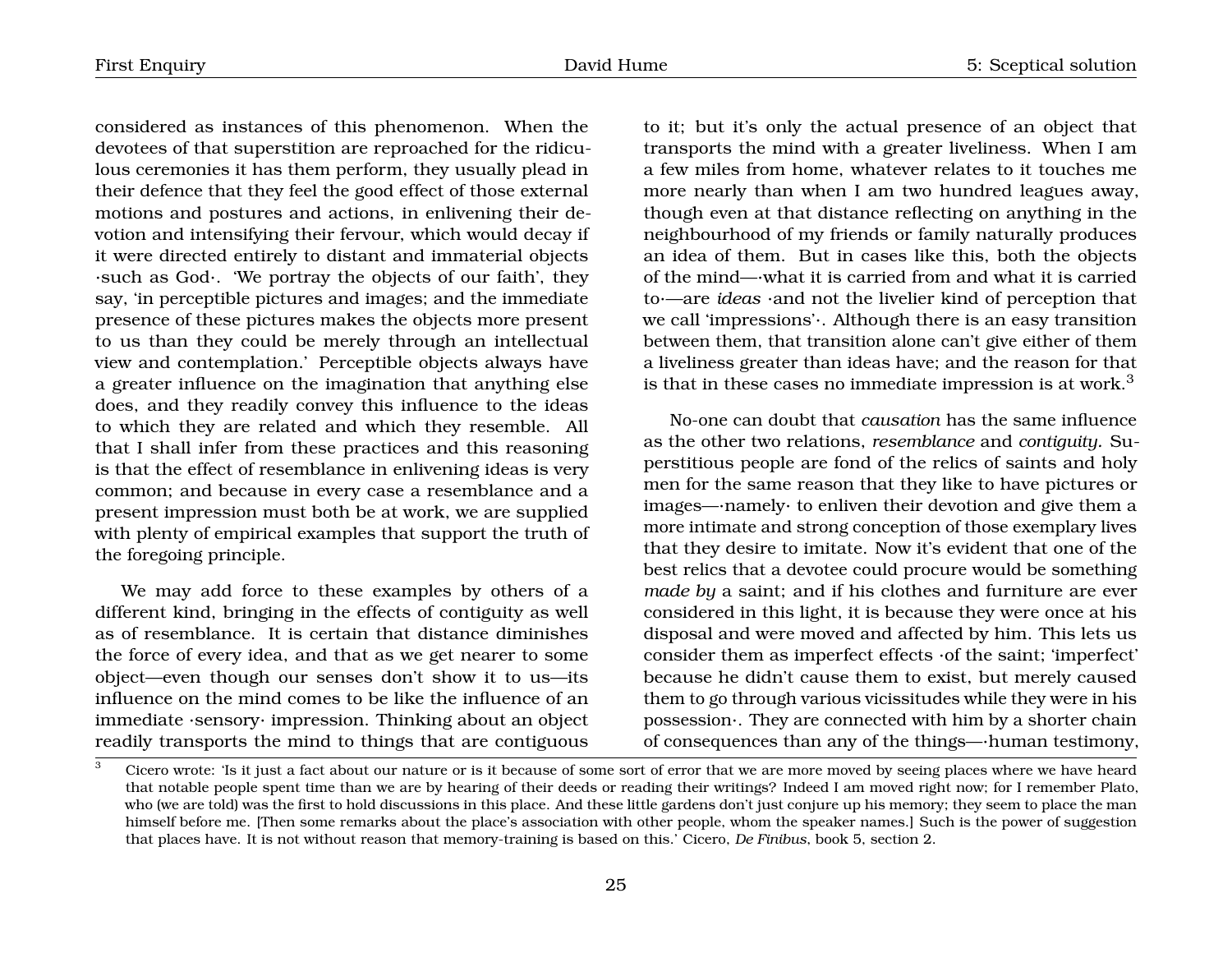considered as instances of this phenomenon. When the devotees of that superstition are reproached for the ridiculous ceremonies it has them perform, they usually plead in their defence that they feel the good effect of those external motions and postures and actions, in enlivening their devotion and intensifying their fervour, which would decay if it were directed entirely to distant and immaterial objects ·such as God·. 'We portray the objects of our faith', they say, 'in perceptible pictures and images; and the immediate presence of these pictures makes the objects more present to us than they could be merely through an intellectual view and contemplation.' Perceptible objects always have a greater influence on the imagination that anything else does, and they readily convey this influence to the ideas to which they are related and which they resemble. All that I shall infer from these practices and this reasoning is that the effect of resemblance in enlivening ideas is very common; and because in every case a resemblance and a present impression must both be at work, we are supplied with plenty of empirical examples that support the truth of the foregoing principle.

We may add force to these examples by others of a different kind, bringing in the effects of contiguity as well as of resemblance. It is certain that distance diminishes the force of every idea, and that as we get nearer to some object—even though our senses don't show it to us—its influence on the mind comes to be like the influence of an immediate ·sensory· impression. Thinking about an object readily transports the mind to things that are contiguous to it; but it's only the actual presence of an object that transports the mind with a greater liveliness. When I am a few miles from home, whatever relates to it touches me more nearly than when I am two hundred leagues away, though even at that distance reflecting on anything in the neighbourhood of my friends or family naturally produces an idea of them. But in cases like this, both the objects of the mind—·what it is carried from and what it is carried to·—are *ideas* ·and not the livelier kind of perception that we call 'impressions'·. Although there is an easy transition between them, that transition alone can't give either of them a liveliness greater than ideas have; and the reason for that is that in these cases no immediate impression is at work.[3]

No-one can doubt that *causation* has the same influence as the other two relations, *resemblance* and *contiguity.* Superstitious people are fond of the relics of saints and holy men for the same reason that they like to have pictures or images—·namely· to enliven their devotion and give them a more intimate and strong conception of those exemplary lives that they desire to imitate. Now it's evident that one of the best relics that a devotee could procure would be something *made by* a saint; and if his clothes and furniture are ever considered in this light, it is because they were once at his disposal and were moved and affected by him. This lets us consider them as imperfect effects ·of the saint; 'imperfect' because he didn't cause them to exist, but merely caused them to go through various vicissitudes while they were in his possession·. They are connected with him by a shorter chain of consequences than any of the things—·human testimony,

---

[3] Cicero wrote: 'Is it just a fact about our nature or is it because of some sort of error that we are more moved by seeing places where we have heard that notable people spent time than we are by hearing of their deeds or reading their writings? Indeed I am moved right now; for I remember Plato, who (we are told) was the first to hold discussions in this place. And these little gardens don't just conjure up his memory; they seem to place the man himself before me. [Then some remarks about the place's association with other people, whom the speaker names.] Such is the power of suggestion that places have. It is not without reason that memory-training is based on this.' Cicero, *De Finibus*, book 5, section 2.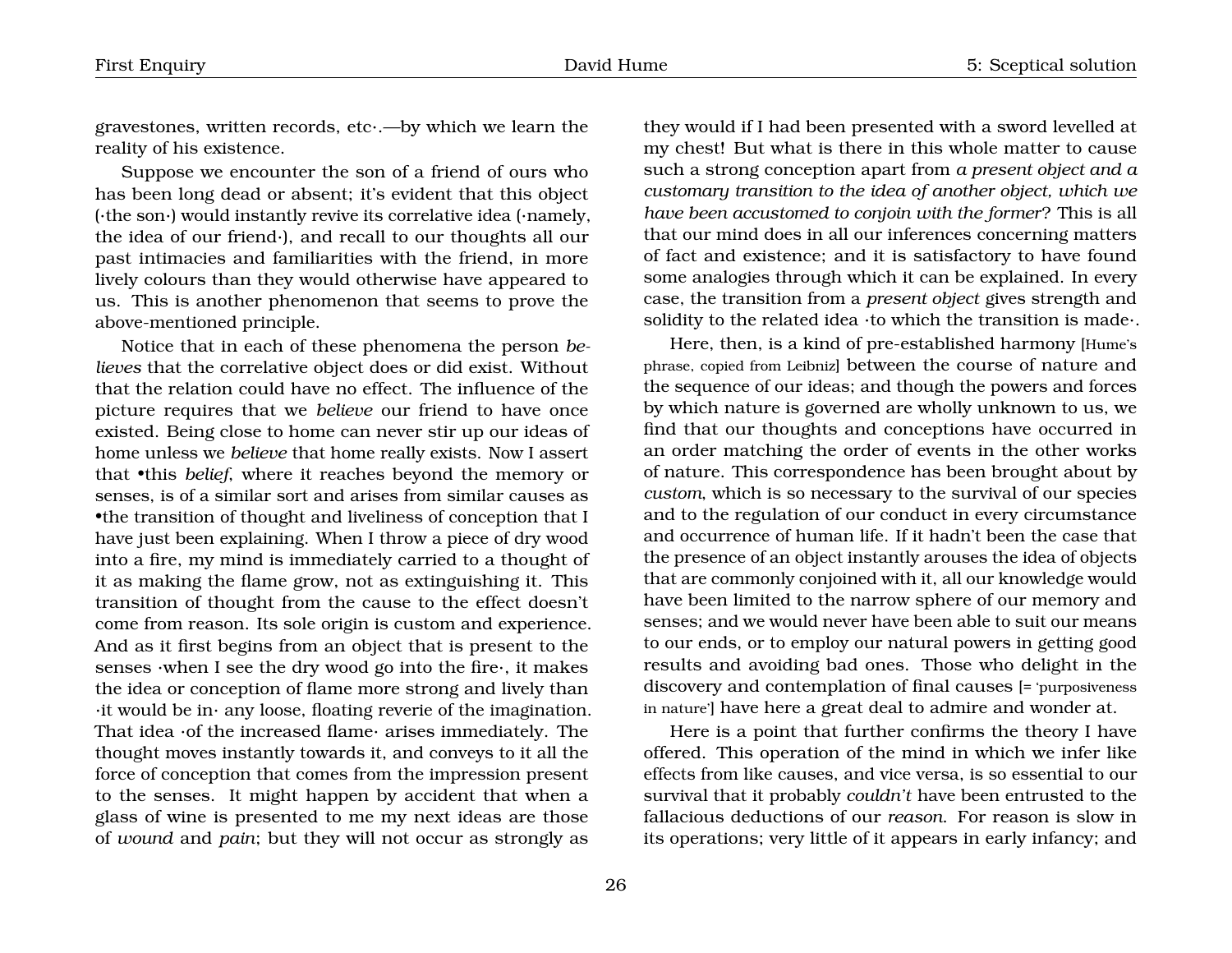gravestones, written records, etc·.—by which we learn the reality of his existence.

Suppose we encounter the son of a friend of ours who has been long dead or absent; it's evident that this object (·the son·) would instantly revive its correlative idea (·namely, the idea of our friend·), and recall to our thoughts all our past intimacies and familiarities with the friend, in more lively colours than they would otherwise have appeared to us. This is another phenomenon that seems to prove the above-mentioned principle.

Notice that in each of these phenomena the person *believes* that the correlative object does or did exist. Without that the relation could have no effect. The influence of the picture requires that we *believe* our friend to have once existed. Being close to home can never stir up our ideas of home unless we *believe* that home really exists. Now I assert that •this *belief*, where it reaches beyond the memory or senses, is of a similar sort and arises from similar causes as •the transition of thought and liveliness of conception that I have just been explaining. When I throw a piece of dry wood into a fire, my mind is immediately carried to a thought of it as making the flame grow, not as extinguishing it. This transition of thought from the cause to the effect doesn't come from reason. Its sole origin is custom and experience. And as it first begins from an object that is present to the senses ·when I see the dry wood go into the fire·, it makes the idea or conception of flame more strong and lively than ·it would be in· any loose, floating reverie of the imagination. That idea ·of the increased flame· arises immediately. The thought moves instantly towards it, and conveys to it all the force of conception that comes from the impression present to the senses. It might happen by accident that when a glass of wine is presented to me my next ideas are those of *wound* and *pain*; but they will not occur as strongly as they would if I had been presented with a sword levelled at my chest! But what is there in this whole matter to cause such a strong conception apart from *a present object and a customary transition to the idea of another object, which we have been accustomed to conjoin with the former*? This is all that our mind does in all our inferences concerning matters of fact and existence; and it is satisfactory to have found some analogies through which it can be explained. In every case, the transition from a *present object* gives strength and solidity to the related idea ·to which the transition is made·.

Here, then, is a kind of pre-established harmony [Hume's phrase, copied from Leibniz] between the course of nature and the sequence of our ideas; and though the powers and forces by which nature is governed are wholly unknown to us, we find that our thoughts and conceptions have occurred in an order matching the order of events in the other works of nature. This correspondence has been brought about by *custom*, which is so necessary to the survival of our species and to the regulation of our conduct in every circumstance and occurrence of human life. If it hadn't been the case that the presence of an object instantly arouses the idea of objects that are commonly conjoined with it, all our knowledge would have been limited to the narrow sphere of our memory and senses; and we would never have been able to suit our means to our ends, or to employ our natural powers in getting good results and avoiding bad ones. Those who delight in the discovery and contemplation of final causes [= 'purposiveness in nature'] have here a great deal to admire and wonder at.

Here is a point that further confirms the theory I have offered. This operation of the mind in which we infer like effects from like causes, and vice versa, is so essential to our survival that it probably *couldn't* have been entrusted to the fallacious deductions of our *reason*. For reason is slow in its operations; very little of it appears in early infancy; and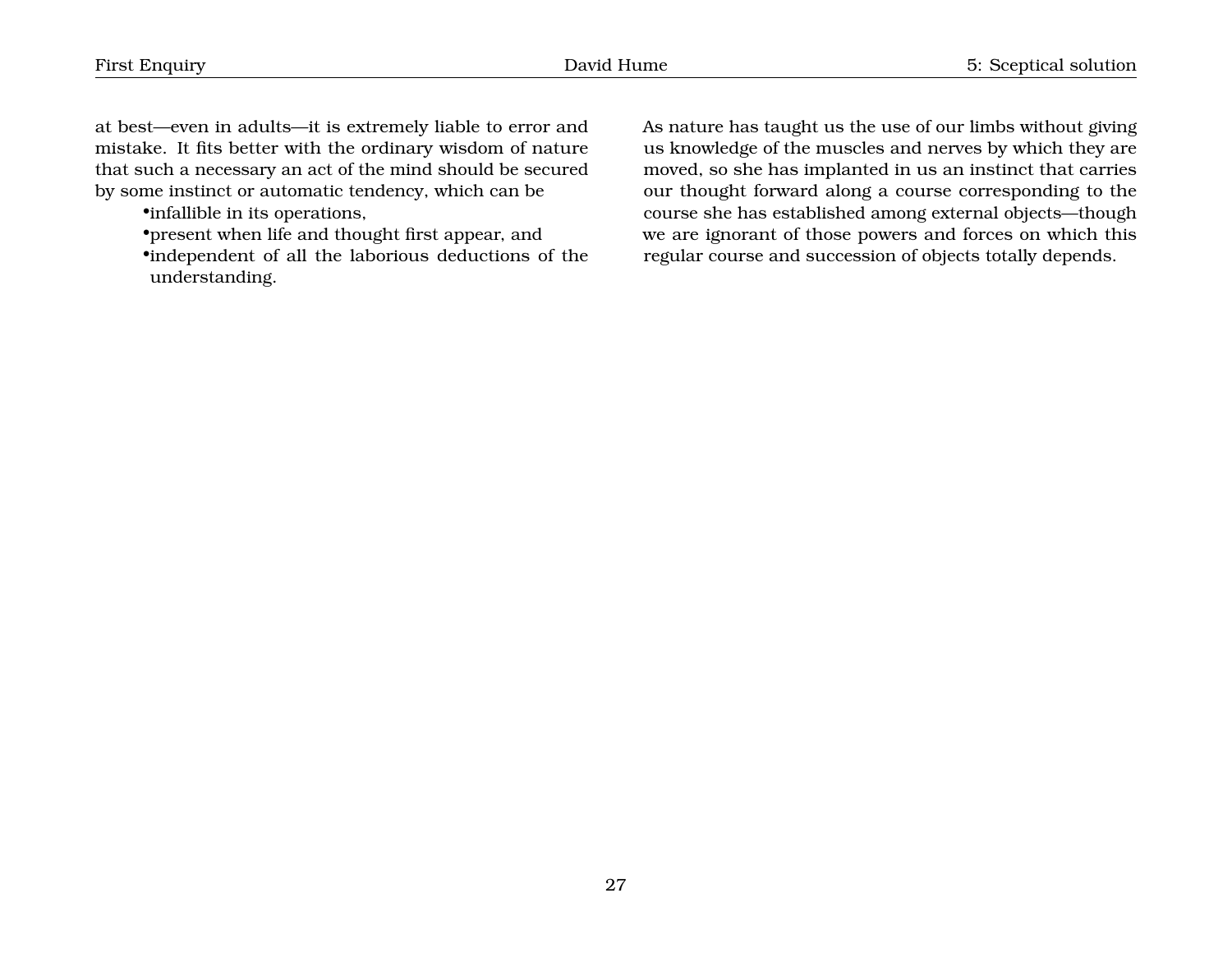at best—even in adults—it is extremely liable to error and mistake. It fits better with the ordinary wisdom of nature that such a necessary an act of the mind should be secured by some instinct or automatic tendency, which can be

- •infallible in its operations,
- •present when life and thought first appear, and
- •independent of all the laborious deductions of the understanding.

As nature has taught us the use of our limbs without giving us knowledge of the muscles and nerves by which they are moved, so she has implanted in us an instinct that carries our thought forward along a course corresponding to the course she has established among external objects—though we are ignorant of those powers and forces on which this regular course and succession of objects totally depends.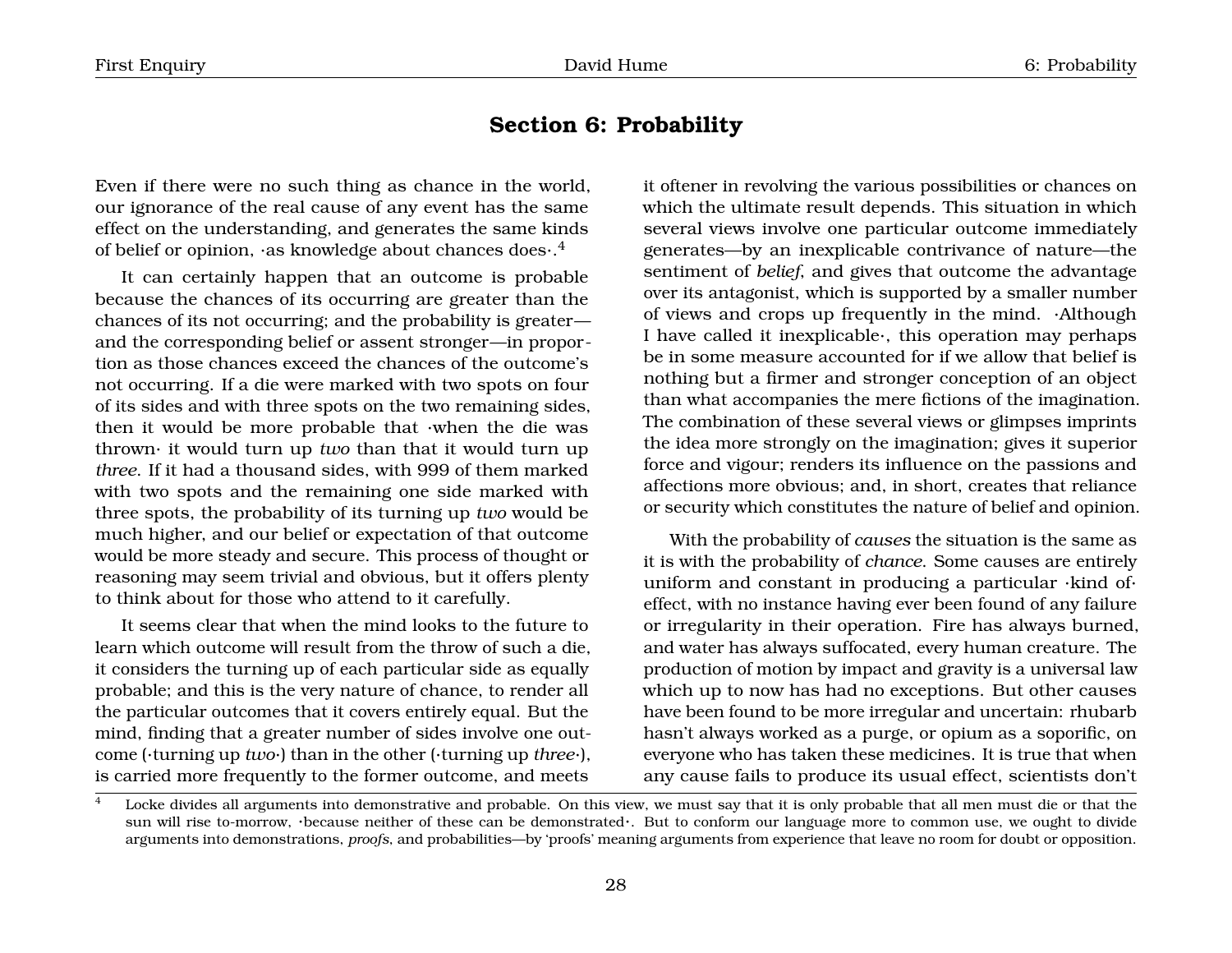## Section 6: Probability

Even if there were no such thing as chance in the world, our ignorance of the real cause of any event has the same effect on the understanding, and generates the same kinds of belief or opinion, ·as knowledge about chances does·.[4]

It can certainly happen that an outcome is probable because the chances of its occurring are greater than the chances of its not occurring; and the probability is greater—and the corresponding belief or assent stronger—in proportion as those chances exceed the chances of the outcome's not occurring. If a die were marked with two spots on four of its sides and with three spots on the two remaining sides, then it would be more probable that ·when the die was thrown· it would turn up *two* than that it would turn up *three*. If it had a thousand sides, with 999 of them marked with two spots and the remaining one side marked with three spots, the probability of its turning up *two* would be much higher, and our belief or expectation of that outcome would be more steady and secure. This process of thought or reasoning may seem trivial and obvious, but it offers plenty to think about for those who attend to it carefully.

It seems clear that when the mind looks to the future to learn which outcome will result from the throw of such a die, it considers the turning up of each particular side as equally probable; and this is the very nature of chance, to render all the particular outcomes that it covers entirely equal. But the mind, finding that a greater number of sides involve one outcome (·turning up *two*·) than in the other (·turning up *three*·), is carried more frequently to the former outcome, and meets it oftener in revolving the various possibilities or chances on which the ultimate result depends. This situation in which several views involve one particular outcome immediately generates—by an inexplicable contrivance of nature—the sentiment of *belief*, and gives that outcome the advantage over its antagonist, which is supported by a smaller number of views and crops up frequently in the mind. ·Although I have called it inexplicable·, this operation may perhaps be in some measure accounted for if we allow that belief is nothing but a firmer and stronger conception of an object than what accompanies the mere fictions of the imagination. The combination of these several views or glimpses imprints the idea more strongly on the imagination; gives it superior force and vigour; renders its influence on the passions and affections more obvious; and, in short, creates that reliance or security which constitutes the nature of belief and opinion.

With the probability of *causes* the situation is the same as it is with the probability of *chance*. Some causes are entirely uniform and constant in producing a particular ·kind of· effect, with no instance having ever been found of any failure or irregularity in their operation. Fire has always burned, and water has always suffocated, every human creature. The production of motion by impact and gravity is a universal law which up to now has had no exceptions. But other causes have been found to be more irregular and uncertain: rhubarb hasn't always worked as a purge, or opium as a soporific, on everyone who has taken these medicines. It is true that when any cause fails to produce its usual effect, scientists don't

---

[4] Locke divides all arguments into demonstrative and probable. On this view, we must say that it is only probable that all men must die or that the sun will rise to-morrow, ·because neither of these can be demonstrated·. But to conform our language more to common use, we ought to divide arguments into demonstrations, *proofs*, and probabilities—by 'proofs' meaning arguments from experience that leave no room for doubt or opposition.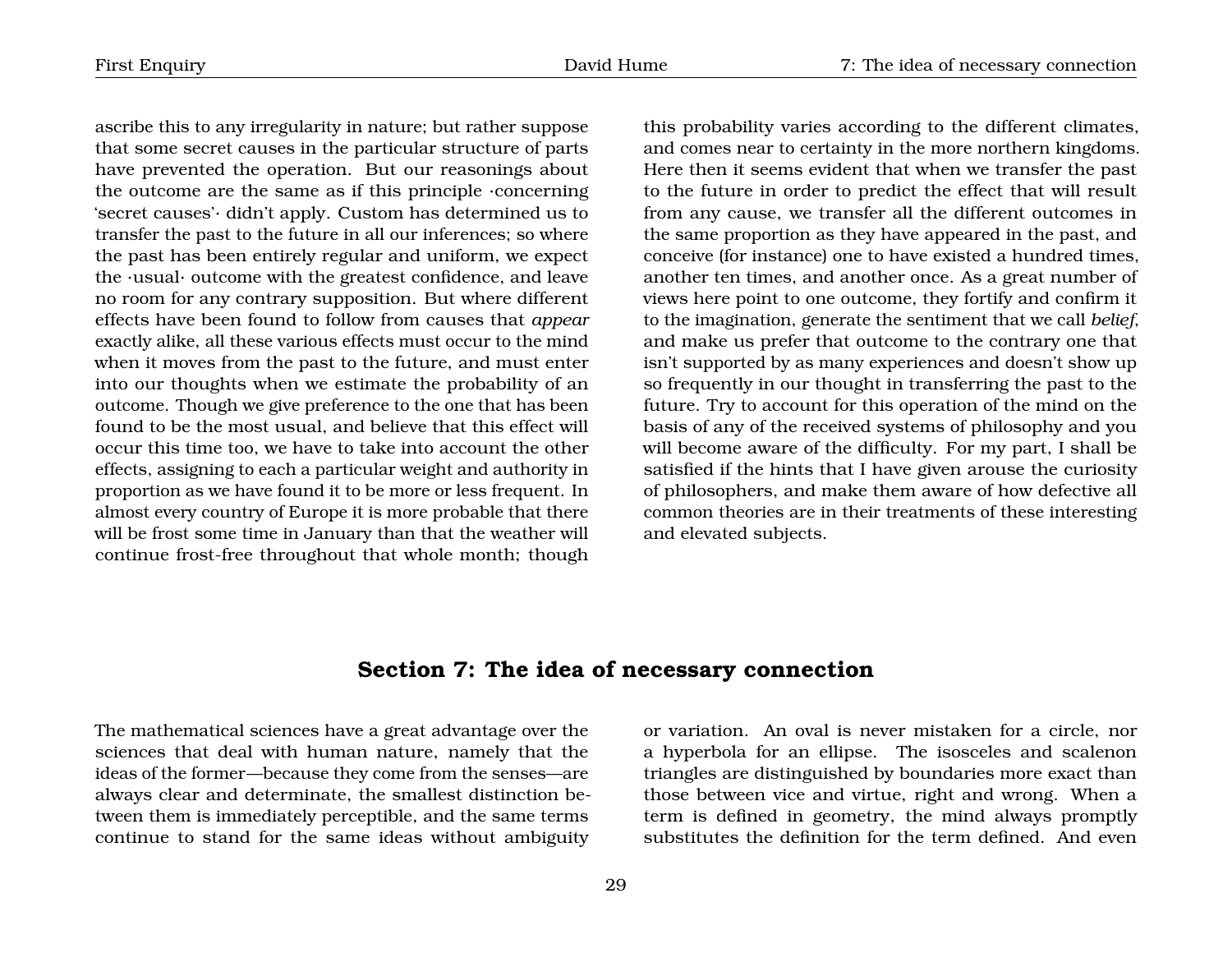ascribe this to any irregularity in nature; but rather suppose that some secret causes in the particular structure of parts have prevented the operation. But our reasonings about the outcome are the same as if this principle ·concerning 'secret causes'· didn't apply. Custom has determined us to transfer the past to the future in all our inferences; so where the past has been entirely regular and uniform, we expect the ·usual· outcome with the greatest confidence, and leave no room for any contrary supposition. But where different effects have been found to follow from causes that *appear* exactly alike, all these various effects must occur to the mind when it moves from the past to the future, and must enter into our thoughts when we estimate the probability of an outcome. Though we give preference to the one that has been found to be the most usual, and believe that this effect will occur this time too, we have to take into account the other effects, assigning to each a particular weight and authority in proportion as we have found it to be more or less frequent. In almost every country of Europe it is more probable that there will be frost some time in January than that the weather will continue frost-free throughout that whole month; though this probability varies according to the different climates, and comes near to certainty in the more northern kingdoms. Here then it seems evident that when we transfer the past to the future in order to predict the effect that will result from any cause, we transfer all the different outcomes in the same proportion as they have appeared in the past, and conceive (for instance) one to have existed a hundred times, another ten times, and another once. As a great number of views here point to one outcome, they fortify and confirm it to the imagination, generate the sentiment that we call *belief*, and make us prefer that outcome to the contrary one that isn't supported by as many experiences and doesn't show up so frequently in our thought in transferring the past to the future. Try to account for this operation of the mind on the basis of any of the received systems of philosophy and you will become aware of the difficulty. For my part, I shall be satisfied if the hints that I have given arouse the curiosity of philosophers, and make them aware of how defective all common theories are in their treatments of these interesting and elevated subjects.

## Section 7: The idea of necessary connection

The mathematical sciences have a great advantage over the sciences that deal with human nature, namely that the ideas of the former—because they come from the senses—are always clear and determinate, the smallest distinction between them is immediately perceptible, and the same terms continue to stand for the same ideas without ambiguity or variation. An oval is never mistaken for a circle, nor a hyperbola for an ellipse. The isosceles and scalenon triangles are distinguished by boundaries more exact than those between vice and virtue, right and wrong. When a term is defined in geometry, the mind always promptly substitutes the definition for the term defined. And even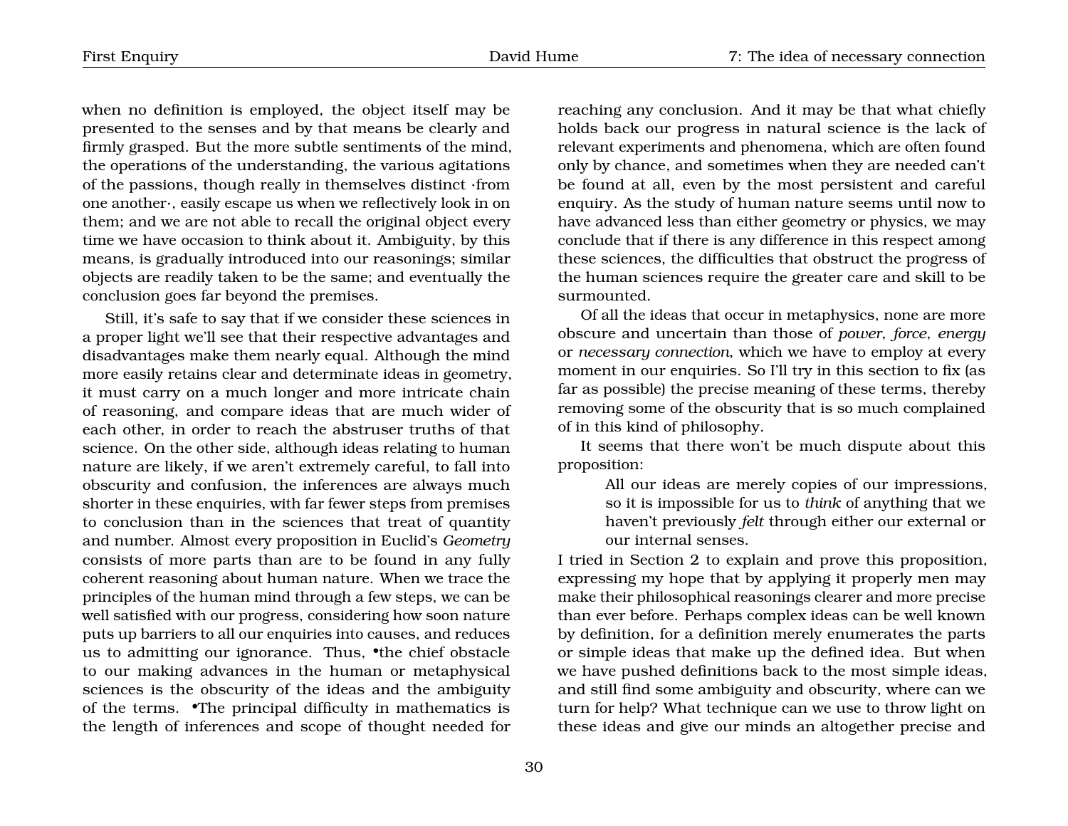when no definition is employed, the object itself may be presented to the senses and by that means be clearly and firmly grasped. But the more subtle sentiments of the mind, the operations of the understanding, the various agitations of the passions, though really in themselves distinct ·from one another·, easily escape us when we reflectively look in on them; and we are not able to recall the original object every time we have occasion to think about it. Ambiguity, by this means, is gradually introduced into our reasonings; similar objects are readily taken to be the same; and eventually the conclusion goes far beyond the premises.

Still, it's safe to say that if we consider these sciences in a proper light we'll see that their respective advantages and disadvantages make them nearly equal. Although the mind more easily retains clear and determinate ideas in geometry, it must carry on a much longer and more intricate chain of reasoning, and compare ideas that are much wider of each other, in order to reach the abstruser truths of that science. On the other side, although ideas relating to human nature are likely, if we aren't extremely careful, to fall into obscurity and confusion, the inferences are always much shorter in these enquiries, with far fewer steps from premises to conclusion than in the sciences that treat of quantity and number. Almost every proposition in Euclid's *Geometry* consists of more parts than are to be found in any fully coherent reasoning about human nature. When we trace the principles of the human mind through a few steps, we can be well satisfied with our progress, considering how soon nature puts up barriers to all our enquiries into causes, and reduces us to admitting our ignorance. Thus, •the chief obstacle to our making advances in the human or metaphysical sciences is the obscurity of the ideas and the ambiguity of the terms. •The principal difficulty in mathematics is the length of inferences and scope of thought needed for reaching any conclusion. And it may be that what chiefly holds back our progress in natural science is the lack of relevant experiments and phenomena, which are often found only by chance, and sometimes when they are needed can't be found at all, even by the most persistent and careful enquiry. As the study of human nature seems until now to have advanced less than either geometry or physics, we may conclude that if there is any difference in this respect among these sciences, the difficulties that obstruct the progress of the human sciences require the greater care and skill to be surmounted.

Of all the ideas that occur in metaphysics, none are more obscure and uncertain than those of *power*, *force*, *energy* or *necessary connection*, which we have to employ at every moment in our enquiries. So I'll try in this section to fix (as far as possible) the precise meaning of these terms, thereby removing some of the obscurity that is so much complained of in this kind of philosophy.

It seems that there won't be much dispute about this proposition:

> All our ideas are merely copies of our impressions, so it is impossible for us to *think* of anything that we haven't previously *felt* through either our external or our internal senses.

I tried in Section 2 to explain and prove this proposition, expressing my hope that by applying it properly men may make their philosophical reasonings clearer and more precise than ever before. Perhaps complex ideas can be well known by definition, for a definition merely enumerates the parts or simple ideas that make up the defined idea. But when we have pushed definitions back to the most simple ideas, and still find some ambiguity and obscurity, where can we turn for help? What technique can we use to throw light on these ideas and give our minds an altogether precise and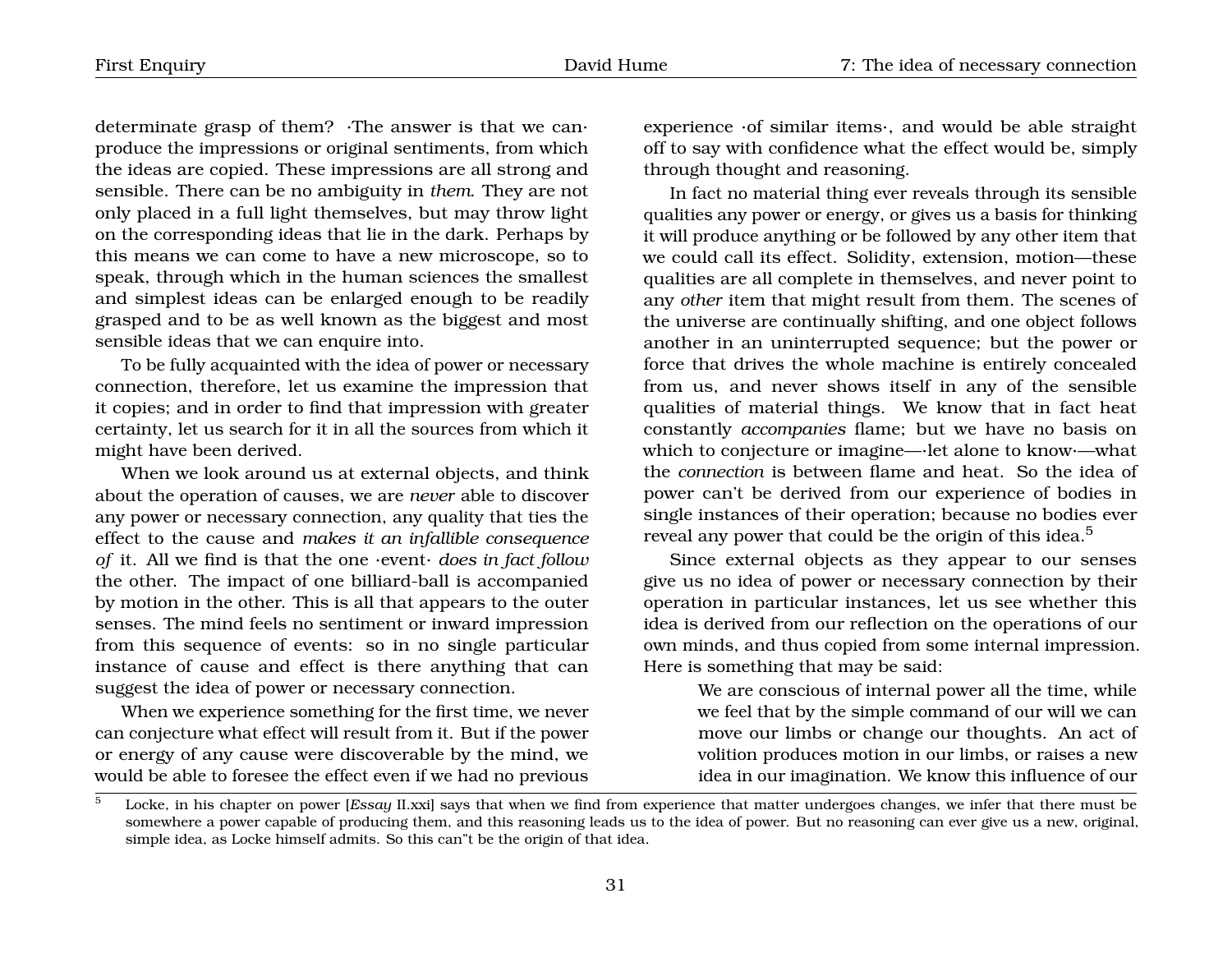determinate grasp of them? ·The answer is that we can· produce the impressions or original sentiments, from which the ideas are copied. These impressions are all strong and sensible. There can be no ambiguity in *them*. They are not only placed in a full light themselves, but may throw light on the corresponding ideas that lie in the dark. Perhaps by this means we can come to have a new microscope, so to speak, through which in the human sciences the smallest and simplest ideas can be enlarged enough to be readily grasped and to be as well known as the biggest and most sensible ideas that we can enquire into.

To be fully acquainted with the idea of power or necessary connection, therefore, let us examine the impression that it copies; and in order to find that impression with greater certainty, let us search for it in all the sources from which it might have been derived.

When we look around us at external objects, and think about the operation of causes, we are *never* able to discover any power or necessary connection, any quality that ties the effect to the cause and *makes it an infallible consequence of* it. All we find is that the one ·event· *does in fact follow* the other. The impact of one billiard-ball is accompanied by motion in the other. This is all that appears to the outer senses. The mind feels no sentiment or inward impression from this sequence of events: so in no single particular instance of cause and effect is there anything that can suggest the idea of power or necessary connection.

When we experience something for the first time, we never can conjecture what effect will result from it. But if the power or energy of any cause were discoverable by the mind, we would be able to foresee the effect even if we had no previous experience ·of similar items·, and would be able straight off to say with confidence what the effect would be, simply through thought and reasoning.

In fact no material thing ever reveals through its sensible qualities any power or energy, or gives us a basis for thinking it will produce anything or be followed by any other item that we could call its effect. Solidity, extension, motion—these qualities are all complete in themselves, and never point to any *other* item that might result from them. The scenes of the universe are continually shifting, and one object follows another in an uninterrupted sequence; but the power or force that drives the whole machine is entirely concealed from us, and never shows itself in any of the sensible qualities of material things. We know that in fact heat constantly *accompanies* flame; but we have no basis on which to conjecture or imagine—·let alone to know·—what the *connection* is between flame and heat. So the idea of power can't be derived from our experience of bodies in single instances of their operation; because no bodies ever reveal any power that could be the origin of this idea.[5]

Since external objects as they appear to our senses give us no idea of power or necessary connection by their operation in particular instances, let us see whether this idea is derived from our reflection on the operations of our own minds, and thus copied from some internal impression. Here is something that may be said:

> We are conscious of internal power all the time, while we feel that by the simple command of our will we can move our limbs or change our thoughts. An act of volition produces motion in our limbs, or raises a new idea in our imagination. We know this influence of our

---

[5] Locke, in his chapter on power [*Essay* II.xxi] says that when we find from experience that matter undergoes changes, we infer that there must be somewhere a power capable of producing them, and this reasoning leads us to the idea of power. But no reasoning can ever give us a new, original, simple idea, as Locke himself admits. So this can"t be the origin of that idea.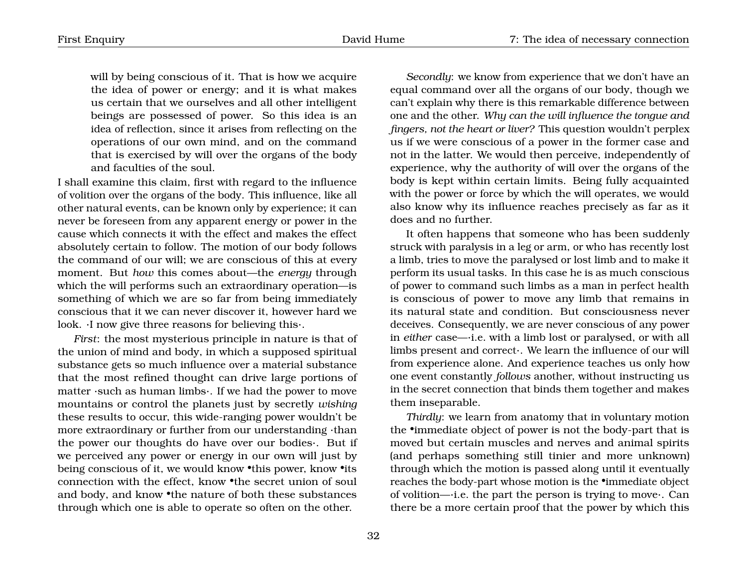> will by being conscious of it. That is how we acquire the idea of power or energy; and it is what makes us certain that we ourselves and all other intelligent beings are possessed of power. So this idea is an idea of reflection, since it arises from reflecting on the operations of our own mind, and on the command that is exercised by will over the organs of the body and faculties of the soul.

I shall examine this claim, first with regard to the influence of volition over the organs of the body. This influence, like all other natural events, can be known only by experience; it can never be foreseen from any apparent energy or power in the cause which connects it with the effect and makes the effect absolutely certain to follow. The motion of our body follows the command of our will; we are conscious of this at every moment. But *how* this comes about—the *energy* through which the will performs such an extraordinary operation—is something of which we are so far from being immediately conscious that it we can never discover it, however hard we look. ·I now give three reasons for believing this·.

*First*: the most mysterious principle in nature is that of the union of mind and body, in which a supposed spiritual substance gets so much influence over a material substance that the most refined thought can drive large portions of matter ·such as human limbs·. If we had the power to move mountains or control the planets just by secretly *wishing* these results to occur, this wide-ranging power wouldn't be more extraordinary or further from our understanding ·than the power our thoughts do have over our bodies·. But if we perceived any power or energy in our own will just by being conscious of it, we would know •this power, know •its connection with the effect, know •the secret union of soul and body, and know •the nature of both these substances through which one is able to operate so often on the other.

*Secondly*: we know from experience that we don't have an equal command over all the organs of our body, though we can't explain why there is this remarkable difference between one and the other. *Why can the will influence the tongue and fingers, not the heart or liver?* This question wouldn't perplex us if we were conscious of a power in the former case and not in the latter. We would then perceive, independently of experience, why the authority of will over the organs of the body is kept within certain limits. Being fully acquainted with the power or force by which the will operates, we would also know why its influence reaches precisely as far as it does and no further.

It often happens that someone who has been suddenly struck with paralysis in a leg or arm, or who has recently lost a limb, tries to move the paralysed or lost limb and to make it perform its usual tasks. In this case he is as much conscious of power to command such limbs as a man in perfect health is conscious of power to move any limb that remains in its natural state and condition. But consciousness never deceives. Consequently, we are never conscious of any power in *either* case—·i.e. with a limb lost or paralysed, or with all limbs present and correct·. We learn the influence of our will from experience alone. And experience teaches us only how one event constantly *follows* another, without instructing us in the secret connection that binds them together and makes them inseparable.

*Thirdly*: we learn from anatomy that in voluntary motion the •immediate object of power is not the body-part that is moved but certain muscles and nerves and animal spirits (and perhaps something still tinier and more unknown) through which the motion is passed along until it eventually reaches the body-part whose motion is the •immediate object of volition—·i.e. the part the person is trying to move·. Can there be a more certain proof that the power by which this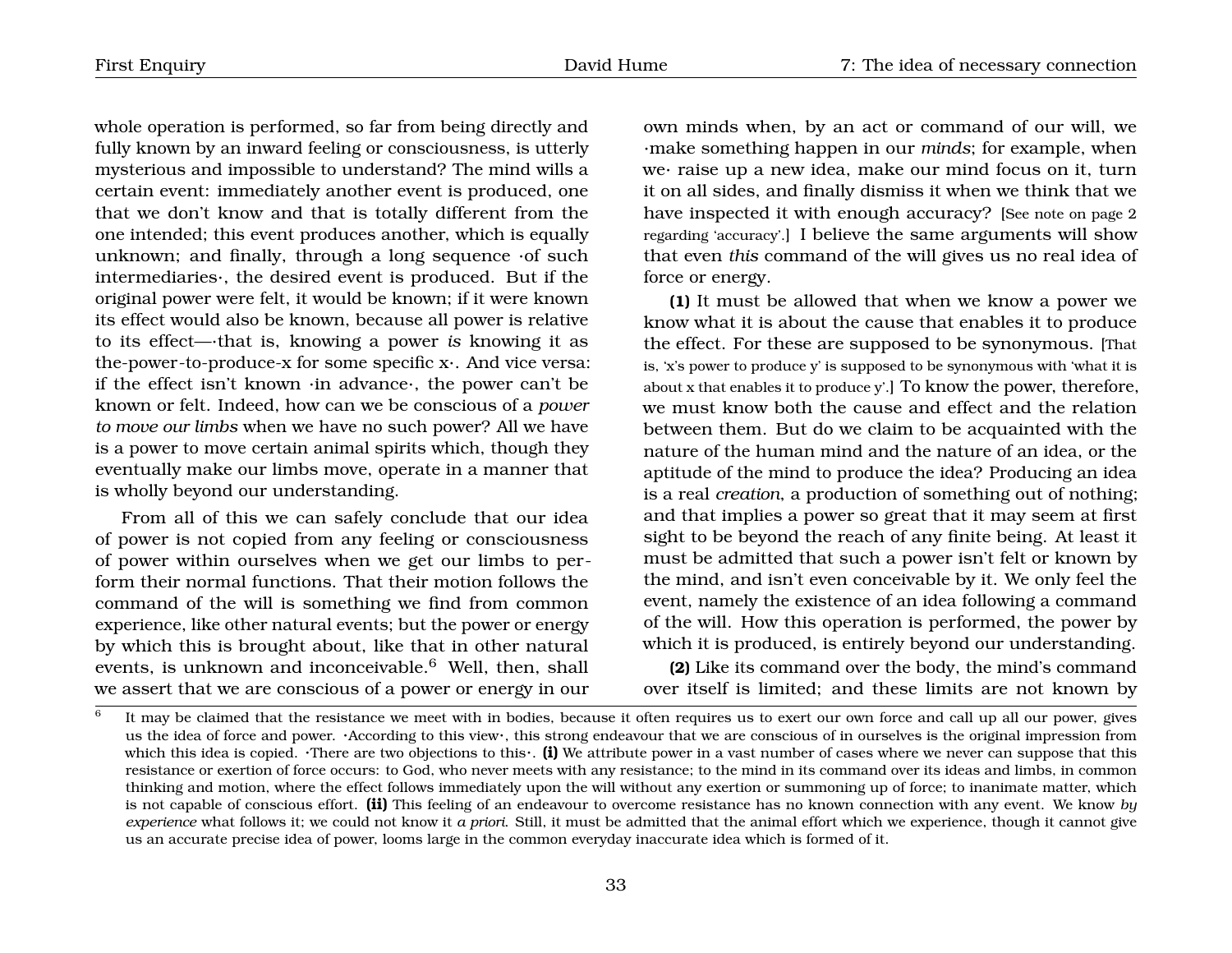whole operation is performed, so far from being directly and fully known by an inward feeling or consciousness, is utterly mysterious and impossible to understand? The mind wills a certain event: immediately another event is produced, one that we don't know and that is totally different from the one intended; this event produces another, which is equally unknown; and finally, through a long sequence ·of such intermediaries·, the desired event is produced. But if the original power were felt, it would be known; if it were known its effect would also be known, because all power is relative to its effect—·that is, knowing a power *is* knowing it as the-power-to-produce-x for some specific x·. And vice versa: if the effect isn't known ·in advance·, the power can't be known or felt. Indeed, how can we be conscious of a *power to move our limbs* when we have no such power? All we have is a power to move certain animal spirits which, though they eventually make our limbs move, operate in a manner that is wholly beyond our understanding.

From all of this we can safely conclude that our idea of power is not copied from any feeling or consciousness of power within ourselves when we get our limbs to perform their normal functions. That their motion follows the command of the will is something we find from common experience, like other natural events; but the power or energy by which this is brought about, like that in other natural events, is unknown and inconceivable.[6] Well, then, shall we assert that we are conscious of a power or energy in our own minds when, by an act or command of our will, we ·make something happen in our *minds*; for example, when we· raise up a new idea, make our mind focus on it, turn it on all sides, and finally dismiss it when we think that we have inspected it with enough accuracy? [See note on page 2 regarding 'accuracy'.] I believe the same arguments will show that even *this* command of the will gives us no real idea of force or energy.

**(1)** It must be allowed that when we know a power we know what it is about the cause that enables it to produce the effect. For these are supposed to be synonymous. [That is, 'x's power to produce y' is supposed to be synonymous with 'what it is about x that enables it to produce y'.] To know the power, therefore, we must know both the cause and effect and the relation between them. But do we claim to be acquainted with the nature of the human mind and the nature of an idea, or the aptitude of the mind to produce the idea? Producing an idea is a real *creation*, a production of something out of nothing; and that implies a power so great that it may seem at first sight to be beyond the reach of any finite being. At least it must be admitted that such a power isn't felt or known by the mind, and isn't even conceivable by it. We only feel the event, namely the existence of an idea following a command of the will. How this operation is performed, the power by which it is produced, is entirely beyond our understanding.

**(2)** Like its command over the body, the mind's command over itself is limited; and these limits are not known by

---

[6] It may be claimed that the resistance we meet with in bodies, because it often requires us to exert our own force and call up all our power, gives us the idea of force and power. ·According to this view·, this strong endeavour that we are conscious of in ourselves is the original impression from which this idea is copied. ·There are two objections to this·. **(i)** We attribute power in a vast number of cases where we never can suppose that this resistance or exertion of force occurs: to God, who never meets with any resistance; to the mind in its command over its ideas and limbs, in common thinking and motion, where the effect follows immediately upon the will without any exertion or summoning up of force; to inanimate matter, which is not capable of conscious effort. **(ii)** This feeling of an endeavour to overcome resistance has no known connection with any event. We know *by experience* what follows it; we could not know it *a priori*. Still, it must be admitted that the animal effort which we experience, though it cannot give us an accurate precise idea of power, looms large in the common everyday inaccurate idea which is formed of it.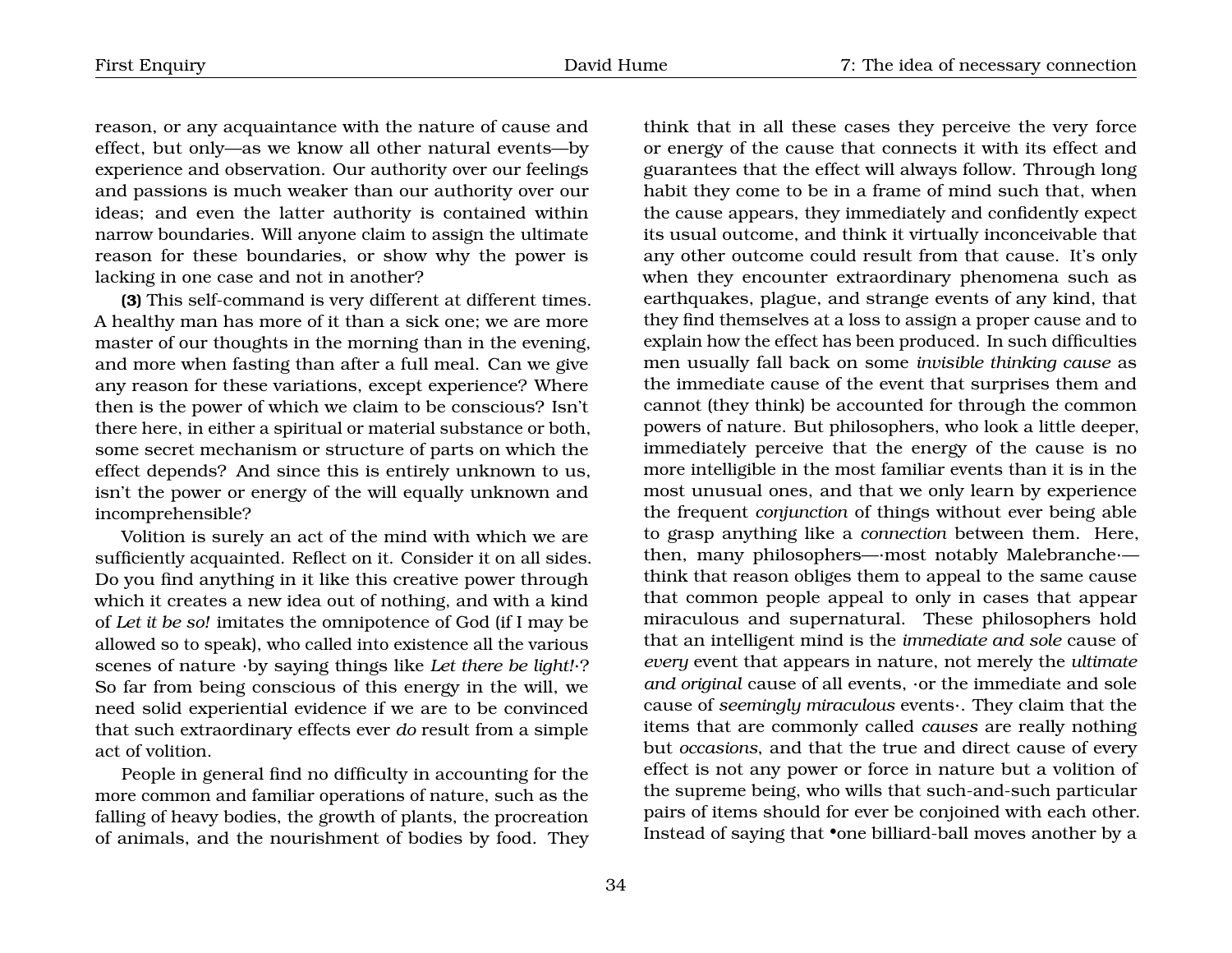reason, or any acquaintance with the nature of cause and effect, but only—as we know all other natural events—by experience and observation. Our authority over our feelings and passions is much weaker than our authority over our ideas; and even the latter authority is contained within narrow boundaries. Will anyone claim to assign the ultimate reason for these boundaries, or show why the power is lacking in one case and not in another?

**(3)** This self-command is very different at different times. A healthy man has more of it than a sick one; we are more master of our thoughts in the morning than in the evening, and more when fasting than after a full meal. Can we give any reason for these variations, except experience? Where then is the power of which we claim to be conscious? Isn't there here, in either a spiritual or material substance or both, some secret mechanism or structure of parts on which the effect depends? And since this is entirely unknown to us, isn't the power or energy of the will equally unknown and incomprehensible?

Volition is surely an act of the mind with which we are sufficiently acquainted. Reflect on it. Consider it on all sides. Do you find anything in it like this creative power through which it creates a new idea out of nothing, and with a kind of *Let it be so!* imitates the omnipotence of God (if I may be allowed so to speak), who called into existence all the various scenes of nature ·by saying things like *Let there be light!*·? So far from being conscious of this energy in the will, we need solid experiential evidence if we are to be convinced that such extraordinary effects ever *do* result from a simple act of volition.

People in general find no difficulty in accounting for the more common and familiar operations of nature, such as the falling of heavy bodies, the growth of plants, the procreation of animals, and the nourishment of bodies by food. They think that in all these cases they perceive the very force or energy of the cause that connects it with its effect and guarantees that the effect will always follow. Through long habit they come to be in a frame of mind such that, when the cause appears, they immediately and confidently expect its usual outcome, and think it virtually inconceivable that any other outcome could result from that cause. It's only when they encounter extraordinary phenomena such as earthquakes, plague, and strange events of any kind, that they find themselves at a loss to assign a proper cause and to explain how the effect has been produced. In such difficulties men usually fall back on some *invisible thinking cause* as the immediate cause of the event that surprises them and cannot (they think) be accounted for through the common powers of nature. But philosophers, who look a little deeper, immediately perceive that the energy of the cause is no more intelligible in the most familiar events than it is in the most unusual ones, and that we only learn by experience the frequent *conjunction* of things without ever being able to grasp anything like a *connection* between them. Here, then, many philosophers—·most notably Malebranche·—think that reason obliges them to appeal to the same cause that common people appeal to only in cases that appear miraculous and supernatural. These philosophers hold that an intelligent mind is the *immediate and sole* cause of *every* event that appears in nature, not merely the *ultimate and original* cause of all events, ·or the immediate and sole cause of *seemingly miraculous* events·. They claim that the items that are commonly called *causes* are really nothing but *occasions*, and that the true and direct cause of every effect is not any power or force in nature but a volition of the supreme being, who wills that such-and-such particular pairs of items should for ever be conjoined with each other. Instead of saying that •one billiard-ball moves another by a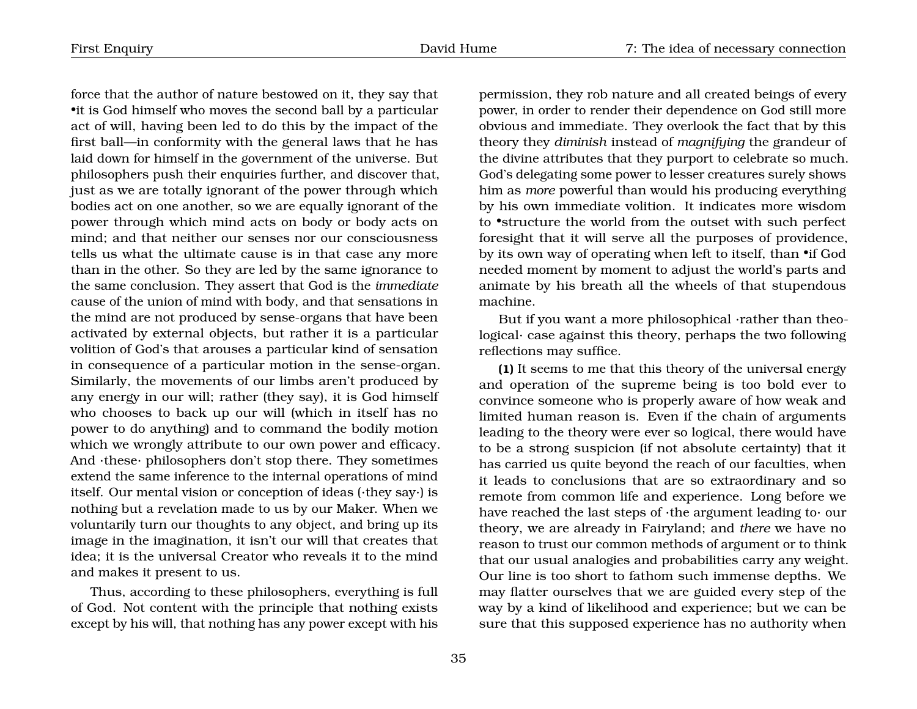force that the author of nature bestowed on it, they say that •it is God himself who moves the second ball by a particular act of will, having been led to do this by the impact of the first ball—in conformity with the general laws that he has laid down for himself in the government of the universe. But philosophers push their enquiries further, and discover that, just as we are totally ignorant of the power through which bodies act on one another, so we are equally ignorant of the power through which mind acts on body or body acts on mind; and that neither our senses nor our consciousness tells us what the ultimate cause is in that case any more than in the other. So they are led by the same ignorance to the same conclusion. They assert that God is the *immediate* cause of the union of mind with body, and that sensations in the mind are not produced by sense-organs that have been activated by external objects, but rather it is a particular volition of God's that arouses a particular kind of sensation in consequence of a particular motion in the sense-organ. Similarly, the movements of our limbs aren't produced by any energy in our will; rather (they say), it is God himself who chooses to back up our will (which in itself has no power to do anything) and to command the bodily motion which we wrongly attribute to our own power and efficacy. And ·these· philosophers don't stop there. They sometimes extend the same inference to the internal operations of mind itself. Our mental vision or conception of ideas (·they say·) is nothing but a revelation made to us by our Maker. When we voluntarily turn our thoughts to any object, and bring up its image in the imagination, it isn't our will that creates that idea; it is the universal Creator who reveals it to the mind and makes it present to us.

Thus, according to these philosophers, everything is full of God. Not content with the principle that nothing exists except by his will, that nothing has any power except with his permission, they rob nature and all created beings of every power, in order to render their dependence on God still more obvious and immediate. They overlook the fact that by this theory they *diminish* instead of *magnifying* the grandeur of the divine attributes that they purport to celebrate so much. God's delegating some power to lesser creatures surely shows him as *more* powerful than would his producing everything by his own immediate volition. It indicates more wisdom to •structure the world from the outset with such perfect foresight that it will serve all the purposes of providence, by its own way of operating when left to itself, than •if God needed moment by moment to adjust the world's parts and animate by his breath all the wheels of that stupendous machine.

But if you want a more philosophical ·rather than theological· case against this theory, perhaps the two following reflections may suffice.

**(1)** It seems to me that this theory of the universal energy and operation of the supreme being is too bold ever to convince someone who is properly aware of how weak and limited human reason is. Even if the chain of arguments leading to the theory were ever so logical, there would have to be a strong suspicion (if not absolute certainty) that it has carried us quite beyond the reach of our faculties, when it leads to conclusions that are so extraordinary and so remote from common life and experience. Long before we have reached the last steps of ·the argument leading to· our theory, we are already in Fairyland; and *there* we have no reason to trust our common methods of argument or to think that our usual analogies and probabilities carry any weight. Our line is too short to fathom such immense depths. We may flatter ourselves that we are guided every step of the way by a kind of likelihood and experience; but we can be sure that this supposed experience has no authority when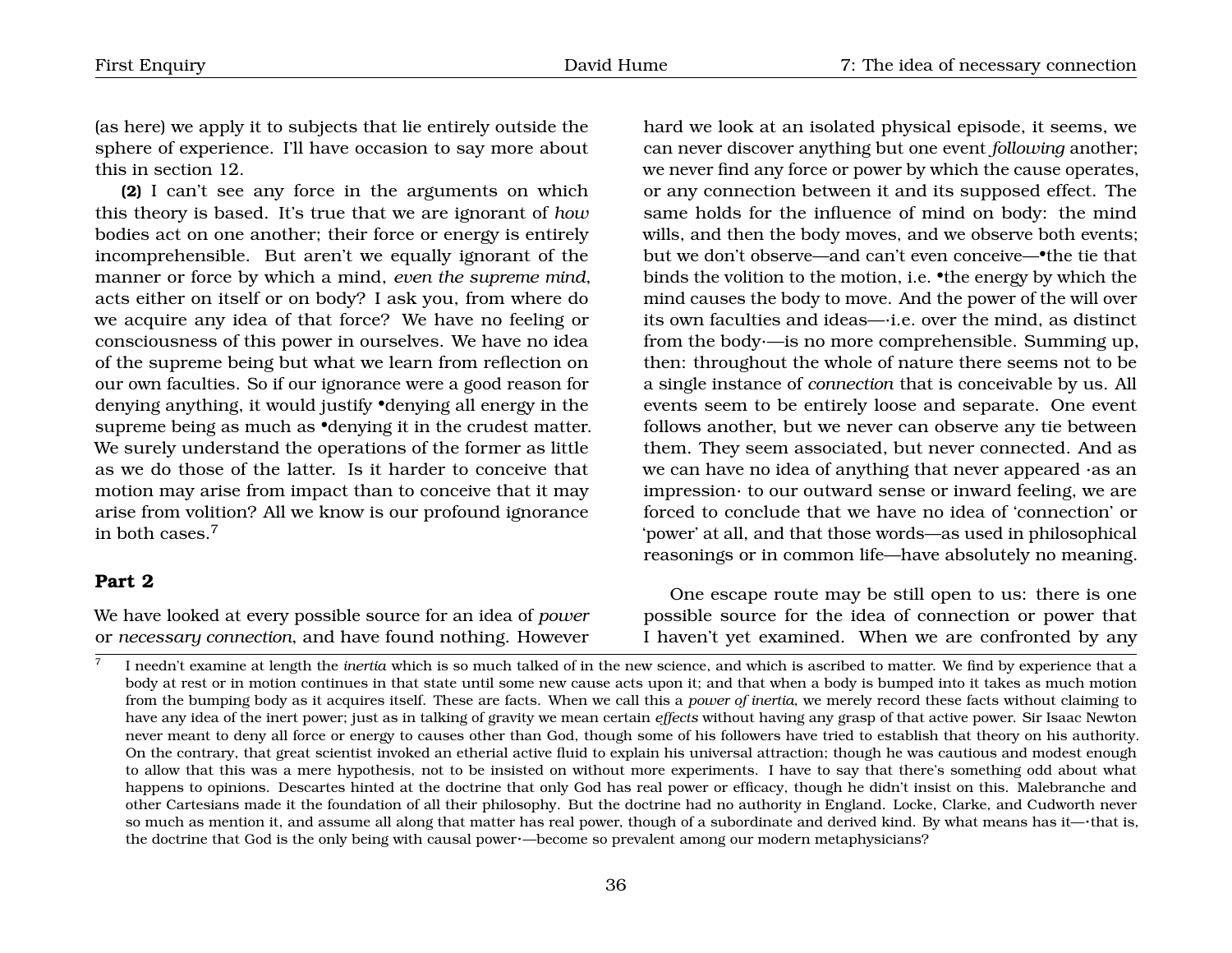(as here) we apply it to subjects that lie entirely outside the sphere of experience. I'll have occasion to say more about this in section 12.

**(2)** I can't see any force in the arguments on which this theory is based. It's true that we are ignorant of *how* bodies act on one another; their force or energy is entirely incomprehensible. But aren't we equally ignorant of the manner or force by which a mind, *even the supreme mind*, acts either on itself or on body? I ask you, from where do we acquire any idea of that force? We have no feeling or consciousness of this power in ourselves. We have no idea of the supreme being but what we learn from reflection on our own faculties. So if our ignorance were a good reason for denying anything, it would justify •denying all energy in the supreme being as much as •denying it in the crudest matter. We surely understand the operations of the former as little as we do those of the latter. Is it harder to conceive that motion may arise from impact than to conceive that it may arise from volition? All we know is our profound ignorance in both cases.[7]

## Part 2

We have looked at every possible source for an idea of *power* or *necessary connection*, and have found nothing. However hard we look at an isolated physical episode, it seems, we can never discover anything but one event *following* another; we never find any force or power by which the cause operates, or any connection between it and its supposed effect. The same holds for the influence of mind on body: the mind wills, and then the body moves, and we observe both events; but we don't observe—and can't even conceive—•the tie that binds the volition to the motion, i.e. •the energy by which the mind causes the body to move. And the power of the will over its own faculties and ideas—·i.e. over the mind, as distinct from the body·—is no more comprehensible. Summing up, then: throughout the whole of nature there seems not to be a single instance of *connection* that is conceivable by us. All events seem to be entirely loose and separate. One event follows another, but we never can observe any tie between them. They seem associated, but never connected. And as we can have no idea of anything that never appeared ·as an impression· to our outward sense or inward feeling, we are forced to conclude that we have no idea of 'connection' or 'power' at all, and that those words—as used in philosophical reasonings or in common life—have absolutely no meaning.

One escape route may be still open to us: there is one possible source for the idea of connection or power that I haven't yet examined. When we are confronted by any

[7] I needn't examine at length the *inertia* which is so much talked of in the new science, and which is ascribed to matter. We find by experience that a body at rest or in motion continues in that state until some new cause acts upon it; and that when a body is bumped into it takes as much motion from the bumping body as it acquires itself. These are facts. When we call this a *power of inertia*, we merely record these facts without claiming to have any idea of the inert power; just as in talking of gravity we mean certain *effects* without having any grasp of that active power. Sir Isaac Newton never meant to deny all force or energy to causes other than God, though some of his followers have tried to establish that theory on his authority. On the contrary, that great scientist invoked an etherial active fluid to explain his universal attraction; though he was cautious and modest enough to allow that this was a mere hypothesis, not to be insisted on without more experiments. I have to say that there's something odd about what happens to opinions. Descartes hinted at the doctrine that only God has real power or efficacy, though he didn't insist on this. Malebranche and other Cartesians made it the foundation of all their philosophy. But the doctrine had no authority in England. Locke, Clarke, and Cudworth never so much as mention it, and assume all along that matter has real power, though of a subordinate and derived kind. By what means has it—·that is, the doctrine that God is the only being with causal power·—become so prevalent among our modern metaphysicians?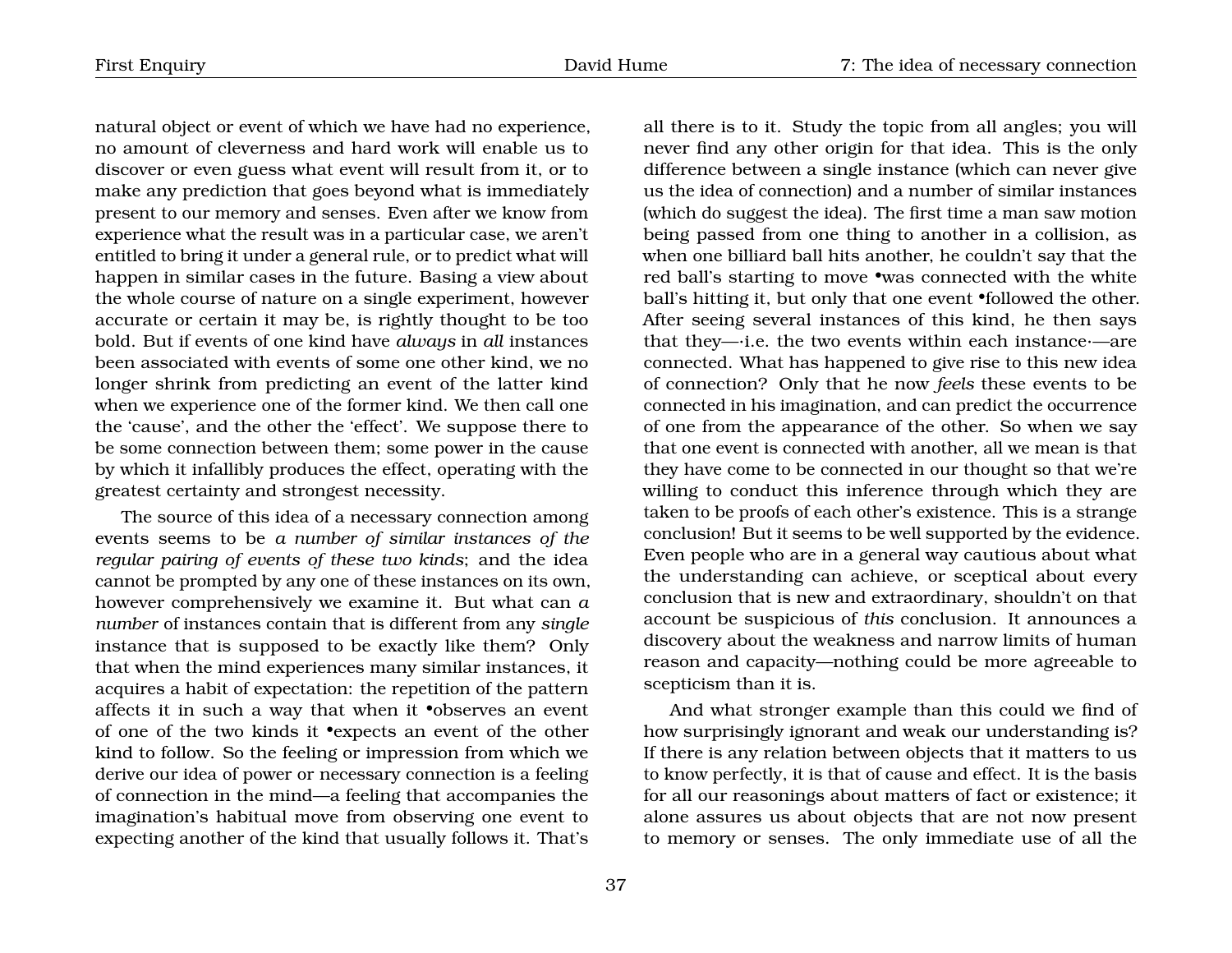natural object or event of which we have had no experience, no amount of cleverness and hard work will enable us to discover or even guess what event will result from it, or to make any prediction that goes beyond what is immediately present to our memory and senses. Even after we know from experience what the result was in a particular case, we aren't entitled to bring it under a general rule, or to predict what will happen in similar cases in the future. Basing a view about the whole course of nature on a single experiment, however accurate or certain it may be, is rightly thought to be too bold. But if events of one kind have *always* in *all* instances been associated with events of some one other kind, we no longer shrink from predicting an event of the latter kind when we experience one of the former kind. We then call one the 'cause', and the other the 'effect'. We suppose there to be some connection between them; some power in the cause by which it infallibly produces the effect, operating with the greatest certainty and strongest necessity.

The source of this idea of a necessary connection among events seems to be *a number of similar instances of the regular pairing of events of these two kinds*; and the idea cannot be prompted by any one of these instances on its own, however comprehensively we examine it. But what can *a number* of instances contain that is different from any *single* instance that is supposed to be exactly like them? Only that when the mind experiences many similar instances, it acquires a habit of expectation: the repetition of the pattern affects it in such a way that when it •observes an event of one of the two kinds it •expects an event of the other kind to follow. So the feeling or impression from which we derive our idea of power or necessary connection is a feeling of connection in the mind—a feeling that accompanies the imagination's habitual move from observing one event to expecting another of the kind that usually follows it. That's all there is to it. Study the topic from all angles; you will never find any other origin for that idea. This is the only difference between a single instance (which can never give us the idea of connection) and a number of similar instances (which do suggest the idea). The first time a man saw motion being passed from one thing to another in a collision, as when one billiard ball hits another, he couldn't say that the red ball's starting to move •was connected with the white ball's hitting it, but only that one event •followed the other. After seeing several instances of this kind, he then says that they—·i.e. the two events within each instance·—are connected. What has happened to give rise to this new idea of connection? Only that he now *feels* these events to be connected in his imagination, and can predict the occurrence of one from the appearance of the other. So when we say that one event is connected with another, all we mean is that they have come to be connected in our thought so that we're willing to conduct this inference through which they are taken to be proofs of each other's existence. This is a strange conclusion! But it seems to be well supported by the evidence. Even people who are in a general way cautious about what the understanding can achieve, or sceptical about every conclusion that is new and extraordinary, shouldn't on that account be suspicious of *this* conclusion. It announces a discovery about the weakness and narrow limits of human reason and capacity—nothing could be more agreeable to scepticism than it is.

And what stronger example than this could we find of how surprisingly ignorant and weak our understanding is? If there is any relation between objects that it matters to us to know perfectly, it is that of cause and effect. It is the basis for all our reasonings about matters of fact or existence; it alone assures us about objects that are not now present to memory or senses. The only immediate use of all the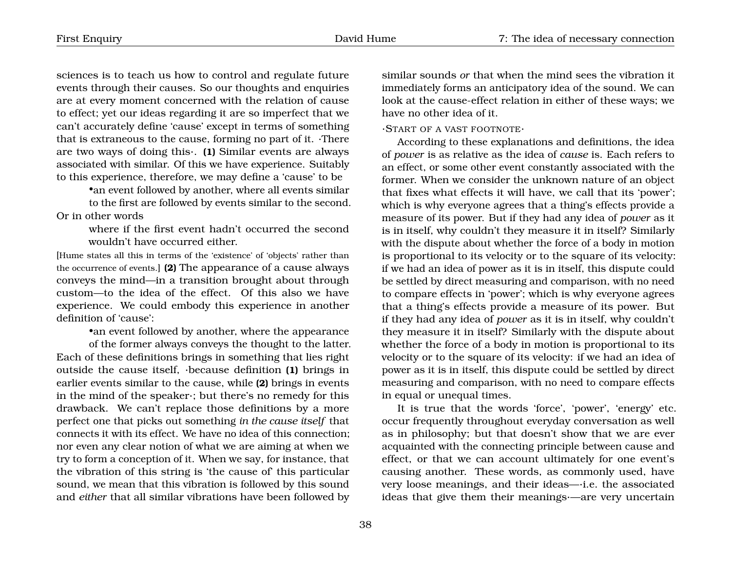sciences is to teach us how to control and regulate future events through their causes. So our thoughts and enquiries are at every moment concerned with the relation of cause to effect; yet our ideas regarding it are so imperfect that we can't accurately define 'cause' except in terms of something that is extraneous to the cause, forming no part of it. ·There are two ways of doing this·. **(1)** Similar events are always associated with similar. Of this we have experience. Suitably to this experience, therefore, we may define a 'cause' to be

> •an event followed by another, where all events similar to the first are followed by events similar to the second.

Or in other words

> where if the first event hadn't occurred the second wouldn't have occurred either.

[Hume states all this in terms of the 'existence' of 'objects' rather than the occurrence of events.] **(2)** The appearance of a cause always conveys the mind—in a transition brought about through custom—to the idea of the effect. Of this also we have experience. We could embody this experience in another definition of 'cause':

> •an event followed by another, where the appearance of the former always conveys the thought to the latter.

Each of these definitions brings in something that lies right outside the cause itself, ·because definition **(1)** brings in earlier events similar to the cause, while **(2)** brings in events in the mind of the speaker·; but there's no remedy for this drawback. We can't replace those definitions by a more perfect one that picks out something *in the cause itself* that connects it with its effect. We have no idea of this connection; nor even any clear notion of what we are aiming at when we try to form a conception of it. When we say, for instance, that the vibration of this string is 'the cause of' this particular sound, we mean that this vibration is followed by this sound and *either* that all similar vibrations have been followed by similar sounds *or* that when the mind sees the vibration it immediately forms an anticipatory idea of the sound. We can look at the cause-effect relation in either of these ways; we have no other idea of it.

·Start of a vast footnote·

According to these explanations and definitions, the idea of *power* is as relative as the idea of *cause* is. Each refers to an effect, or some other event constantly associated with the former. When we consider the unknown nature of an object that fixes what effects it will have, we call that its 'power'; which is why everyone agrees that a thing's effects provide a measure of its power. But if they had any idea of *power* as it is in itself, why couldn't they measure it in itself? Similarly with the dispute about whether the force of a body in motion is proportional to its velocity or to the square of its velocity: if we had an idea of power as it is in itself, this dispute could be settled by direct measuring and comparison, with no need to compare effects in 'power'; which is why everyone agrees that a thing's effects provide a measure of its power. But if they had any idea of *power* as it is in itself, why couldn't they measure it in itself? Similarly with the dispute about whether the force of a body in motion is proportional to its velocity or to the square of its velocity: if we had an idea of power as it is in itself, this dispute could be settled by direct measuring and comparison, with no need to compare effects in equal or unequal times.

It is true that the words 'force', 'power', 'energy' etc. occur frequently throughout everyday conversation as well as in philosophy; but that doesn't show that we are ever acquainted with the connecting principle between cause and effect, or that we can account ultimately for one event's causing another. These words, as commonly used, have very loose meanings, and their ideas—·i.e. the associated ideas that give them their meanings·—are very uncertain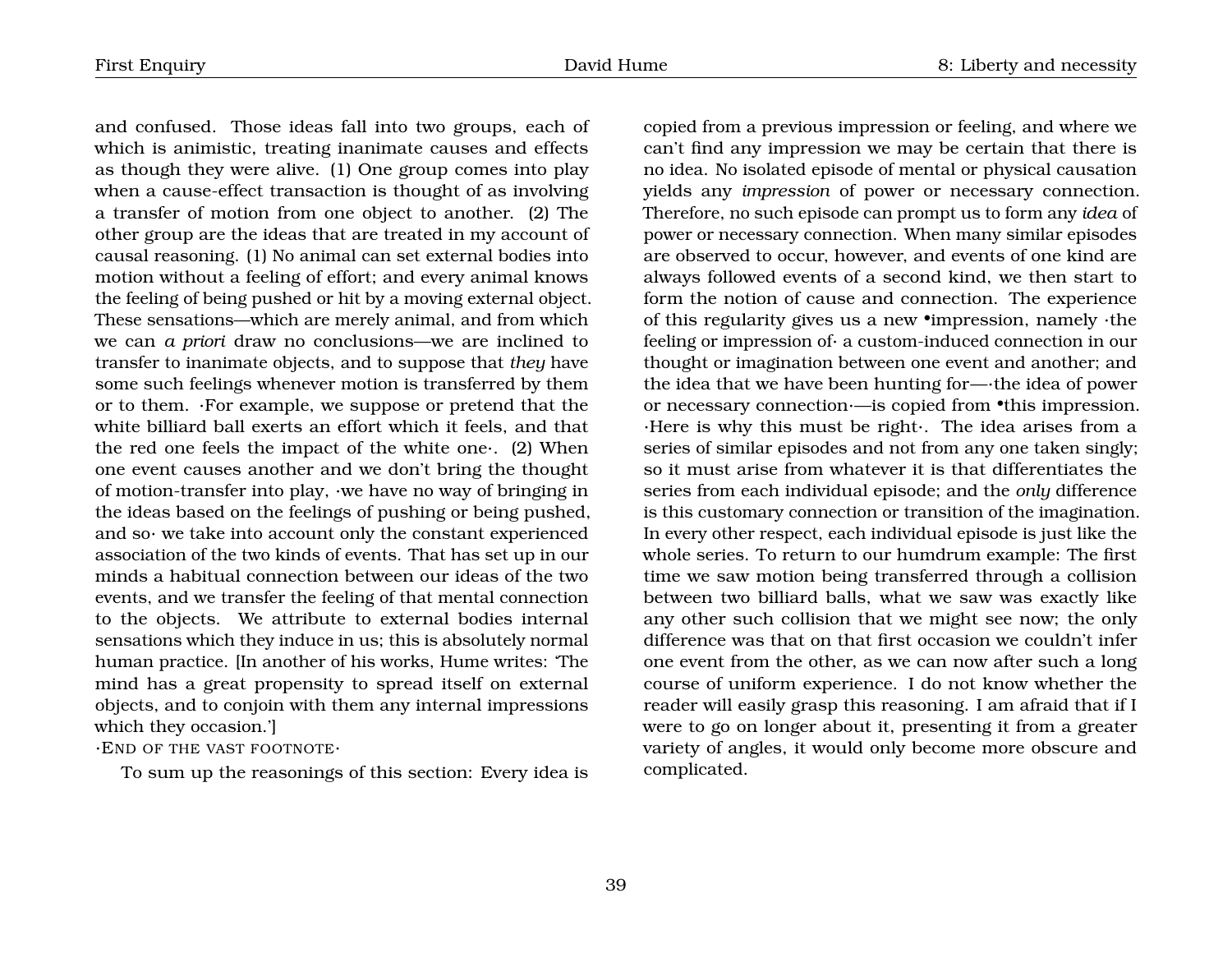and confused. Those ideas fall into two groups, each of which is animistic, treating inanimate causes and effects as though they were alive. (1) One group comes into play when a cause-effect transaction is thought of as involving a transfer of motion from one object to another. (2) The other group are the ideas that are treated in my account of causal reasoning. (1) No animal can set external bodies into motion without a feeling of effort; and every animal knows the feeling of being pushed or hit by a moving external object. These sensations—which are merely animal, and from which we can *a priori* draw no conclusions—we are inclined to transfer to inanimate objects, and to suppose that *they* have some such feelings whenever motion is transferred by them or to them. ·For example, we suppose or pretend that the white billiard ball exerts an effort which it feels, and that the red one feels the impact of the white one·. (2) When one event causes another and we don't bring the thought of motion-transfer into play, ·we have no way of bringing in the ideas based on the feelings of pushing or being pushed, and so· we take into account only the constant experienced association of the two kinds of events. That has set up in our minds a habitual connection between our ideas of the two events, and we transfer the feeling of that mental connection to the objects. We attribute to external bodies internal sensations which they induce in us; this is absolutely normal human practice. [In another of his works, Hume writes: 'The mind has a great propensity to spread itself on external objects, and to conjoin with them any internal impressions which they occasion.']

·END OF THE VAST FOOTNOTE·

To sum up the reasonings of this section: Every idea is copied from a previous impression or feeling, and where we can't find any impression we may be certain that there is no idea. No isolated episode of mental or physical causation yields any *impression* of power or necessary connection. Therefore, no such episode can prompt us to form any *idea* of power or necessary connection. When many similar episodes are observed to occur, however, and events of one kind are always followed events of a second kind, we then start to form the notion of cause and connection. The experience of this regularity gives us a new •impression, namely ·the feeling or impression of· a custom-induced connection in our thought or imagination between one event and another; and the idea that we have been hunting for—·the idea of power or necessary connection·—is copied from •this impression. ·Here is why this must be right·. The idea arises from a series of similar episodes and not from any one taken singly; so it must arise from whatever it is that differentiates the series from each individual episode; and the *only* difference is this customary connection or transition of the imagination. In every other respect, each individual episode is just like the whole series. To return to our humdrum example: The first time we saw motion being transferred through a collision between two billiard balls, what we saw was exactly like any other such collision that we might see now; the only difference was that on that first occasion we couldn't infer one event from the other, as we can now after such a long course of uniform experience. I do not know whether the reader will easily grasp this reasoning. I am afraid that if I were to go on longer about it, presenting it from a greater variety of angles, it would only become more obscure and complicated.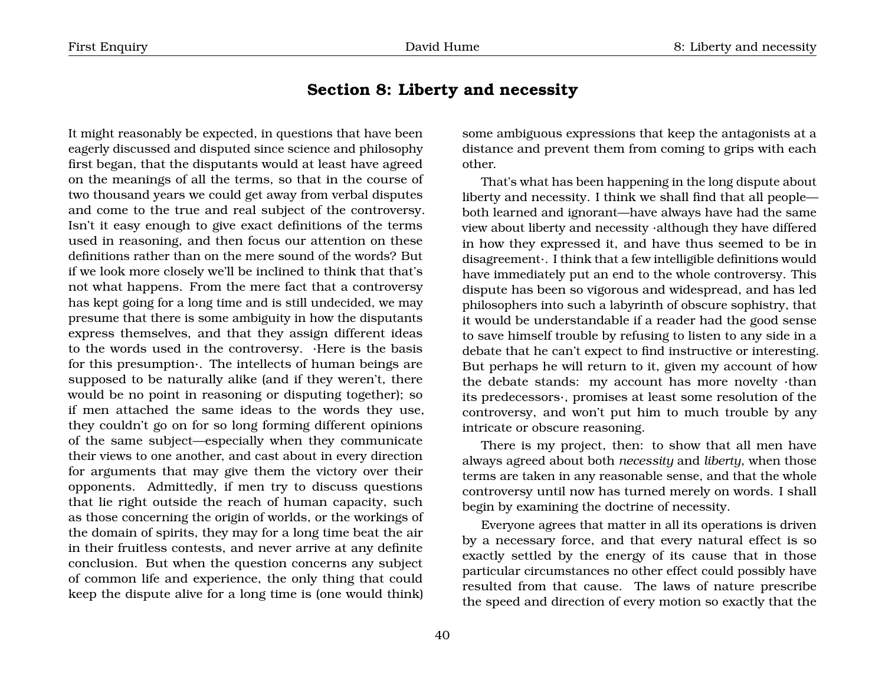## Section 8: Liberty and necessity

It might reasonably be expected, in questions that have been eagerly discussed and disputed since science and philosophy first began, that the disputants would at least have agreed on the meanings of all the terms, so that in the course of two thousand years we could get away from verbal disputes and come to the true and real subject of the controversy. Isn't it easy enough to give exact definitions of the terms used in reasoning, and then focus our attention on these definitions rather than on the mere sound of the words? But if we look more closely we'll be inclined to think that that's not what happens. From the mere fact that a controversy has kept going for a long time and is still undecided, we may presume that there is some ambiguity in how the disputants express themselves, and that they assign different ideas to the words used in the controversy. ·Here is the basis for this presumption·. The intellects of human beings are supposed to be naturally alike (and if they weren't, there would be no point in reasoning or disputing together); so if men attached the same ideas to the words they use, they couldn't go on for so long forming different opinions of the same subject—especially when they communicate their views to one another, and cast about in every direction for arguments that may give them the victory over their opponents. Admittedly, if men try to discuss questions that lie right outside the reach of human capacity, such as those concerning the origin of worlds, or the workings of the domain of spirits, they may for a long time beat the air in their fruitless contests, and never arrive at any definite conclusion. But when the question concerns any subject of common life and experience, the only thing that could keep the dispute alive for a long time is (one would think) some ambiguous expressions that keep the antagonists at a distance and prevent them from coming to grips with each other.

That's what has been happening in the long dispute about liberty and necessity. I think we shall find that all people—both learned and ignorant—have always have had the same view about liberty and necessity ·although they have differed in how they expressed it, and have thus seemed to be in disagreement·. I think that a few intelligible definitions would have immediately put an end to the whole controversy. This dispute has been so vigorous and widespread, and has led philosophers into such a labyrinth of obscure sophistry, that it would be understandable if a reader had the good sense to save himself trouble by refusing to listen to any side in a debate that he can't expect to find instructive or interesting. But perhaps he will return to it, given my account of how the debate stands: my account has more novelty ·than its predecessors·, promises at least some resolution of the controversy, and won't put him to much trouble by any intricate or obscure reasoning.

There is my project, then: to show that all men have always agreed about both *necessity* and *liberty*, when those terms are taken in any reasonable sense, and that the whole controversy until now has turned merely on words. I shall begin by examining the doctrine of necessity.

Everyone agrees that matter in all its operations is driven by a necessary force, and that every natural effect is so exactly settled by the energy of its cause that in those particular circumstances no other effect could possibly have resulted from that cause. The laws of nature prescribe the speed and direction of every motion so exactly that the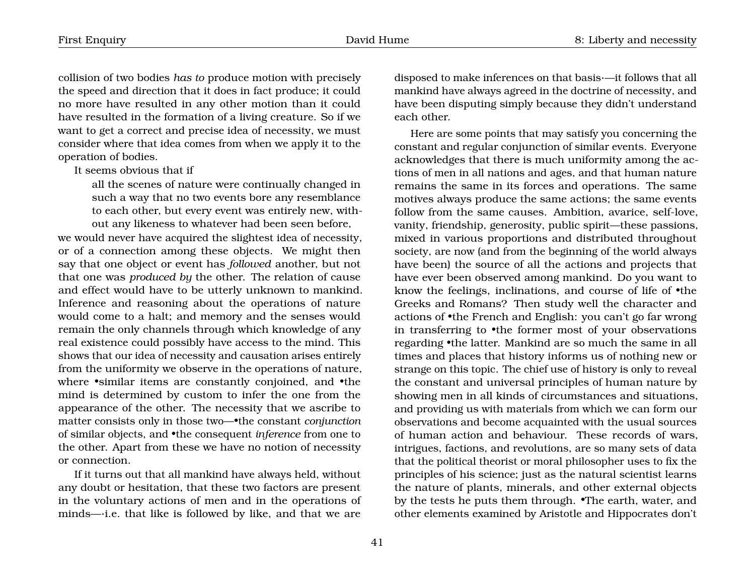collision of two bodies *has to* produce motion with precisely the speed and direction that it does in fact produce; it could no more have resulted in any other motion than it could have resulted in the formation of a living creature. So if we want to get a correct and precise idea of necessity, we must consider where that idea comes from when we apply it to the operation of bodies.

It seems obvious that if

> all the scenes of nature were continually changed in such a way that no two events bore any resemblance to each other, but every event was entirely new, without any likeness to whatever had been seen before,

we would never have acquired the slightest idea of necessity, or of a connection among these objects. We might then say that one object or event has *followed* another, but not that one was *produced by* the other. The relation of cause and effect would have to be utterly unknown to mankind. Inference and reasoning about the operations of nature would come to a halt; and memory and the senses would remain the only channels through which knowledge of any real existence could possibly have access to the mind. This shows that our idea of necessity and causation arises entirely from the uniformity we observe in the operations of nature, where •similar items are constantly conjoined, and •the mind is determined by custom to infer the one from the appearance of the other. The necessity that we ascribe to matter consists only in those two—•the constant *conjunction* of similar objects, and •the consequent *inference* from one to the other. Apart from these we have no notion of necessity or connection.

If it turns out that all mankind have always held, without any doubt or hesitation, that these two factors are present in the voluntary actions of men and in the operations of minds—·i.e. that like is followed by like, and that we are disposed to make inferences on that basis·—it follows that all mankind have always agreed in the doctrine of necessity, and have been disputing simply because they didn't understand each other.

Here are some points that may satisfy you concerning the constant and regular conjunction of similar events. Everyone acknowledges that there is much uniformity among the actions of men in all nations and ages, and that human nature remains the same in its forces and operations. The same motives always produce the same actions; the same events follow from the same causes. Ambition, avarice, self-love, vanity, friendship, generosity, public spirit—these passions, mixed in various proportions and distributed throughout society, are now (and from the beginning of the world always have been) the source of all the actions and projects that have ever been observed among mankind. Do you want to know the feelings, inclinations, and course of life of •the Greeks and Romans? Then study well the character and actions of •the French and English: you can't go far wrong in transferring to •the former most of your observations regarding •the latter. Mankind are so much the same in all times and places that history informs us of nothing new or strange on this topic. The chief use of history is only to reveal the constant and universal principles of human nature by showing men in all kinds of circumstances and situations, and providing us with materials from which we can form our observations and become acquainted with the usual sources of human action and behaviour. These records of wars, intrigues, factions, and revolutions, are so many sets of data that the political theorist or moral philosopher uses to fix the principles of his science; just as the natural scientist learns the nature of plants, minerals, and other external objects by the tests he puts them through. •The earth, water, and other elements examined by Aristotle and Hippocrates don't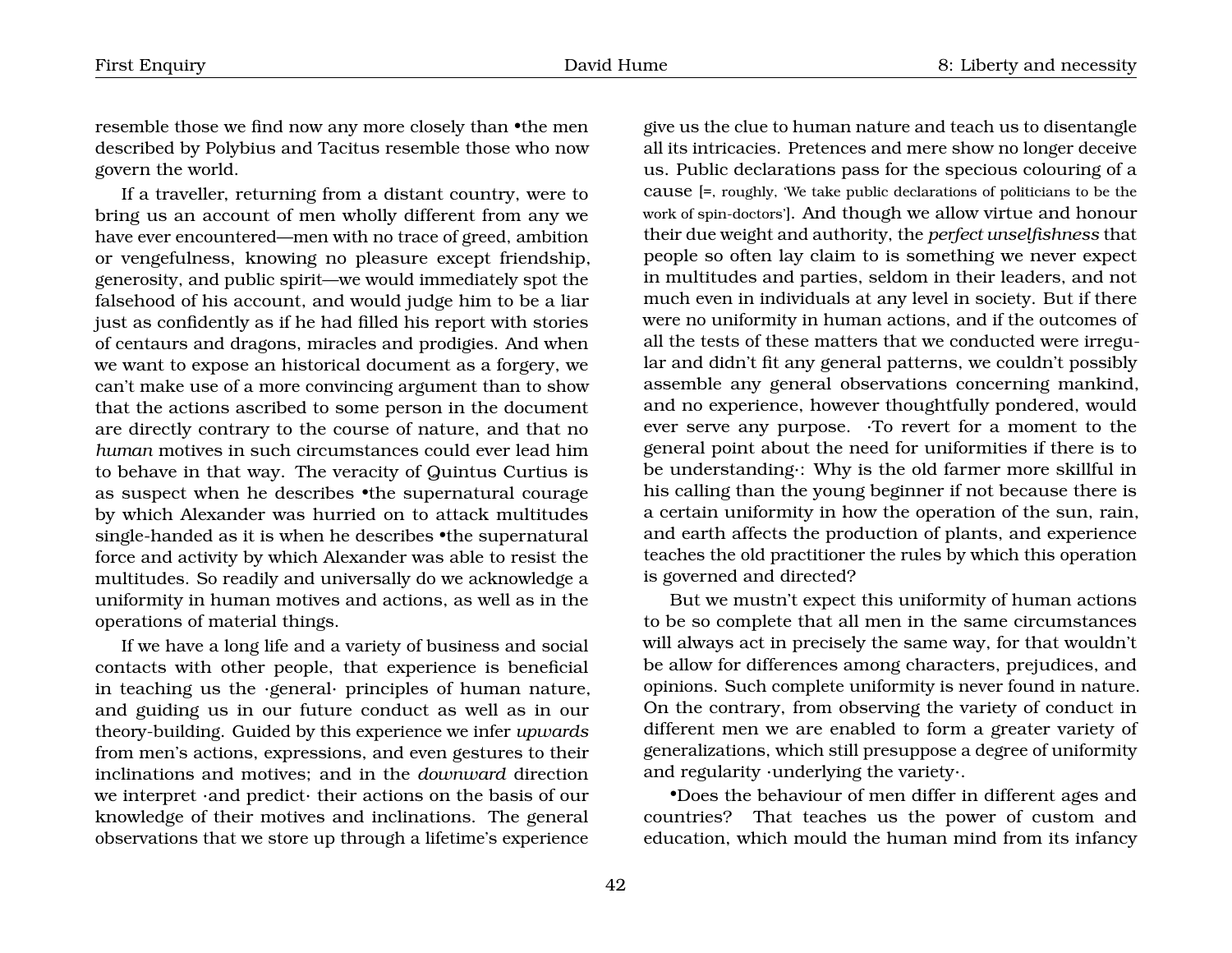resemble those we find now any more closely than •the men described by Polybius and Tacitus resemble those who now govern the world.

If a traveller, returning from a distant country, were to bring us an account of men wholly different from any we have ever encountered—men with no trace of greed, ambition or vengefulness, knowing no pleasure except friendship, generosity, and public spirit—we would immediately spot the falsehood of his account, and would judge him to be a liar just as confidently as if he had filled his report with stories of centaurs and dragons, miracles and prodigies. And when we want to expose an historical document as a forgery, we can't make use of a more convincing argument than to show that the actions ascribed to some person in the document are directly contrary to the course of nature, and that no *human* motives in such circumstances could ever lead him to behave in that way. The veracity of Quintus Curtius is as suspect when he describes •the supernatural courage by which Alexander was hurried on to attack multitudes single-handed as it is when he describes •the supernatural force and activity by which Alexander was able to resist the multitudes. So readily and universally do we acknowledge a uniformity in human motives and actions, as well as in the operations of material things.

If we have a long life and a variety of business and social contacts with other people, that experience is beneficial in teaching us the ·general· principles of human nature, and guiding us in our future conduct as well as in our theory-building. Guided by this experience we infer *upwards* from men's actions, expressions, and even gestures to their inclinations and motives; and in the *downward* direction we interpret ·and predict· their actions on the basis of our knowledge of their motives and inclinations. The general observations that we store up through a lifetime's experience give us the clue to human nature and teach us to disentangle all its intricacies. Pretences and mere show no longer deceive us. Public declarations pass for the specious colouring of a cause [=, roughly, 'We take public declarations of politicians to be the work of spin-doctors']. And though we allow virtue and honour their due weight and authority, the *perfect unselfishness* that people so often lay claim to is something we never expect in multitudes and parties, seldom in their leaders, and not much even in individuals at any level in society. But if there were no uniformity in human actions, and if the outcomes of all the tests of these matters that we conducted were irregular and didn't fit any general patterns, we couldn't possibly assemble any general observations concerning mankind, and no experience, however thoughtfully pondered, would ever serve any purpose. ·To revert for a moment to the general point about the need for uniformities if there is to be understanding·: Why is the old farmer more skillful in his calling than the young beginner if not because there is a certain uniformity in how the operation of the sun, rain, and earth affects the production of plants, and experience teaches the old practitioner the rules by which this operation is governed and directed?

But we mustn't expect this uniformity of human actions to be so complete that all men in the same circumstances will always act in precisely the same way, for that wouldn't be allow for differences among characters, prejudices, and opinions. Such complete uniformity is never found in nature. On the contrary, from observing the variety of conduct in different men we are enabled to form a greater variety of generalizations, which still presuppose a degree of uniformity and regularity ·underlying the variety·.

•Does the behaviour of men differ in different ages and countries? That teaches us the power of custom and education, which mould the human mind from its infancy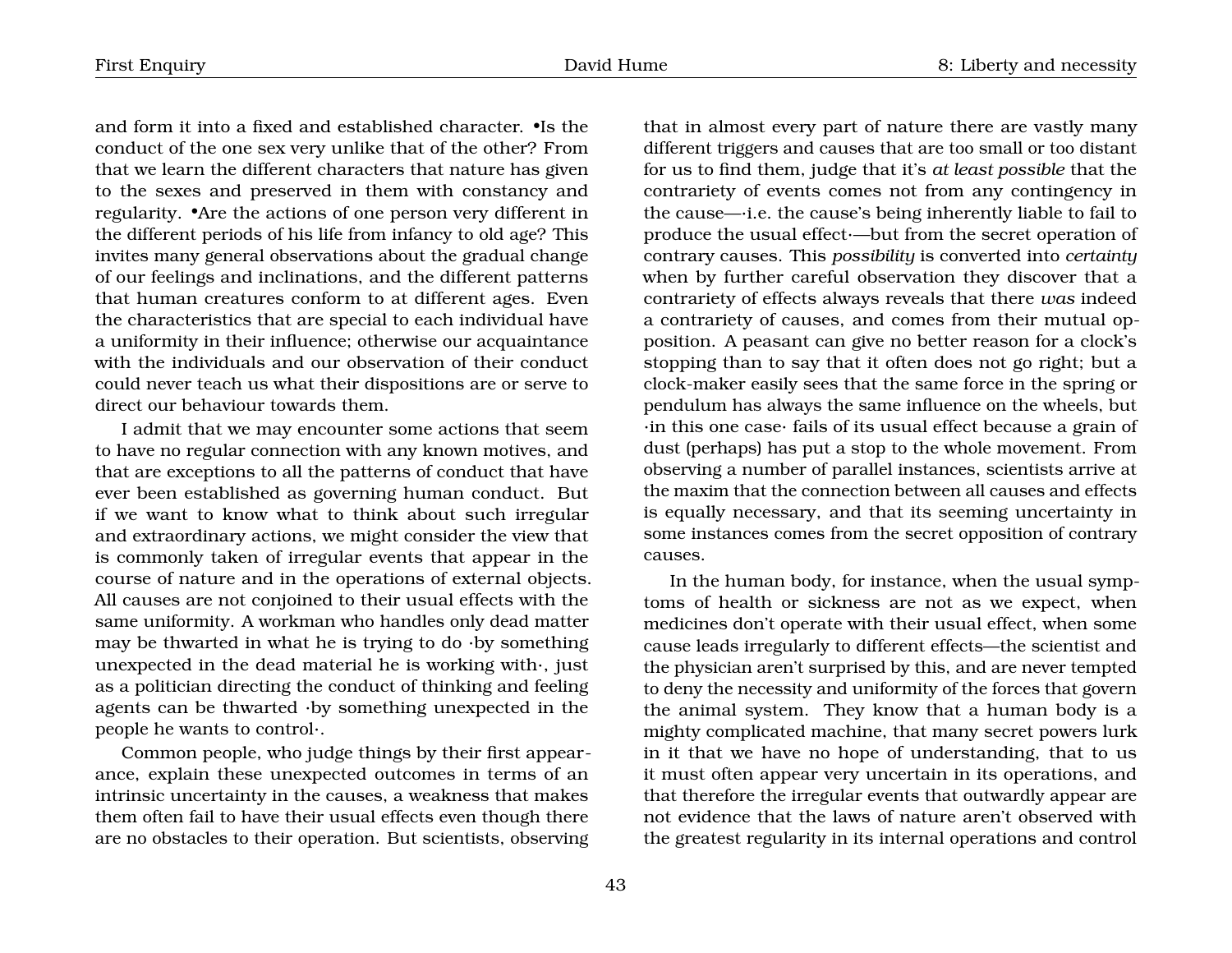and form it into a fixed and established character. •Is the conduct of the one sex very unlike that of the other? From that we learn the different characters that nature has given to the sexes and preserved in them with constancy and regularity. •Are the actions of one person very different in the different periods of his life from infancy to old age? This invites many general observations about the gradual change of our feelings and inclinations, and the different patterns that human creatures conform to at different ages. Even the characteristics that are special to each individual have a uniformity in their influence; otherwise our acquaintance with the individuals and our observation of their conduct could never teach us what their dispositions are or serve to direct our behaviour towards them.

I admit that we may encounter some actions that seem to have no regular connection with any known motives, and that are exceptions to all the patterns of conduct that have ever been established as governing human conduct. But if we want to know what to think about such irregular and extraordinary actions, we might consider the view that is commonly taken of irregular events that appear in the course of nature and in the operations of external objects. All causes are not conjoined to their usual effects with the same uniformity. A workman who handles only dead matter may be thwarted in what he is trying to do ·by something unexpected in the dead material he is working with·, just as a politician directing the conduct of thinking and feeling agents can be thwarted ·by something unexpected in the people he wants to control·.

Common people, who judge things by their first appearance, explain these unexpected outcomes in terms of an intrinsic uncertainty in the causes, a weakness that makes them often fail to have their usual effects even though there are no obstacles to their operation. But scientists, observing that in almost every part of nature there are vastly many different triggers and causes that are too small or too distant for us to find them, judge that it's *at least possible* that the contrariety of events comes not from any contingency in the cause—·i.e. the cause's being inherently liable to fail to produce the usual effect·—but from the secret operation of contrary causes. This *possibility* is converted into *certainty* when by further careful observation they discover that a contrariety of effects always reveals that there *was* indeed a contrariety of causes, and comes from their mutual opposition. A peasant can give no better reason for a clock's stopping than to say that it often does not go right; but a clock-maker easily sees that the same force in the spring or pendulum has always the same influence on the wheels, but ·in this one case· fails of its usual effect because a grain of dust (perhaps) has put a stop to the whole movement. From observing a number of parallel instances, scientists arrive at the maxim that the connection between all causes and effects is equally necessary, and that its seeming uncertainty in some instances comes from the secret opposition of contrary causes.

In the human body, for instance, when the usual symptoms of health or sickness are not as we expect, when medicines don't operate with their usual effect, when some cause leads irregularly to different effects—the scientist and the physician aren't surprised by this, and are never tempted to deny the necessity and uniformity of the forces that govern the animal system. They know that a human body is a mighty complicated machine, that many secret powers lurk in it that we have no hope of understanding, that to us it must often appear very uncertain in its operations, and that therefore the irregular events that outwardly appear are not evidence that the laws of nature aren't observed with the greatest regularity in its internal operations and control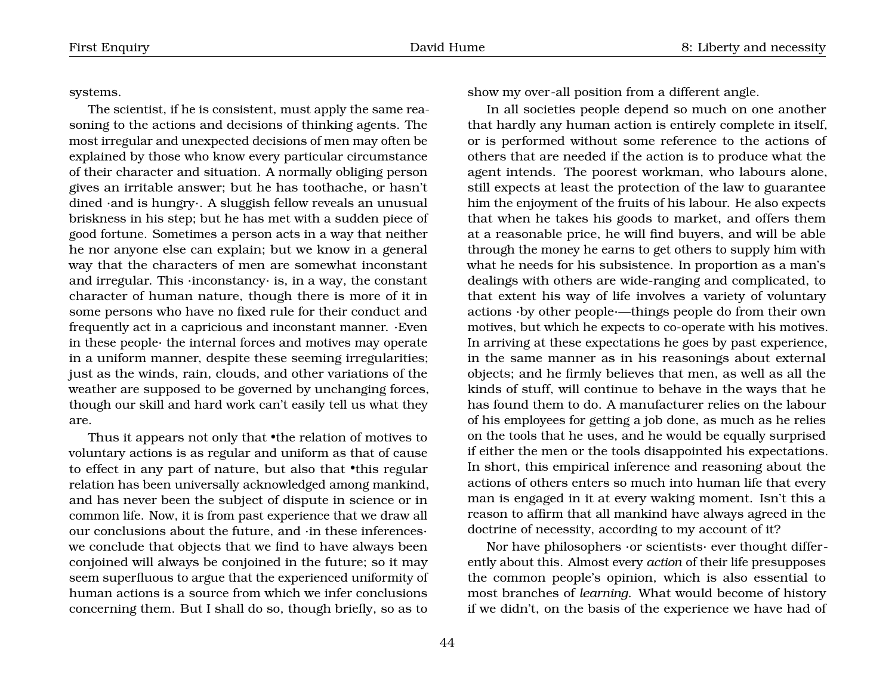systems.

The scientist, if he is consistent, must apply the same reasoning to the actions and decisions of thinking agents. The most irregular and unexpected decisions of men may often be explained by those who know every particular circumstance of their character and situation. A normally obliging person gives an irritable answer; but he has toothache, or hasn't dined ·and is hungry·. A sluggish fellow reveals an unusual briskness in his step; but he has met with a sudden piece of good fortune. Sometimes a person acts in a way that neither he nor anyone else can explain; but we know in a general way that the characters of men are somewhat inconstant and irregular. This ·inconstancy· is, in a way, the constant character of human nature, though there is more of it in some persons who have no fixed rule for their conduct and frequently act in a capricious and inconstant manner. ·Even in these people· the internal forces and motives may operate in a uniform manner, despite these seeming irregularities; just as the winds, rain, clouds, and other variations of the weather are supposed to be governed by unchanging forces, though our skill and hard work can't easily tell us what they are.

Thus it appears not only that •the relation of motives to voluntary actions is as regular and uniform as that of cause to effect in any part of nature, but also that •this regular relation has been universally acknowledged among mankind, and has never been the subject of dispute in science or in common life. Now, it is from past experience that we draw all our conclusions about the future, and ·in these inferences· we conclude that objects that we find to have always been conjoined will always be conjoined in the future; so it may seem superfluous to argue that the experienced uniformity of human actions is a source from which we infer conclusions concerning them. But I shall do so, though briefly, so as to show my over-all position from a different angle.

In all societies people depend so much on one another that hardly any human action is entirely complete in itself, or is performed without some reference to the actions of others that are needed if the action is to produce what the agent intends. The poorest workman, who labours alone, still expects at least the protection of the law to guarantee him the enjoyment of the fruits of his labour. He also expects that when he takes his goods to market, and offers them at a reasonable price, he will find buyers, and will be able through the money he earns to get others to supply him with what he needs for his subsistence. In proportion as a man's dealings with others are wide-ranging and complicated, to that extent his way of life involves a variety of voluntary actions ·by other people·—things people do from their own motives, but which he expects to co-operate with his motives. In arriving at these expectations he goes by past experience, in the same manner as in his reasonings about external objects; and he firmly believes that men, as well as all the kinds of stuff, will continue to behave in the ways that he has found them to do. A manufacturer relies on the labour of his employees for getting a job done, as much as he relies on the tools that he uses, and he would be equally surprised if either the men or the tools disappointed his expectations. In short, this empirical inference and reasoning about the actions of others enters so much into human life that every man is engaged in it at every waking moment. Isn't this a reason to affirm that all mankind have always agreed in the doctrine of necessity, according to my account of it?

Nor have philosophers ·or scientists· ever thought differently about this. Almost every *action* of their life presupposes the common people's opinion, which is also essential to most branches of *learning*. What would become of history if we didn't, on the basis of the experience we have had of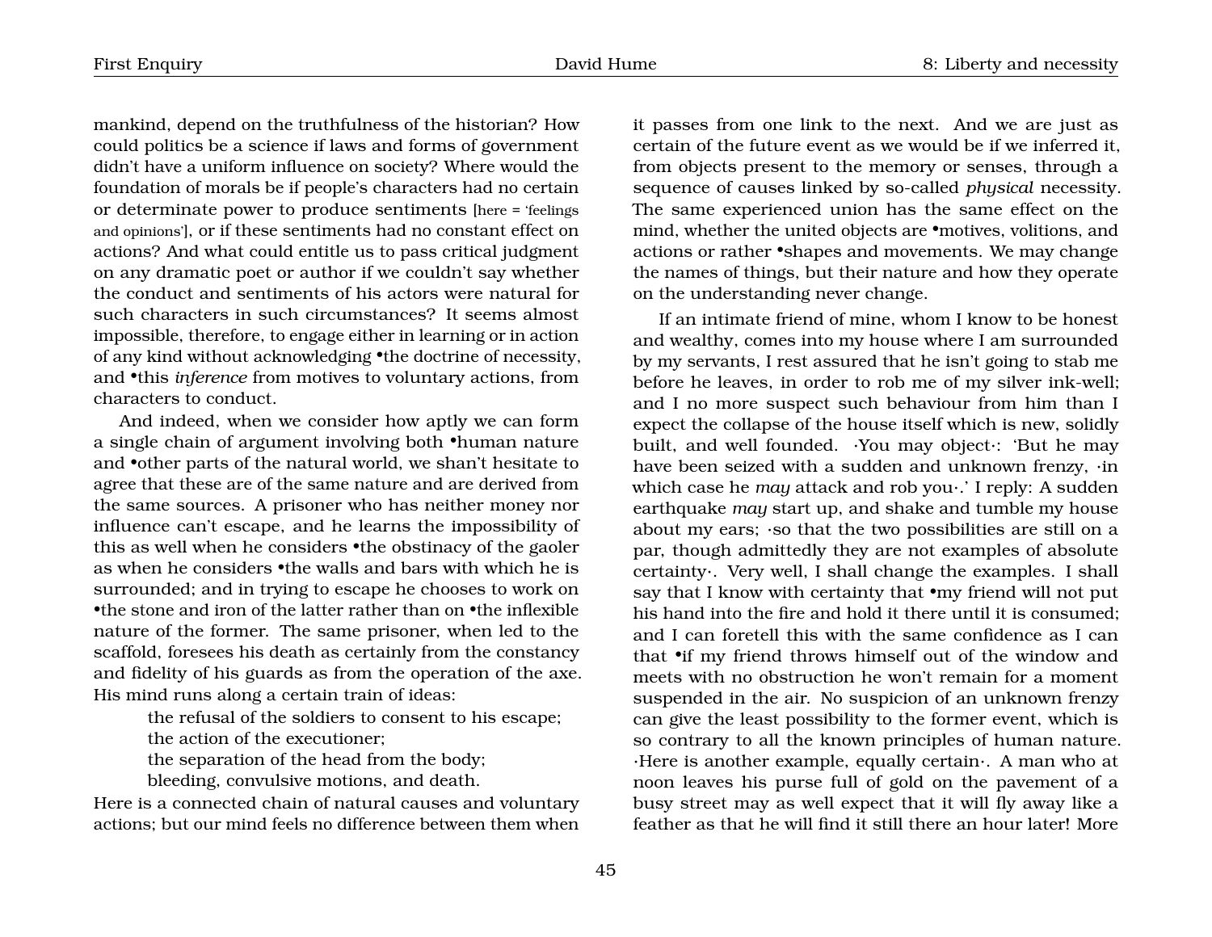mankind, depend on the truthfulness of the historian? How could politics be a science if laws and forms of government didn't have a uniform influence on society? Where would the foundation of morals be if people's characters had no certain or determinate power to produce sentiments [here = 'feelings and opinions'], or if these sentiments had no constant effect on actions? And what could entitle us to pass critical judgment on any dramatic poet or author if we couldn't say whether the conduct and sentiments of his actors were natural for such characters in such circumstances? It seems almost impossible, therefore, to engage either in learning or in action of any kind without acknowledging •the doctrine of necessity, and •this *inference* from motives to voluntary actions, from characters to conduct.

And indeed, when we consider how aptly we can form a single chain of argument involving both •human nature and •other parts of the natural world, we shan't hesitate to agree that these are of the same nature and are derived from the same sources. A prisoner who has neither money nor influence can't escape, and he learns the impossibility of this as well when he considers •the obstinacy of the gaoler as when he considers •the walls and bars with which he is surrounded; and in trying to escape he chooses to work on •the stone and iron of the latter rather than on •the inflexible nature of the former. The same prisoner, when led to the scaffold, foresees his death as certainly from the constancy and fidelity of his guards as from the operation of the axe. His mind runs along a certain train of ideas:

> the refusal of the soldiers to consent to his escape;
> the action of the executioner;
> the separation of the head from the body;
> bleeding, convulsive motions, and death.

Here is a connected chain of natural causes and voluntary actions; but our mind feels no difference between them when it passes from one link to the next. And we are just as certain of the future event as we would be if we inferred it, from objects present to the memory or senses, through a sequence of causes linked by so-called *physical* necessity. The same experienced union has the same effect on the mind, whether the united objects are •motives, volitions, and actions or rather •shapes and movements. We may change the names of things, but their nature and how they operate on the understanding never change.

If an intimate friend of mine, whom I know to be honest and wealthy, comes into my house where I am surrounded by my servants, I rest assured that he isn't going to stab me before he leaves, in order to rob me of my silver ink-well; and I no more suspect such behaviour from him than I expect the collapse of the house itself which is new, solidly built, and well founded. ·You may object·: 'But he may have been seized with a sudden and unknown frenzy, ·in which case he *may* attack and rob you·.' I reply: A sudden earthquake *may* start up, and shake and tumble my house about my ears; ·so that the two possibilities are still on a par, though admittedly they are not examples of absolute certainty·. Very well, I shall change the examples. I shall say that I know with certainty that •my friend will not put his hand into the fire and hold it there until it is consumed; and I can foretell this with the same confidence as I can that •if my friend throws himself out of the window and meets with no obstruction he won't remain for a moment suspended in the air. No suspicion of an unknown frenzy can give the least possibility to the former event, which is so contrary to all the known principles of human nature. ·Here is another example, equally certain·. A man who at noon leaves his purse full of gold on the pavement of a busy street may as well expect that it will fly away like a feather as that he will find it still there an hour later! More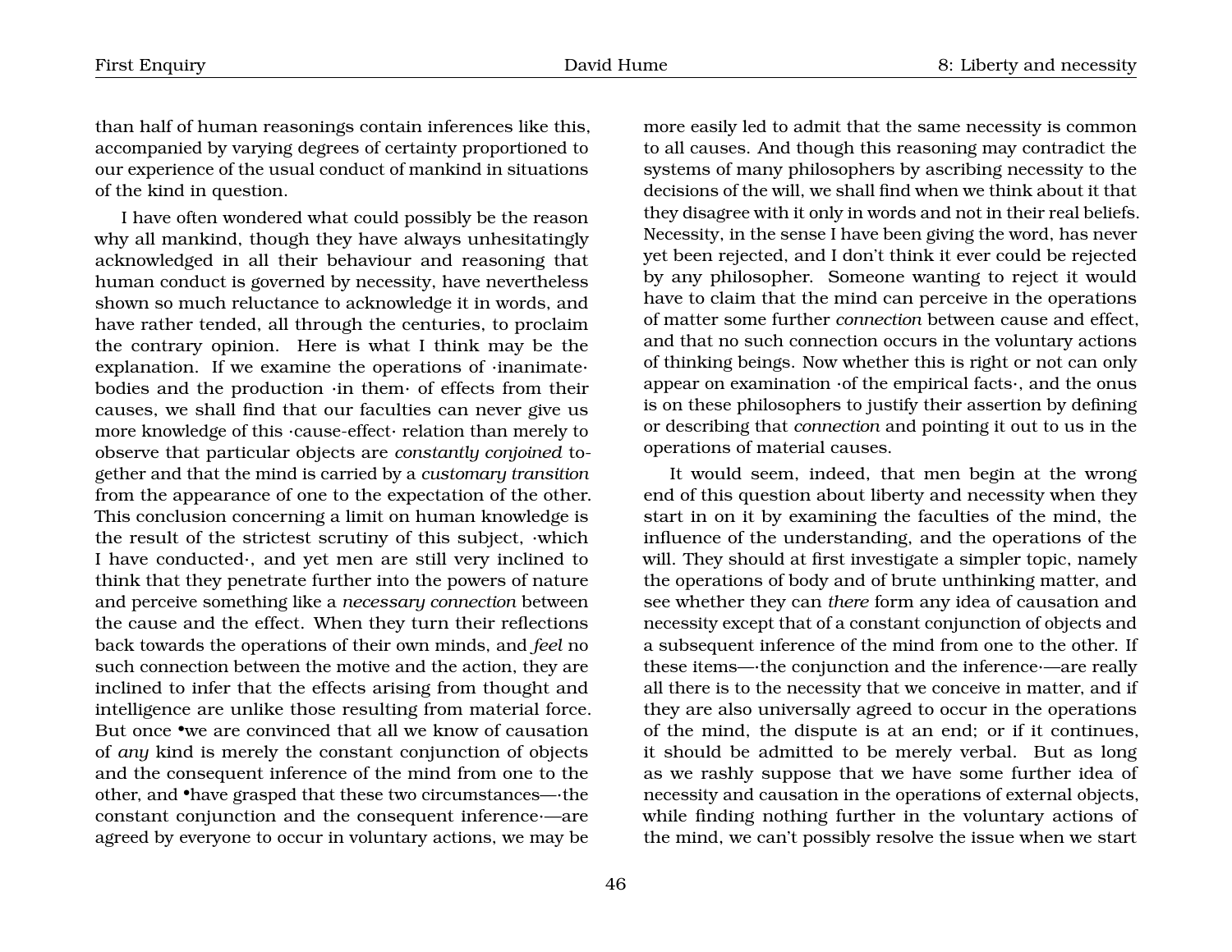than half of human reasonings contain inferences like this, accompanied by varying degrees of certainty proportioned to our experience of the usual conduct of mankind in situations of the kind in question.

I have often wondered what could possibly be the reason why all mankind, though they have always unhesitatingly acknowledged in all their behaviour and reasoning that human conduct is governed by necessity, have nevertheless shown so much reluctance to acknowledge it in words, and have rather tended, all through the centuries, to proclaim the contrary opinion. Here is what I think may be the explanation. If we examine the operations of ·inanimate· bodies and the production ·in them· of effects from their causes, we shall find that our faculties can never give us more knowledge of this ·cause-effect· relation than merely to observe that particular objects are *constantly conjoined* together and that the mind is carried by a *customary transition* from the appearance of one to the expectation of the other. This conclusion concerning a limit on human knowledge is the result of the strictest scrutiny of this subject, ·which I have conducted·, and yet men are still very inclined to think that they penetrate further into the powers of nature and perceive something like a *necessary connection* between the cause and the effect. When they turn their reflections back towards the operations of their own minds, and *feel* no such connection between the motive and the action, they are inclined to infer that the effects arising from thought and intelligence are unlike those resulting from material force. But once •we are convinced that all we know of causation of *any* kind is merely the constant conjunction of objects and the consequent inference of the mind from one to the other, and •have grasped that these two circumstances—·the constant conjunction and the consequent inference·—are agreed by everyone to occur in voluntary actions, we may be more easily led to admit that the same necessity is common to all causes. And though this reasoning may contradict the systems of many philosophers by ascribing necessity to the decisions of the will, we shall find when we think about it that they disagree with it only in words and not in their real beliefs. Necessity, in the sense I have been giving the word, has never yet been rejected, and I don't think it ever could be rejected by any philosopher. Someone wanting to reject it would have to claim that the mind can perceive in the operations of matter some further *connection* between cause and effect, and that no such connection occurs in the voluntary actions of thinking beings. Now whether this is right or not can only appear on examination ·of the empirical facts·, and the onus is on these philosophers to justify their assertion by defining or describing that *connection* and pointing it out to us in the operations of material causes.

It would seem, indeed, that men begin at the wrong end of this question about liberty and necessity when they start in on it by examining the faculties of the mind, the influence of the understanding, and the operations of the will. They should at first investigate a simpler topic, namely the operations of body and of brute unthinking matter, and see whether they can *there* form any idea of causation and necessity except that of a constant conjunction of objects and a subsequent inference of the mind from one to the other. If these items—·the conjunction and the inference·—are really all there is to the necessity that we conceive in matter, and if they are also universally agreed to occur in the operations of the mind, the dispute is at an end; or if it continues, it should be admitted to be merely verbal. But as long as we rashly suppose that we have some further idea of necessity and causation in the operations of external objects, while finding nothing further in the voluntary actions of the mind, we can't possibly resolve the issue when we start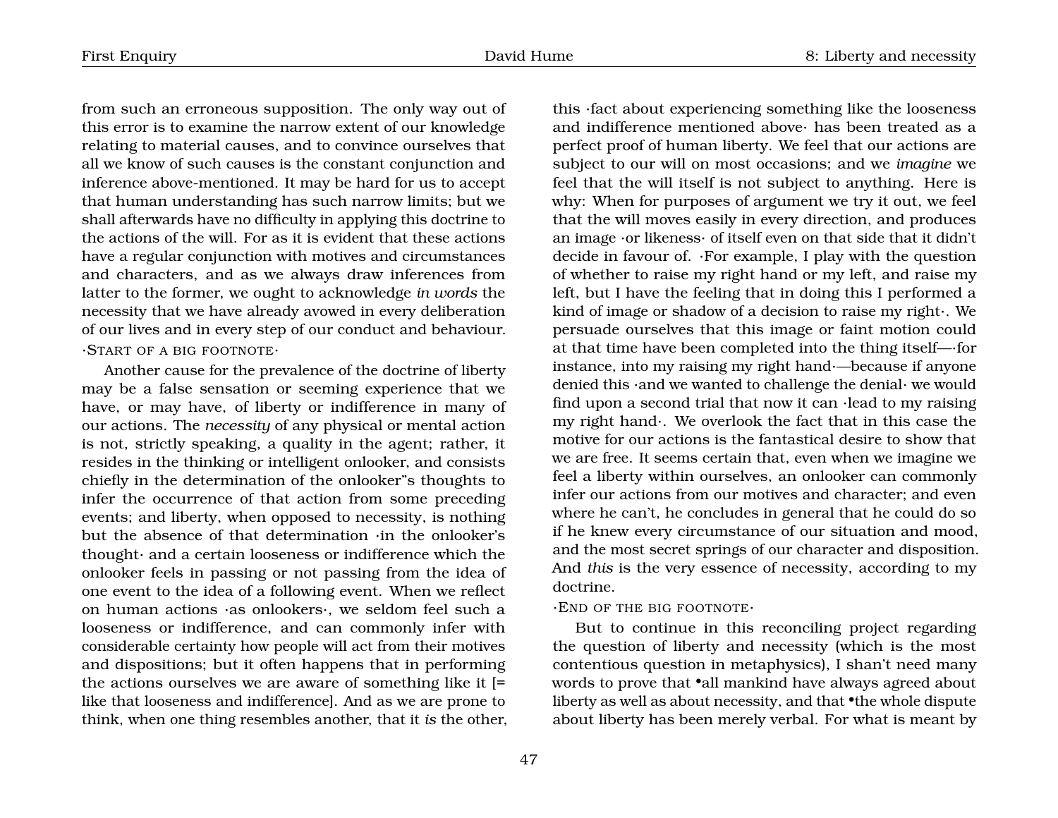from such an erroneous supposition. The only way out of this error is to examine the narrow extent of our knowledge relating to material causes, and to convince ourselves that all we know of such causes is the constant conjunction and inference above-mentioned. It may be hard for us to accept that human understanding has such narrow limits; but we shall afterwards have no difficulty in applying this doctrine to the actions of the will. For as it is evident that these actions have a regular conjunction with motives and circumstances and characters, and as we always draw inferences from latter to the former, we ought to acknowledge *in words* the necessity that we have already avowed in every deliberation of our lives and in every step of our conduct and behaviour.

·START OF A BIG FOOTNOTE·

Another cause for the prevalence of the doctrine of liberty may be a false sensation or seeming experience that we have, or may have, of liberty or indifference in many of our actions. The *necessity* of any physical or mental action is not, strictly speaking, a quality in the agent; rather, it resides in the thinking or intelligent onlooker, and consists chiefly in the determination of the onlooker"s thoughts to infer the occurrence of that action from some preceding events; and liberty, when opposed to necessity, is nothing but the absence of that determination ·in the onlooker's thought· and a certain looseness or indifference which the onlooker feels in passing or not passing from the idea of one event to the idea of a following event. When we reflect on human actions ·as onlookers·, we seldom feel such a looseness or indifference, and can commonly infer with considerable certainty how people will act from their motives and dispositions; but it often happens that in performing the actions ourselves we are aware of something like it [= like that looseness and indifference]. And as we are prone to think, when one thing resembles another, that it *is* the other, this ·fact about experiencing something like the looseness and indifference mentioned above· has been treated as a perfect proof of human liberty. We feel that our actions are subject to our will on most occasions; and we *imagine* we feel that the will itself is not subject to anything. Here is why: When for purposes of argument we try it out, we feel that the will moves easily in every direction, and produces an image ·or likeness· of itself even on that side that it didn't decide in favour of. ·For example, I play with the question of whether to raise my right hand or my left, and raise my left, but I have the feeling that in doing this I performed a kind of image or shadow of a decision to raise my right·. We persuade ourselves that this image or faint motion could at that time have been completed into the thing itself—·for instance, into my raising my right hand·—because if anyone denied this ·and we wanted to challenge the denial· we would find upon a second trial that now it can ·lead to my raising my right hand·. We overlook the fact that in this case the motive for our actions is the fantastical desire to show that we are free. It seems certain that, even when we imagine we feel a liberty within ourselves, an onlooker can commonly infer our actions from our motives and character; and even where he can't, he concludes in general that he could do so if he knew every circumstance of our situation and mood, and the most secret springs of our character and disposition. And *this* is the very essence of necessity, according to my doctrine.

·END OF THE BIG FOOTNOTE·

But to continue in this reconciling project regarding the question of liberty and necessity (which is the most contentious question in metaphysics), I shan't need many words to prove that •all mankind have always agreed about liberty as well as about necessity, and that •the whole dispute about liberty has been merely verbal. For what is meant by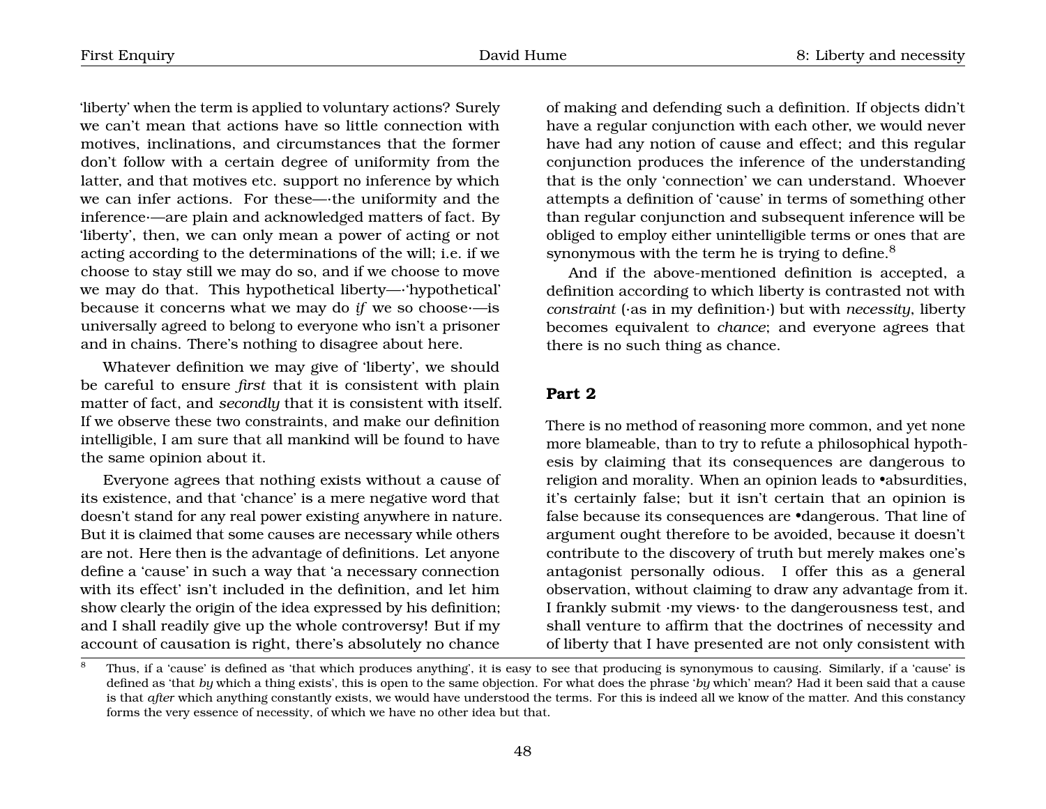'liberty' when the term is applied to voluntary actions? Surely we can't mean that actions have so little connection with motives, inclinations, and circumstances that the former don't follow with a certain degree of uniformity from the latter, and that motives etc. support no inference by which we can infer actions. For these—·the uniformity and the inference·—are plain and acknowledged matters of fact. By 'liberty', then, we can only mean a power of acting or not acting according to the determinations of the will; i.e. if we choose to stay still we may do so, and if we choose to move we may do that. This hypothetical liberty—·'hypothetical' because it concerns what we may do *if* we so choose·—is universally agreed to belong to everyone who isn't a prisoner and in chains. There's nothing to disagree about here.

Whatever definition we may give of 'liberty', we should be careful to ensure *first* that it is consistent with plain matter of fact, and *secondly* that it is consistent with itself. If we observe these two constraints, and make our definition intelligible, I am sure that all mankind will be found to have the same opinion about it.

Everyone agrees that nothing exists without a cause of its existence, and that 'chance' is a mere negative word that doesn't stand for any real power existing anywhere in nature. But it is claimed that some causes are necessary while others are not. Here then is the advantage of definitions. Let anyone define a 'cause' in such a way that 'a necessary connection with its effect' isn't included in the definition, and let him show clearly the origin of the idea expressed by his definition; and I shall readily give up the whole controversy! But if my account of causation is right, there's absolutely no chance of making and defending such a definition. If objects didn't have a regular conjunction with each other, we would never have had any notion of cause and effect; and this regular conjunction produces the inference of the understanding that is the only 'connection' we can understand. Whoever attempts a definition of 'cause' in terms of something other than regular conjunction and subsequent inference will be obliged to employ either unintelligible terms or ones that are synonymous with the term he is trying to define.[8]

And if the above-mentioned definition is accepted, a definition according to which liberty is contrasted not with *constraint* (·as in my definition·) but with *necessity*, liberty becomes equivalent to *chance*; and everyone agrees that there is no such thing as chance.

## Part 2

There is no method of reasoning more common, and yet none more blameable, than to try to refute a philosophical hypothesis by claiming that its consequences are dangerous to religion and morality. When an opinion leads to •absurdities, it's certainly false; but it isn't certain that an opinion is false because its consequences are •dangerous. That line of argument ought therefore to be avoided, because it doesn't contribute to the discovery of truth but merely makes one's antagonist personally odious. I offer this as a general observation, without claiming to draw any advantage from it. I frankly submit ·my views· to the dangerousness test, and shall venture to affirm that the doctrines of necessity and of liberty that I have presented are not only consistent with

---

[8] Thus, if a 'cause' is defined as 'that which produces anything', it is easy to see that producing is synonymous to causing. Similarly, if a 'cause' is defined as 'that *by* which a thing exists', this is open to the same objection. For what does the phrase '*by* which' mean? Had it been said that a cause is that *after* which anything constantly exists, we would have understood the terms. For this is indeed all we know of the matter. And this constancy forms the very essence of necessity, of which we have no other idea but that.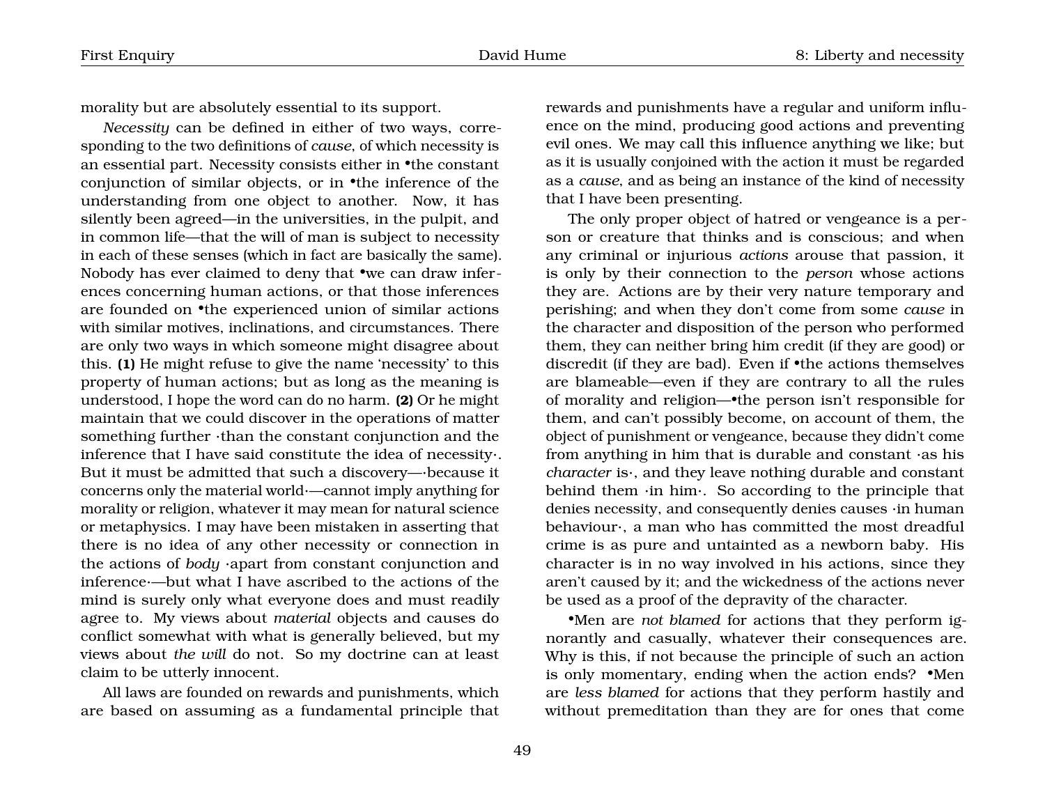morality but are absolutely essential to its support.

*Necessity* can be defined in either of two ways, corresponding to the two definitions of *cause*, of which necessity is an essential part. Necessity consists either in •the constant conjunction of similar objects, or in •the inference of the understanding from one object to another. Now, it has silently been agreed—in the universities, in the pulpit, and in common life—that the will of man is subject to necessity in each of these senses (which in fact are basically the same). Nobody has ever claimed to deny that •we can draw inferences concerning human actions, or that those inferences are founded on •the experienced union of similar actions with similar motives, inclinations, and circumstances. There are only two ways in which someone might disagree about this. **(1)** He might refuse to give the name 'necessity' to this property of human actions; but as long as the meaning is understood, I hope the word can do no harm. **(2)** Or he might maintain that we could discover in the operations of matter something further ·than the constant conjunction and the inference that I have said constitute the idea of necessity·. But it must be admitted that such a discovery—·because it concerns only the material world·—cannot imply anything for morality or religion, whatever it may mean for natural science or metaphysics. I may have been mistaken in asserting that there is no idea of any other necessity or connection in the actions of *body* ·apart from constant conjunction and inference·—but what I have ascribed to the actions of the mind is surely only what everyone does and must readily agree to. My views about *material* objects and causes do conflict somewhat with what is generally believed, but my views about *the will* do not. So my doctrine can at least claim to be utterly innocent.

All laws are founded on rewards and punishments, which are based on assuming as a fundamental principle that rewards and punishments have a regular and uniform influence on the mind, producing good actions and preventing evil ones. We may call this influence anything we like; but as it is usually conjoined with the action it must be regarded as a *cause*, and as being an instance of the kind of necessity that I have been presenting.

The only proper object of hatred or vengeance is a person or creature that thinks and is conscious; and when any criminal or injurious *actions* arouse that passion, it is only by their connection to the *person* whose actions they are. Actions are by their very nature temporary and perishing; and when they don't come from some *cause* in the character and disposition of the person who performed them, they can neither bring him credit (if they are good) or discredit (if they are bad). Even if •the actions themselves are blameable—even if they are contrary to all the rules of morality and religion—•the person isn't responsible for them, and can't possibly become, on account of them, the object of punishment or vengeance, because they didn't come from anything in him that is durable and constant ·as his *character* is·, and they leave nothing durable and constant behind them ·in him·. So according to the principle that denies necessity, and consequently denies causes ·in human behaviour·, a man who has committed the most dreadful crime is as pure and untainted as a newborn baby. His character is in no way involved in his actions, since they aren't caused by it; and the wickedness of the actions never be used as a proof of the depravity of the character.

•Men are *not blamed* for actions that they perform ignorantly and casually, whatever their consequences are. Why is this, if not because the principle of such an action is only momentary, ending when the action ends? •Men are *less blamed* for actions that they perform hastily and without premeditation than they are for ones that come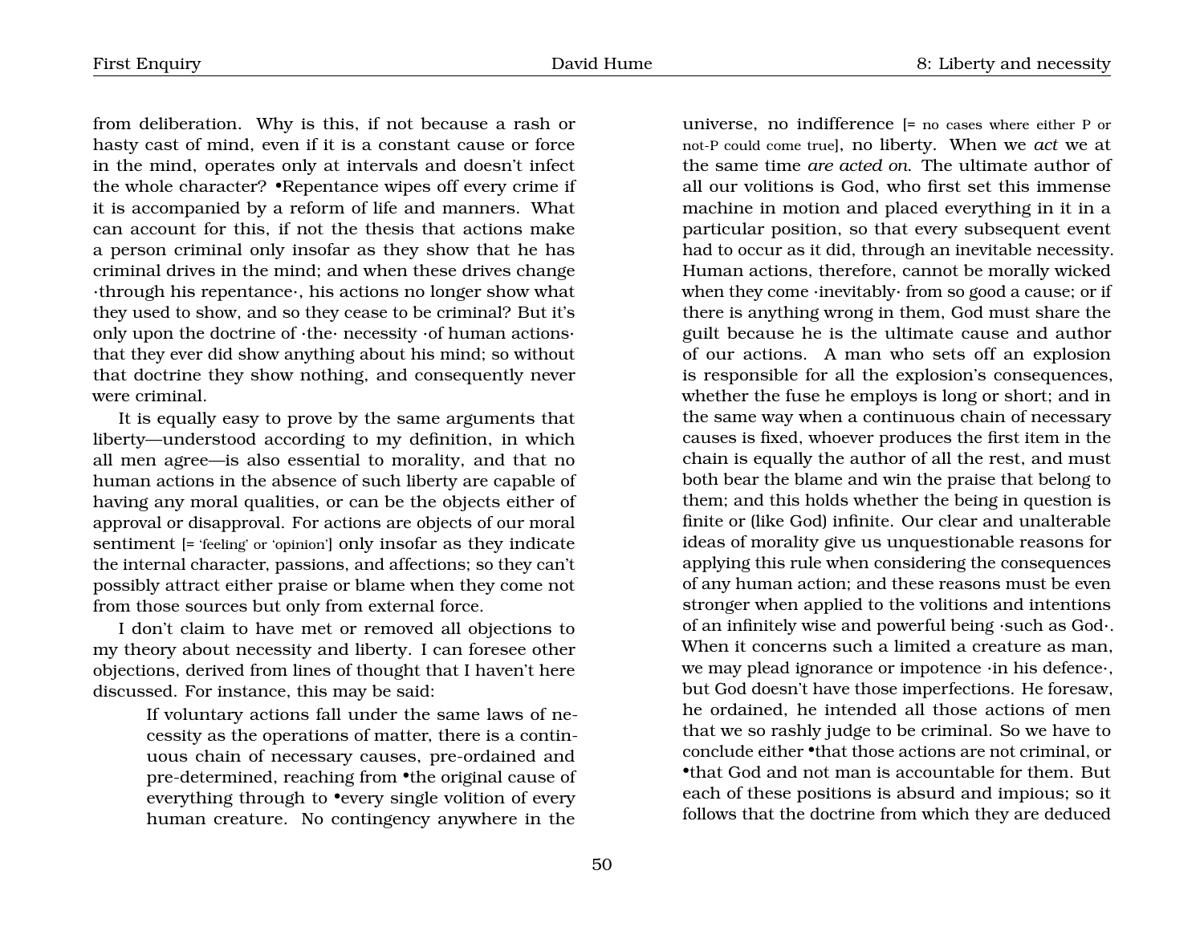from deliberation. Why is this, if not because a rash or hasty cast of mind, even if it is a constant cause or force in the mind, operates only at intervals and doesn't infect the whole character? •Repentance wipes off every crime if it is accompanied by a reform of life and manners. What can account for this, if not the thesis that actions make a person criminal only insofar as they show that he has criminal drives in the mind; and when these drives change ·through his repentance·, his actions no longer show what they used to show, and so they cease to be criminal? But it's only upon the doctrine of ·the· necessity ·of human actions· that they ever did show anything about his mind; so without that doctrine they show nothing, and consequently never were criminal.

It is equally easy to prove by the same arguments that liberty—understood according to my definition, in which all men agree—is also essential to morality, and that no human actions in the absence of such liberty are capable of having any moral qualities, or can be the objects either of approval or disapproval. For actions are objects of our moral sentiment [= 'feeling' or 'opinion'] only insofar as they indicate the internal character, passions, and affections; so they can't possibly attract either praise or blame when they come not from those sources but only from external force.

I don't claim to have met or removed all objections to my theory about necessity and liberty. I can foresee other objections, derived from lines of thought that I haven't here discussed. For instance, this may be said:

> If voluntary actions fall under the same laws of necessity as the operations of matter, there is a continuous chain of necessary causes, pre-ordained and pre-determined, reaching from •the original cause of everything through to •every single volition of every human creature. No contingency anywhere in the universe, no indifference [= no cases where either P or not-P could come true], no liberty. When we *act* we at the same time *are acted on*. The ultimate author of all our volitions is God, who first set this immense machine in motion and placed everything in it in a particular position, so that every subsequent event had to occur as it did, through an inevitable necessity. Human actions, therefore, cannot be morally wicked when they come ·inevitably· from so good a cause; or if there is anything wrong in them, God must share the guilt because he is the ultimate cause and author of our actions. A man who sets off an explosion is responsible for all the explosion's consequences, whether the fuse he employs is long or short; and in the same way when a continuous chain of necessary causes is fixed, whoever produces the first item in the chain is equally the author of all the rest, and must both bear the blame and win the praise that belong to them; and this holds whether the being in question is finite or (like God) infinite. Our clear and unalterable ideas of morality give us unquestionable reasons for applying this rule when considering the consequences of any human action; and these reasons must be even stronger when applied to the volitions and intentions of an infinitely wise and powerful being ·such as God·. When it concerns such a limited a creature as man, we may plead ignorance or impotence ·in his defence·, but God doesn't have those imperfections. He foresaw, he ordained, he intended all those actions of men that we so rashly judge to be criminal. So we have to conclude either •that those actions are not criminal, or •that God and not man is accountable for them. But each of these positions is absurd and impious; so it follows that the doctrine from which they are deduced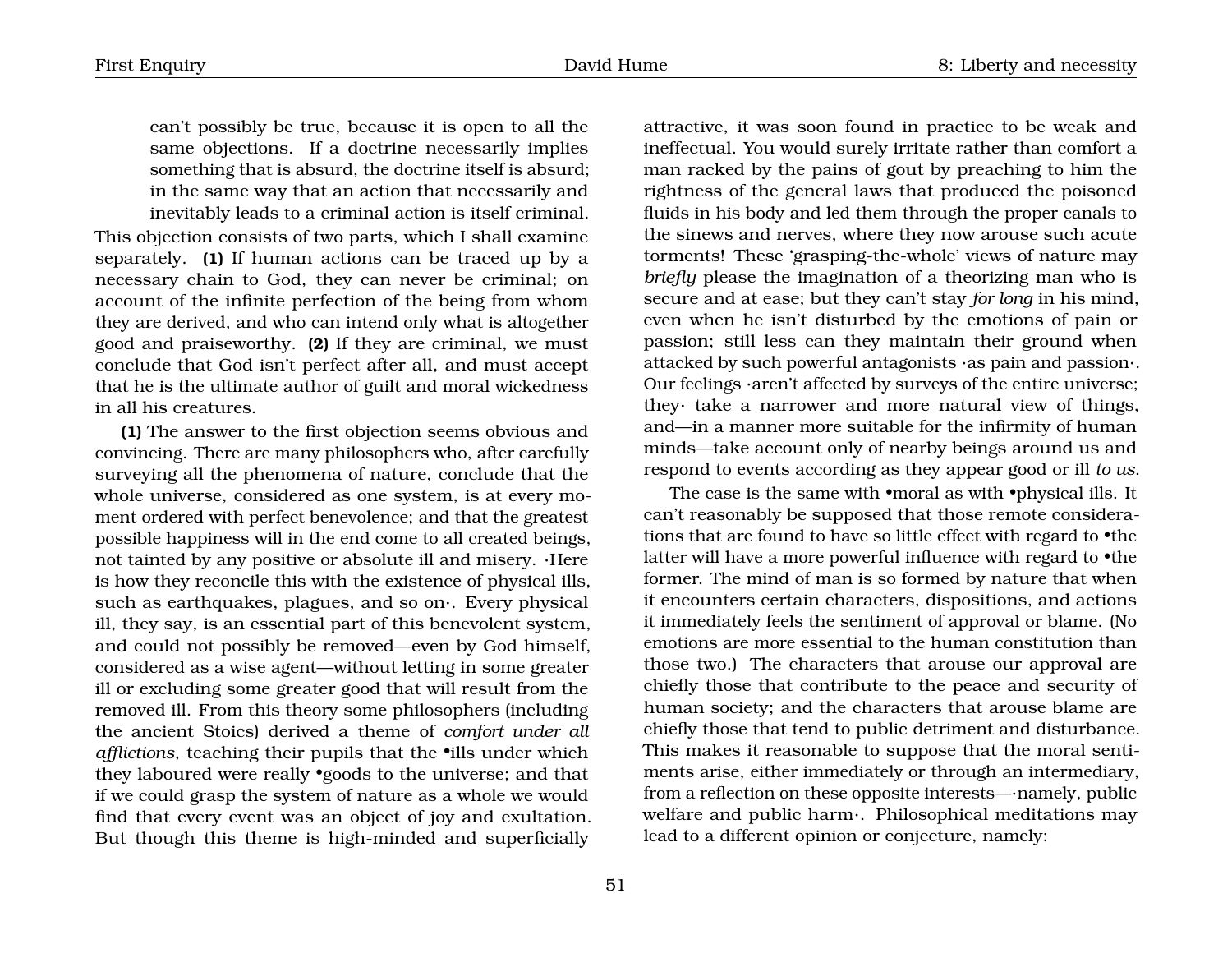can't possibly be true, because it is open to all the same objections. If a doctrine necessarily implies something that is absurd, the doctrine itself is absurd; in the same way that an action that necessarily and inevitably leads to a criminal action is itself criminal.

This objection consists of two parts, which I shall examine separately. **(1)** If human actions can be traced up by a necessary chain to God, they can never be criminal; on account of the infinite perfection of the being from whom they are derived, and who can intend only what is altogether good and praiseworthy. **(2)** If they are criminal, we must conclude that God isn't perfect after all, and must accept that he is the ultimate author of guilt and moral wickedness in all his creatures.

**(1)** The answer to the first objection seems obvious and convincing. There are many philosophers who, after carefully surveying all the phenomena of nature, conclude that the whole universe, considered as one system, is at every moment ordered with perfect benevolence; and that the greatest possible happiness will in the end come to all created beings, not tainted by any positive or absolute ill and misery. ·Here is how they reconcile this with the existence of physical ills, such as earthquakes, plagues, and so on·. Every physical ill, they say, is an essential part of this benevolent system, and could not possibly be removed—even by God himself, considered as a wise agent—without letting in some greater ill or excluding some greater good that will result from the removed ill. From this theory some philosophers (including the ancient Stoics) derived a theme of *comfort under all afflictions*, teaching their pupils that the •ills under which they laboured were really •goods to the universe; and that if we could grasp the system of nature as a whole we would find that every event was an object of joy and exultation. But though this theme is high-minded and superficially attractive, it was soon found in practice to be weak and ineffectual. You would surely irritate rather than comfort a man racked by the pains of gout by preaching to him the rightness of the general laws that produced the poisoned fluids in his body and led them through the proper canals to the sinews and nerves, where they now arouse such acute torments! These 'grasping-the-whole' views of nature may *briefly* please the imagination of a theorizing man who is secure and at ease; but they can't stay *for long* in his mind, even when he isn't disturbed by the emotions of pain or passion; still less can they maintain their ground when attacked by such powerful antagonists ·as pain and passion·. Our feelings ·aren't affected by surveys of the entire universe; they· take a narrower and more natural view of things, and—in a manner more suitable for the infirmity of human minds—take account only of nearby beings around us and respond to events according as they appear good or ill *to us*.

The case is the same with •moral as with •physical ills. It can't reasonably be supposed that those remote considerations that are found to have so little effect with regard to •the latter will have a more powerful influence with regard to •the former. The mind of man is so formed by nature that when it encounters certain characters, dispositions, and actions it immediately feels the sentiment of approval or blame. (No emotions are more essential to the human constitution than those two.) The characters that arouse our approval are chiefly those that contribute to the peace and security of human society; and the characters that arouse blame are chiefly those that tend to public detriment and disturbance. This makes it reasonable to suppose that the moral sentiments arise, either immediately or through an intermediary, from a reflection on these opposite interests—·namely, public welfare and public harm·. Philosophical meditations may lead to a different opinion or conjecture, namely: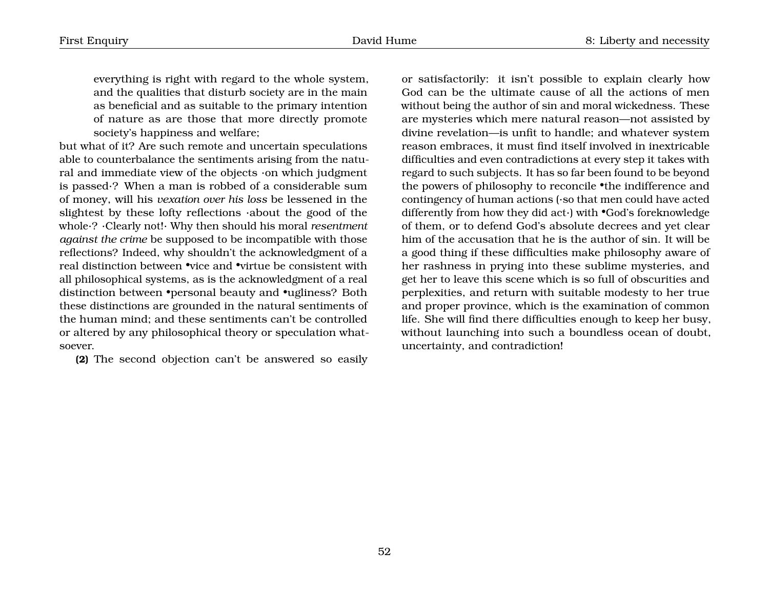> everything is right with regard to the whole system, and the qualities that disturb society are in the main as beneficial and as suitable to the primary intention of nature as are those that more directly promote society's happiness and welfare;

but what of it? Are such remote and uncertain speculations able to counterbalance the sentiments arising from the natural and immediate view of the objects ·on which judgment is passed·? When a man is robbed of a considerable sum of money, will his *vexation over his loss* be lessened in the slightest by these lofty reflections ·about the good of the whole·? ·Clearly not!· Why then should his moral *resentment against the crime* be supposed to be incompatible with those reflections? Indeed, why shouldn't the acknowledgment of a real distinction between •vice and •virtue be consistent with all philosophical systems, as is the acknowledgment of a real distinction between •personal beauty and •ugliness? Both these distinctions are grounded in the natural sentiments of the human mind; and these sentiments can't be controlled or altered by any philosophical theory or speculation whatsoever.

**(2)** The second objection can't be answered so easily or satisfactorily: it isn't possible to explain clearly how God can be the ultimate cause of all the actions of men without being the author of sin and moral wickedness. These are mysteries which mere natural reason—not assisted by divine revelation—is unfit to handle; and whatever system reason embraces, it must find itself involved in inextricable difficulties and even contradictions at every step it takes with regard to such subjects. It has so far been found to be beyond the powers of philosophy to reconcile •the indifference and contingency of human actions (·so that men could have acted differently from how they did act·) with •God's foreknowledge of them, or to defend God's absolute decrees and yet clear him of the accusation that he is the author of sin. It will be a good thing if these difficulties make philosophy aware of her rashness in prying into these sublime mysteries, and get her to leave this scene which is so full of obscurities and perplexities, and return with suitable modesty to her true and proper province, which is the examination of common life. She will find there difficulties enough to keep her busy, without launching into such a boundless ocean of doubt, uncertainty, and contradiction!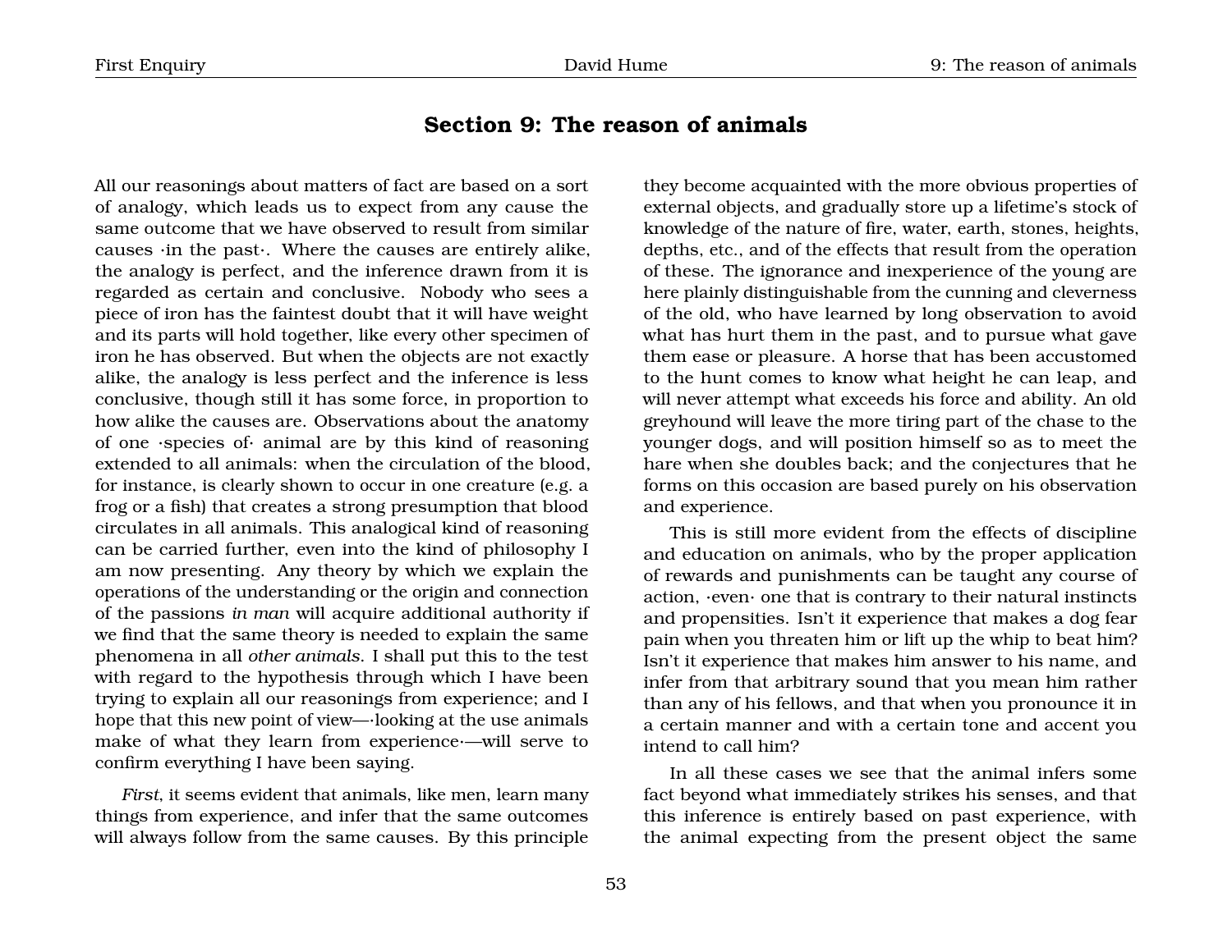# Section 9: The reason of animals

All our reasonings about matters of fact are based on a sort of analogy, which leads us to expect from any cause the same outcome that we have observed to result from similar causes ·in the past·. Where the causes are entirely alike, the analogy is perfect, and the inference drawn from it is regarded as certain and conclusive. Nobody who sees a piece of iron has the faintest doubt that it will have weight and its parts will hold together, like every other specimen of iron he has observed. But when the objects are not exactly alike, the analogy is less perfect and the inference is less conclusive, though still it has some force, in proportion to how alike the causes are. Observations about the anatomy of one ·species of· animal are by this kind of reasoning extended to all animals: when the circulation of the blood, for instance, is clearly shown to occur in one creature (e.g. a frog or a fish) that creates a strong presumption that blood circulates in all animals. This analogical kind of reasoning can be carried further, even into the kind of philosophy I am now presenting. Any theory by which we explain the operations of the understanding or the origin and connection of the passions *in man* will acquire additional authority if we find that the same theory is needed to explain the same phenomena in all *other animals*. I shall put this to the test with regard to the hypothesis through which I have been trying to explain all our reasonings from experience; and I hope that this new point of view—·looking at the use animals make of what they learn from experience·—will serve to confirm everything I have been saying.

*First*, it seems evident that animals, like men, learn many things from experience, and infer that the same outcomes will always follow from the same causes. By this principle they become acquainted with the more obvious properties of external objects, and gradually store up a lifetime's stock of knowledge of the nature of fire, water, earth, stones, heights, depths, etc., and of the effects that result from the operation of these. The ignorance and inexperience of the young are here plainly distinguishable from the cunning and cleverness of the old, who have learned by long observation to avoid what has hurt them in the past, and to pursue what gave them ease or pleasure. A horse that has been accustomed to the hunt comes to know what height he can leap, and will never attempt what exceeds his force and ability. An old greyhound will leave the more tiring part of the chase to the younger dogs, and will position himself so as to meet the hare when she doubles back; and the conjectures that he forms on this occasion are based purely on his observation and experience.

This is still more evident from the effects of discipline and education on animals, who by the proper application of rewards and punishments can be taught any course of action, ·even· one that is contrary to their natural instincts and propensities. Isn't it experience that makes a dog fear pain when you threaten him or lift up the whip to beat him? Isn't it experience that makes him answer to his name, and infer from that arbitrary sound that you mean him rather than any of his fellows, and that when you pronounce it in a certain manner and with a certain tone and accent you intend to call him?

In all these cases we see that the animal infers some fact beyond what immediately strikes his senses, and that this inference is entirely based on past experience, with the animal expecting from the present object the same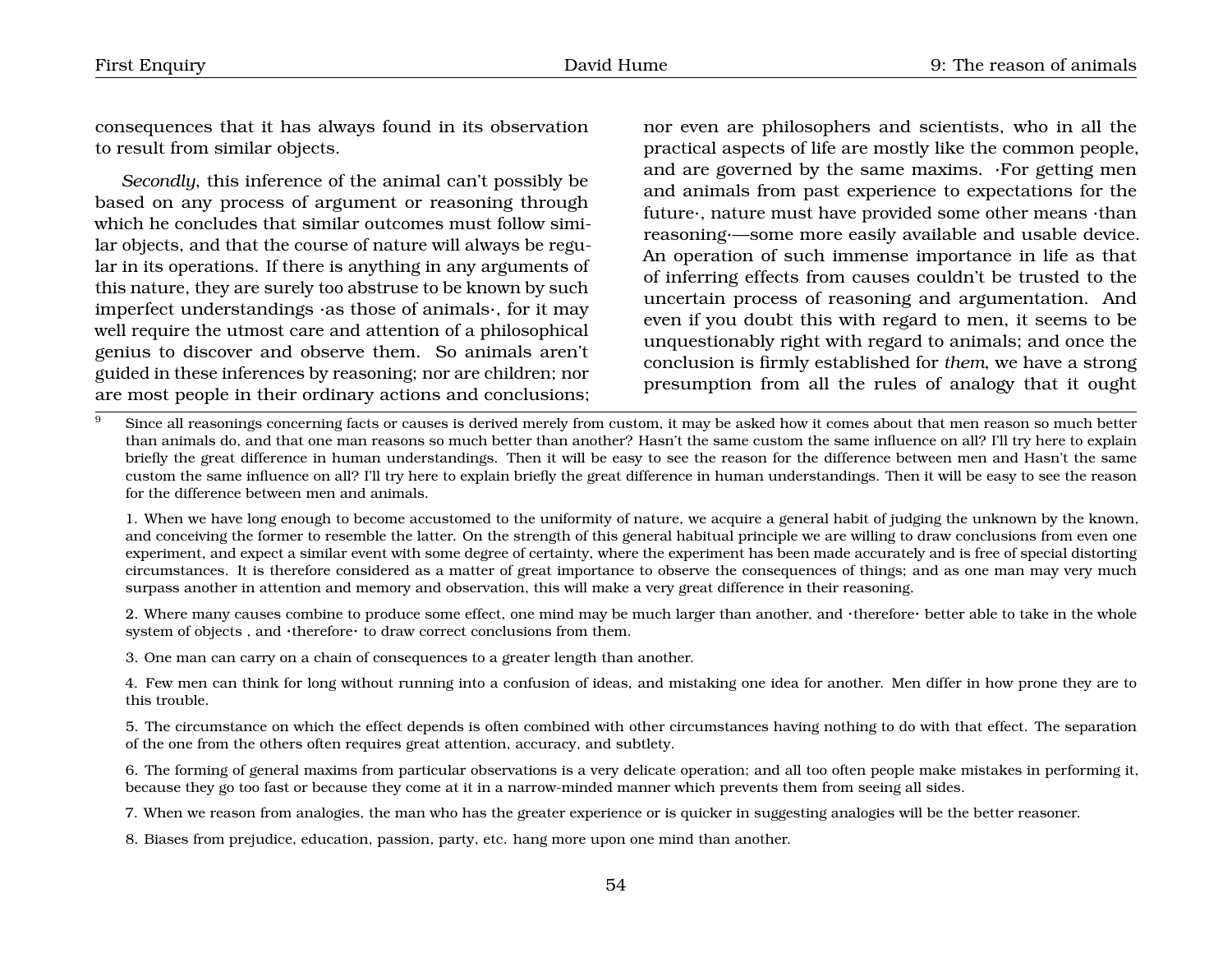consequences that it has always found in its observation to result from similar objects.

*Secondly*, this inference of the animal can't possibly be based on any process of argument or reasoning through which he concludes that similar outcomes must follow similar objects, and that the course of nature will always be regular in its operations. If there is anything in any arguments of this nature, they are surely too abstruse to be known by such imperfect understandings ·as those of animals·, for it may well require the utmost care and attention of a philosophical genius to discover and observe them. So animals aren't guided in these inferences by reasoning; nor are children; nor are most people in their ordinary actions and conclusions; nor even are philosophers and scientists, who in all the practical aspects of life are mostly like the common people, and are governed by the same maxims. ·For getting men and animals from past experience to expectations for the future·, nature must have provided some other means ·than reasoning·—some more easily available and usable device. An operation of such immense importance in life as that of inferring effects from causes couldn't be trusted to the uncertain process of reasoning and argumentation. And even if you doubt this with regard to men, it seems to be unquestionably right with regard to animals; and once the conclusion is firmly established for *them*, we have a strong presumption from all the rules of analogy that it ought

---

[9] Since all reasonings concerning facts or causes is derived merely from custom, it may be asked how it comes about that men reason so much better than animals do, and that one man reasons so much better than another? Hasn't the same custom the same influence on all? I'll try here to explain briefly the great difference in human understandings. Then it will be easy to see the reason for the difference between men and Hasn't the same custom the same influence on all? I'll try here to explain briefly the great difference in human understandings. Then it will be easy to see the reason for the difference between men and animals.

1. When we have long enough to become accustomed to the uniformity of nature, we acquire a general habit of judging the unknown by the known, and conceiving the former to resemble the latter. On the strength of this general habitual principle we are willing to draw conclusions from even one experiment, and expect a similar event with some degree of certainty, where the experiment has been made accurately and is free of special distorting circumstances. It is therefore considered as a matter of great importance to observe the consequences of things; and as one man may very much surpass another in attention and memory and observation, this will make a very great difference in their reasoning.

2. Where many causes combine to produce some effect, one mind may be much larger than another, and ·therefore· better able to take in the whole system of objects , and ·therefore· to draw correct conclusions from them.

3. One man can carry on a chain of consequences to a greater length than another.

4. Few men can think for long without running into a confusion of ideas, and mistaking one idea for another. Men differ in how prone they are to this trouble.

5. The circumstance on which the effect depends is often combined with other circumstances having nothing to do with that effect. The separation of the one from the others often requires great attention, accuracy, and subtlety.

6. The forming of general maxims from particular observations is a very delicate operation; and all too often people make mistakes in performing it, because they go too fast or because they come at it in a narrow-minded manner which prevents them from seeing all sides.

7. When we reason from analogies, the man who has the greater experience or is quicker in suggesting analogies will be the better reasoner.

8. Biases from prejudice, education, passion, party, etc. hang more upon one mind than another.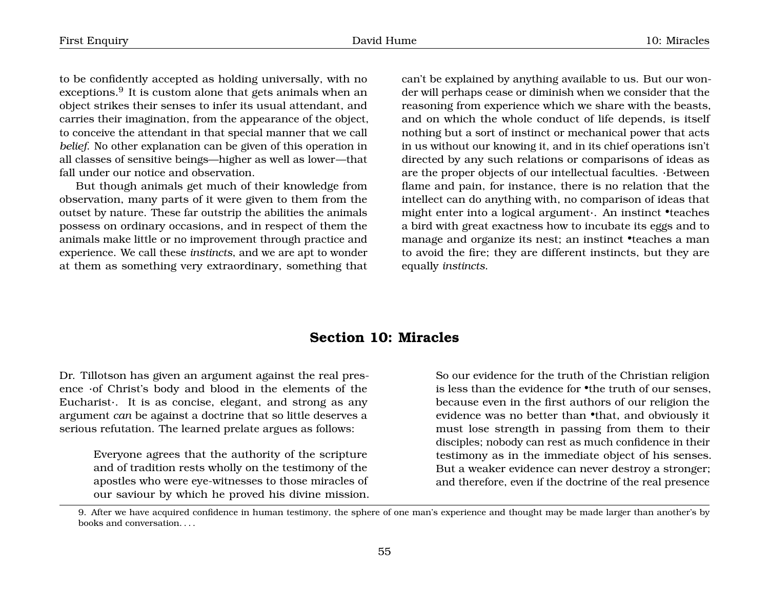to be confidently accepted as holding universally, with no exceptions.[9] It is custom alone that gets animals when an object strikes their senses to infer its usual attendant, and carries their imagination, from the appearance of the object, to conceive the attendant in that special manner that we call *belief*. No other explanation can be given of this operation in all classes of sensitive beings—higher as well as lower—that fall under our notice and observation.

But though animals get much of their knowledge from observation, many parts of it were given to them from the outset by nature. These far outstrip the abilities the animals possess on ordinary occasions, and in respect of them the animals make little or no improvement through practice and experience. We call these *instincts*, and we are apt to wonder at them as something very extraordinary, something that can't be explained by anything available to us. But our wonder will perhaps cease or diminish when we consider that the reasoning from experience which we share with the beasts, and on which the whole conduct of life depends, is itself nothing but a sort of instinct or mechanical power that acts in us without our knowing it, and in its chief operations isn't directed by any such relations or comparisons of ideas as are the proper objects of our intellectual faculties. ·Between flame and pain, for instance, there is no relation that the intellect can do anything with, no comparison of ideas that might enter into a logical argument·. An instinct •teaches a bird with great exactness how to incubate its eggs and to manage and organize its nest; an instinct •teaches a man to avoid the fire; they are different instincts, but they are equally *instincts*.

## Section 10: Miracles

Dr. Tillotson has given an argument against the real presence ·of Christ's body and blood in the elements of the Eucharist·. It is as concise, elegant, and strong as any argument *can* be against a doctrine that so little deserves a serious refutation. The learned prelate argues as follows:

> Everyone agrees that the authority of the scripture and of tradition rests wholly on the testimony of the apostles who were eye-witnesses to those miracles of our saviour by which he proved his divine mission. So our evidence for the truth of the Christian religion is less than the evidence for •the truth of our senses, because even in the first authors of our religion the evidence was no better than •that, and obviously it must lose strength in passing from them to their disciples; nobody can rest as much confidence in their testimony as in the immediate object of his senses. But a weaker evidence can never destroy a stronger; and therefore, even if the doctrine of the real presence

9. After we have acquired confidence in human testimony, the sphere of one man's experience and thought may be made larger than another's by books and conversation. . . .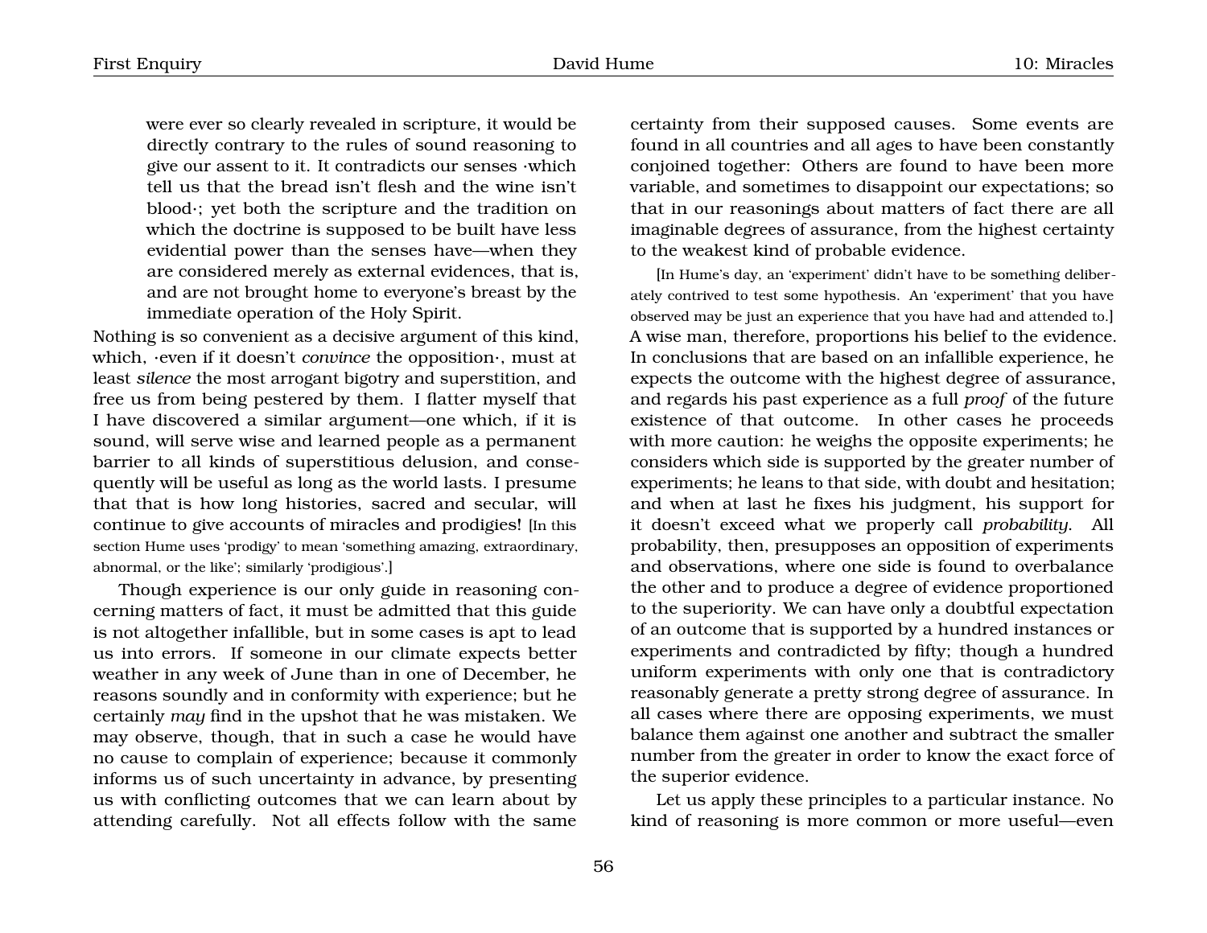were ever so clearly revealed in scripture, it would be directly contrary to the rules of sound reasoning to give our assent to it. It contradicts our senses ·which tell us that the bread isn't flesh and the wine isn't blood·; yet both the scripture and the tradition on which the doctrine is supposed to be built have less evidential power than the senses have—when they are considered merely as external evidences, that is, and are not brought home to everyone's breast by the immediate operation of the Holy Spirit.

Nothing is so convenient as a decisive argument of this kind, which, ·even if it doesn't *convince* the opposition·, must at least *silence* the most arrogant bigotry and superstition, and free us from being pestered by them. I flatter myself that I have discovered a similar argument—one which, if it is sound, will serve wise and learned people as a permanent barrier to all kinds of superstitious delusion, and consequently will be useful as long as the world lasts. I presume that that is how long histories, sacred and secular, will continue to give accounts of miracles and prodigies! [In this section Hume uses 'prodigy' to mean 'something amazing, extraordinary, abnormal, or the like'; similarly 'prodigious'.]

Though experience is our only guide in reasoning concerning matters of fact, it must be admitted that this guide is not altogether infallible, but in some cases is apt to lead us into errors. If someone in our climate expects better weather in any week of June than in one of December, he reasons soundly and in conformity with experience; but he certainly *may* find in the upshot that he was mistaken. We may observe, though, that in such a case he would have no cause to complain of experience; because it commonly informs us of such uncertainty in advance, by presenting us with conflicting outcomes that we can learn about by attending carefully. Not all effects follow with the same certainty from their supposed causes. Some events are found in all countries and all ages to have been constantly conjoined together: Others are found to have been more variable, and sometimes to disappoint our expectations; so that in our reasonings about matters of fact there are all imaginable degrees of assurance, from the highest certainty to the weakest kind of probable evidence.

[In Hume's day, an 'experiment' didn't have to be something deliberately contrived to test some hypothesis. An 'experiment' that you have observed may be just an experience that you have had and attended to.]

A wise man, therefore, proportions his belief to the evidence. In conclusions that are based on an infallible experience, he expects the outcome with the highest degree of assurance, and regards his past experience as a full *proof* of the future existence of that outcome. In other cases he proceeds with more caution: he weighs the opposite experiments; he considers which side is supported by the greater number of experiments; he leans to that side, with doubt and hesitation; and when at last he fixes his judgment, his support for it doesn't exceed what we properly call *probability*. All probability, then, presupposes an opposition of experiments and observations, where one side is found to overbalance the other and to produce a degree of evidence proportioned to the superiority. We can have only a doubtful expectation of an outcome that is supported by a hundred instances or experiments and contradicted by fifty; though a hundred uniform experiments with only one that is contradictory reasonably generate a pretty strong degree of assurance. In all cases where there are opposing experiments, we must balance them against one another and subtract the smaller number from the greater in order to know the exact force of the superior evidence.

Let us apply these principles to a particular instance. No kind of reasoning is more common or more useful—even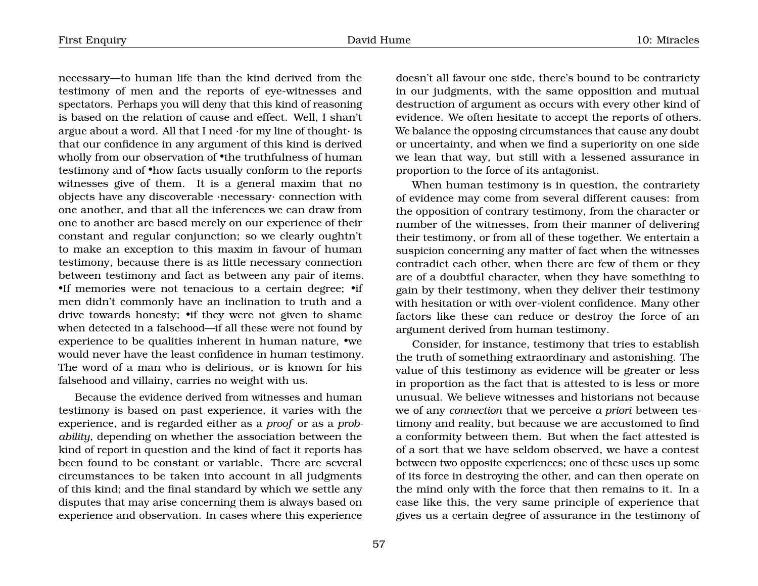necessary—to human life than the kind derived from the testimony of men and the reports of eye-witnesses and spectators. Perhaps you will deny that this kind of reasoning is based on the relation of cause and effect. Well, I shan't argue about a word. All that I need ·for my line of thought· is that our confidence in any argument of this kind is derived wholly from our observation of •the truthfulness of human testimony and of •how facts usually conform to the reports witnesses give of them. It is a general maxim that no objects have any discoverable ·necessary· connection with one another, and that all the inferences we can draw from one to another are based merely on our experience of their constant and regular conjunction; so we clearly oughtn't to make an exception to this maxim in favour of human testimony, because there is as little necessary connection between testimony and fact as between any pair of items. •If memories were not tenacious to a certain degree; •if men didn't commonly have an inclination to truth and a drive towards honesty; •if they were not given to shame when detected in a falsehood—if all these were not found by experience to be qualities inherent in human nature, •we would never have the least confidence in human testimony. The word of a man who is delirious, or is known for his falsehood and villainy, carries no weight with us.

Because the evidence derived from witnesses and human testimony is based on past experience, it varies with the experience, and is regarded either as a *proof* or as a *probability*, depending on whether the association between the kind of report in question and the kind of fact it reports has been found to be constant or variable. There are several circumstances to be taken into account in all judgments of this kind; and the final standard by which we settle any disputes that may arise concerning them is always based on experience and observation. In cases where this experience doesn't all favour one side, there's bound to be contrariety in our judgments, with the same opposition and mutual destruction of argument as occurs with every other kind of evidence. We often hesitate to accept the reports of others. We balance the opposing circumstances that cause any doubt or uncertainty, and when we find a superiority on one side we lean that way, but still with a lessened assurance in proportion to the force of its antagonist.

When human testimony is in question, the contrariety of evidence may come from several different causes: from the opposition of contrary testimony, from the character or number of the witnesses, from their manner of delivering their testimony, or from all of these together. We entertain a suspicion concerning any matter of fact when the witnesses contradict each other, when there are few of them or they are of a doubtful character, when they have something to gain by their testimony, when they deliver their testimony with hesitation or with over-violent confidence. Many other factors like these can reduce or destroy the force of an argument derived from human testimony.

Consider, for instance, testimony that tries to establish the truth of something extraordinary and astonishing. The value of this testimony as evidence will be greater or less in proportion as the fact that is attested to is less or more unusual. We believe witnesses and historians not because we of any *connection* that we perceive *a priori* between testimony and reality, but because we are accustomed to find a conformity between them. But when the fact attested is of a sort that we have seldom observed, we have a contest between two opposite experiences; one of these uses up some of its force in destroying the other, and can then operate on the mind only with the force that then remains to it. In a case like this, the very same principle of experience that gives us a certain degree of assurance in the testimony of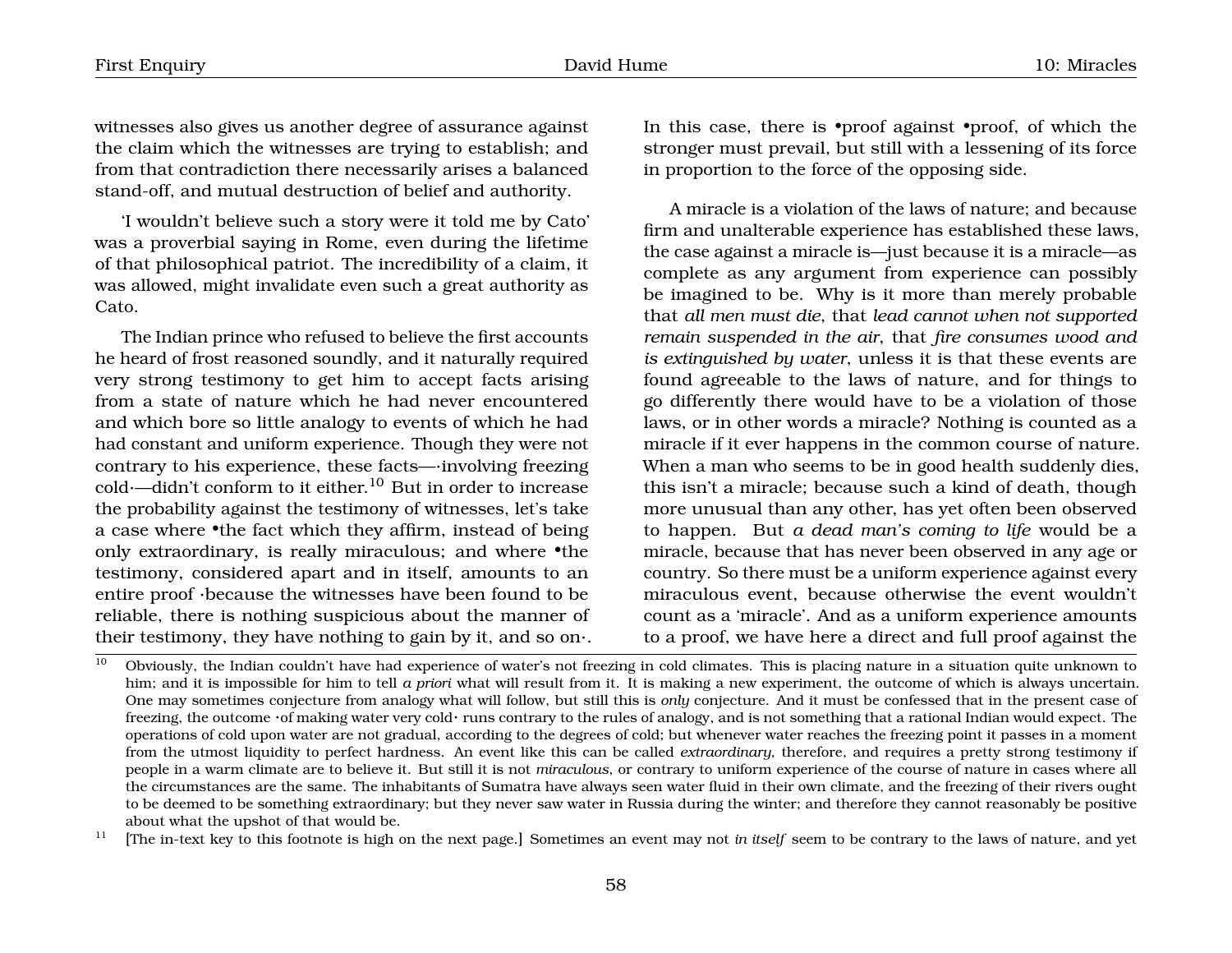witnesses also gives us another degree of assurance against the claim which the witnesses are trying to establish; and from that contradiction there necessarily arises a balanced stand-off, and mutual destruction of belief and authority.

'I wouldn't believe such a story were it told me by Cato' was a proverbial saying in Rome, even during the lifetime of that philosophical patriot. The incredibility of a claim, it was allowed, might invalidate even such a great authority as Cato.

The Indian prince who refused to believe the first accounts he heard of frost reasoned soundly, and it naturally required very strong testimony to get him to accept facts arising from a state of nature which he had never encountered and which bore so little analogy to events of which he had had constant and uniform experience. Though they were not contrary to his experience, these facts—·involving freezing cold·—didn't conform to it either.[10] But in order to increase the probability against the testimony of witnesses, let's take a case where •the fact which they affirm, instead of being only extraordinary, is really miraculous; and where •the testimony, considered apart and in itself, amounts to an entire proof ·because the witnesses have been found to be reliable, there is nothing suspicious about the manner of their testimony, they have nothing to gain by it, and so on·. In this case, there is •proof against •proof, of which the stronger must prevail, but still with a lessening of its force in proportion to the force of the opposing side.

A miracle is a violation of the laws of nature; and because firm and unalterable experience has established these laws, the case against a miracle is—just because it is a miracle—as complete as any argument from experience can possibly be imagined to be. Why is it more than merely probable that *all men must die*, that *lead cannot when not supported remain suspended in the air*, that *fire consumes wood and is extinguished by water*, unless it is that these events are found agreeable to the laws of nature, and for things to go differently there would have to be a violation of those laws, or in other words a miracle? Nothing is counted as a miracle if it ever happens in the common course of nature. When a man who seems to be in good health suddenly dies, this isn't a miracle; because such a kind of death, though more unusual than any other, has yet often been observed to happen. But *a dead man's coming to life* would be a miracle, because that has never been observed in any age or country. So there must be a uniform experience against every miraculous event, because otherwise the event wouldn't count as a 'miracle'. And as a uniform experience amounts to a proof, we have here a direct and full proof against the

---

[10] Obviously, the Indian couldn't have had experience of water's not freezing in cold climates. This is placing nature in a situation quite unknown to him; and it is impossible for him to tell *a priori* what will result from it. It is making a new experiment, the outcome of which is always uncertain. One may sometimes conjecture from analogy what will follow, but still this is *only* conjecture. And it must be confessed that in the present case of freezing, the outcome ·of making water very cold· runs contrary to the rules of analogy, and is not something that a rational Indian would expect. The operations of cold upon water are not gradual, according to the degrees of cold; but whenever water reaches the freezing point it passes in a moment from the utmost liquidity to perfect hardness. An event like this can be called *extraordinary*, therefore, and requires a pretty strong testimony if people in a warm climate are to believe it. But still it is not *miraculous*, or contrary to uniform experience of the course of nature in cases where all the circumstances are the same. The inhabitants of Sumatra have always seen water fluid in their own climate, and the freezing of their rivers ought to be deemed to be something extraordinary; but they never saw water in Russia during the winter; and therefore they cannot reasonably be positive about what the upshot of that would be.

[11] [The in-text key to this footnote is high on the next page.] Sometimes an event may not *in itself* seem to be contrary to the laws of nature, and yet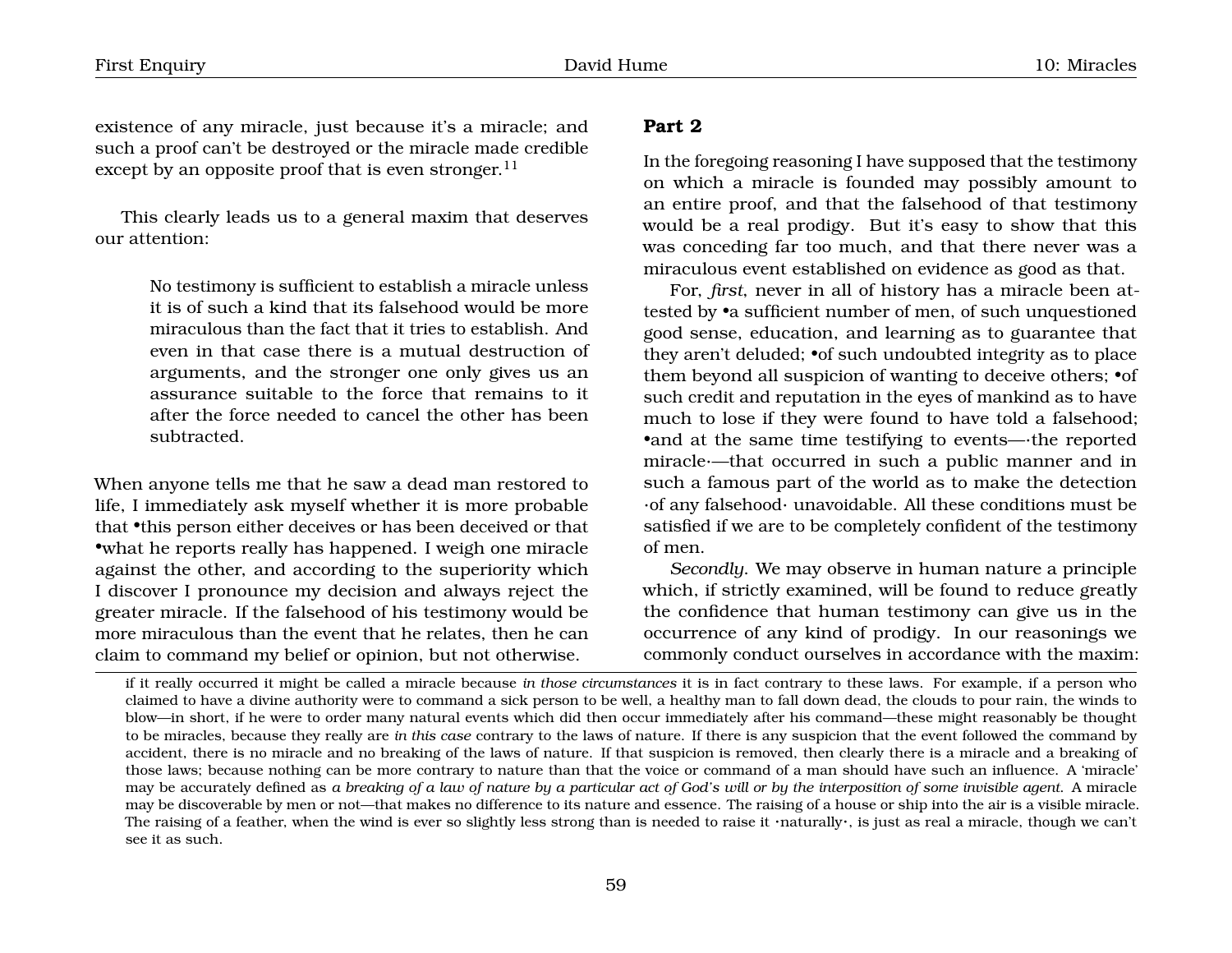existence of any miracle, just because it's a miracle; and such a proof can't be destroyed or the miracle made credible except by an opposite proof that is even stronger.[11]

This clearly leads us to a general maxim that deserves our attention:

> No testimony is sufficient to establish a miracle unless it is of such a kind that its falsehood would be more miraculous than the fact that it tries to establish. And even in that case there is a mutual destruction of arguments, and the stronger one only gives us an assurance suitable to the force that remains to it after the force needed to cancel the other has been subtracted.

When anyone tells me that he saw a dead man restored to life, I immediately ask myself whether it is more probable that •this person either deceives or has been deceived or that •what he reports really has happened. I weigh one miracle against the other, and according to the superiority which I discover I pronounce my decision and always reject the greater miracle. If the falsehood of his testimony would be more miraculous than the event that he relates, then he can claim to command my belief or opinion, but not otherwise.

## Part 2

In the foregoing reasoning I have supposed that the testimony on which a miracle is founded may possibly amount to an entire proof, and that the falsehood of that testimony would be a real prodigy. But it's easy to show that this was conceding far too much, and that there never was a miraculous event established on evidence as good as that.

For, *first*, never in all of history has a miracle been attested by •a sufficient number of men, of such unquestioned good sense, education, and learning as to guarantee that they aren't deluded; •of such undoubted integrity as to place them beyond all suspicion of wanting to deceive others; •of such credit and reputation in the eyes of mankind as to have much to lose if they were found to have told a falsehood; •and at the same time testifying to events—·the reported miracle·—that occurred in such a public manner and in such a famous part of the world as to make the detection ·of any falsehood· unavoidable. All these conditions must be satisfied if we are to be completely confident of the testimony of men.

*Secondly*. We may observe in human nature a principle which, if strictly examined, will be found to reduce greatly the confidence that human testimony can give us in the occurrence of any kind of prodigy. In our reasonings we commonly conduct ourselves in accordance with the maxim:

---

if it really occurred it might be called a miracle because *in those circumstances* it is in fact contrary to these laws. For example, if a person who claimed to have a divine authority were to command a sick person to be well, a healthy man to fall down dead, the clouds to pour rain, the winds to blow—in short, if he were to order many natural events which did then occur immediately after his command—these might reasonably be thought to be miracles, because they really are *in this case* contrary to the laws of nature. If there is any suspicion that the event followed the command by accident, there is no miracle and no breaking of the laws of nature. If that suspicion is removed, then clearly there is a miracle and a breaking of those laws; because nothing can be more contrary to nature than that the voice or command of a man should have such an influence. A 'miracle' may be accurately defined as *a breaking of a law of nature by a particular act of God's will or by the interposition of some invisible agent*. A miracle may be discoverable by men or not—that makes no difference to its nature and essence. The raising of a house or ship into the air is a visible miracle. The raising of a feather, when the wind is ever so slightly less strong than is needed to raise it ·naturally·, is just as real a miracle, though we can't see it as such.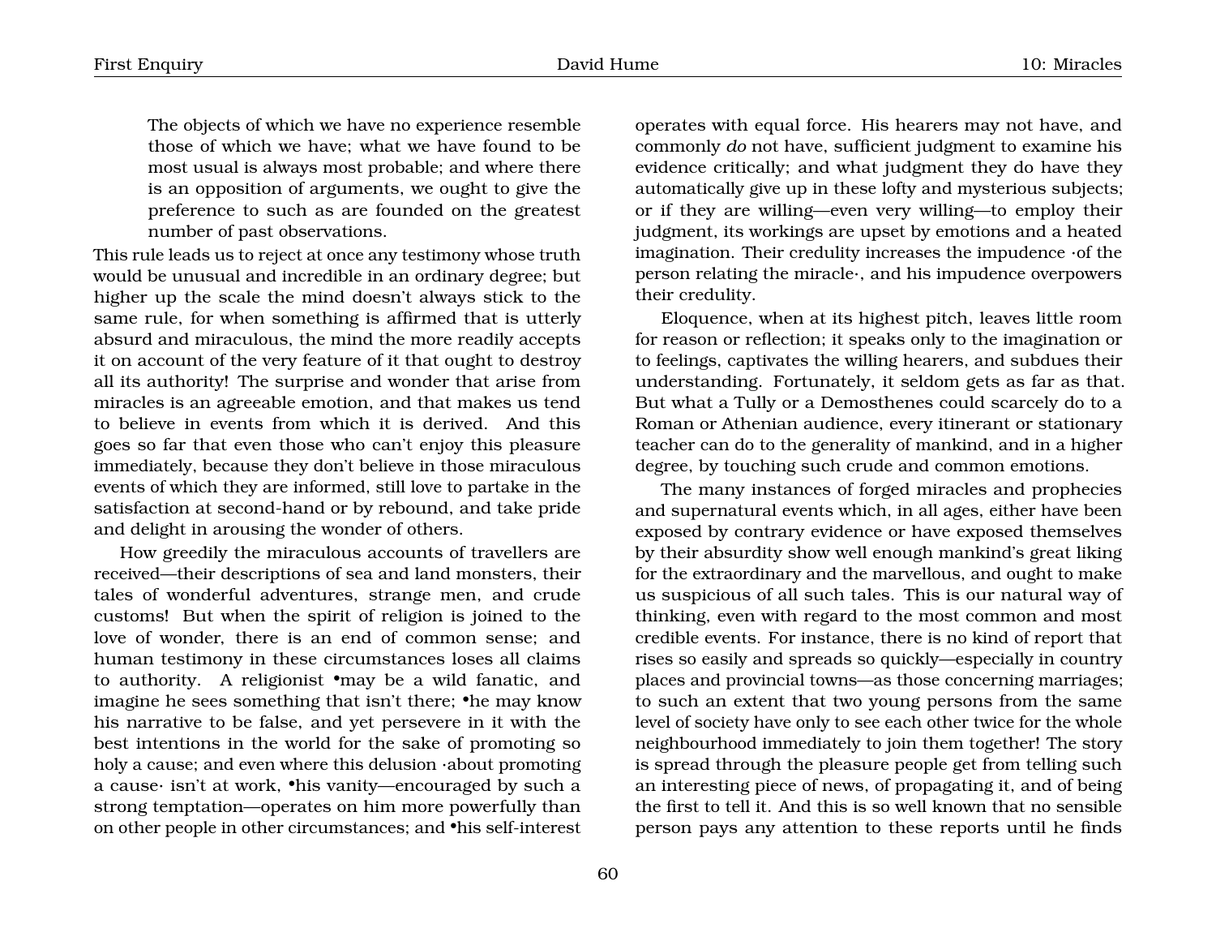> The objects of which we have no experience resemble those of which we have; what we have found to be most usual is always most probable; and where there is an opposition of arguments, we ought to give the preference to such as are founded on the greatest number of past observations.

This rule leads us to reject at once any testimony whose truth would be unusual and incredible in an ordinary degree; but higher up the scale the mind doesn't always stick to the same rule, for when something is affirmed that is utterly absurd and miraculous, the mind the more readily accepts it on account of the very feature of it that ought to destroy all its authority! The surprise and wonder that arise from miracles is an agreeable emotion, and that makes us tend to believe in events from which it is derived. And this goes so far that even those who can't enjoy this pleasure immediately, because they don't believe in those miraculous events of which they are informed, still love to partake in the satisfaction at second-hand or by rebound, and take pride and delight in arousing the wonder of others.

How greedily the miraculous accounts of travellers are received—their descriptions of sea and land monsters, their tales of wonderful adventures, strange men, and crude customs! But when the spirit of religion is joined to the love of wonder, there is an end of common sense; and human testimony in these circumstances loses all claims to authority. A religionist •may be a wild fanatic, and imagine he sees something that isn't there; •he may know his narrative to be false, and yet persevere in it with the best intentions in the world for the sake of promoting so holy a cause; and even where this delusion ·about promoting a cause· isn't at work, •his vanity—encouraged by such a strong temptation—operates on him more powerfully than on other people in other circumstances; and •his self-interest operates with equal force. His hearers may not have, and commonly *do* not have, sufficient judgment to examine his evidence critically; and what judgment they do have they automatically give up in these lofty and mysterious subjects; or if they are willing—even very willing—to employ their judgment, its workings are upset by emotions and a heated imagination. Their credulity increases the impudence ·of the person relating the miracle·, and his impudence overpowers their credulity.

Eloquence, when at its highest pitch, leaves little room for reason or reflection; it speaks only to the imagination or to feelings, captivates the willing hearers, and subdues their understanding. Fortunately, it seldom gets as far as that. But what a Tully or a Demosthenes could scarcely do to a Roman or Athenian audience, every itinerant or stationary teacher can do to the generality of mankind, and in a higher degree, by touching such crude and common emotions.

The many instances of forged miracles and prophecies and supernatural events which, in all ages, either have been exposed by contrary evidence or have exposed themselves by their absurdity show well enough mankind's great liking for the extraordinary and the marvellous, and ought to make us suspicious of all such tales. This is our natural way of thinking, even with regard to the most common and most credible events. For instance, there is no kind of report that rises so easily and spreads so quickly—especially in country places and provincial towns—as those concerning marriages; to such an extent that two young persons from the same level of society have only to see each other twice for the whole neighbourhood immediately to join them together! The story is spread through the pleasure people get from telling such an interesting piece of news, of propagating it, and of being the first to tell it. And this is so well known that no sensible person pays any attention to these reports until he finds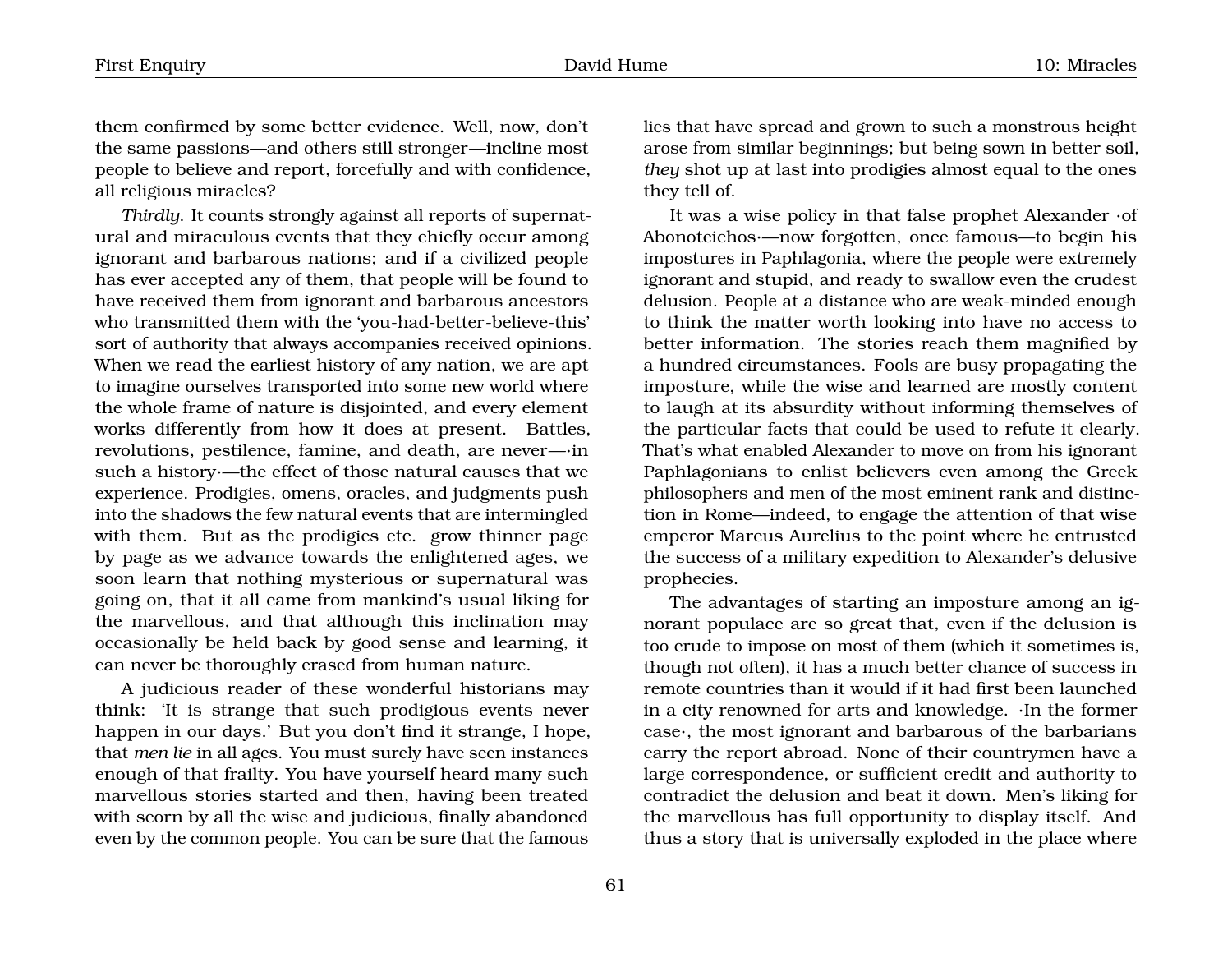them confirmed by some better evidence. Well, now, don't the same passions—and others still stronger—incline most people to believe and report, forcefully and with confidence, all religious miracles?

*Thirdly*. It counts strongly against all reports of supernatural and miraculous events that they chiefly occur among ignorant and barbarous nations; and if a civilized people has ever accepted any of them, that people will be found to have received them from ignorant and barbarous ancestors who transmitted them with the 'you-had-better-believe-this' sort of authority that always accompanies received opinions. When we read the earliest history of any nation, we are apt to imagine ourselves transported into some new world where the whole frame of nature is disjointed, and every element works differently from how it does at present. Battles, revolutions, pestilence, famine, and death, are never—·in such a history·—the effect of those natural causes that we experience. Prodigies, omens, oracles, and judgments push into the shadows the few natural events that are intermingled with them. But as the prodigies etc. grow thinner page by page as we advance towards the enlightened ages, we soon learn that nothing mysterious or supernatural was going on, that it all came from mankind's usual liking for the marvellous, and that although this inclination may occasionally be held back by good sense and learning, it can never be thoroughly erased from human nature.

A judicious reader of these wonderful historians may think: 'It is strange that such prodigious events never happen in our days.' But you don't find it strange, I hope, that *men lie* in all ages. You must surely have seen instances enough of that frailty. You have yourself heard many such marvellous stories started and then, having been treated with scorn by all the wise and judicious, finally abandoned even by the common people. You can be sure that the famous lies that have spread and grown to such a monstrous height arose from similar beginnings; but being sown in better soil, *they* shot up at last into prodigies almost equal to the ones they tell of.

It was a wise policy in that false prophet Alexander ·of Abonoteichos·—now forgotten, once famous—to begin his impostures in Paphlagonia, where the people were extremely ignorant and stupid, and ready to swallow even the crudest delusion. People at a distance who are weak-minded enough to think the matter worth looking into have no access to better information. The stories reach them magnified by a hundred circumstances. Fools are busy propagating the imposture, while the wise and learned are mostly content to laugh at its absurdity without informing themselves of the particular facts that could be used to refute it clearly. That's what enabled Alexander to move on from his ignorant Paphlagonians to enlist believers even among the Greek philosophers and men of the most eminent rank and distinction in Rome—indeed, to engage the attention of that wise emperor Marcus Aurelius to the point where he entrusted the success of a military expedition to Alexander's delusive prophecies.

The advantages of starting an imposture among an ignorant populace are so great that, even if the delusion is too crude to impose on most of them (which it sometimes is, though not often), it has a much better chance of success in remote countries than it would if it had first been launched in a city renowned for arts and knowledge. ·In the former case·, the most ignorant and barbarous of the barbarians carry the report abroad. None of their countrymen have a large correspondence, or sufficient credit and authority to contradict the delusion and beat it down. Men's liking for the marvellous has full opportunity to display itself. And thus a story that is universally exploded in the place where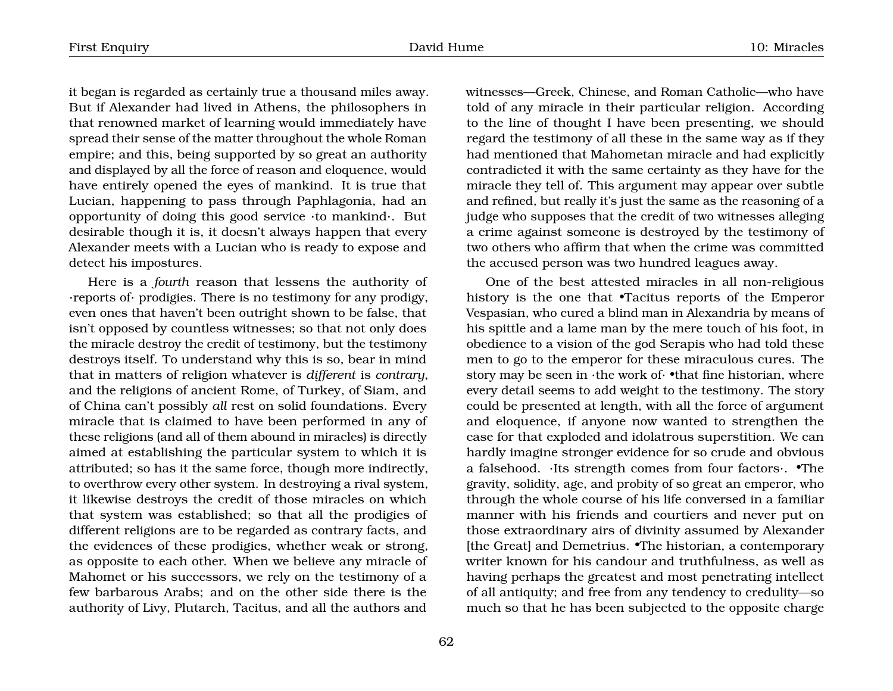it began is regarded as certainly true a thousand miles away. But if Alexander had lived in Athens, the philosophers in that renowned market of learning would immediately have spread their sense of the matter throughout the whole Roman empire; and this, being supported by so great an authority and displayed by all the force of reason and eloquence, would have entirely opened the eyes of mankind. It is true that Lucian, happening to pass through Paphlagonia, had an opportunity of doing this good service ·to mankind·. But desirable though it is, it doesn't always happen that every Alexander meets with a Lucian who is ready to expose and detect his impostures.

Here is a *fourth* reason that lessens the authority of ·reports of· prodigies. There is no testimony for any prodigy, even ones that haven't been outright shown to be false, that isn't opposed by countless witnesses; so that not only does the miracle destroy the credit of testimony, but the testimony destroys itself. To understand why this is so, bear in mind that in matters of religion whatever is *different* is *contrary*, and the religions of ancient Rome, of Turkey, of Siam, and of China can't possibly *all* rest on solid foundations. Every miracle that is claimed to have been performed in any of these religions (and all of them abound in miracles) is directly aimed at establishing the particular system to which it is attributed; so has it the same force, though more indirectly, to overthrow every other system. In destroying a rival system, it likewise destroys the credit of those miracles on which that system was established; so that all the prodigies of different religions are to be regarded as contrary facts, and the evidences of these prodigies, whether weak or strong, as opposite to each other. When we believe any miracle of Mahomet or his successors, we rely on the testimony of a few barbarous Arabs; and on the other side there is the authority of Livy, Plutarch, Tacitus, and all the authors and witnesses—Greek, Chinese, and Roman Catholic—who have told of any miracle in their particular religion. According to the line of thought I have been presenting, we should regard the testimony of all these in the same way as if they had mentioned that Mahometan miracle and had explicitly contradicted it with the same certainty as they have for the miracle they tell of. This argument may appear over subtle and refined, but really it's just the same as the reasoning of a judge who supposes that the credit of two witnesses alleging a crime against someone is destroyed by the testimony of two others who affirm that when the crime was committed the accused person was two hundred leagues away.

One of the best attested miracles in all non-religious history is the one that •Tacitus reports of the Emperor Vespasian, who cured a blind man in Alexandria by means of his spittle and a lame man by the mere touch of his foot, in obedience to a vision of the god Serapis who had told these men to go to the emperor for these miraculous cures. The story may be seen in ·the work of· •that fine historian, where every detail seems to add weight to the testimony. The story could be presented at length, with all the force of argument and eloquence, if anyone now wanted to strengthen the case for that exploded and idolatrous superstition. We can hardly imagine stronger evidence for so crude and obvious a falsehood. ·Its strength comes from four factors·. •The gravity, solidity, age, and probity of so great an emperor, who through the whole course of his life conversed in a familiar manner with his friends and courtiers and never put on those extraordinary airs of divinity assumed by Alexander [the Great] and Demetrius. •The historian, a contemporary writer known for his candour and truthfulness, as well as having perhaps the greatest and most penetrating intellect of all antiquity; and free from any tendency to credulity—so much so that he has been subjected to the opposite charge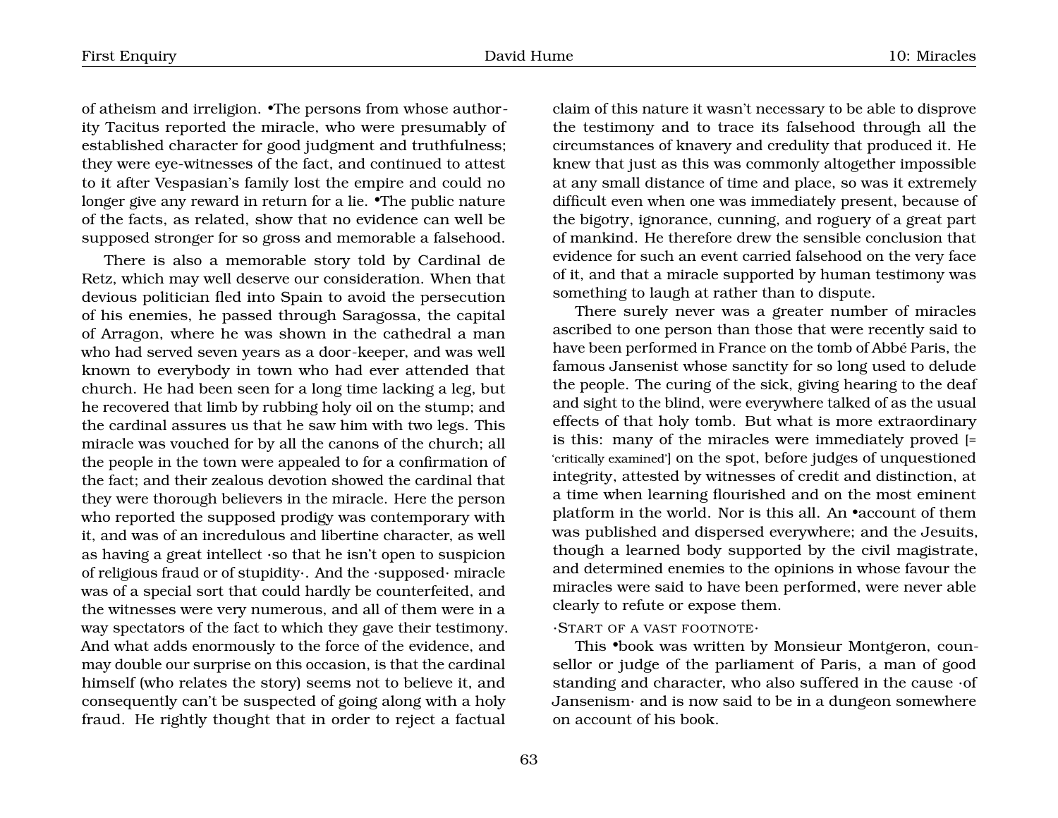of atheism and irreligion. •The persons from whose authority Tacitus reported the miracle, who were presumably of established character for good judgment and truthfulness; they were eye-witnesses of the fact, and continued to attest to it after Vespasian's family lost the empire and could no longer give any reward in return for a lie. •The public nature of the facts, as related, show that no evidence can well be supposed stronger for so gross and memorable a falsehood.

There is also a memorable story told by Cardinal de Retz, which may well deserve our consideration. When that devious politician fled into Spain to avoid the persecution of his enemies, he passed through Saragossa, the capital of Arragon, where he was shown in the cathedral a man who had served seven years as a door-keeper, and was well known to everybody in town who had ever attended that church. He had been seen for a long time lacking a leg, but he recovered that limb by rubbing holy oil on the stump; and the cardinal assures us that he saw him with two legs. This miracle was vouched for by all the canons of the church; all the people in the town were appealed to for a confirmation of the fact; and their zealous devotion showed the cardinal that they were thorough believers in the miracle. Here the person who reported the supposed prodigy was contemporary with it, and was of an incredulous and libertine character, as well as having a great intellect ·so that he isn't open to suspicion of religious fraud or of stupidity·. And the ·supposed· miracle was of a special sort that could hardly be counterfeited, and the witnesses were very numerous, and all of them were in a way spectators of the fact to which they gave their testimony. And what adds enormously to the force of the evidence, and may double our surprise on this occasion, is that the cardinal himself (who relates the story) seems not to believe it, and consequently can't be suspected of going along with a holy fraud. He rightly thought that in order to reject a factual claim of this nature it wasn't necessary to be able to disprove the testimony and to trace its falsehood through all the circumstances of knavery and credulity that produced it. He knew that just as this was commonly altogether impossible at any small distance of time and place, so was it extremely difficult even when one was immediately present, because of the bigotry, ignorance, cunning, and roguery of a great part of mankind. He therefore drew the sensible conclusion that evidence for such an event carried falsehood on the very face of it, and that a miracle supported by human testimony was something to laugh at rather than to dispute.

There surely never was a greater number of miracles ascribed to one person than those that were recently said to have been performed in France on the tomb of Abbé Paris, the famous Jansenist whose sanctity for so long used to delude the people. The curing of the sick, giving hearing to the deaf and sight to the blind, were everywhere talked of as the usual effects of that holy tomb. But what is more extraordinary is this: many of the miracles were immediately proved [= 'critically examined'] on the spot, before judges of unquestioned integrity, attested by witnesses of credit and distinction, at a time when learning flourished and on the most eminent platform in the world. Nor is this all. An •account of them was published and dispersed everywhere; and the Jesuits, though a learned body supported by the civil magistrate, and determined enemies to the opinions in whose favour the miracles were said to have been performed, were never able clearly to refute or expose them.

·Start of a vast footnote·

This •book was written by Monsieur Montgeron, counsellor or judge of the parliament of Paris, a man of good standing and character, who also suffered in the cause ·of Jansenism· and is now said to be in a dungeon somewhere on account of his book.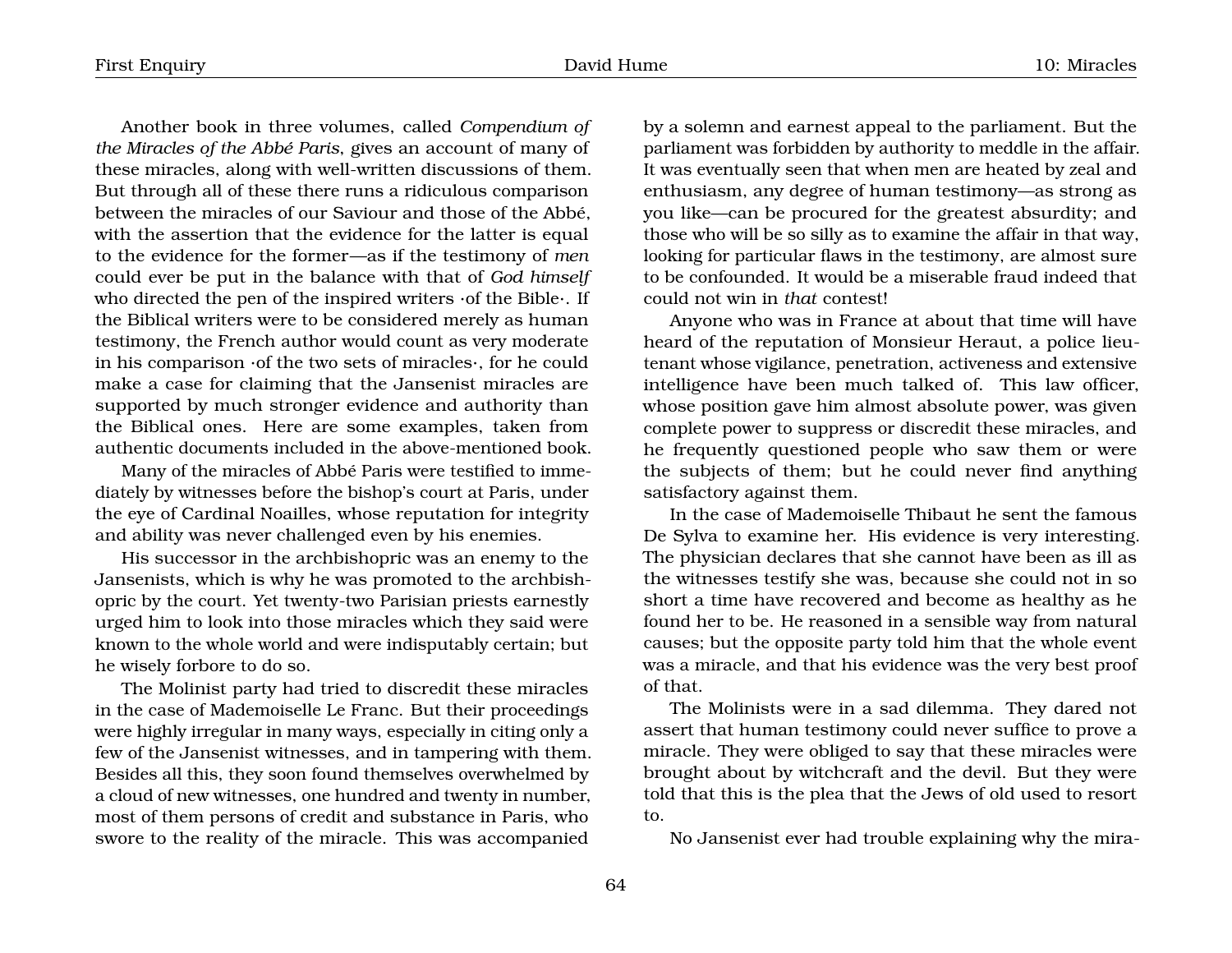Another book in three volumes, called *Compendium of the Miracles of the Abbé Paris*, gives an account of many of these miracles, along with well-written discussions of them. But through all of these there runs a ridiculous comparison between the miracles of our Saviour and those of the Abbé, with the assertion that the evidence for the latter is equal to the evidence for the former—as if the testimony of *men* could ever be put in the balance with that of *God himself* who directed the pen of the inspired writers ·of the Bible·. If the Biblical writers were to be considered merely as human testimony, the French author would count as very moderate in his comparison ·of the two sets of miracles·, for he could make a case for claiming that the Jansenist miracles are supported by much stronger evidence and authority than the Biblical ones. Here are some examples, taken from authentic documents included in the above-mentioned book.

Many of the miracles of Abbé Paris were testified to immediately by witnesses before the bishop's court at Paris, under the eye of Cardinal Noailles, whose reputation for integrity and ability was never challenged even by his enemies.

His successor in the archbishopric was an enemy to the Jansenists, which is why he was promoted to the archbishopric by the court. Yet twenty-two Parisian priests earnestly urged him to look into those miracles which they said were known to the whole world and were indisputably certain; but he wisely forbore to do so.

The Molinist party had tried to discredit these miracles in the case of Mademoiselle Le Franc. But their proceedings were highly irregular in many ways, especially in citing only a few of the Jansenist witnesses, and in tampering with them. Besides all this, they soon found themselves overwhelmed by a cloud of new witnesses, one hundred and twenty in number, most of them persons of credit and substance in Paris, who swore to the reality of the miracle. This was accompanied by a solemn and earnest appeal to the parliament. But the parliament was forbidden by authority to meddle in the affair. It was eventually seen that when men are heated by zeal and enthusiasm, any degree of human testimony—as strong as you like—can be procured for the greatest absurdity; and those who will be so silly as to examine the affair in that way, looking for particular flaws in the testimony, are almost sure to be confounded. It would be a miserable fraud indeed that could not win in *that* contest!

Anyone who was in France at about that time will have heard of the reputation of Monsieur Heraut, a police lieutenant whose vigilance, penetration, activeness and extensive intelligence have been much talked of. This law officer, whose position gave him almost absolute power, was given complete power to suppress or discredit these miracles, and he frequently questioned people who saw them or were the subjects of them; but he could never find anything satisfactory against them.

In the case of Mademoiselle Thibaut he sent the famous De Sylva to examine her. His evidence is very interesting. The physician declares that she cannot have been as ill as the witnesses testify she was, because she could not in so short a time have recovered and become as healthy as he found her to be. He reasoned in a sensible way from natural causes; but the opposite party told him that the whole event was a miracle, and that his evidence was the very best proof of that.

The Molinists were in a sad dilemma. They dared not assert that human testimony could never suffice to prove a miracle. They were obliged to say that these miracles were brought about by witchcraft and the devil. But they were told that this is the plea that the Jews of old used to resort to.

No Jansenist ever had trouble explaining why the mira-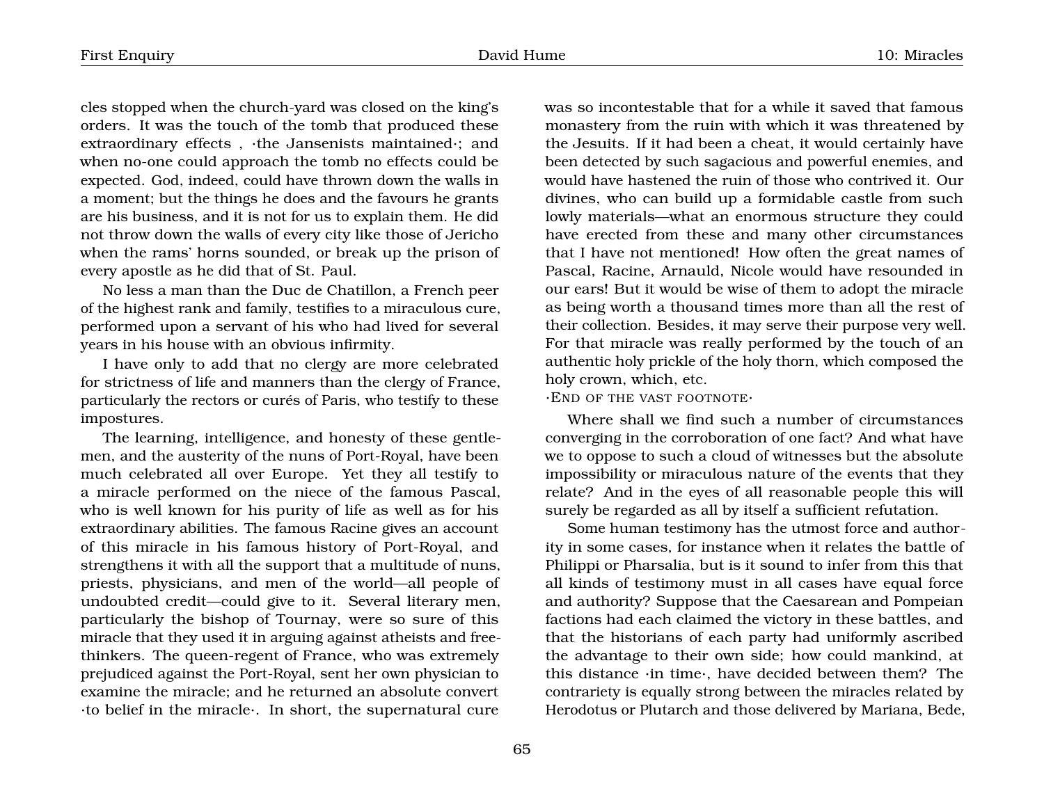cles stopped when the church-yard was closed on the king's orders. It was the touch of the tomb that produced these extraordinary effects , ·the Jansenists maintained·; and when no-one could approach the tomb no effects could be expected. God, indeed, could have thrown down the walls in a moment; but the things he does and the favours he grants are his business, and it is not for us to explain them. He did not throw down the walls of every city like those of Jericho when the rams' horns sounded, or break up the prison of every apostle as he did that of St. Paul.

No less a man than the Duc de Chatillon, a French peer of the highest rank and family, testifies to a miraculous cure, performed upon a servant of his who had lived for several years in his house with an obvious infirmity.

I have only to add that no clergy are more celebrated for strictness of life and manners than the clergy of France, particularly the rectors or curés of Paris, who testify to these impostures.

The learning, intelligence, and honesty of these gentlemen, and the austerity of the nuns of Port-Royal, have been much celebrated all over Europe. Yet they all testify to a miracle performed on the niece of the famous Pascal, who is well known for his purity of life as well as for his extraordinary abilities. The famous Racine gives an account of this miracle in his famous history of Port-Royal, and strengthens it with all the support that a multitude of nuns, priests, physicians, and men of the world—all people of undoubted credit—could give to it. Several literary men, particularly the bishop of Tournay, were so sure of this miracle that they used it in arguing against atheists and free-thinkers. The queen-regent of France, who was extremely prejudiced against the Port-Royal, sent her own physician to examine the miracle; and he returned an absolute convert ·to belief in the miracle·. In short, the supernatural cure was so incontestable that for a while it saved that famous monastery from the ruin with which it was threatened by the Jesuits. If it had been a cheat, it would certainly have been detected by such sagacious and powerful enemies, and would have hastened the ruin of those who contrived it. Our divines, who can build up a formidable castle from such lowly materials—what an enormous structure they could have erected from these and many other circumstances that I have not mentioned! How often the great names of Pascal, Racine, Arnauld, Nicole would have resounded in our ears! But it would be wise of them to adopt the miracle as being worth a thousand times more than all the rest of their collection. Besides, it may serve their purpose very well. For that miracle was really performed by the touch of an authentic holy prickle of the holy thorn, which composed the holy crown, which, etc.

·End of the vast footnote·

Where shall we find such a number of circumstances converging in the corroboration of one fact? And what have we to oppose to such a cloud of witnesses but the absolute impossibility or miraculous nature of the events that they relate? And in the eyes of all reasonable people this will surely be regarded as all by itself a sufficient refutation.

Some human testimony has the utmost force and authority in some cases, for instance when it relates the battle of Philippi or Pharsalia, but is it sound to infer from this that all kinds of testimony must in all cases have equal force and authority? Suppose that the Caesarean and Pompeian factions had each claimed the victory in these battles, and that the historians of each party had uniformly ascribed the advantage to their own side; how could mankind, at this distance ·in time·, have decided between them? The contrariety is equally strong between the miracles related by Herodotus or Plutarch and those delivered by Mariana, Bede,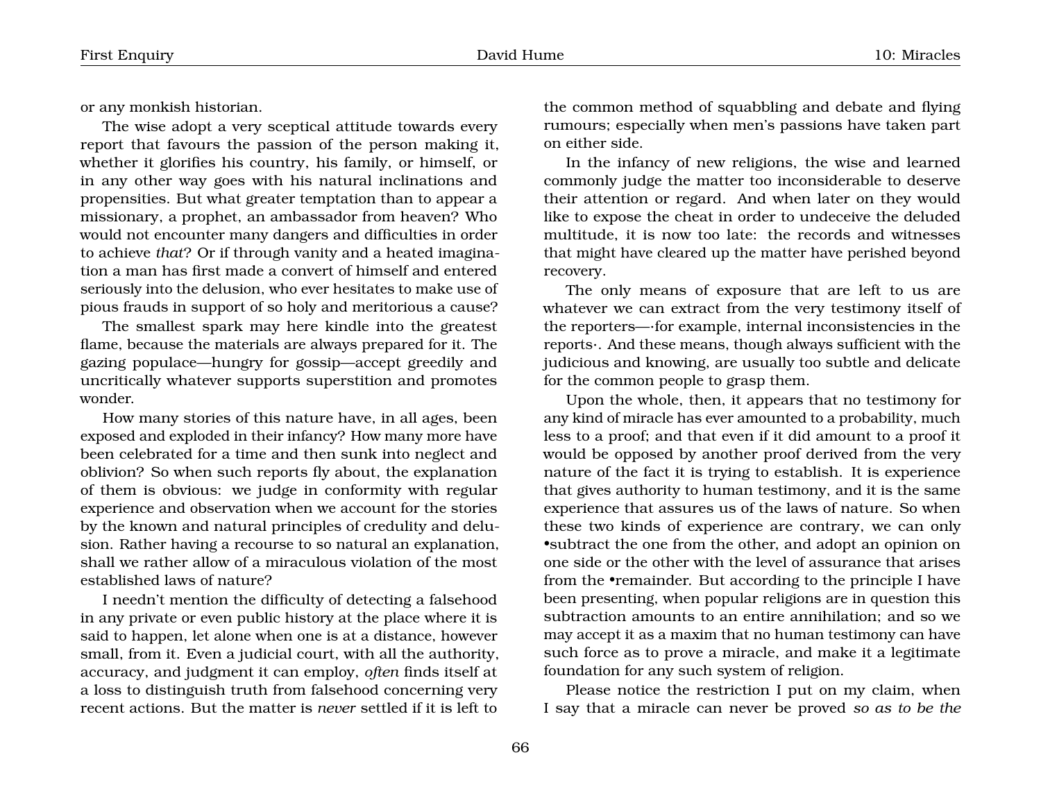or any monkish historian.

The wise adopt a very sceptical attitude towards every report that favours the passion of the person making it, whether it glorifies his country, his family, or himself, or in any other way goes with his natural inclinations and propensities. But what greater temptation than to appear a missionary, a prophet, an ambassador from heaven? Who would not encounter many dangers and difficulties in order to achieve *that*? Or if through vanity and a heated imagination a man has first made a convert of himself and entered seriously into the delusion, who ever hesitates to make use of pious frauds in support of so holy and meritorious a cause?

The smallest spark may here kindle into the greatest flame, because the materials are always prepared for it. The gazing populace—hungry for gossip—accept greedily and uncritically whatever supports superstition and promotes wonder.

How many stories of this nature have, in all ages, been exposed and exploded in their infancy? How many more have been celebrated for a time and then sunk into neglect and oblivion? So when such reports fly about, the explanation of them is obvious: we judge in conformity with regular experience and observation when we account for the stories by the known and natural principles of credulity and delusion. Rather having a recourse to so natural an explanation, shall we rather allow of a miraculous violation of the most established laws of nature?

I needn't mention the difficulty of detecting a falsehood in any private or even public history at the place where it is said to happen, let alone when one is at a distance, however small, from it. Even a judicial court, with all the authority, accuracy, and judgment it can employ, *often* finds itself at a loss to distinguish truth from falsehood concerning very recent actions. But the matter is *never* settled if it is left to the common method of squabbling and debate and flying rumours; especially when men's passions have taken part on either side.

In the infancy of new religions, the wise and learned commonly judge the matter too inconsiderable to deserve their attention or regard. And when later on they would like to expose the cheat in order to undeceive the deluded multitude, it is now too late: the records and witnesses that might have cleared up the matter have perished beyond recovery.

The only means of exposure that are left to us are whatever we can extract from the very testimony itself of the reporters—·for example, internal inconsistencies in the reports·. And these means, though always sufficient with the judicious and knowing, are usually too subtle and delicate for the common people to grasp them.

Upon the whole, then, it appears that no testimony for any kind of miracle has ever amounted to a probability, much less to a proof; and that even if it did amount to a proof it would be opposed by another proof derived from the very nature of the fact it is trying to establish. It is experience that gives authority to human testimony, and it is the same experience that assures us of the laws of nature. So when these two kinds of experience are contrary, we can only •subtract the one from the other, and adopt an opinion on one side or the other with the level of assurance that arises from the •remainder. But according to the principle I have been presenting, when popular religions are in question this subtraction amounts to an entire annihilation; and so we may accept it as a maxim that no human testimony can have such force as to prove a miracle, and make it a legitimate foundation for any such system of religion.

Please notice the restriction I put on my claim, when I say that a miracle can never be proved *so as to be the*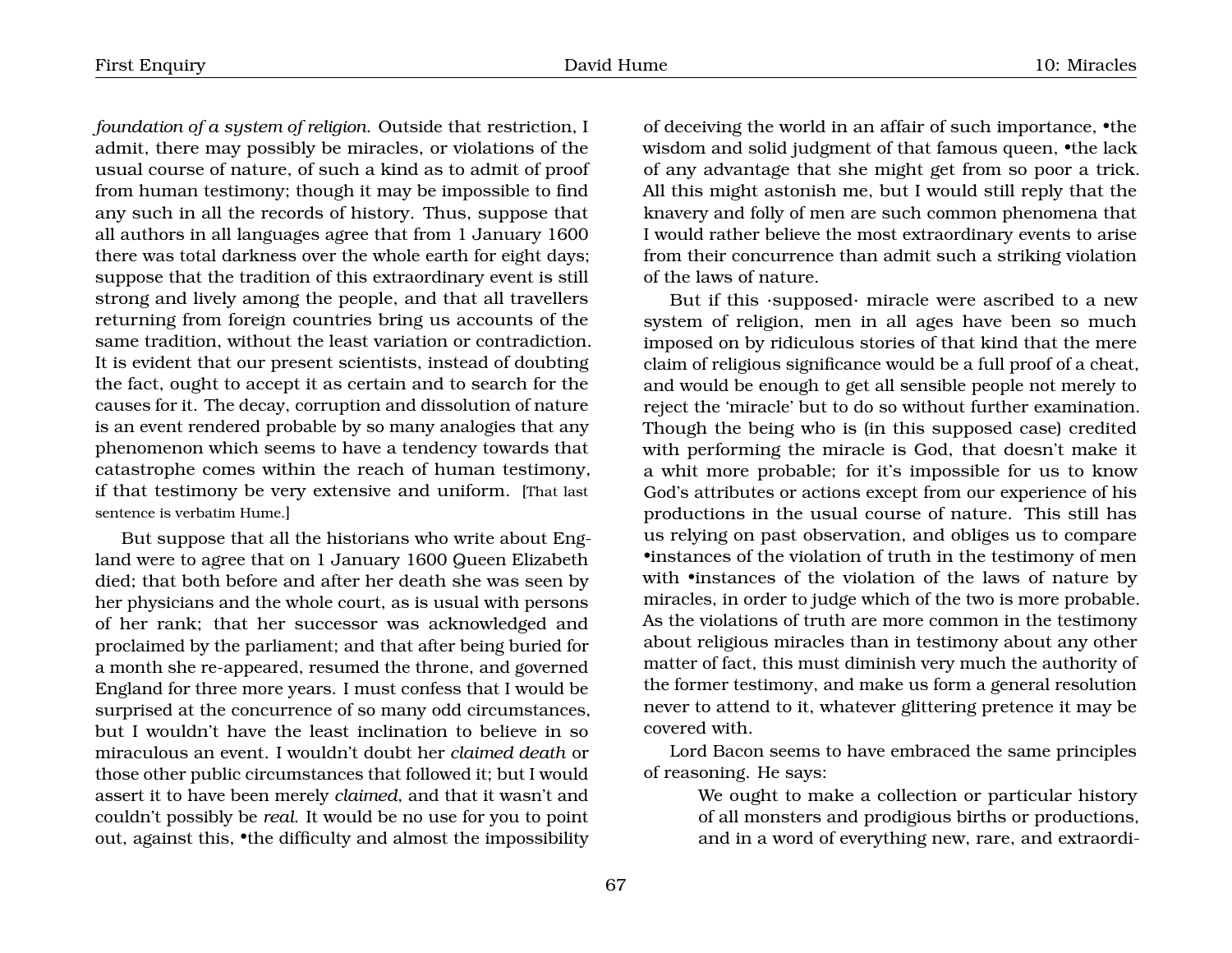*foundation of a system of religion*. Outside that restriction, I admit, there may possibly be miracles, or violations of the usual course of nature, of such a kind as to admit of proof from human testimony; though it may be impossible to find any such in all the records of history. Thus, suppose that all authors in all languages agree that from 1 January 1600 there was total darkness over the whole earth for eight days; suppose that the tradition of this extraordinary event is still strong and lively among the people, and that all travellers returning from foreign countries bring us accounts of the same tradition, without the least variation or contradiction. It is evident that our present scientists, instead of doubting the fact, ought to accept it as certain and to search for the causes for it. The decay, corruption and dissolution of nature is an event rendered probable by so many analogies that any phenomenon which seems to have a tendency towards that catastrophe comes within the reach of human testimony, if that testimony be very extensive and uniform. [That last sentence is verbatim Hume.]

But suppose that all the historians who write about England were to agree that on 1 January 1600 Queen Elizabeth died; that both before and after her death she was seen by her physicians and the whole court, as is usual with persons of her rank; that her successor was acknowledged and proclaimed by the parliament; and that after being buried for a month she re-appeared, resumed the throne, and governed England for three more years. I must confess that I would be surprised at the concurrence of so many odd circumstances, but I wouldn't have the least inclination to believe in so miraculous an event. I wouldn't doubt her *claimed death* or those other public circumstances that followed it; but I would assert it to have been merely *claimed*, and that it wasn't and couldn't possibly be *real*. It would be no use for you to point out, against this, •the difficulty and almost the impossibility of deceiving the world in an affair of such importance, •the wisdom and solid judgment of that famous queen, •the lack of any advantage that she might get from so poor a trick. All this might astonish me, but I would still reply that the knavery and folly of men are such common phenomena that I would rather believe the most extraordinary events to arise from their concurrence than admit such a striking violation of the laws of nature.

But if this ·supposed· miracle were ascribed to a new system of religion, men in all ages have been so much imposed on by ridiculous stories of that kind that the mere claim of religious significance would be a full proof of a cheat, and would be enough to get all sensible people not merely to reject the 'miracle' but to do so without further examination. Though the being who is (in this supposed case) credited with performing the miracle is God, that doesn't make it a whit more probable; for it's impossible for us to know God's attributes or actions except from our experience of his productions in the usual course of nature. This still has us relying on past observation, and obliges us to compare •instances of the violation of truth in the testimony of men with •instances of the violation of the laws of nature by miracles, in order to judge which of the two is more probable. As the violations of truth are more common in the testimony about religious miracles than in testimony about any other matter of fact, this must diminish very much the authority of the former testimony, and make us form a general resolution never to attend to it, whatever glittering pretence it may be covered with.

Lord Bacon seems to have embraced the same principles of reasoning. He says:

> We ought to make a collection or particular history of all monsters and prodigious births or productions, and in a word of everything new, rare, and extraordi-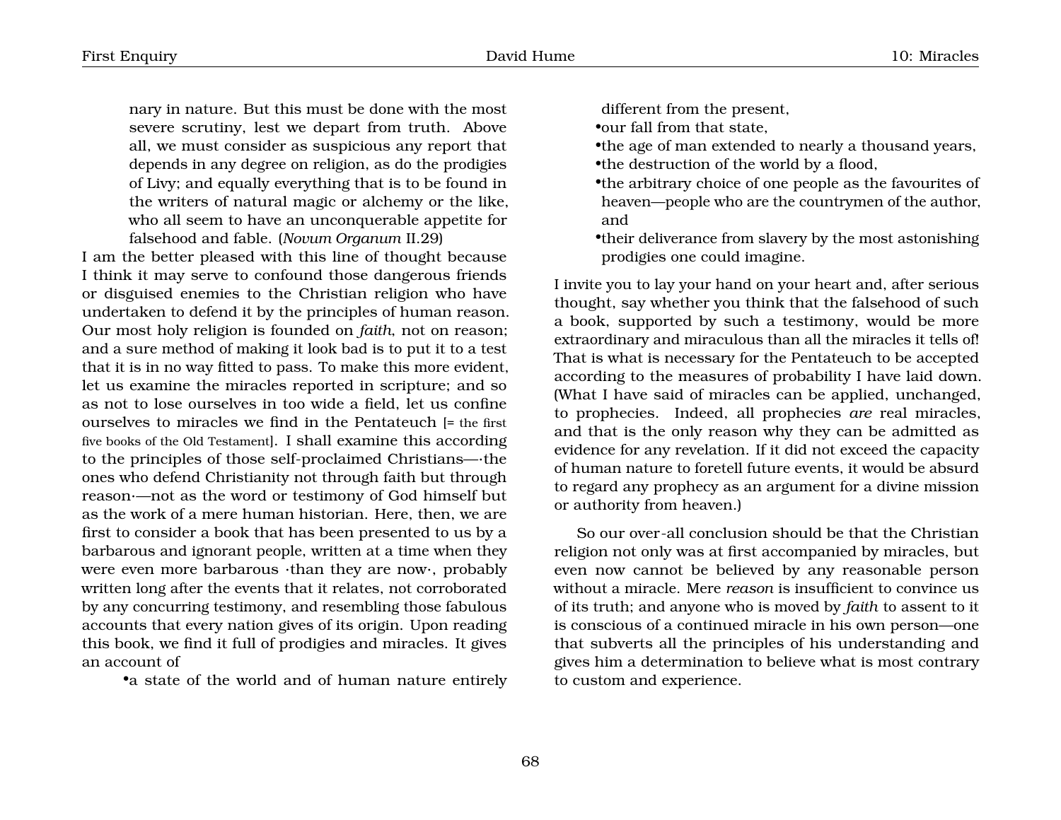> nary in nature. But this must be done with the most severe scrutiny, lest we depart from truth. Above all, we must consider as suspicious any report that depends in any degree on religion, as do the prodigies of Livy; and equally everything that is to be found in the writers of natural magic or alchemy or the like, who all seem to have an unconquerable appetite for falsehood and fable. (*Novum Organum* II.29)

I am the better pleased with this line of thought because I think it may serve to confound those dangerous friends or disguised enemies to the Christian religion who have undertaken to defend it by the principles of human reason. Our most holy religion is founded on *faith*, not on reason; and a sure method of making it look bad is to put it to a test that it is in no way fitted to pass. To make this more evident, let us examine the miracles reported in scripture; and so as not to lose ourselves in too wide a field, let us confine ourselves to miracles we find in the Pentateuch [= the first five books of the Old Testament]. I shall examine this according to the principles of those self-proclaimed Christians—·the ones who defend Christianity not through faith but through reason·—not as the word or testimony of God himself but as the work of a mere human historian. Here, then, we are first to consider a book that has been presented to us by a barbarous and ignorant people, written at a time when they were even more barbarous ·than they are now·, probably written long after the events that it relates, not corroborated by any concurring testimony, and resembling those fabulous accounts that every nation gives of its origin. Upon reading this book, we find it full of prodigies and miracles. It gives an account of

- a state of the world and of human nature entirely different from the present,
- our fall from that state,
- the age of man extended to nearly a thousand years,
- the destruction of the world by a flood,
- the arbitrary choice of one people as the favourites of heaven—people who are the countrymen of the author, and
- their deliverance from slavery by the most astonishing prodigies one could imagine.

I invite you to lay your hand on your heart and, after serious thought, say whether you think that the falsehood of such a book, supported by such a testimony, would be more extraordinary and miraculous than all the miracles it tells of! That is what is necessary for the Pentateuch to be accepted according to the measures of probability I have laid down. (What I have said of miracles can be applied, unchanged, to prophecies. Indeed, all prophecies *are* real miracles, and that is the only reason why they can be admitted as evidence for any revelation. If it did not exceed the capacity of human nature to foretell future events, it would be absurd to regard any prophecy as an argument for a divine mission or authority from heaven.)

So our over-all conclusion should be that the Christian religion not only was at first accompanied by miracles, but even now cannot be believed by any reasonable person without a miracle. Mere *reason* is insufficient to convince us of its truth; and anyone who is moved by *faith* to assent to it is conscious of a continued miracle in his own person—one that subverts all the principles of his understanding and gives him a determination to believe what is most contrary to custom and experience.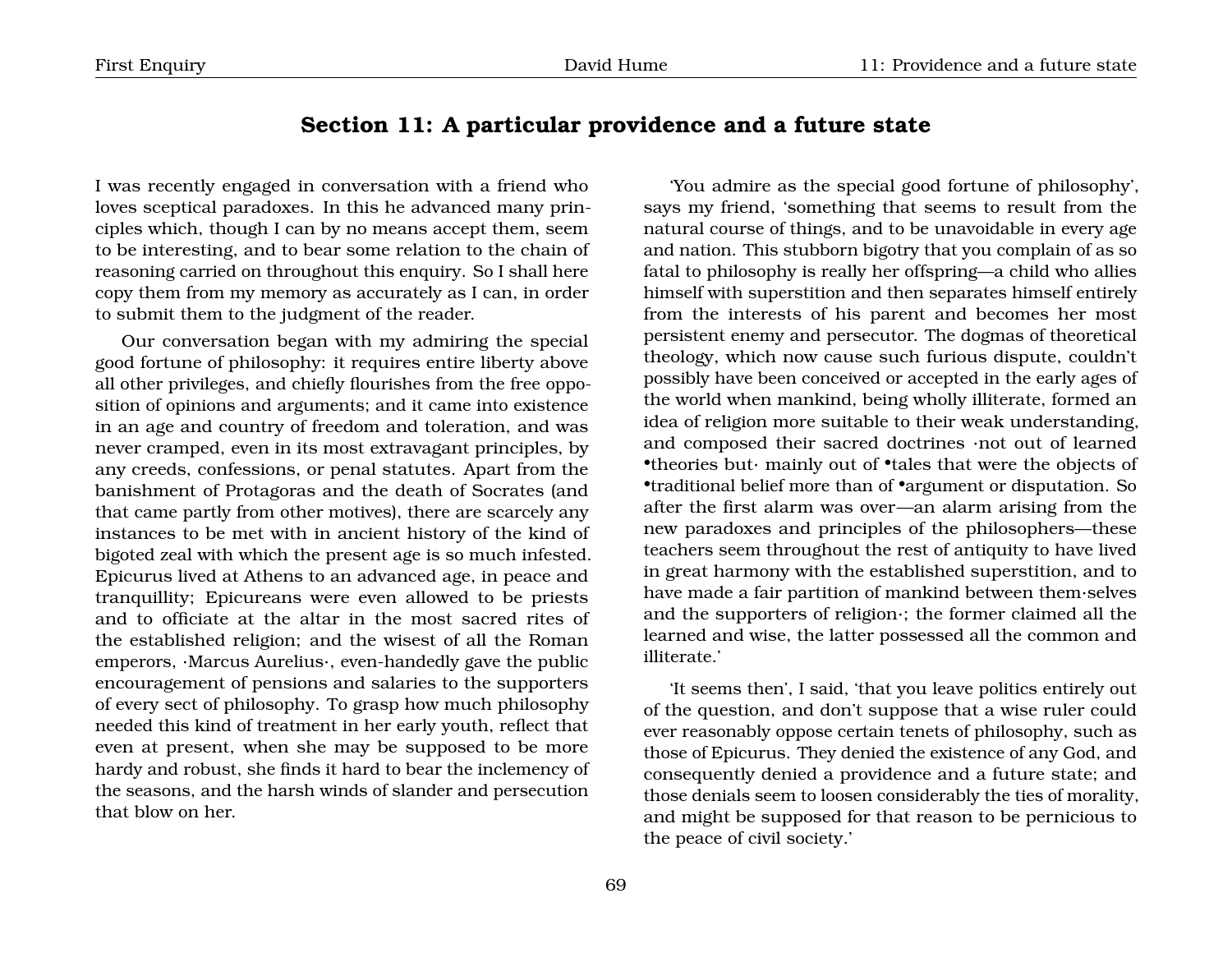## Section 11: A particular providence and a future state

I was recently engaged in conversation with a friend who loves sceptical paradoxes. In this he advanced many principles which, though I can by no means accept them, seem to be interesting, and to bear some relation to the chain of reasoning carried on throughout this enquiry. So I shall here copy them from my memory as accurately as I can, in order to submit them to the judgment of the reader.

Our conversation began with my admiring the special good fortune of philosophy: it requires entire liberty above all other privileges, and chiefly flourishes from the free opposition of opinions and arguments; and it came into existence in an age and country of freedom and toleration, and was never cramped, even in its most extravagant principles, by any creeds, confessions, or penal statutes. Apart from the banishment of Protagoras and the death of Socrates (and that came partly from other motives), there are scarcely any instances to be met with in ancient history of the kind of bigoted zeal with which the present age is so much infested. Epicurus lived at Athens to an advanced age, in peace and tranquillity; Epicureans were even allowed to be priests and to officiate at the altar in the most sacred rites of the established religion; and the wisest of all the Roman emperors, ·Marcus Aurelius·, even-handedly gave the public encouragement of pensions and salaries to the supporters of every sect of philosophy. To grasp how much philosophy needed this kind of treatment in her early youth, reflect that even at present, when she may be supposed to be more hardy and robust, she finds it hard to bear the inclemency of the seasons, and the harsh winds of slander and persecution that blow on her.

'You admire as the special good fortune of philosophy', says my friend, 'something that seems to result from the natural course of things, and to be unavoidable in every age and nation. This stubborn bigotry that you complain of as so fatal to philosophy is really her offspring—a child who allies himself with superstition and then separates himself entirely from the interests of his parent and becomes her most persistent enemy and persecutor. The dogmas of theoretical theology, which now cause such furious dispute, couldn't possibly have been conceived or accepted in the early ages of the world when mankind, being wholly illiterate, formed an idea of religion more suitable to their weak understanding, and composed their sacred doctrines ·not out of learned •theories but· mainly out of •tales that were the objects of •traditional belief more than of •argument or disputation. So after the first alarm was over—an alarm arising from the new paradoxes and principles of the philosophers—these teachers seem throughout the rest of antiquity to have lived in great harmony with the established superstition, and to have made a fair partition of mankind between them·selves and the supporters of religion·; the former claimed all the learned and wise, the latter possessed all the common and illiterate.'

'It seems then', I said, 'that you leave politics entirely out of the question, and don't suppose that a wise ruler could ever reasonably oppose certain tenets of philosophy, such as those of Epicurus. They denied the existence of any God, and consequently denied a providence and a future state; and those denials seem to loosen considerably the ties of morality, and might be supposed for that reason to be pernicious to the peace of civil society.'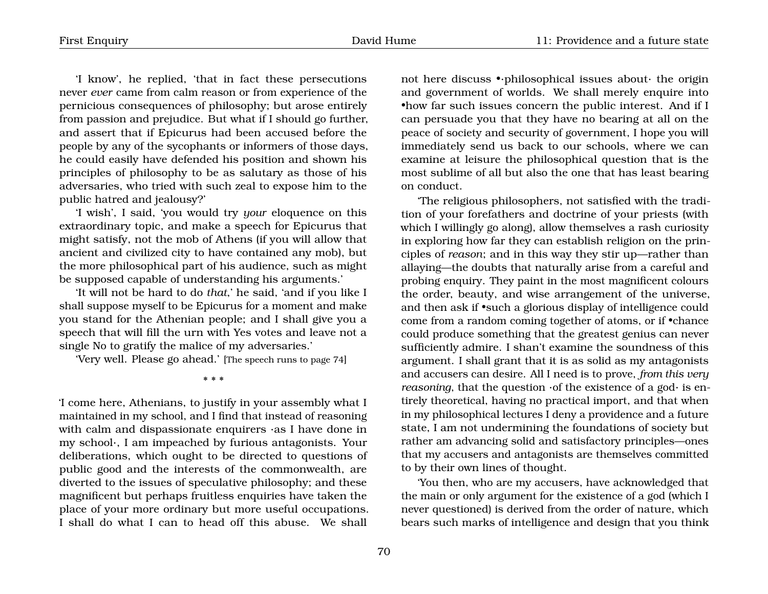'I know', he replied, 'that in fact these persecutions never *ever* came from calm reason or from experience of the pernicious consequences of philosophy; but arose entirely from passion and prejudice. But what if I should go further, and assert that if Epicurus had been accused before the people by any of the sycophants or informers of those days, he could easily have defended his position and shown his principles of philosophy to be as salutary as those of his adversaries, who tried with such zeal to expose him to the public hatred and jealousy?'

'I wish', I said, 'you would try *your* eloquence on this extraordinary topic, and make a speech for Epicurus that might satisfy, not the mob of Athens (if you will allow that ancient and civilized city to have contained any mob), but the more philosophical part of his audience, such as might be supposed capable of understanding his arguments.'

'It will not be hard to do *that*,' he said, 'and if you like I shall suppose myself to be Epicurus for a moment and make you stand for the Athenian people; and I shall give you a speech that will fill the urn with Yes votes and leave not a single No to gratify the malice of my adversaries.'

'Very well. Please go ahead.' [The speech runs to page 74]

* * *

'I come here, Athenians, to justify in your assembly what I maintained in my school, and I find that instead of reasoning with calm and dispassionate enquirers ·as I have done in my school·, I am impeached by furious antagonists. Your deliberations, which ought to be directed to questions of public good and the interests of the commonwealth, are diverted to the issues of speculative philosophy; and these magnificent but perhaps fruitless enquiries have taken the place of your more ordinary but more useful occupations. I shall do what I can to head off this abuse. We shall not here discuss •·philosophical issues about· the origin and government of worlds. We shall merely enquire into •how far such issues concern the public interest. And if I can persuade you that they have no bearing at all on the peace of society and security of government, I hope you will immediately send us back to our schools, where we can examine at leisure the philosophical question that is the most sublime of all but also the one that has least bearing on conduct.

'The religious philosophers, not satisfied with the tradition of your forefathers and doctrine of your priests (with which I willingly go along), allow themselves a rash curiosity in exploring how far they can establish religion on the principles of *reason*; and in this way they stir up—rather than allaying—the doubts that naturally arise from a careful and probing enquiry. They paint in the most magnificent colours the order, beauty, and wise arrangement of the universe, and then ask if •such a glorious display of intelligence could come from a random coming together of atoms, or if •chance could produce something that the greatest genius can never sufficiently admire. I shan't examine the soundness of this argument. I shall grant that it is as solid as my antagonists and accusers can desire. All I need is to prove, *from this very reasoning*, that the question ·of the existence of a god· is entirely theoretical, having no practical import, and that when in my philosophical lectures I deny a providence and a future state, I am not undermining the foundations of society but rather am advancing solid and satisfactory principles—ones that my accusers and antagonists are themselves committed to by their own lines of thought.

'You then, who are my accusers, have acknowledged that the main or only argument for the existence of a god (which I never questioned) is derived from the order of nature, which bears such marks of intelligence and design that you think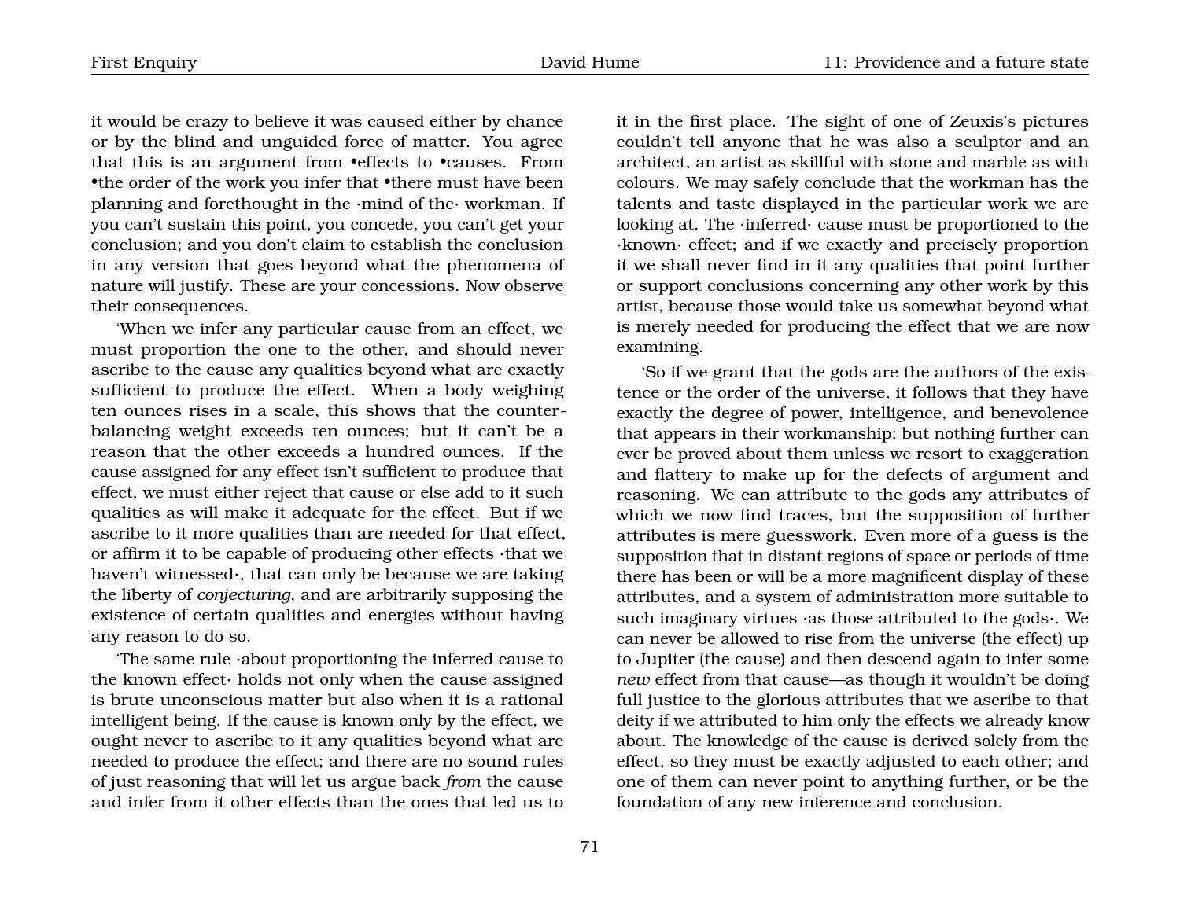it would be crazy to believe it was caused either by chance or by the blind and unguided force of matter. You agree that this is an argument from •effects to •causes. From •the order of the work you infer that •there must have been planning and forethought in the ·mind of the· workman. If you can't sustain this point, you concede, you can't get your conclusion; and you don't claim to establish the conclusion in any version that goes beyond what the phenomena of nature will justify. These are your concessions. Now observe their consequences.

'When we infer any particular cause from an effect, we must proportion the one to the other, and should never ascribe to the cause any qualities beyond what are exactly sufficient to produce the effect. When a body weighing ten ounces rises in a scale, this shows that the counterbalancing weight exceeds ten ounces; but it can't be a reason that the other exceeds a hundred ounces. If the cause assigned for any effect isn't sufficient to produce that effect, we must either reject that cause or else add to it such qualities as will make it adequate for the effect. But if we ascribe to it more qualities than are needed for that effect, or affirm it to be capable of producing other effects ·that we haven't witnessed·, that can only be because we are taking the liberty of *conjecturing*, and are arbitrarily supposing the existence of certain qualities and energies without having any reason to do so.

'The same rule ·about proportioning the inferred cause to the known effect· holds not only when the cause assigned is brute unconscious matter but also when it is a rational intelligent being. If the cause is known only by the effect, we ought never to ascribe to it any qualities beyond what are needed to produce the effect; and there are no sound rules of just reasoning that will let us argue back *from* the cause and infer from it other effects than the ones that led us to it in the first place. The sight of one of Zeuxis's pictures couldn't tell anyone that he was also a sculptor and an architect, an artist as skillful with stone and marble as with colours. We may safely conclude that the workman has the talents and taste displayed in the particular work we are looking at. The ·inferred· cause must be proportioned to the ·known· effect; and if we exactly and precisely proportion it we shall never find in it any qualities that point further or support conclusions concerning any other work by this artist, because those would take us somewhat beyond what is merely needed for producing the effect that we are now examining.

'So if we grant that the gods are the authors of the existence or the order of the universe, it follows that they have exactly the degree of power, intelligence, and benevolence that appears in their workmanship; but nothing further can ever be proved about them unless we resort to exaggeration and flattery to make up for the defects of argument and reasoning. We can attribute to the gods any attributes of which we now find traces, but the supposition of further attributes is mere guesswork. Even more of a guess is the supposition that in distant regions of space or periods of time there has been or will be a more magnificent display of these attributes, and a system of administration more suitable to such imaginary virtues ·as those attributed to the gods·. We can never be allowed to rise from the universe (the effect) up to Jupiter (the cause) and then descend again to infer some *new* effect from that cause—as though it wouldn't be doing full justice to the glorious attributes that we ascribe to that deity if we attributed to him only the effects we already know about. The knowledge of the cause is derived solely from the effect, so they must be exactly adjusted to each other; and one of them can never point to anything further, or be the foundation of any new inference and conclusion.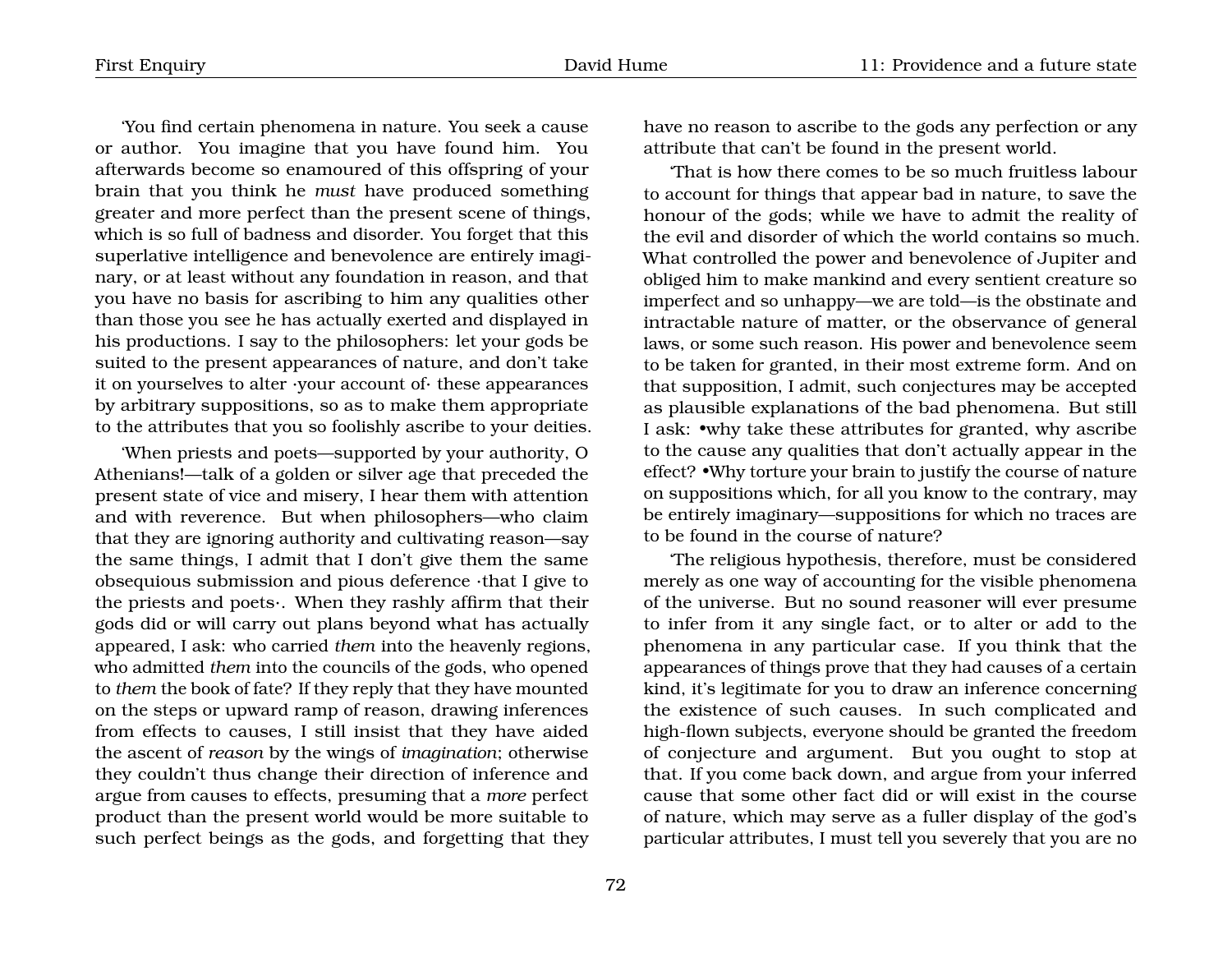'You find certain phenomena in nature. You seek a cause or author. You imagine that you have found him. You afterwards become so enamoured of this offspring of your brain that you think he *must* have produced something greater and more perfect than the present scene of things, which is so full of badness and disorder. You forget that this superlative intelligence and benevolence are entirely imaginary, or at least without any foundation in reason, and that you have no basis for ascribing to him any qualities other than those you see he has actually exerted and displayed in his productions. I say to the philosophers: let your gods be suited to the present appearances of nature, and don't take it on yourselves to alter ·your account of· these appearances by arbitrary suppositions, so as to make them appropriate to the attributes that you so foolishly ascribe to your deities.

'When priests and poets—supported by your authority, O Athenians!—talk of a golden or silver age that preceded the present state of vice and misery, I hear them with attention and with reverence. But when philosophers—who claim that they are ignoring authority and cultivating reason—say the same things, I admit that I don't give them the same obsequious submission and pious deference ·that I give to the priests and poets·. When they rashly affirm that their gods did or will carry out plans beyond what has actually appeared, I ask: who carried *them* into the heavenly regions, who admitted *them* into the councils of the gods, who opened to *them* the book of fate? If they reply that they have mounted on the steps or upward ramp of reason, drawing inferences from effects to causes, I still insist that they have aided the ascent of *reason* by the wings of *imagination*; otherwise they couldn't thus change their direction of inference and argue from causes to effects, presuming that a *more* perfect product than the present world would be more suitable to such perfect beings as the gods, and forgetting that they have no reason to ascribe to the gods any perfection or any attribute that can't be found in the present world.

'That is how there comes to be so much fruitless labour to account for things that appear bad in nature, to save the honour of the gods; while we have to admit the reality of the evil and disorder of which the world contains so much. What controlled the power and benevolence of Jupiter and obliged him to make mankind and every sentient creature so imperfect and so unhappy—we are told—is the obstinate and intractable nature of matter, or the observance of general laws, or some such reason. His power and benevolence seem to be taken for granted, in their most extreme form. And on that supposition, I admit, such conjectures may be accepted as plausible explanations of the bad phenomena. But still I ask: •why take these attributes for granted, why ascribe to the cause any qualities that don't actually appear in the effect? •Why torture your brain to justify the course of nature on suppositions which, for all you know to the contrary, may be entirely imaginary—suppositions for which no traces are to be found in the course of nature?

'The religious hypothesis, therefore, must be considered merely as one way of accounting for the visible phenomena of the universe. But no sound reasoner will ever presume to infer from it any single fact, or to alter or add to the phenomena in any particular case. If you think that the appearances of things prove that they had causes of a certain kind, it's legitimate for you to draw an inference concerning the existence of such causes. In such complicated and high-flown subjects, everyone should be granted the freedom of conjecture and argument. But you ought to stop at that. If you come back down, and argue from your inferred cause that some other fact did or will exist in the course of nature, which may serve as a fuller display of the god's particular attributes, I must tell you severely that you are no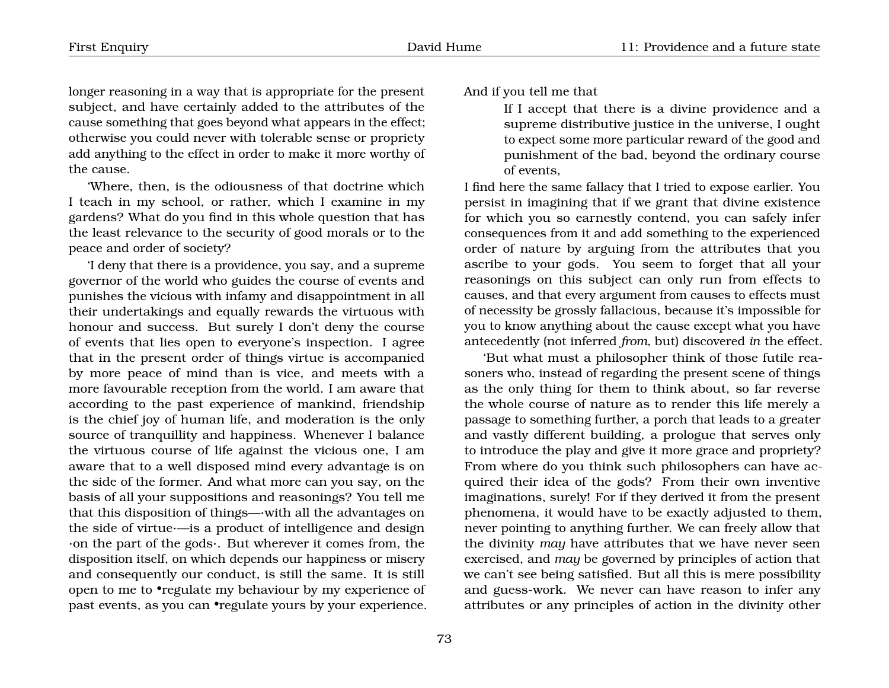longer reasoning in a way that is appropriate for the present subject, and have certainly added to the attributes of the cause something that goes beyond what appears in the effect; otherwise you could never with tolerable sense or propriety add anything to the effect in order to make it more worthy of the cause.

'Where, then, is the odiousness of that doctrine which I teach in my school, or rather, which I examine in my gardens? What do you find in this whole question that has the least relevance to the security of good morals or to the peace and order of society?

'I deny that there is a providence, you say, and a supreme governor of the world who guides the course of events and punishes the vicious with infamy and disappointment in all their undertakings and equally rewards the virtuous with honour and success. But surely I don't deny the course of events that lies open to everyone's inspection. I agree that in the present order of things virtue is accompanied by more peace of mind than is vice, and meets with a more favourable reception from the world. I am aware that according to the past experience of mankind, friendship is the chief joy of human life, and moderation is the only source of tranquillity and happiness. Whenever I balance the virtuous course of life against the vicious one, I am aware that to a well disposed mind every advantage is on the side of the former. And what more can you say, on the basis of all your suppositions and reasonings? You tell me that this disposition of things—·with all the advantages on the side of virtue·—is a product of intelligence and design ·on the part of the gods·. But wherever it comes from, the disposition itself, on which depends our happiness or misery and consequently our conduct, is still the same. It is still open to me to •regulate my behaviour by my experience of past events, as you can •regulate yours by your experience. And if you tell me that

> If I accept that there is a divine providence and a supreme distributive justice in the universe, I ought to expect some more particular reward of the good and punishment of the bad, beyond the ordinary course of events,

I find here the same fallacy that I tried to expose earlier. You persist in imagining that if we grant that divine existence for which you so earnestly contend, you can safely infer consequences from it and add something to the experienced order of nature by arguing from the attributes that you ascribe to your gods. You seem to forget that all your reasonings on this subject can only run from effects to causes, and that every argument from causes to effects must of necessity be grossly fallacious, because it's impossible for you to know anything about the cause except what you have antecedently (not inferred *from*, but) discovered *in* the effect.

'But what must a philosopher think of those futile reasoners who, instead of regarding the present scene of things as the only thing for them to think about, so far reverse the whole course of nature as to render this life merely a passage to something further, a porch that leads to a greater and vastly different building, a prologue that serves only to introduce the play and give it more grace and propriety? From where do you think such philosophers can have acquired their idea of the gods? From their own inventive imaginations, surely! For if they derived it from the present phenomena, it would have to be exactly adjusted to them, never pointing to anything further. We can freely allow that the divinity *may* have attributes that we have never seen exercised, and *may* be governed by principles of action that we can't see being satisfied. But all this is mere possibility and guess-work. We never can have reason to infer any attributes or any principles of action in the divinity other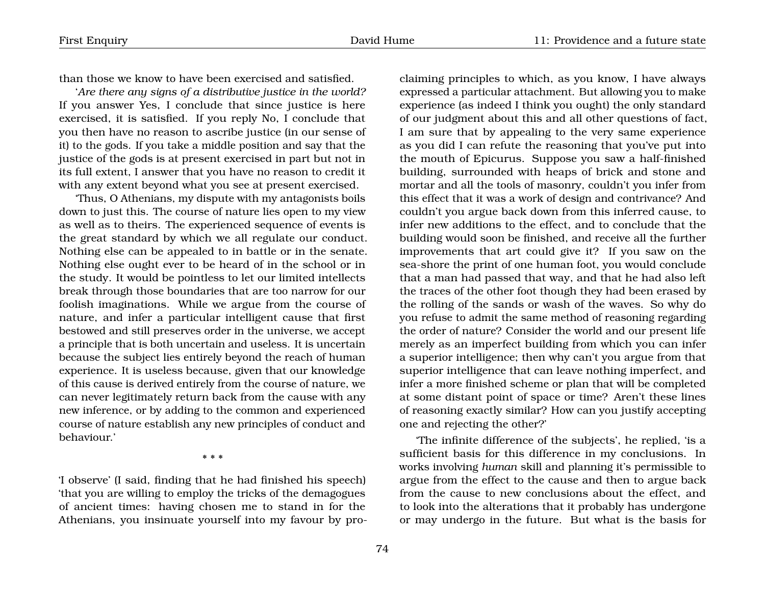than those we know to have been exercised and satisfied.

'*Are there any signs of a distributive justice in the world?* If you answer Yes, I conclude that since justice is here exercised, it is satisfied. If you reply No, I conclude that you then have no reason to ascribe justice (in our sense of it) to the gods. If you take a middle position and say that the justice of the gods is at present exercised in part but not in its full extent, I answer that you have no reason to credit it with any extent beyond what you see at present exercised.

'Thus, O Athenians, my dispute with my antagonists boils down to just this. The course of nature lies open to my view as well as to theirs. The experienced sequence of events is the great standard by which we all regulate our conduct. Nothing else can be appealed to in battle or in the senate. Nothing else ought ever to be heard of in the school or in the study. It would be pointless to let our limited intellects break through those boundaries that are too narrow for our foolish imaginations. While we argue from the course of nature, and infer a particular intelligent cause that first bestowed and still preserves order in the universe, we accept a principle that is both uncertain and useless. It is uncertain because the subject lies entirely beyond the reach of human experience. It is useless because, given that our knowledge of this cause is derived entirely from the course of nature, we can never legitimately return back from the cause with any new inference, or by adding to the common and experienced course of nature establish any new principles of conduct and behaviour.'

* * *

'I observe' (I said, finding that he had finished his speech) 'that you are willing to employ the tricks of the demagogues of ancient times: having chosen me to stand in for the Athenians, you insinuate yourself into my favour by proclaiming principles to which, as you know, I have always expressed a particular attachment. But allowing you to make experience (as indeed I think you ought) the only standard of our judgment about this and all other questions of fact, I am sure that by appealing to the very same experience as you did I can refute the reasoning that you've put into the mouth of Epicurus. Suppose you saw a half-finished building, surrounded with heaps of brick and stone and mortar and all the tools of masonry, couldn't you infer from this effect that it was a work of design and contrivance? And couldn't you argue back down from this inferred cause, to infer new additions to the effect, and to conclude that the building would soon be finished, and receive all the further improvements that art could give it? If you saw on the sea-shore the print of one human foot, you would conclude that a man had passed that way, and that he had also left the traces of the other foot though they had been erased by the rolling of the sands or wash of the waves. So why do you refuse to admit the same method of reasoning regarding the order of nature? Consider the world and our present life merely as an imperfect building from which you can infer a superior intelligence; then why can't you argue from that superior intelligence that can leave nothing imperfect, and infer a more finished scheme or plan that will be completed at some distant point of space or time? Aren't these lines of reasoning exactly similar? How can you justify accepting one and rejecting the other?'

'The infinite difference of the subjects', he replied, 'is a sufficient basis for this difference in my conclusions. In works involving *human* skill and planning it's permissible to argue from the effect to the cause and then to argue back from the cause to new conclusions about the effect, and to look into the alterations that it probably has undergone or may undergo in the future. But what is the basis for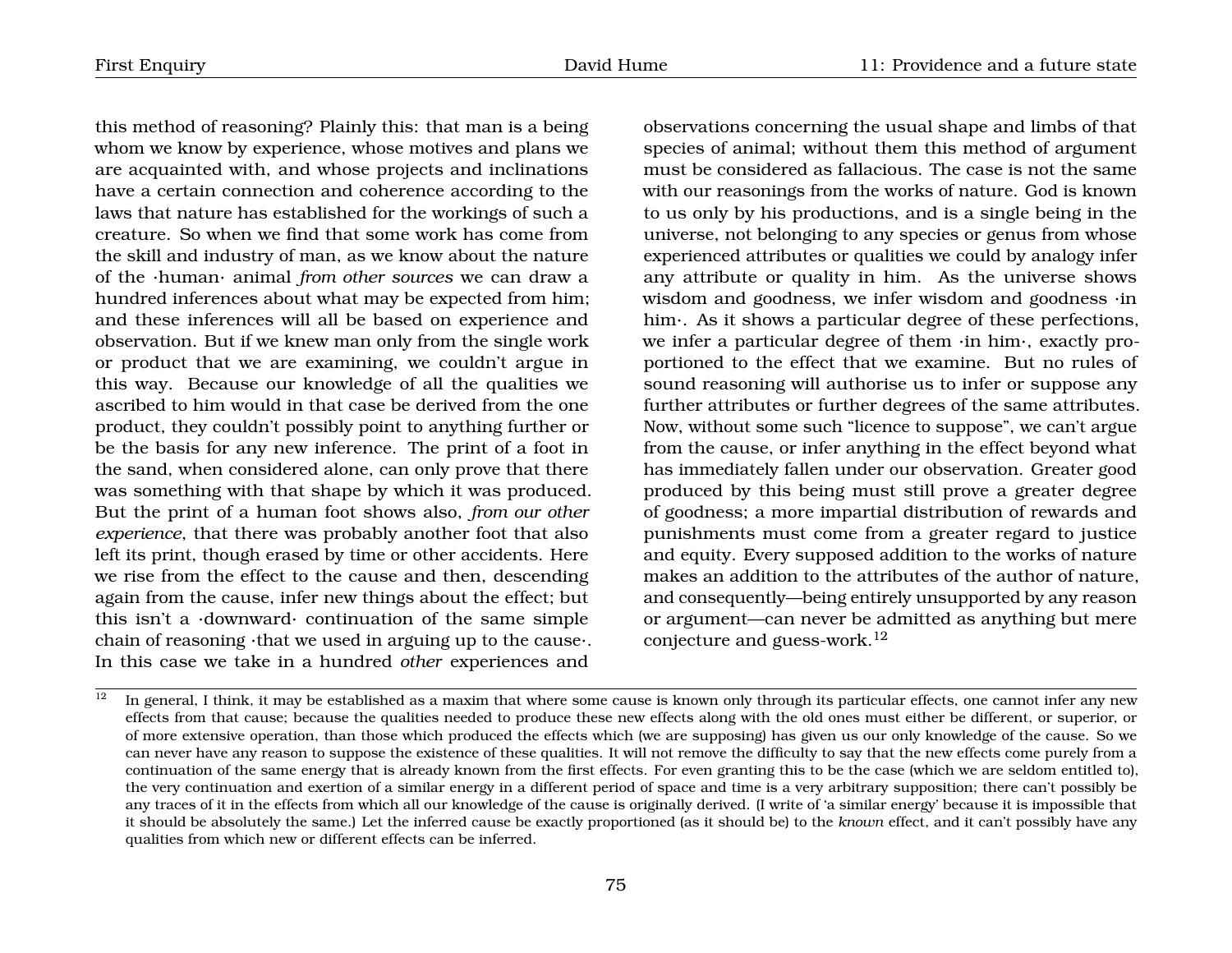this method of reasoning? Plainly this: that man is a being whom we know by experience, whose motives and plans we are acquainted with, and whose projects and inclinations have a certain connection and coherence according to the laws that nature has established for the workings of such a creature. So when we find that some work has come from the skill and industry of man, as we know about the nature of the ·human· animal *from other sources* we can draw a hundred inferences about what may be expected from him; and these inferences will all be based on experience and observation. But if we knew man only from the single work or product that we are examining, we couldn't argue in this way. Because our knowledge of all the qualities we ascribed to him would in that case be derived from the one product, they couldn't possibly point to anything further or be the basis for any new inference. The print of a foot in the sand, when considered alone, can only prove that there was something with that shape by which it was produced. But the print of a human foot shows also, *from our other experience*, that there was probably another foot that also left its print, though erased by time or other accidents. Here we rise from the effect to the cause and then, descending again from the cause, infer new things about the effect; but this isn't a ·downward· continuation of the same simple chain of reasoning ·that we used in arguing up to the cause·. In this case we take in a hundred *other* experiences and observations concerning the usual shape and limbs of that species of animal; without them this method of argument must be considered as fallacious. The case is not the same with our reasonings from the works of nature. God is known to us only by his productions, and is a single being in the universe, not belonging to any species or genus from whose experienced attributes or qualities we could by analogy infer any attribute or quality in him. As the universe shows wisdom and goodness, we infer wisdom and goodness ·in him·. As it shows a particular degree of these perfections, we infer a particular degree of them ·in him·, exactly proportioned to the effect that we examine. But no rules of sound reasoning will authorise us to infer or suppose any further attributes or further degrees of the same attributes. Now, without some such "licence to suppose", we can't argue from the cause, or infer anything in the effect beyond what has immediately fallen under our observation. Greater good produced by this being must still prove a greater degree of goodness; a more impartial distribution of rewards and punishments must come from a greater regard to justice and equity. Every supposed addition to the works of nature makes an addition to the attributes of the author of nature, and consequently—being entirely unsupported by any reason or argument—can never be admitted as anything but mere conjecture and guess-work.[12]

[12] In general, I think, it may be established as a maxim that where some cause is known only through its particular effects, one cannot infer any new effects from that cause; because the qualities needed to produce these new effects along with the old ones must either be different, or superior, or of more extensive operation, than those which produced the effects which (we are supposing) has given us our only knowledge of the cause. So we can never have any reason to suppose the existence of these qualities. It will not remove the difficulty to say that the new effects come purely from a continuation of the same energy that is already known from the first effects. For even granting this to be the case (which we are seldom entitled to), the very continuation and exertion of a similar energy in a different period of space and time is a very arbitrary supposition; there can't possibly be any traces of it in the effects from which all our knowledge of the cause is originally derived. (I write of 'a similar energy' because it is impossible that it should be absolutely the same.) Let the inferred cause be exactly proportioned (as it should be) to the *known* effect, and it can't possibly have any qualities from which new or different effects can be inferred.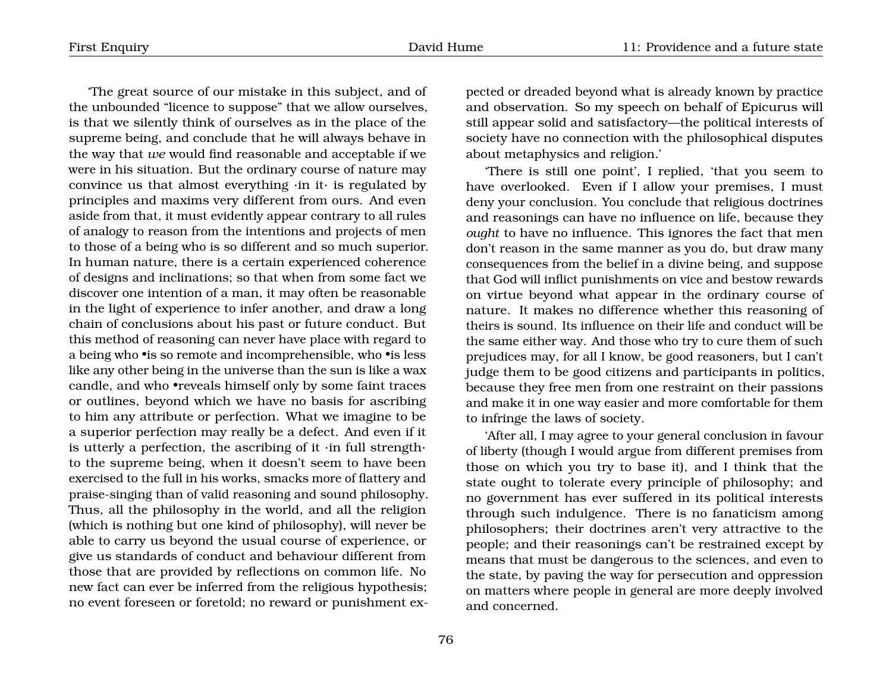'The great source of our mistake in this subject, and of the unbounded "licence to suppose" that we allow ourselves, is that we silently think of ourselves as in the place of the supreme being, and conclude that he will always behave in the way that *we* would find reasonable and acceptable if we were in his situation. But the ordinary course of nature may convince us that almost everything ·in it· is regulated by principles and maxims very different from ours. And even aside from that, it must evidently appear contrary to all rules of analogy to reason from the intentions and projects of men to those of a being who is so different and so much superior. In human nature, there is a certain experienced coherence of designs and inclinations; so that when from some fact we discover one intention of a man, it may often be reasonable in the light of experience to infer another, and draw a long chain of conclusions about his past or future conduct. But this method of reasoning can never have place with regard to a being who •is so remote and incomprehensible, who •is less like any other being in the universe than the sun is like a wax candle, and who •reveals himself only by some faint traces or outlines, beyond which we have no basis for ascribing to him any attribute or perfection. What we imagine to be a superior perfection may really be a defect. And even if it is utterly a perfection, the ascribing of it ·in full strength· to the supreme being, when it doesn't seem to have been exercised to the full in his works, smacks more of flattery and praise-singing than of valid reasoning and sound philosophy. Thus, all the philosophy in the world, and all the religion (which is nothing but one kind of philosophy), will never be able to carry us beyond the usual course of experience, or give us standards of conduct and behaviour different from those that are provided by reflections on common life. No new fact can ever be inferred from the religious hypothesis; no event foreseen or foretold; no reward or punishment expected or dreaded beyond what is already known by practice and observation. So my speech on behalf of Epicurus will still appear solid and satisfactory—the political interests of society have no connection with the philosophical disputes about metaphysics and religion.'

'There is still one point', I replied, 'that you seem to have overlooked. Even if I allow your premises, I must deny your conclusion. You conclude that religious doctrines and reasonings can have no influence on life, because they *ought* to have no influence. This ignores the fact that men don't reason in the same manner as you do, but draw many consequences from the belief in a divine being, and suppose that God will inflict punishments on vice and bestow rewards on virtue beyond what appear in the ordinary course of nature. It makes no difference whether this reasoning of theirs is sound. Its influence on their life and conduct will be the same either way. And those who try to cure them of such prejudices may, for all I know, be good reasoners, but I can't judge them to be good citizens and participants in politics, because they free men from one restraint on their passions and make it in one way easier and more comfortable for them to infringe the laws of society.

'After all, I may agree to your general conclusion in favour of liberty (though I would argue from different premises from those on which you try to base it), and I think that the state ought to tolerate every principle of philosophy; and no government has ever suffered in its political interests through such indulgence. There is no fanaticism among philosophers; their doctrines aren't very attractive to the people; and their reasonings can't be restrained except by means that must be dangerous to the sciences, and even to the state, by paving the way for persecution and oppression on matters where people in general are more deeply involved and concerned.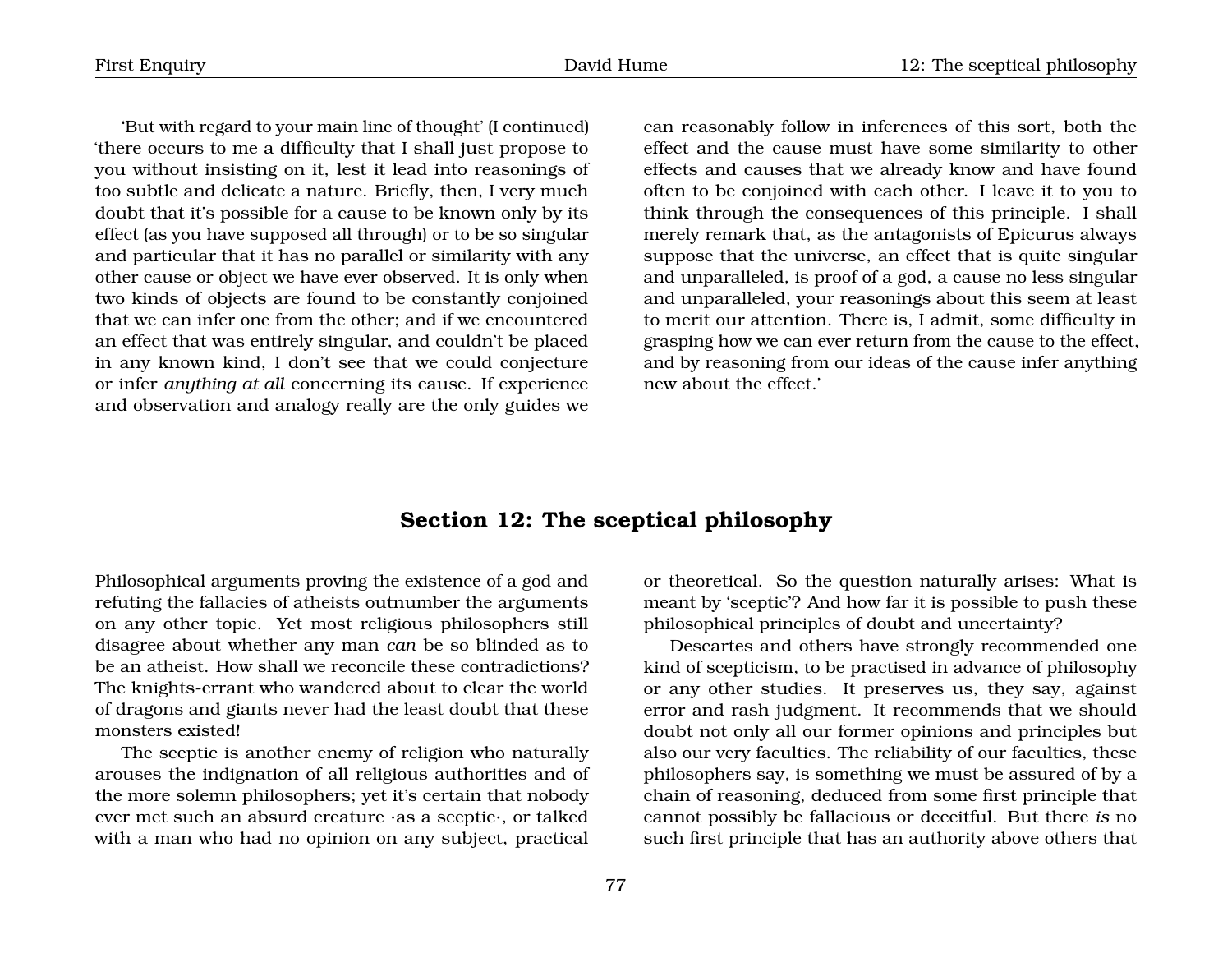'But with regard to your main line of thought' (I continued) 'there occurs to me a difficulty that I shall just propose to you without insisting on it, lest it lead into reasonings of too subtle and delicate a nature. Briefly, then, I very much doubt that it's possible for a cause to be known only by its effect (as you have supposed all through) or to be so singular and particular that it has no parallel or similarity with any other cause or object we have ever observed. It is only when two kinds of objects are found to be constantly conjoined that we can infer one from the other; and if we encountered an effect that was entirely singular, and couldn't be placed in any known kind, I don't see that we could conjecture or infer *anything at all* concerning its cause. If experience and observation and analogy really are the only guides we can reasonably follow in inferences of this sort, both the effect and the cause must have some similarity to other effects and causes that we already know and have found often to be conjoined with each other. I leave it to you to think through the consequences of this principle. I shall merely remark that, as the antagonists of Epicurus always suppose that the universe, an effect that is quite singular and unparalleled, is proof of a god, a cause no less singular and unparalleled, your reasonings about this seem at least to merit our attention. There is, I admit, some difficulty in grasping how we can ever return from the cause to the effect, and by reasoning from our ideas of the cause infer anything new about the effect.'

## Section 12: The sceptical philosophy

Philosophical arguments proving the existence of a god and refuting the fallacies of atheists outnumber the arguments on any other topic. Yet most religious philosophers still disagree about whether any man *can* be so blinded as to be an atheist. How shall we reconcile these contradictions? The knights-errant who wandered about to clear the world of dragons and giants never had the least doubt that these monsters existed!

The sceptic is another enemy of religion who naturally arouses the indignation of all religious authorities and of the more solemn philosophers; yet it's certain that nobody ever met such an absurd creature ·as a sceptic·, or talked with a man who had no opinion on any subject, practical or theoretical. So the question naturally arises: What is meant by 'sceptic'? And how far it is possible to push these philosophical principles of doubt and uncertainty?

Descartes and others have strongly recommended one kind of scepticism, to be practised in advance of philosophy or any other studies. It preserves us, they say, against error and rash judgment. It recommends that we should doubt not only all our former opinions and principles but also our very faculties. The reliability of our faculties, these philosophers say, is something we must be assured of by a chain of reasoning, deduced from some first principle that cannot possibly be fallacious or deceitful. But there *is* no such first principle that has an authority above others that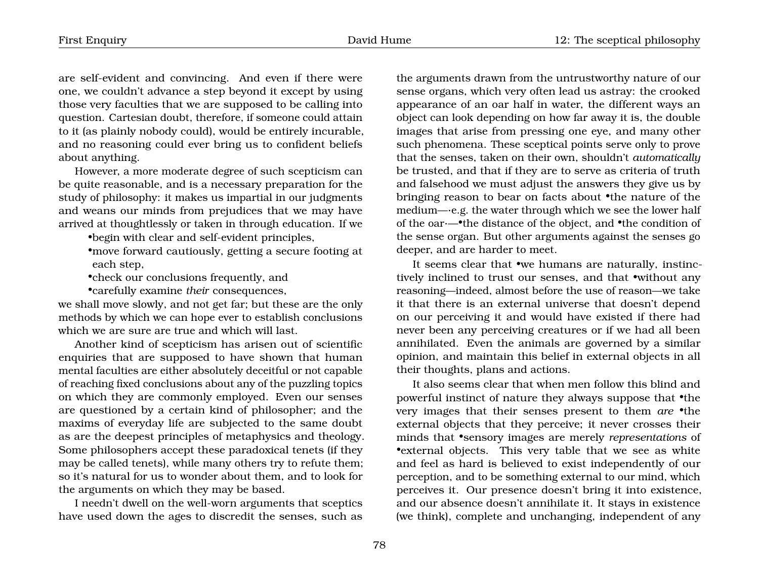are self-evident and convincing. And even if there were one, we couldn't advance a step beyond it except by using those very faculties that we are supposed to be calling into question. Cartesian doubt, therefore, if someone could attain to it (as plainly nobody could), would be entirely incurable, and no reasoning could ever bring us to confident beliefs about anything.

However, a more moderate degree of such scepticism can be quite reasonable, and is a necessary preparation for the study of philosophy: it makes us impartial in our judgments and weans our minds from prejudices that we may have arrived at thoughtlessly or taken in through education. If we

- •begin with clear and self-evident principles,
- •move forward cautiously, getting a secure footing at each step,
- •check our conclusions frequently, and
- •carefully examine *their* consequences,

we shall move slowly, and not get far; but these are the only methods by which we can hope ever to establish conclusions which we are sure are true and which will last.

Another kind of scepticism has arisen out of scientific enquiries that are supposed to have shown that human mental faculties are either absolutely deceitful or not capable of reaching fixed conclusions about any of the puzzling topics on which they are commonly employed. Even our senses are questioned by a certain kind of philosopher; and the maxims of everyday life are subjected to the same doubt as are the deepest principles of metaphysics and theology. Some philosophers accept these paradoxical tenets (if they may be called tenets), while many others try to refute them; so it's natural for us to wonder about them, and to look for the arguments on which they may be based.

I needn't dwell on the well-worn arguments that sceptics have used down the ages to discredit the senses, such as the arguments drawn from the untrustworthy nature of our sense organs, which very often lead us astray: the crooked appearance of an oar half in water, the different ways an object can look depending on how far away it is, the double images that arise from pressing one eye, and many other such phenomena. These sceptical points serve only to prove that the senses, taken on their own, shouldn't *automatically* be trusted, and that if they are to serve as criteria of truth and falsehood we must adjust the answers they give us by bringing reason to bear on facts about •the nature of the medium—·e.g. the water through which we see the lower half of the oar·—•the distance of the object, and •the condition of the sense organ. But other arguments against the senses go deeper, and are harder to meet.

It seems clear that •we humans are naturally, instinctively inclined to trust our senses, and that •without any reasoning—indeed, almost before the use of reason—we take it that there is an external universe that doesn't depend on our perceiving it and would have existed if there had never been any perceiving creatures or if we had all been annihilated. Even the animals are governed by a similar opinion, and maintain this belief in external objects in all their thoughts, plans and actions.

It also seems clear that when men follow this blind and powerful instinct of nature they always suppose that •the very images that their senses present to them *are* •the external objects that they perceive; it never crosses their minds that •sensory images are merely *representations* of •external objects. This very table that we see as white and feel as hard is believed to exist independently of our perception, and to be something external to our mind, which perceives it. Our presence doesn't bring it into existence, and our absence doesn't annihilate it. It stays in existence (we think), complete and unchanging, independent of any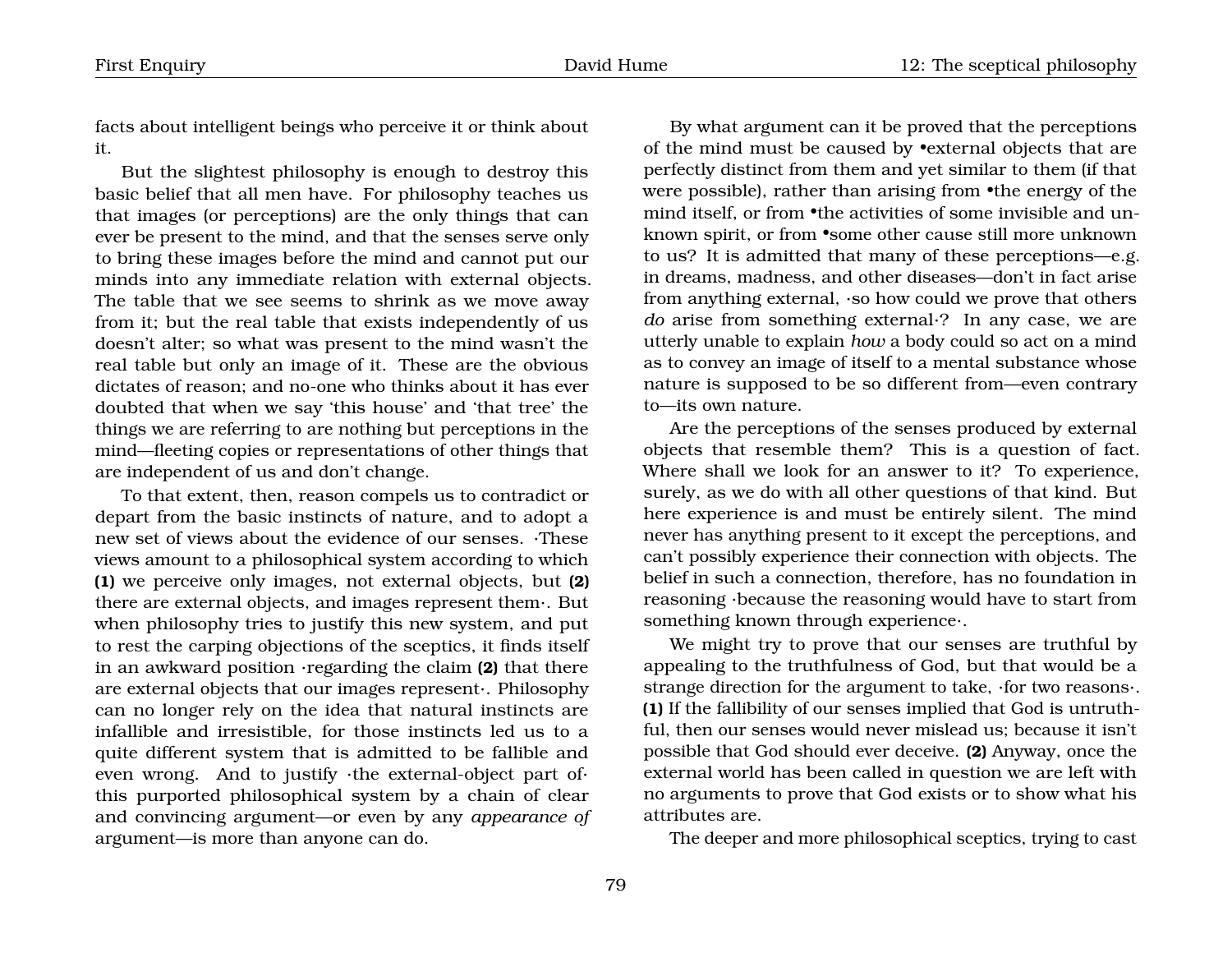facts about intelligent beings who perceive it or think about it.

But the slightest philosophy is enough to destroy this basic belief that all men have. For philosophy teaches us that images (or perceptions) are the only things that can ever be present to the mind, and that the senses serve only to bring these images before the mind and cannot put our minds into any immediate relation with external objects. The table that we see seems to shrink as we move away from it; but the real table that exists independently of us doesn't alter; so what was present to the mind wasn't the real table but only an image of it. These are the obvious dictates of reason; and no-one who thinks about it has ever doubted that when we say 'this house' and 'that tree' the things we are referring to are nothing but perceptions in the mind—fleeting copies or representations of other things that are independent of us and don't change.

To that extent, then, reason compels us to contradict or depart from the basic instincts of nature, and to adopt a new set of views about the evidence of our senses. ·These views amount to a philosophical system according to which **(1)** we perceive only images, not external objects, but **(2)** there are external objects, and images represent them·. But when philosophy tries to justify this new system, and put to rest the carping objections of the sceptics, it finds itself in an awkward position ·regarding the claim **(2)** that there are external objects that our images represent·. Philosophy can no longer rely on the idea that natural instincts are infallible and irresistible, for those instincts led us to a quite different system that is admitted to be fallible and even wrong. And to justify ·the external-object part of· this purported philosophical system by a chain of clear and convincing argument—or even by any *appearance of* argument—is more than anyone can do.

By what argument can it be proved that the perceptions of the mind must be caused by •external objects that are perfectly distinct from them and yet similar to them (if that were possible), rather than arising from •the energy of the mind itself, or from •the activities of some invisible and unknown spirit, or from •some other cause still more unknown to us? It is admitted that many of these perceptions—e.g. in dreams, madness, and other diseases—don't in fact arise from anything external, ·so how could we prove that others *do* arise from something external·? In any case, we are utterly unable to explain *how* a body could so act on a mind as to convey an image of itself to a mental substance whose nature is supposed to be so different from—even contrary to—its own nature.

Are the perceptions of the senses produced by external objects that resemble them? This is a question of fact. Where shall we look for an answer to it? To experience, surely, as we do with all other questions of that kind. But here experience is and must be entirely silent. The mind never has anything present to it except the perceptions, and can't possibly experience their connection with objects. The belief in such a connection, therefore, has no foundation in reasoning ·because the reasoning would have to start from something known through experience·.

We might try to prove that our senses are truthful by appealing to the truthfulness of God, but that would be a strange direction for the argument to take, ·for two reasons·. **(1)** If the fallibility of our senses implied that God is untruthful, then our senses would never mislead us; because it isn't possible that God should ever deceive. **(2)** Anyway, once the external world has been called in question we are left with no arguments to prove that God exists or to show what his attributes are.

The deeper and more philosophical sceptics, trying to cast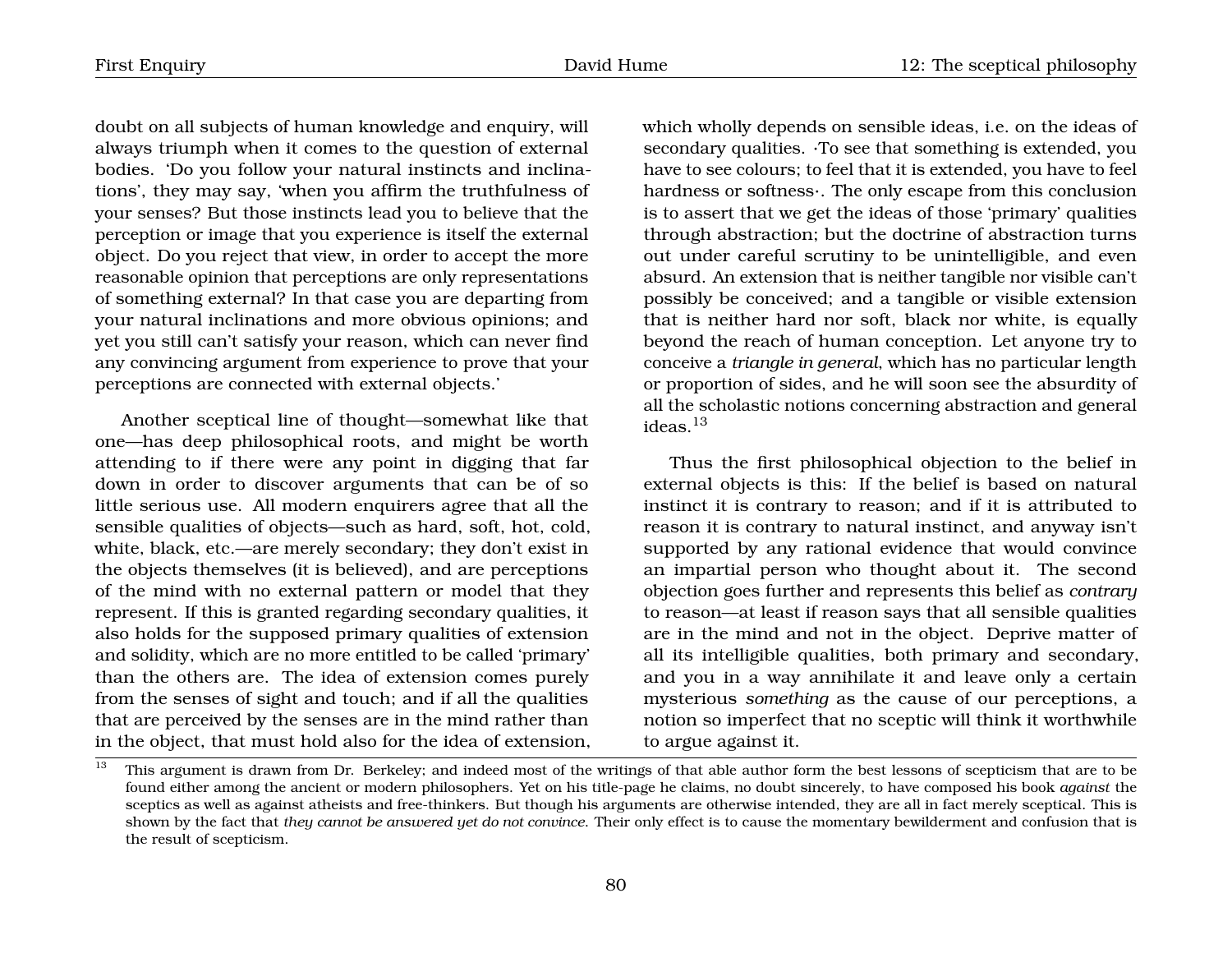doubt on all subjects of human knowledge and enquiry, will always triumph when it comes to the question of external bodies. 'Do you follow your natural instincts and inclinations', they may say, 'when you affirm the truthfulness of your senses? But those instincts lead you to believe that the perception or image that you experience is itself the external object. Do you reject that view, in order to accept the more reasonable opinion that perceptions are only representations of something external? In that case you are departing from your natural inclinations and more obvious opinions; and yet you still can't satisfy your reason, which can never find any convincing argument from experience to prove that your perceptions are connected with external objects.'

Another sceptical line of thought—somewhat like that one—has deep philosophical roots, and might be worth attending to if there were any point in digging that far down in order to discover arguments that can be of so little serious use. All modern enquirers agree that all the sensible qualities of objects—such as hard, soft, hot, cold, white, black, etc.—are merely secondary; they don't exist in the objects themselves (it is believed), and are perceptions of the mind with no external pattern or model that they represent. If this is granted regarding secondary qualities, it also holds for the supposed primary qualities of extension and solidity, which are no more entitled to be called 'primary' than the others are. The idea of extension comes purely from the senses of sight and touch; and if all the qualities that are perceived by the senses are in the mind rather than in the object, that must hold also for the idea of extension, which wholly depends on sensible ideas, i.e. on the ideas of secondary qualities. ·To see that something is extended, you have to see colours; to feel that it is extended, you have to feel hardness or softness·. The only escape from this conclusion is to assert that we get the ideas of those 'primary' qualities through abstraction; but the doctrine of abstraction turns out under careful scrutiny to be unintelligible, and even absurd. An extension that is neither tangible nor visible can't possibly be conceived; and a tangible or visible extension that is neither hard nor soft, black nor white, is equally beyond the reach of human conception. Let anyone try to conceive a *triangle in general*, which has no particular length or proportion of sides, and he will soon see the absurdity of all the scholastic notions concerning abstraction and general ideas.[13]

Thus the first philosophical objection to the belief in external objects is this: If the belief is based on natural instinct it is contrary to reason; and if it is attributed to reason it is contrary to natural instinct, and anyway isn't supported by any rational evidence that would convince an impartial person who thought about it. The second objection goes further and represents this belief as *contrary* to reason—at least if reason says that all sensible qualities are in the mind and not in the object. Deprive matter of all its intelligible qualities, both primary and secondary, and you in a way annihilate it and leave only a certain mysterious *something* as the cause of our perceptions, a notion so imperfect that no sceptic will think it worthwhile to argue against it.

[13] This argument is drawn from Dr. Berkeley; and indeed most of the writings of that able author form the best lessons of scepticism that are to be found either among the ancient or modern philosophers. Yet on his title-page he claims, no doubt sincerely, to have composed his book *against* the sceptics as well as against atheists and free-thinkers. But though his arguments are otherwise intended, they are all in fact merely sceptical. This is shown by the fact that *they cannot be answered yet do not convince*. Their only effect is to cause the momentary bewilderment and confusion that is the result of scepticism.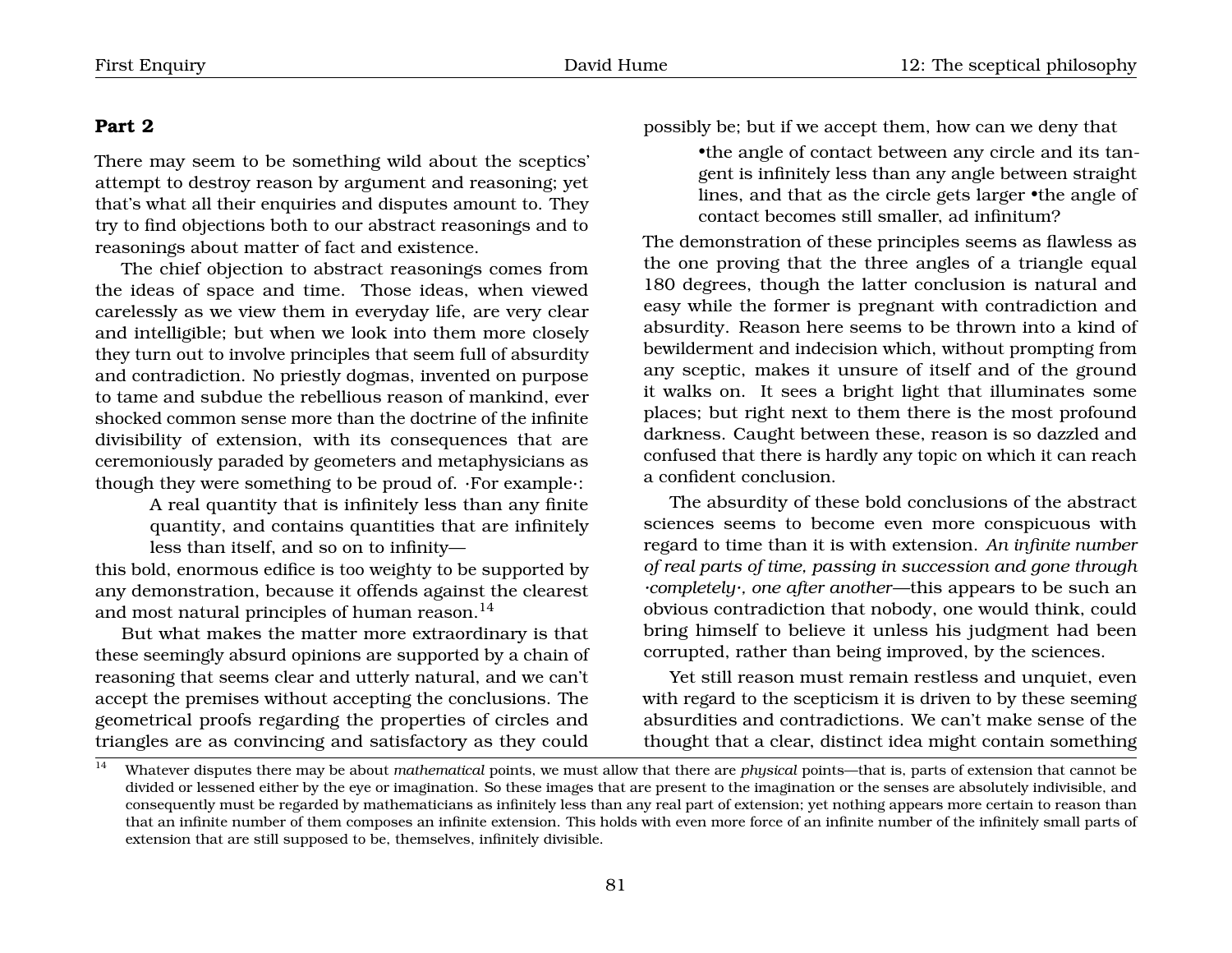## Part 2

There may seem to be something wild about the sceptics' attempt to destroy reason by argument and reasoning; yet that's what all their enquiries and disputes amount to. They try to find objections both to our abstract reasonings and to reasonings about matter of fact and existence.

The chief objection to abstract reasonings comes from the ideas of space and time. Those ideas, when viewed carelessly as we view them in everyday life, are very clear and intelligible; but when we look into them more closely they turn out to involve principles that seem full of absurdity and contradiction. No priestly dogmas, invented on purpose to tame and subdue the rebellious reason of mankind, ever shocked common sense more than the doctrine of the infinite divisibility of extension, with its consequences that are ceremoniously paraded by geometers and metaphysicians as though they were something to be proud of. ·For example·:

> A real quantity that is infinitely less than any finite quantity, and contains quantities that are infinitely less than itself, and so on to infinity—

this bold, enormous edifice is too weighty to be supported by any demonstration, because it offends against the clearest and most natural principles of human reason.[14]

But what makes the matter more extraordinary is that these seemingly absurd opinions are supported by a chain of reasoning that seems clear and utterly natural, and we can't accept the premises without accepting the conclusions. The geometrical proofs regarding the properties of circles and triangles are as convincing and satisfactory as they could possibly be; but if we accept them, how can we deny that

> •the angle of contact between any circle and its tangent is infinitely less than any angle between straight lines, and that as the circle gets larger •the angle of contact becomes still smaller, ad infinitum?

The demonstration of these principles seems as flawless as the one proving that the three angles of a triangle equal 180 degrees, though the latter conclusion is natural and easy while the former is pregnant with contradiction and absurdity. Reason here seems to be thrown into a kind of bewilderment and indecision which, without prompting from any sceptic, makes it unsure of itself and of the ground it walks on. It sees a bright light that illuminates some places; but right next to them there is the most profound darkness. Caught between these, reason is so dazzled and confused that there is hardly any topic on which it can reach a confident conclusion.

The absurdity of these bold conclusions of the abstract sciences seems to become even more conspicuous with regard to time than it is with extension. *An infinite number of real parts of time, passing in succession and gone through ·completely·, one after another*—this appears to be such an obvious contradiction that nobody, one would think, could bring himself to believe it unless his judgment had been corrupted, rather than being improved, by the sciences.

Yet still reason must remain restless and unquiet, even with regard to the scepticism it is driven to by these seeming absurdities and contradictions. We can't make sense of the thought that a clear, distinct idea might contain something

---

[14] Whatever disputes there may be about *mathematical* points, we must allow that there are *physical* points—that is, parts of extension that cannot be divided or lessened either by the eye or imagination. So these images that are present to the imagination or the senses are absolutely indivisible, and consequently must be regarded by mathematicians as infinitely less than any real part of extension; yet nothing appears more certain to reason than that an infinite number of them composes an infinite extension. This holds with even more force of an infinite number of the infinitely small parts of extension that are still supposed to be, themselves, infinitely divisible.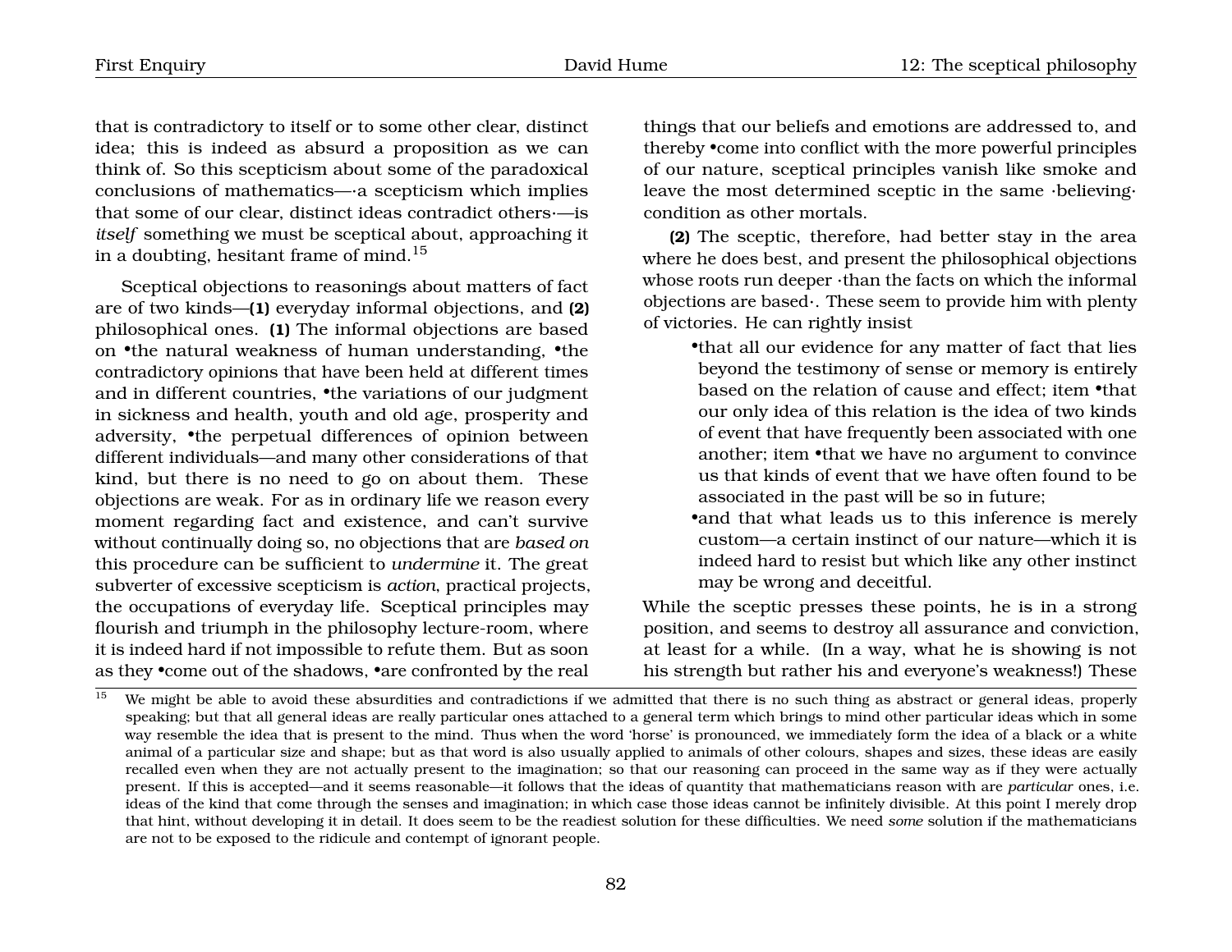that is contradictory to itself or to some other clear, distinct idea; this is indeed as absurd a proposition as we can think of. So this scepticism about some of the paradoxical conclusions of mathematics—·a scepticism which implies that some of our clear, distinct ideas contradict others·—is *itself* something we must be sceptical about, approaching it in a doubting, hesitant frame of mind.[15]

Sceptical objections to reasonings about matters of fact are of two kinds—**(1)** everyday informal objections, and **(2)** philosophical ones. **(1)** The informal objections are based on •the natural weakness of human understanding, •the contradictory opinions that have been held at different times and in different countries, •the variations of our judgment in sickness and health, youth and old age, prosperity and adversity, •the perpetual differences of opinion between different individuals—and many other considerations of that kind, but there is no need to go on about them. These objections are weak. For as in ordinary life we reason every moment regarding fact and existence, and can't survive without continually doing so, no objections that are *based on* this procedure can be sufficient to *undermine* it. The great subverter of excessive scepticism is *action*, practical projects, the occupations of everyday life. Sceptical principles may flourish and triumph in the philosophy lecture-room, where it is indeed hard if not impossible to refute them. But as soon as they •come out of the shadows, •are confronted by the real things that our beliefs and emotions are addressed to, and thereby •come into conflict with the more powerful principles of our nature, sceptical principles vanish like smoke and leave the most determined sceptic in the same ·believing· condition as other mortals.

**(2)** The sceptic, therefore, had better stay in the area where he does best, and present the philosophical objections whose roots run deeper ·than the facts on which the informal objections are based·. These seem to provide him with plenty of victories. He can rightly insist

- •that all our evidence for any matter of fact that lies beyond the testimony of sense or memory is entirely based on the relation of cause and effect; item •that our only idea of this relation is the idea of two kinds of event that have frequently been associated with one another; item •that we have no argument to convince us that kinds of event that we have often found to be associated in the past will be so in future;
- •and that what leads us to this inference is merely custom—a certain instinct of our nature—which it is indeed hard to resist but which like any other instinct may be wrong and deceitful.

While the sceptic presses these points, he is in a strong position, and seems to destroy all assurance and conviction, at least for a while. (In a way, what he is showing is not his strength but rather his and everyone's weakness!) These

[15] We might be able to avoid these absurdities and contradictions if we admitted that there is no such thing as abstract or general ideas, properly speaking; but that all general ideas are really particular ones attached to a general term which brings to mind other particular ideas which in some way resemble the idea that is present to the mind. Thus when the word 'horse' is pronounced, we immediately form the idea of a black or a white animal of a particular size and shape; but as that word is also usually applied to animals of other colours, shapes and sizes, these ideas are easily recalled even when they are not actually present to the imagination; so that our reasoning can proceed in the same way as if they were actually present. If this is accepted—and it seems reasonable—it follows that the ideas of quantity that mathematicians reason with are *particular* ones, i.e. ideas of the kind that come through the senses and imagination; in which case those ideas cannot be infinitely divisible. At this point I merely drop that hint, without developing it in detail. It does seem to be the readiest solution for these difficulties. We need *some* solution if the mathematicians are not to be exposed to the ridicule and contempt of ignorant people.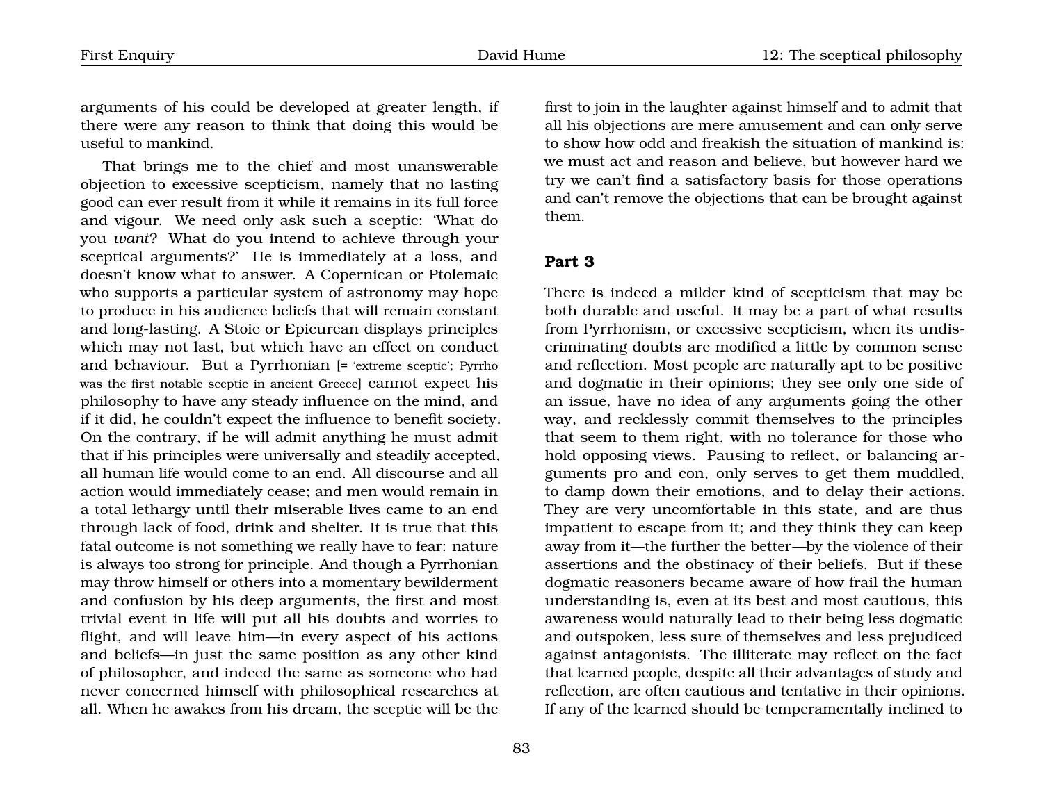arguments of his could be developed at greater length, if there were any reason to think that doing this would be useful to mankind.

That brings me to the chief and most unanswerable objection to excessive scepticism, namely that no lasting good can ever result from it while it remains in its full force and vigour. We need only ask such a sceptic: 'What do you *want*? What do you intend to achieve through your sceptical arguments?' He is immediately at a loss, and doesn't know what to answer. A Copernican or Ptolemaic who supports a particular system of astronomy may hope to produce in his audience beliefs that will remain constant and long-lasting. A Stoic or Epicurean displays principles which may not last, but which have an effect on conduct and behaviour. But a Pyrrhonian [= 'extreme sceptic'; Pyrrho was the first notable sceptic in ancient Greece] cannot expect his philosophy to have any steady influence on the mind, and if it did, he couldn't expect the influence to benefit society. On the contrary, if he will admit anything he must admit that if his principles were universally and steadily accepted, all human life would come to an end. All discourse and all action would immediately cease; and men would remain in a total lethargy until their miserable lives came to an end through lack of food, drink and shelter. It is true that this fatal outcome is not something we really have to fear: nature is always too strong for principle. And though a Pyrrhonian may throw himself or others into a momentary bewilderment and confusion by his deep arguments, the first and most trivial event in life will put all his doubts and worries to flight, and will leave him—in every aspect of his actions and beliefs—in just the same position as any other kind of philosopher, and indeed the same as someone who had never concerned himself with philosophical researches at all. When he awakes from his dream, the sceptic will be the first to join in the laughter against himself and to admit that all his objections are mere amusement and can only serve to show how odd and freakish the situation of mankind is: we must act and reason and believe, but however hard we try we can't find a satisfactory basis for those operations and can't remove the objections that can be brought against them.

## Part 3

There is indeed a milder kind of scepticism that may be both durable and useful. It may be a part of what results from Pyrrhonism, or excessive scepticism, when its undiscriminating doubts are modified a little by common sense and reflection. Most people are naturally apt to be positive and dogmatic in their opinions; they see only one side of an issue, have no idea of any arguments going the other way, and recklessly commit themselves to the principles that seem to them right, with no tolerance for those who hold opposing views. Pausing to reflect, or balancing arguments pro and con, only serves to get them muddled, to damp down their emotions, and to delay their actions. They are very uncomfortable in this state, and are thus impatient to escape from it; and they think they can keep away from it—the further the better—by the violence of their assertions and the obstinacy of their beliefs. But if these dogmatic reasoners became aware of how frail the human understanding is, even at its best and most cautious, this awareness would naturally lead to their being less dogmatic and outspoken, less sure of themselves and less prejudiced against antagonists. The illiterate may reflect on the fact that learned people, despite all their advantages of study and reflection, are often cautious and tentative in their opinions. If any of the learned should be temperamentally inclined to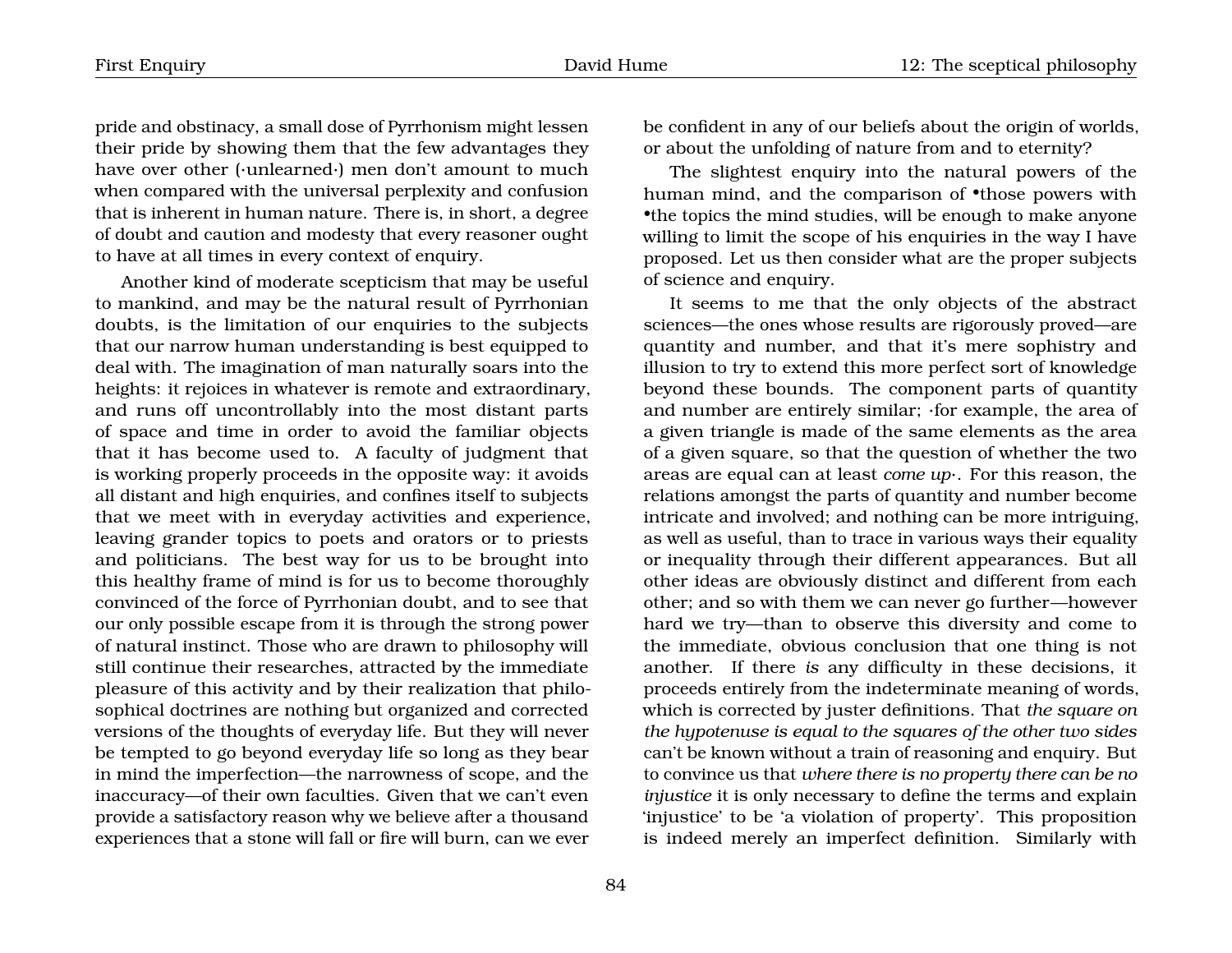pride and obstinacy, a small dose of Pyrrhonism might lessen their pride by showing them that the few advantages they have over other (·unlearned·) men don't amount to much when compared with the universal perplexity and confusion that is inherent in human nature. There is, in short, a degree of doubt and caution and modesty that every reasoner ought to have at all times in every context of enquiry.

Another kind of moderate scepticism that may be useful to mankind, and may be the natural result of Pyrrhonian doubts, is the limitation of our enquiries to the subjects that our narrow human understanding is best equipped to deal with. The imagination of man naturally soars into the heights: it rejoices in whatever is remote and extraordinary, and runs off uncontrollably into the most distant parts of space and time in order to avoid the familiar objects that it has become used to. A faculty of judgment that is working properly proceeds in the opposite way: it avoids all distant and high enquiries, and confines itself to subjects that we meet with in everyday activities and experience, leaving grander topics to poets and orators or to priests and politicians. The best way for us to be brought into this healthy frame of mind is for us to become thoroughly convinced of the force of Pyrrhonian doubt, and to see that our only possible escape from it is through the strong power of natural instinct. Those who are drawn to philosophy will still continue their researches, attracted by the immediate pleasure of this activity and by their realization that philosophical doctrines are nothing but organized and corrected versions of the thoughts of everyday life. But they will never be tempted to go beyond everyday life so long as they bear in mind the imperfection—the narrowness of scope, and the inaccuracy—of their own faculties. Given that we can't even provide a satisfactory reason why we believe after a thousand experiences that a stone will fall or fire will burn, can we ever be confident in any of our beliefs about the origin of worlds, or about the unfolding of nature from and to eternity?

The slightest enquiry into the natural powers of the human mind, and the comparison of •those powers with •the topics the mind studies, will be enough to make anyone willing to limit the scope of his enquiries in the way I have proposed. Let us then consider what are the proper subjects of science and enquiry.

It seems to me that the only objects of the abstract sciences—the ones whose results are rigorously proved—are quantity and number, and that it's mere sophistry and illusion to try to extend this more perfect sort of knowledge beyond these bounds. The component parts of quantity and number are entirely similar; ·for example, the area of a given triangle is made of the same elements as the area of a given square, so that the question of whether the two areas are equal can at least *come up*·. For this reason, the relations amongst the parts of quantity and number become intricate and involved; and nothing can be more intriguing, as well as useful, than to trace in various ways their equality or inequality through their different appearances. But all other ideas are obviously distinct and different from each other; and so with them we can never go further—however hard we try—than to observe this diversity and come to the immediate, obvious conclusion that one thing is not another. If there *is* any difficulty in these decisions, it proceeds entirely from the indeterminate meaning of words, which is corrected by juster definitions. That *the square on the hypotenuse is equal to the squares of the other two sides* can't be known without a train of reasoning and enquiry. But to convince us that *where there is no property there can be no injustice* it is only necessary to define the terms and explain 'injustice' to be 'a violation of property'. This proposition is indeed merely an imperfect definition. Similarly with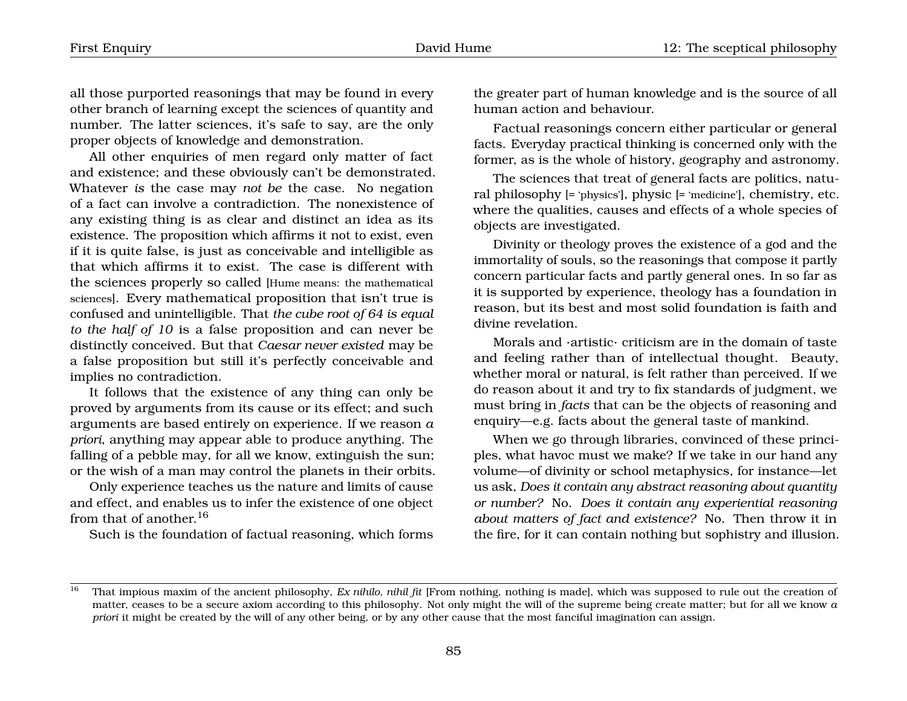all those purported reasonings that may be found in every other branch of learning except the sciences of quantity and number. The latter sciences, it's safe to say, are the only proper objects of knowledge and demonstration.

All other enquiries of men regard only matter of fact and existence; and these obviously can't be demonstrated. Whatever *is* the case may *not be* the case. No negation of a fact can involve a contradiction. The nonexistence of any existing thing is as clear and distinct an idea as its existence. The proposition which affirms it not to exist, even if it is quite false, is just as conceivable and intelligible as that which affirms it to exist. The case is different with the sciences properly so called [Hume means: the mathematical sciences]. Every mathematical proposition that isn't true is confused and unintelligible. That *the cube root of 64 is equal to the half of 10* is a false proposition and can never be distinctly conceived. But that *Caesar never existed* may be a false proposition but still it's perfectly conceivable and implies no contradiction.

It follows that the existence of any thing can only be proved by arguments from its cause or its effect; and such arguments are based entirely on experience. If we reason *a priori*, anything may appear able to produce anything. The falling of a pebble may, for all we know, extinguish the sun; or the wish of a man may control the planets in their orbits.

Only experience teaches us the nature and limits of cause and effect, and enables us to infer the existence of one object from that of another.[16]

Such is the foundation of factual reasoning, which forms the greater part of human knowledge and is the source of all human action and behaviour.

Factual reasonings concern either particular or general facts. Everyday practical thinking is concerned only with the former, as is the whole of history, geography and astronomy.

The sciences that treat of general facts are politics, natural philosophy [= 'physics'], physic [= 'medicine'], chemistry, etc. where the qualities, causes and effects of a whole species of objects are investigated.

Divinity or theology proves the existence of a god and the immortality of souls, so the reasonings that compose it partly concern particular facts and partly general ones. In so far as it is supported by experience, theology has a foundation in reason, but its best and most solid foundation is faith and divine revelation.

Morals and ·artistic· criticism are in the domain of taste and feeling rather than of intellectual thought. Beauty, whether moral or natural, is felt rather than perceived. If we do reason about it and try to fix standards of judgment, we must bring in *facts* that can be the objects of reasoning and enquiry—e.g. facts about the general taste of mankind.

When we go through libraries, convinced of these principles, what havoc must we make? If we take in our hand any volume—of divinity or school metaphysics, for instance—let us ask, *Does it contain any abstract reasoning about quantity or number?* No. *Does it contain any experiential reasoning about matters of fact and existence?* No. Then throw it in the fire, for it can contain nothing but sophistry and illusion.

---

[16] That impious maxim of the ancient philosophy, *Ex nihilo, nihil fit* [From nothing, nothing is made], which was supposed to rule out the creation of matter, ceases to be a secure axiom according to this philosophy. Not only might the will of the supreme being create matter; but for all we know *a priori* it might be created by the will of any other being, or by any other cause that the most fanciful imagination can assign.